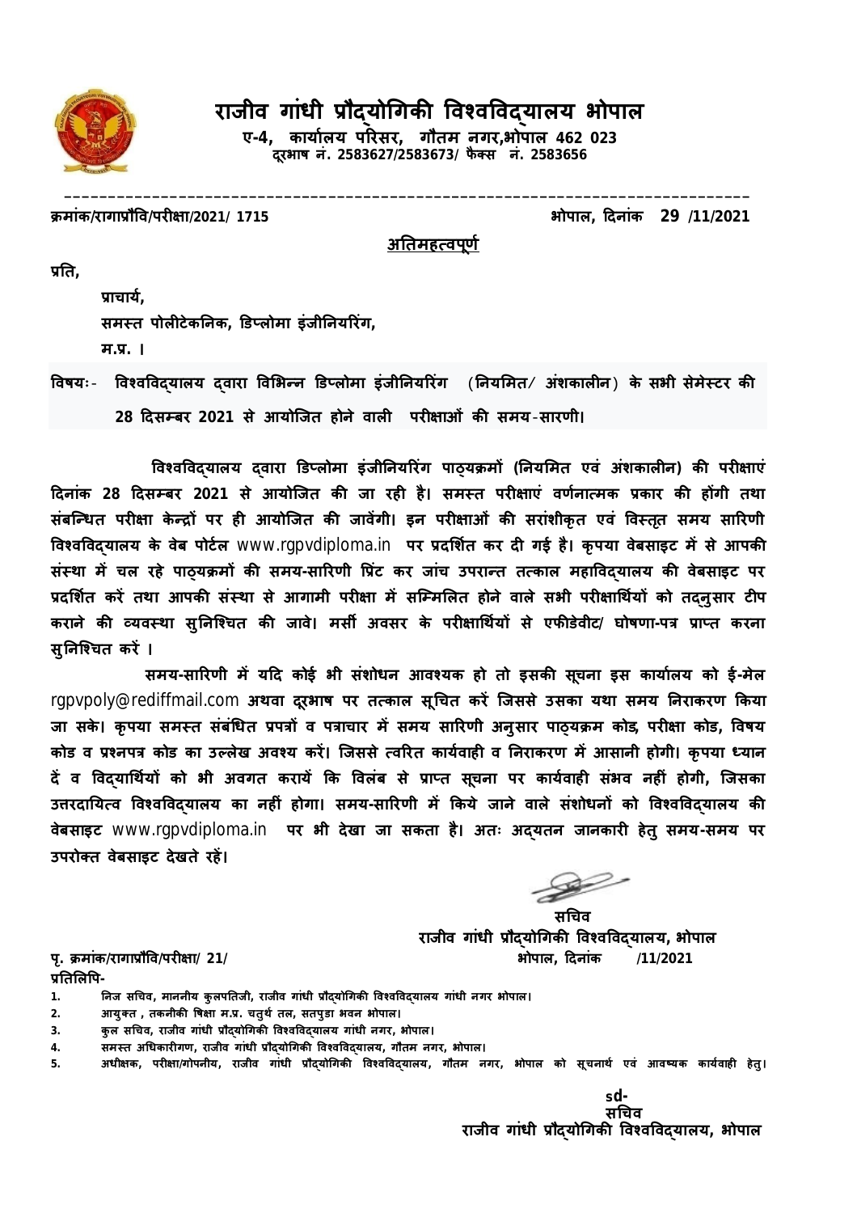# राजीव गांधी प्रौद्योगिकी विश्वविद्यालय भोपाल

**ए-4, कार्यालय परिसर, गौतम नगर,भोपाल 462 023**
**दूरभाष नं. 2583627/2583673/ फैक्स नं. 2583656**

---

**क्रमांक/रागाप्रौवि/परीक्षा/2021/ 1715** **भोपाल, दिनांक 29 /11/2021**

**<u>अतिमहत्वपूर्ण</u>**

**प्रति,**

**प्राचार्य,**
**समस्त पोलीटेकनिक, डिप्लोमा इंजीनियरिंग,**
**म.प्र. ।**

**विषयः- विश्वविद्यालय द्वारा विभिन्न डिप्लोमा इंजीनियरिंग (नियमित/ अंशकालीन) के सभी सेमेस्टर की 28 दिसम्बर 2021 से आयोजित होने वाली परीक्षाओं की समय-सारणी।**

**विश्वविद्यालय द्वारा डिप्लोमा इंजीनियरिंग पाठ्यक्रमों (नियमित एवं अंशकालीन) की परीक्षाएं दिनांक 28 दिसम्बर 2021 से आयोजित की जा रही है। समस्त परीक्षाएं वर्णनात्मक प्रकार की होंगी तथा संबन्धित परीक्षा केन्द्रों पर ही आयोजित की जावेगी। इन परीक्षाओं की सरांशीकृत एवं विस्तृत समय सारिणी विश्वविद्यालय के वेब पोर्टल** www.rgpvdiploma.in **पर प्रदर्शित कर दी गई है। कृपया वेबसाइट में से आपकी संस्था में चल रहे पाठ्यक्रमों की समय-सारिणी प्रिंट कर जांच उपरान्त तत्काल महाविद्यालय की वेबसाइट पर प्रदर्शित करें तथा आपकी संस्था से आगामी परीक्षा में सम्मिलित होने वाले सभी परीक्षार्थियों को तदनुसार टीप कराने की व्यवस्था सुनिश्चित की जावे। मर्सी अवसर के परीक्षार्थियों से एफीडेवीट/ घोषणा-पत्र प्राप्त करना सुनिश्चित करें ।**

**समय-सारिणी में यदि कोई भी संशोधन आवश्यक हो तो इसकी सूचना इस कार्यालय को ई-मेल** rgpvpoly@rediffmail.com **अथवा दूरभाष पर तत्काल सूचित करें जिससे उसका यथा समय निराकरण किया जा सके। कृपया समस्त संबंधित प्रपत्रों व पत्राचार में समय सारिणी अनुसार पाठ्यक्रम कोड, परीक्षा कोड, विषय कोड व प्रश्नपत्र कोड का उल्लेख अवश्य करें। जिससे त्वरित कार्यवाही व निराकरण में आसानी होगी। कृपया ध्यान दें व विद्यार्थियों को भी अवगत करायें कि विलंब से प्राप्त सूचना पर कार्यवाही संभव नहीं होगी, जिसका उत्तरदायित्व विश्वविद्यालय का नहीं होगा। समय-सारिणी में किये जाने वाले संशोधनों को विश्वविद्यालय की वेबसाइट** www.rgpvdiploma.in **पर भी देखा जा सकता है। अतः अद्यतन जानकारी हेतु समय-समय पर उपरोक्त वेबसाइट देखते रहें।**

**सचिव**
**राजीव गांधी प्रौद्योगिकी विश्वविद्यालय, भोपाल**

**पृ. क्रमांक/रागाप्रौवि/परीक्षा/ 21/** **भोपाल, दिनांक /11/2021**

**प्रतिलिपि-**

1. निज सचिव, माननीय कुलपतिजी, राजीव गांधी प्रौद्योगिकी विश्वविद्यालय गांधी नगर भोपाल।
2. आयुक्त , तकनीकी षिक्षा म.प्र. चतुर्थ तल, सतपुडा भवन भोपाल।
3. कुल सचिव, राजीव गांधी प्रौद्योगिकी विश्वविद्यालय गांधी नगर, भोपाल।
4. समस्त अधिकारीगण, राजीव गांधी प्रौद्योगिकी विश्वविद्यालय, गौतम नगर, भोपाल।
5. अधीक्षक, परीक्षा/गोपनीय, राजीव गांधी प्रौद्योगिकी विश्वविद्यालय, गौतम नगर, भोपाल को सूचनार्थ एवं आवष्यक कार्यवाही हेतु।

**sd-**
**सचिव**
**राजीव गांधी प्रौद्योगिकी विश्वविद्यालय, भोपाल**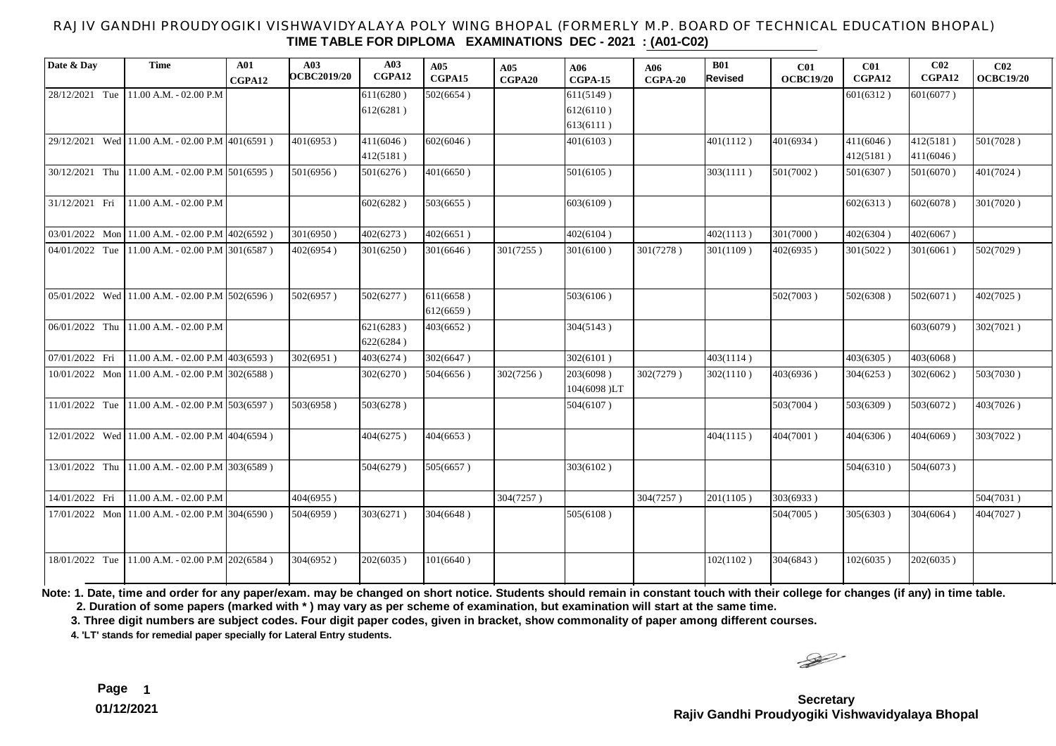# RAJIV GANDHI PROUDYOGIKI VISHWAVIDYALAYA POLY WING BHOPAL (FORMERLY M.P. BOARD OF TECHNICAL EDUCATION BHOPAL)

## TIME TABLE FOR DIPLOMA EXAMINATIONS DEC - 2021 : (A01-C02)

| Date & Day | Time | A01 CGPA12 | A03 OCBC2019/20 | A03 CGPA12 | A05 CGPA15 | A05 CGPA20 | A06 CGPA-15 | A06 CGPA-20 | B01 Revised | C01 OCBC19/20 | C01 CGPA12 | C02 CGPA12 | C02 OCBC19/20 |
|---|---|---|---|---|---|---|---|---|---|---|---|---|---|
| 28/12/2021 Tue | 11.00 A.M. - 02.00 P.M | | | 611(6280 ) 612(6281 ) | 502(6654 ) | | 611(5149 ) 612(6110 ) 613(6111 ) | | | | 601(6312 ) | 601(6077 ) | |
| 29/12/2021 Wed | 11.00 A.M. - 02.00 P.M | 401(6591 ) | 401(6953 ) | 411(6046 ) 412(5181 ) | 602(6046 ) | | 401(6103 ) | | 401(1112 ) | 401(6934 ) | 411(6046 ) 412(5181 ) | 412(5181 ) 411(6046 ) | 501(7028 ) |
| 30/12/2021 Thu | 11.00 A.M. - 02.00 P.M | 501(6595 ) | 501(6956 ) | 501(6276 ) | 401(6650 ) | | 501(6105 ) | | 303(1111 ) | 501(7002 ) | 501(6307 ) | 501(6070 ) | 401(7024 ) |
| 31/12/2021 Fri | 11.00 A.M. - 02.00 P.M | | | 602(6282 ) | 503(6655 ) | | 603(6109 ) | | | | 602(6313 ) | 602(6078 ) | 301(7020 ) |
| 03/01/2022 Mon | 11.00 A.M. - 02.00 P.M | 402(6592 ) | 301(6950 ) | 402(6273 ) | 402(6651 ) | | 402(6104 ) | | 402(1113 ) | 301(7000 ) | 402(6304 ) | 402(6067 ) | |
| 04/01/2022 Tue | 11.00 A.M. - 02.00 P.M | 301(6587 ) | 402(6954 ) | 301(6250 ) | 301(6646 ) | 301(7255 ) | 301(6100 ) | 301(7278 ) | 301(1109 ) | 402(6935 ) | 301(5022 ) | 301(6061 ) | 502(7029 ) |
| 05/01/2022 Wed | 11.00 A.M. - 02.00 P.M | 502(6596 ) | 502(6957 ) | 502(6277 ) | 611(6658 ) 612(6659 ) | | 503(6106 ) | | | 502(7003 ) | 502(6308 ) | 502(6071 ) | 402(7025 ) |
| 06/01/2022 Thu | 11.00 A.M. - 02.00 P.M | | | 621(6283 ) 622(6284 ) | 403(6652 ) | | 304(5143 ) | | | | | 603(6079 ) | 302(7021 ) |
| 07/01/2022 Fri | 11.00 A.M. - 02.00 P.M | 403(6593 ) | 302(6951 ) | 403(6274 ) | 302(6647 ) | | 302(6101 ) | | 403(1114 ) | | 403(6305 ) | 403(6068 ) | |
| 10/01/2022 Mon | 11.00 A.M. - 02.00 P.M | 302(6588 ) | | 302(6270 ) | 504(6656 ) | 302(7256 ) | 203(6098 ) 104(6098 )LT | 302(7279 ) | 302(1110 ) | 403(6936 ) | 304(6253 ) | 302(6062 ) | 503(7030 ) |
| 11/01/2022 Tue | 11.00 A.M. - 02.00 P.M | 503(6597 ) | 503(6958 ) | 503(6278 ) | | | 504(6107 ) | | | 503(7004 ) | 503(6309 ) | 503(6072 ) | 403(7026 ) |
| 12/01/2022 Wed | 11.00 A.M. - 02.00 P.M | 404(6594 ) | | 404(6275 ) | 404(6653 ) | | | | 404(1115 ) | 404(7001 ) | 404(6306 ) | 404(6069 ) | 303(7022 ) |
| 13/01/2022 Thu | 11.00 A.M. - 02.00 P.M | 303(6589 ) | | 504(6279 ) | 505(6657 ) | | 303(6102 ) | | | | 504(6310 ) | 504(6073 ) | |
| 14/01/2022 Fri | 11.00 A.M. - 02.00 P.M | | 404(6955 ) | | | 304(7257 ) | | 304(7257 ) | 201(1105 ) | 303(6933 ) | | | 504(7031 ) |
| 17/01/2022 Mon | 11.00 A.M. - 02.00 P.M | 304(6590 ) | 504(6959 ) | 303(6271 ) | 304(6648 ) | | 505(6108 ) | | | 504(7005 ) | 305(6303 ) | 304(6064 ) | 404(7027 ) |
| 18/01/2022 Tue | 11.00 A.M. - 02.00 P.M | 202(6584 ) | 304(6952 ) | 202(6035 ) | 101(6640 ) | | | | 102(1102 ) | 304(6843 ) | 102(6035 ) | 202(6035 ) | |

**Note: 1. Date, time and order for any paper/exam. may be changed on short notice. Students should remain in constant touch with their college for changes (if any) in time table.**

**2. Duration of some papers (marked with * ) may vary as per scheme of examination, but examination will start at the same time.**

**3. Three digit numbers are subject codes. Four digit paper codes, given in bracket, show commonality of paper among different courses.**

**4. 'LT' stands for remedial paper specially for Lateral Entry students.**

**01/12/2021**

**Secretary**
**Rajiv Gandhi Proudyogiki Vishwavidyalaya Bhopal**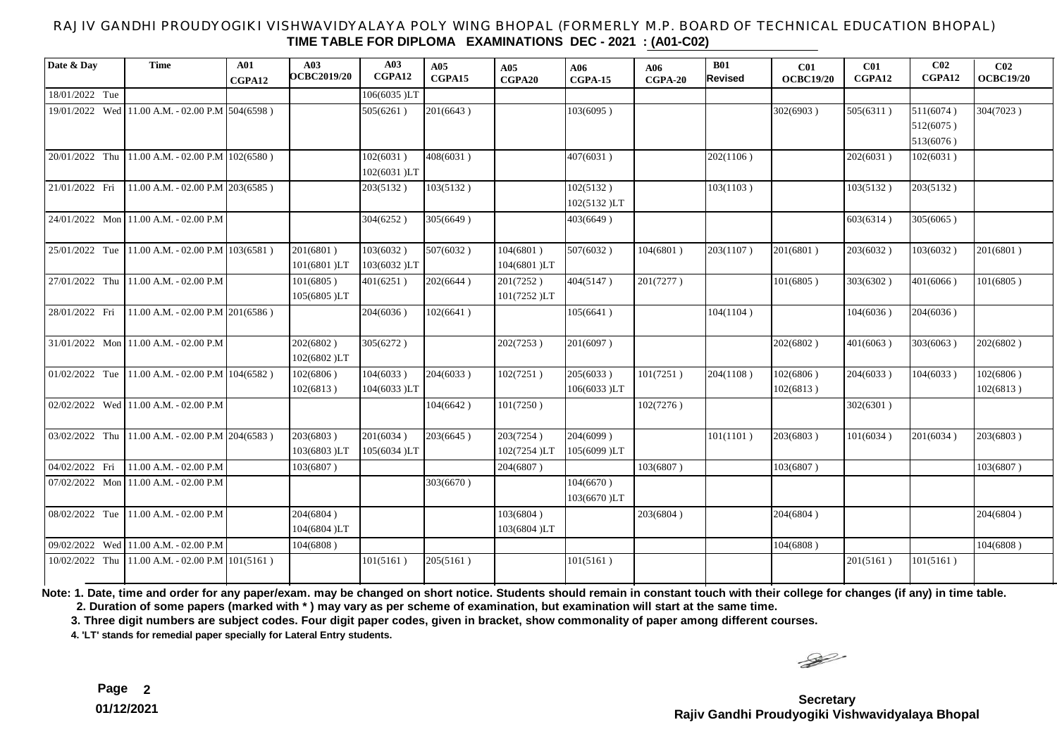# RAJIV GANDHI PROUDYOGIKI VISHWAVIDYALAYA POLY WING BHOPAL (FORMERLY M.P. BOARD OF TECHNICAL EDUCATION BHOPAL)

## TIME TABLE FOR DIPLOMA EXAMINATIONS DEC - 2021 : (A01-C02)

| Date & Day | Time | A01 CGPA12 | A03 OCBC2019/20 | A03 CGPA12 | A05 CGPA15 | A05 CGPA20 | A06 CGPA-15 | A06 CGPA-20 | B01 Revised | C01 OCBC19/20 | C01 CGPA12 | C02 CGPA12 | C02 OCBC19/20 |
|---|---|---|---|---|---|---|---|---|---|---|---|---|---|
| 18/01/2022 Tue | | | | 106(6035 )LT | | | | | | | | | |
| 19/01/2022 Wed | 11.00 A.M. - 02.00 P.M | 504(6598 ) | | 505(6261 ) | 201(6643 ) | | 103(6095 ) | | | 302(6903 ) | 505(6311 ) | 511(6074 ) 512(6075 ) 513(6076 ) | 304(7023 ) |
| 20/01/2022 Thu | 11.00 A.M. - 02.00 P.M | 102(6580 ) | | 102(6031 ) 102(6031 )LT | 408(6031 ) | | 407(6031 ) | | 202(1106 ) | | 202(6031 ) | 102(6031 ) | |
| 21/01/2022 Fri | 11.00 A.M. - 02.00 P.M | 203(6585 ) | | 203(5132 ) | 103(5132 ) | | 102(5132 ) 102(5132 )LT | | 103(1103 ) | | 103(5132 ) | 203(5132 ) | |
| 24/01/2022 Mon | 11.00 A.M. - 02.00 P.M | | | 304(6252 ) | 305(6649 ) | | 403(6649 ) | | | | 603(6314 ) | 305(6065 ) | |
| 25/01/2022 Tue | 11.00 A.M. - 02.00 P.M | 103(6581 ) | 201(6801 ) 101(6801 )LT | 103(6032 ) 103(6032 )LT | 507(6032 ) | 104(6801 ) 104(6801 )LT | 507(6032 ) | 104(6801 ) | 203(1107 ) | 201(6801 ) | 203(6032 ) | 103(6032 ) | 201(6801 ) |
| 27/01/2022 Thu | 11.00 A.M. - 02.00 P.M | | 101(6805 ) 105(6805 )LT | 401(6251 ) | 202(6644 ) | 201(7252 ) 101(7252 )LT | 404(5147 ) | 201(7277 ) | | 101(6805 ) | 303(6302 ) | 401(6066 ) | 101(6805 ) |
| 28/01/2022 Fri | 11.00 A.M. - 02.00 P.M | 201(6586 ) | | 204(6036 ) | 102(6641 ) | | 105(6641 ) | | 104(1104 ) | | 104(6036 ) | 204(6036 ) | |
| 31/01/2022 Mon | 11.00 A.M. - 02.00 P.M | | 202(6802 ) 102(6802 )LT | 305(6272 ) | | 202(7253 ) | 201(6097 ) | | | 202(6802 ) | 401(6063 ) | 303(6063 ) | 202(6802 ) |
| 01/02/2022 Tue | 11.00 A.M. - 02.00 P.M | 104(6582 ) | 102(6806 ) 102(6813 ) | 104(6033 ) 104(6033 )LT | 204(6033 ) | 102(7251 ) | 205(6033 ) 106(6033 )LT | 101(7251 ) | 204(1108 ) | 102(6806 ) 102(6813 ) | 204(6033 ) | 104(6033 ) | 102(6806 ) 102(6813 ) |
| 02/02/2022 Wed | 11.00 A.M. - 02.00 P.M | | | | 104(6642 ) | 101(7250 ) | | 102(7276 ) | | | 302(6301 ) | | |
| 03/02/2022 Thu | 11.00 A.M. - 02.00 P.M | 204(6583 ) | 203(6803 ) 103(6803 )LT | 201(6034 ) 105(6034 )LT | 203(6645 ) | 203(7254 ) 102(7254 )LT | 204(6099 ) 105(6099 )LT | | 101(1101 ) | 203(6803 ) | 101(6034 ) | 201(6034 ) | 203(6803 ) |
| 04/02/2022 Fri | 11.00 A.M. - 02.00 P.M | | 103(6807 ) | | | 204(6807 ) | | 103(6807 ) | | 103(6807 ) | | | 103(6807 ) |
| 07/02/2022 Mon | 11.00 A.M. - 02.00 P.M | | | | 303(6670 ) | | 104(6670 ) 103(6670 )LT | | | | | | |
| 08/02/2022 Tue | 11.00 A.M. - 02.00 P.M | | 204(6804 ) 104(6804 )LT | | | 103(6804 ) 103(6804 )LT | | 203(6804 ) | | 204(6804 ) | | | 204(6804 ) |
| 09/02/2022 Wed | 11.00 A.M. - 02.00 P.M | | 104(6808 ) | | | | | | | 104(6808 ) | | | 104(6808 ) |
| 10/02/2022 Thu | 11.00 A.M. - 02.00 P.M | 101(5161 ) | | 101(5161 ) | 205(5161 ) | | 101(5161 ) | | | | 201(5161 ) | 101(5161 ) | |

**Note: 1. Date, time and order for any paper/exam. may be changed on short notice. Students should remain in constant touch with their college for changes (if any) in time table.**

**2. Duration of some papers (marked with * ) may vary as per scheme of examination, but examination will start at the same time.**

**3. Three digit numbers are subject codes. Four digit paper codes, given in bracket, show commonality of paper among different courses.**

**4. 'LT' stands for remedial paper specially for Lateral Entry students.**

**01/12/2021**

**Secretary**
**Rajiv Gandhi Proudyogiki Vishwavidyalaya Bhopal**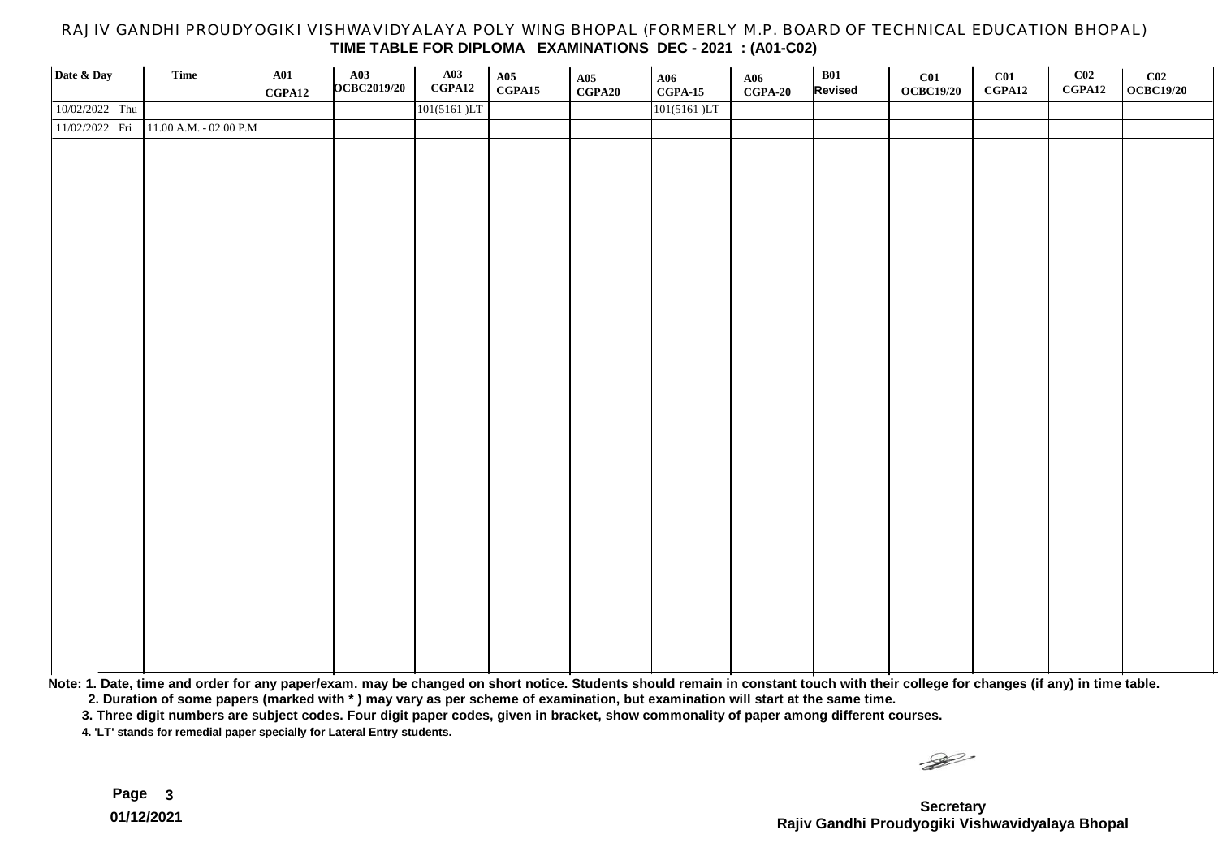RAJIV GANDHI PROUDYOGIKI VISHWAVIDYALAYA POLY WING BHOPAL (FORMERLY M.P. BOARD OF TECHNICAL EDUCATION BHOPAL)

**TIME TABLE FOR DIPLOMA EXAMINATIONS DEC - 2021 : (A01-C02)**

| Date & Day | Time | A01 CGPA12 | A03 OCBC2019/20 | A03 CGPA12 | A05 CGPA15 | A05 CGPA20 | A06 CGPA-15 | A06 CGPA-20 | B01 Revised | C01 OCBC19/20 | C01 CGPA12 | C02 CGPA12 | C02 OCBC19/20 |
|---|---|---|---|---|---|---|---|---|---|---|---|---|---|
| 10/02/2022 Thu | | | | 101(5161 )LT | | | 101(5161 )LT | | | | | | |
| 11/02/2022 Fri | 11.00 A.M. - 02.00 P.M | | | | | | | | | | | | |

**Note: 1. Date, time and order for any paper/exam. may be changed on short notice. Students should remain in constant touch with their college for changes (if any) in time table.**

**2. Duration of some papers (marked with * ) may vary as per scheme of examination, but examination will start at the same time.**

**3. Three digit numbers are subject codes. Four digit paper codes, given in bracket, show commonality of paper among different courses.**

**4. 'LT' stands for remedial paper specially for Lateral Entry students.**

**01/12/2021**

**Secretary**
**Rajiv Gandhi Proudyogiki Vishwavidyalaya Bhopal**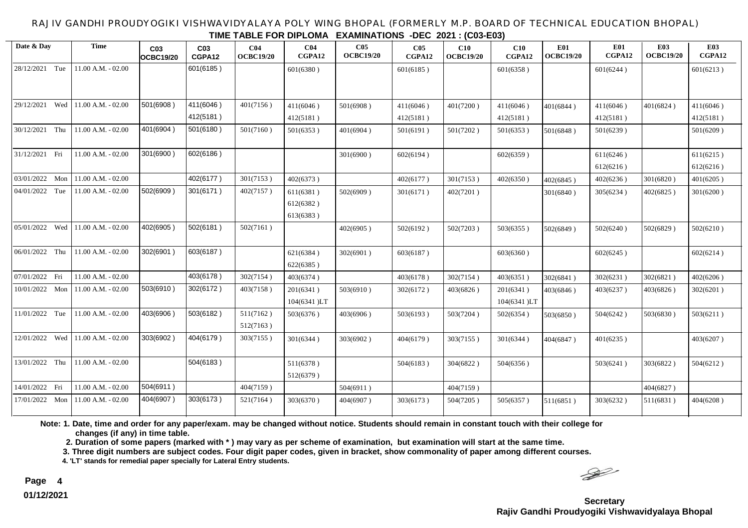RAJIV GANDHI PROUDYOGIKI VISHWAVIDYALAYA POLY WING BHOPAL (FORMERLY M.P. BOARD OF TECHNICAL EDUCATION BHOPAL)

**TIME TABLE FOR DIPLOMA EXAMINATIONS -DEC 2021 : (C03-E03)**

| Date & Day | Time | C03 OCBC19/20 | C03 CGPA12 | C04 OCBC19/20 | C04 CGPA12 | C05 OCBC19/20 | C05 CGPA12 | C10 OCBC19/20 | C10 CGPA12 | E01 OCBC19/20 | E01 CGPA12 | E03 OCBC19/20 | E03 CGPA12 |
|---|---|---|---|---|---|---|---|---|---|---|---|---|---|
| 28/12/2021 Tue | 11.00 A.M. - 02.00 | | 601(6185 ) | | 601(6380 ) | | 601(6185 ) | | 601(6358 ) | | 601(6244 ) | | 601(6213 ) |
| 29/12/2021 Wed | 11.00 A.M. - 02.00 | 501(6908 ) | 411(6046 ) 412(5181 ) | 401(7156 ) | 411(6046 ) 412(5181 ) | 501(6908 ) | 411(6046 ) 412(5181 ) | 401(7200 ) | 411(6046 ) 412(5181 ) | 401(6844 ) | 411(6046 ) 412(5181 ) | 401(6824 ) | 411(6046 ) 412(5181 ) |
| 30/12/2021 Thu | 11.00 A.M. - 02.00 | 401(6904 ) | 501(6180 ) | 501(7160 ) | 501(6353 ) | 401(6904 ) | 501(6191 ) | 501(7202 ) | 501(6353 ) | 501(6848 ) | 501(6239 ) | | 501(6209 ) |
| 31/12/2021 Fri | 11.00 A.M. - 02.00 | 301(6900 ) | 602(6186 ) | | | 301(6900 ) | 602(6194 ) | | 602(6359 ) | | 611(6246 ) 612(6216 ) | | 611(6215 ) 612(6216 ) |
| 03/01/2022 Mon | 11.00 A.M. - 02.00 | | 402(6177 ) | 301(7153 ) | 402(6373 ) | | 402(6177 ) | 301(7153 ) | 402(6350 ) | 402(6845 ) | 402(6236 ) | 301(6820 ) | 401(6205 ) |
| 04/01/2022 Tue | 11.00 A.M. - 02.00 | 502(6909 ) | 301(6171 ) | 402(7157 ) | 611(6381 ) 612(6382 ) 613(6383 ) | 502(6909 ) | 301(6171 ) | 402(7201 ) | | 301(6840 ) | 305(6234 ) | 402(6825 ) | 301(6200 ) |
| 05/01/2022 Wed | 11.00 A.M. - 02.00 | 402(6905 ) | 502(6181 ) | 502(7161 ) | | 402(6905 ) | 502(6192 ) | 502(7203 ) | 503(6355 ) | 502(6849 ) | 502(6240 ) | 502(6829 ) | 502(6210 ) |
| 06/01/2022 Thu | 11.00 A.M. - 02.00 | 302(6901 ) | 603(6187 ) | | 621(6384 ) 622(6385 ) | 302(6901 ) | 603(6187 ) | | 603(6360 ) | | 602(6245 ) | | 602(6214 ) |
| 07/01/2022 Fri | 11.00 A.M. - 02.00 | | 403(6178 ) | 302(7154 ) | 403(6374 ) | | 403(6178 ) | 302(7154 ) | 403(6351 ) | 302(6841 ) | 302(6231 ) | 302(6821 ) | 402(6206 ) |
| 10/01/2022 Mon | 11.00 A.M. - 02.00 | 503(6910 ) | 302(6172 ) | 403(7158 ) | 201(6341 ) 104(6341 )LT | 503(6910 ) | 302(6172 ) | 403(6826 ) | 201(6341 ) 104(6341 )LT | 403(6846 ) | 403(6237 ) | 403(6826 ) | 302(6201 ) |
| 11/01/2022 Tue | 11.00 A.M. - 02.00 | 403(6906 ) | 503(6182 ) | 511(7162 ) 512(7163 ) | 503(6376 ) | 403(6906 ) | 503(6193 ) | 503(7204 ) | 502(6354 ) | 503(6850 ) | 504(6242 ) | 503(6830 ) | 503(6211 ) |
| 12/01/2022 Wed | 11.00 A.M. - 02.00 | 303(6902 ) | 404(6179 ) | 303(7155 ) | 301(6344 ) | 303(6902 ) | 404(6179 ) | 303(7155 ) | 301(6344 ) | 404(6847 ) | 401(6235 ) | | 403(6207 ) |
| 13/01/2022 Thu | 11.00 A.M. - 02.00 | | 504(6183 ) | | 511(6378 ) 512(6379 ) | | 504(6183 ) | 304(6822 ) | 504(6356 ) | | 503(6241 ) | 303(6822 ) | 504(6212 ) |
| 14/01/2022 Fri | 11.00 A.M. - 02.00 | 504(6911 ) | | 404(7159 ) | | 504(6911 ) | | 404(7159 ) | | | | 404(6827 ) | |
| 17/01/2022 Mon | 11.00 A.M. - 02.00 | 404(6907 ) | 303(6173 ) | 521(7164 ) | 303(6370 ) | 404(6907 ) | 303(6173 ) | 504(7205 ) | 505(6357 ) | 511(6851 ) | 303(6232 ) | 511(6831 ) | 404(6208 ) |

**Note: 1. Date, time and order for any paper/exam. may be changed without notice. Students should remain in constant touch with their college for changes (if any) in time table.**

**2. Duration of some papers (marked with * ) may vary as per scheme of examination, but examination will start at the same time.**

**3. Three digit numbers are subject codes. Four digit paper codes, given in bracket, show commonality of paper among different courses.**

**4. 'LT' stands for remedial paper specially for Lateral Entry students.**

**01/12/2021**

**Secretary**
**Rajiv Gandhi Proudyogiki Vishwavidyalaya Bhopal**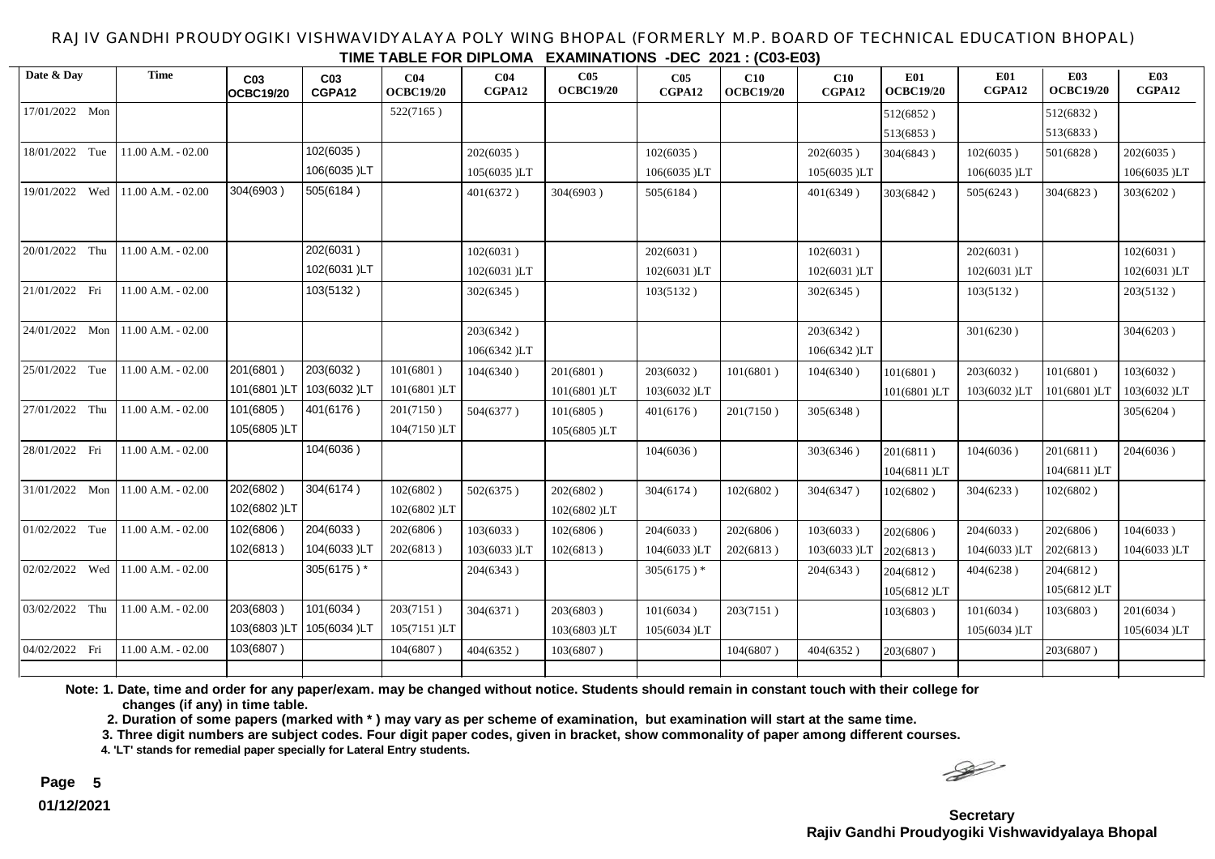RAJIV GANDHI PROUDYOGIKI VISHWAVIDYALAYA POLY WING BHOPAL (FORMERLY M.P. BOARD OF TECHNICAL EDUCATION BHOPAL)

**TIME TABLE FOR DIPLOMA EXAMINATIONS -DEC 2021 : (C03-E03)**

| Date & Day | Time | C03 OCBC19/20 | C03 CGPA12 | C04 OCBC19/20 | C04 CGPA12 | C05 OCBC19/20 | C05 CGPA12 | C10 OCBC19/20 | C10 CGPA12 | E01 OCBC19/20 | E01 CGPA12 | E03 OCBC19/20 | E03 CGPA12 |
|---|---|---|---|---|---|---|---|---|---|---|---|---|---|
| 17/01/2022 Mon | | | | 522(7165 ) | | | | | | 512(6852 ) 513(6853 ) | | 512(6832 ) 513(6833 ) | |
| 18/01/2022 Tue | 11.00 A.M. - 02.00 | | 102(6035 ) 106(6035 )LT | | 202(6035 ) 105(6035 )LT | | 102(6035 ) 106(6035 )LT | | 202(6035 ) 105(6035 )LT | 304(6843 ) | 102(6035 ) 106(6035 )LT | 501(6828 ) | 202(6035 ) 106(6035 )LT |
| 19/01/2022 Wed | 11.00 A.M. - 02.00 | 304(6903 ) | 505(6184 ) | | 401(6372 ) | 304(6903 ) | 505(6184 ) | | 401(6349 ) | 303(6842 ) | 505(6243 ) | 304(6823 ) | 303(6202 ) |
| 20/01/2022 Thu | 11.00 A.M. - 02.00 | | 202(6031 ) 102(6031 )LT | | 102(6031 ) 102(6031 )LT | | 202(6031 ) 102(6031 )LT | | 102(6031 ) 102(6031 )LT | | 202(6031 ) 102(6031 )LT | | 102(6031 ) 102(6031 )LT |
| 21/01/2022 Fri | 11.00 A.M. - 02.00 | | 103(5132 ) | | 302(6345 ) | | 103(5132 ) | | 302(6345 ) | | 103(5132 ) | | 203(5132 ) |
| 24/01/2022 Mon | 11.00 A.M. - 02.00 | | | | 203(6342 ) 106(6342 )LT | | | | 203(6342 ) 106(6342 )LT | | 301(6230 ) | | 304(6203 ) |
| 25/01/2022 Tue | 11.00 A.M. - 02.00 | 201(6801 ) 101(6801 )LT | 203(6032 ) 103(6032 )LT | 101(6801 ) 101(6801 )LT | 104(6340 ) | 201(6801 ) 101(6801 )LT | 203(6032 ) 103(6032 )LT | 101(6801 ) | 104(6340 ) | 101(6801 ) 101(6801 )LT | 203(6032 ) 103(6032 )LT | 101(6801 ) 101(6801 )LT | 103(6032 ) 103(6032 )LT |
| 27/01/2022 Thu | 11.00 A.M. - 02.00 | 101(6805 ) 105(6805 )LT | 401(6176 ) | 201(7150 ) 104(7150 )LT | 504(6377 ) | 101(6805 ) 105(6805 )LT | 401(6176 ) | 201(7150 ) | 305(6348 ) | | | | 305(6204 ) |
| 28/01/2022 Fri | 11.00 A.M. - 02.00 | | 104(6036 ) | | | | 104(6036 ) | | 303(6346 ) | 201(6811 ) 104(6811 )LT | 104(6036 ) | 201(6811 ) 104(6811 )LT | 204(6036 ) |
| 31/01/2022 Mon | 11.00 A.M. - 02.00 | 202(6802 ) 102(6802 )LT | 304(6174 ) | 102(6802 ) 102(6802 )LT | 502(6375 ) | 202(6802 ) 102(6802 )LT | 304(6174 ) | 102(6802 ) | 304(6347 ) | 102(6802 ) | 304(6233 ) | 102(6802 ) | |
| 01/02/2022 Tue | 11.00 A.M. - 02.00 | 102(6806 ) 102(6813 ) | 204(6033 ) 104(6033 )LT | 202(6806 ) 202(6813 ) | 103(6033 ) 103(6033 )LT | 102(6806 ) 102(6813 ) | 204(6033 ) 104(6033 )LT | 202(6806 ) 202(6813 ) | 103(6033 ) 103(6033 )LT | 202(6806 ) 202(6813 ) | 204(6033 ) 104(6033 )LT | 202(6806 ) 202(6813 ) | 104(6033 ) 104(6033 )LT |
| 02/02/2022 Wed | 11.00 A.M. - 02.00 | | 305(6175 ) * | | 204(6343 ) | | 305(6175 ) * | | 204(6343 ) | 204(6812 ) 105(6812 )LT | 404(6238 ) | 204(6812 ) 105(6812 )LT | |
| 03/02/2022 Thu | 11.00 A.M. - 02.00 | 203(6803 ) 103(6803 )LT | 101(6034 ) 105(6034 )LT | 203(7151 ) 105(7151 )LT | 304(6371 ) | 203(6803 ) 103(6803 )LT | 101(6034 ) 105(6034 )LT | 203(7151 ) | | 103(6803 ) | 101(6034 ) 105(6034 )LT | 103(6803 ) | 201(6034 ) 105(6034 )LT |
| 04/02/2022 Fri | 11.00 A.M. - 02.00 | 103(6807 ) | | 104(6807 ) | 404(6352 ) | 103(6807 ) | | 104(6807 ) | 404(6352 ) | 203(6807 ) | | 203(6807 ) | |

**Note: 1. Date, time and order for any paper/exam. may be changed without notice. Students should remain in constant touch with their college for changes (if any) in time table.**

**2. Duration of some papers (marked with * ) may vary as per scheme of examination, but examination will start at the same time.**

**3. Three digit numbers are subject codes. Four digit paper codes, given in bracket, show commonality of paper among different courses.**

**4. 'LT' stands for remedial paper specially for Lateral Entry students.**

**01/12/2021**

**Secretary**
**Rajiv Gandhi Proudyogiki Vishwavidyalaya Bhopal**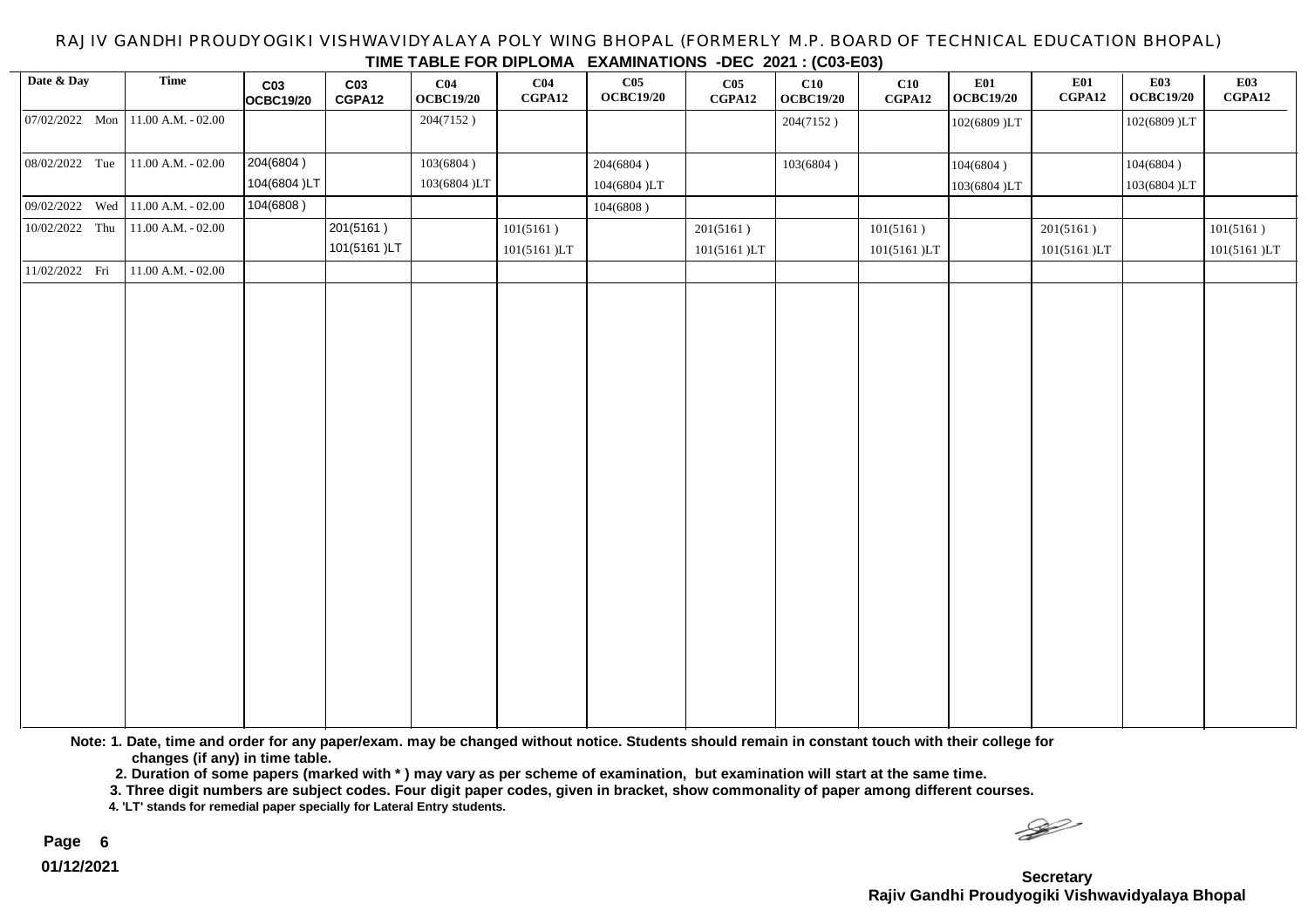RAJIV GANDHI PROUDYOGIKI VISHWAVIDYALAYA POLY WING BHOPAL (FORMERLY M.P. BOARD OF TECHNICAL EDUCATION BHOPAL)

**TIME TABLE FOR DIPLOMA EXAMINATIONS -DEC 2021 : (C03-E03)**

| Date & Day | Time | C03 OCBC19/20 | C03 CGPA12 | C04 OCBC19/20 | C04 CGPA12 | C05 OCBC19/20 | C05 CGPA12 | C10 OCBC19/20 | C10 CGPA12 | E01 OCBC19/20 | E01 CGPA12 | E03 OCBC19/20 | E03 CGPA12 |
|---|---|---|---|---|---|---|---|---|---|---|---|---|---|
| 07/02/2022 Mon | 11.00 A.M. - 02.00 | | | 204(7152 ) | | | | 204(7152 ) | | 102(6809 )LT | | 102(6809 )LT | |
| 08/02/2022 Tue | 11.00 A.M. - 02.00 | 204(6804 ) 104(6804 )LT | | 103(6804 ) 103(6804 )LT | | 204(6804 ) 104(6804 )LT | | 103(6804 ) | | 104(6804 ) 103(6804 )LT | | 104(6804 ) 103(6804 )LT | |
| 09/02/2022 Wed | 11.00 A.M. - 02.00 | 104(6808 ) | | | | 104(6808 ) | | | | | | | |
| 10/02/2022 Thu | 11.00 A.M. - 02.00 | | 201(5161 ) 101(5161 )LT | | 101(5161 ) 101(5161 )LT | | 201(5161 ) 101(5161 )LT | | 101(5161 ) 101(5161 )LT | | 201(5161 ) 101(5161 )LT | | 101(5161 ) 101(5161 )LT |
| 11/02/2022 Fri | 11.00 A.M. - 02.00 | | | | | | | | | | | | |

**Note: 1. Date, time and order for any paper/exam. may be changed without notice. Students should remain in constant touch with their college for changes (if any) in time table.**

**2. Duration of some papers (marked with * ) may vary as per scheme of examination, but examination will start at the same time.**

**3. Three digit numbers are subject codes. Four digit paper codes, given in bracket, show commonality of paper among different courses.**

**4. 'LT' stands for remedial paper specially for Lateral Entry students.**

**01/12/2021**

**Secretary**
**Rajiv Gandhi Proudyogiki Vishwavidyalaya Bhopal**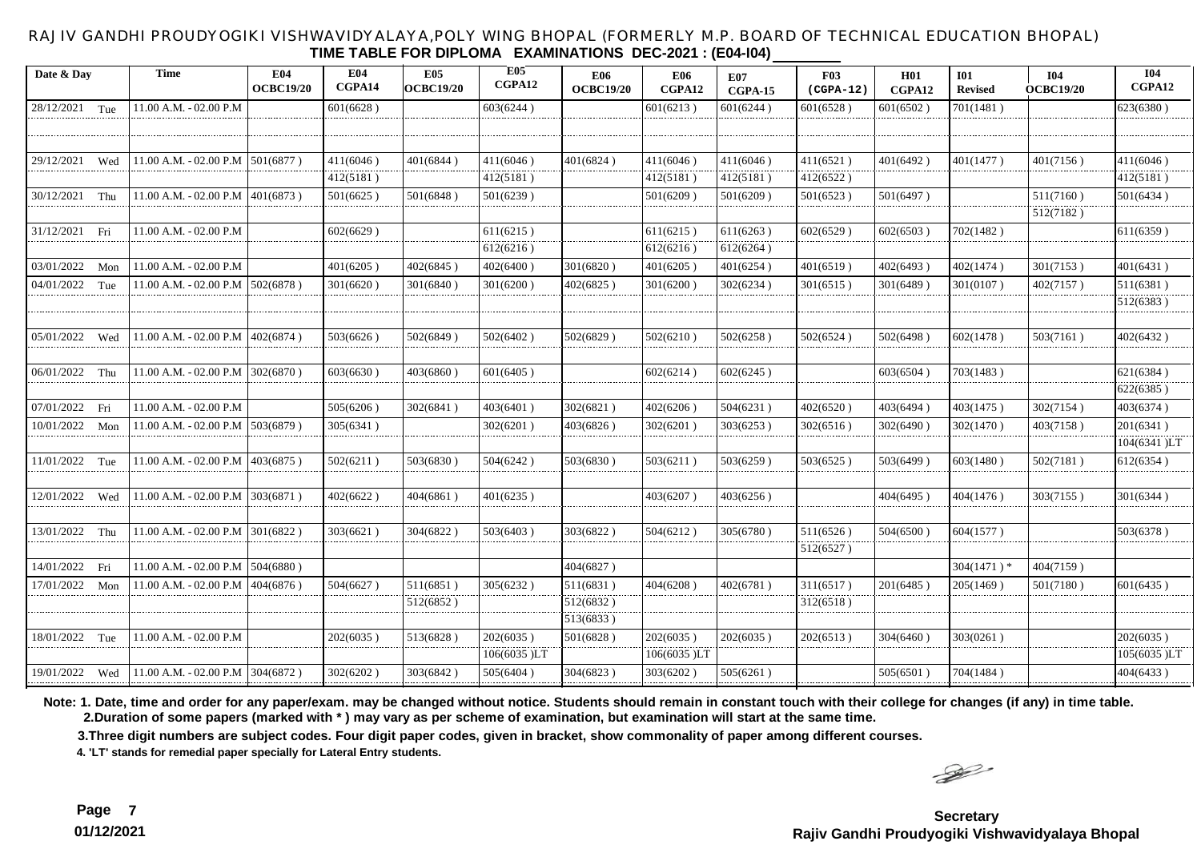RAJIV GANDHI PROUDYOGIKI VISHWAVIDYALAYA,POLY WING BHOPAL (FORMERLY M.P. BOARD OF TECHNICAL EDUCATION BHOPAL)

**TIME TABLE FOR DIPLOMA EXAMINATIONS DEC-2021 : (E04-I04)**

| Date & Day | Time | E04 OCBC19/20 | E04 CGPA14 | E05 OCBC19/20 | E05 CGPA12 | E06 OCBC19/20 | E06 CGPA12 | E07 CGPA-15 | F03 (CGPA-12) | H01 CGPA12 | I01 Revised | I04 OCBC19/20 | I04 CGPA12 |
|---|---|---|---|---|---|---|---|---|---|---|---|---|---|
| 28/12/2021 Tue | 11.00 A.M. - 02.00 P.M | | 601(6628 ) | | 603(6244 ) | | 601(6213 ) | 601(6244 ) | 601(6528 ) | 601(6502 ) | 701(1481 ) | | 623(6380 ) |
| 29/12/2021 Wed | 11.00 A.M. - 02.00 P.M | 501(6877 ) | 411(6046 ) | 401(6844 ) | 411(6046 ) | 401(6824 ) | 411(6046 ) | 411(6046 ) | 411(6521 ) | 401(6492 ) | 401(1477 ) | 401(7156 ) | 411(6046 ) |
| | | | 412(5181 ) | | 412(5181 ) | | 412(5181 ) | 412(5181 ) | 412(6522 ) | | | | 412(5181 ) |
| 30/12/2021 Thu | 11.00 A.M. - 02.00 P.M | 401(6873 ) | 501(6625 ) | 501(6848 ) | 501(6239 ) | | 501(6209 ) | 501(6209 ) | 501(6523 ) | 501(6497 ) | | 511(7160 ) | 501(6434 ) |
| | | | | | | | | | | | | 512(7182 ) | |
| 31/12/2021 Fri | 11.00 A.M. - 02.00 P.M | | 602(6629 ) | | 611(6215 ) | | 611(6215 ) | 611(6263 ) | 602(6529 ) | 602(6503 ) | 702(1482 ) | | 611(6359 ) |
| | | | | | 612(6216 ) | | 612(6216 ) | 612(6264 ) | | | | | |
| 03/01/2022 Mon | 11.00 A.M. - 02.00 P.M | | 401(6205 ) | 402(6845 ) | 402(6400 ) | 301(6820 ) | 401(6205 ) | 401(6254 ) | 401(6519 ) | 402(6493 ) | 402(1474 ) | 301(7153 ) | 401(6431 ) |
| 04/01/2022 Tue | 11.00 A.M. - 02.00 P.M | 502(6878 ) | 301(6620 ) | 301(6840 ) | 301(6200 ) | 402(6825 ) | 301(6200 ) | 302(6234 ) | 301(6515 ) | 301(6489 ) | 301(0107 ) | 402(7157 ) | 511(6381 ) |
| | | | | | | | | | | | | | 512(6383 ) |
| 05/01/2022 Wed | 11.00 A.M. - 02.00 P.M | 402(6874 ) | 503(6626 ) | 502(6849 ) | 502(6402 ) | 502(6829 ) | 502(6210 ) | 502(6258 ) | 502(6524 ) | 502(6498 ) | 602(1478 ) | 503(7161 ) | 402(6432 ) |
| 06/01/2022 Thu | 11.00 A.M. - 02.00 P.M | 302(6870 ) | 603(6630 ) | 403(6860 ) | 601(6405 ) | | 602(6214 ) | 602(6245 ) | | 603(6504 ) | 703(1483 ) | | 621(6384 ) |
| | | | | | | | | | | | | | 622(6385 ) |
| 07/01/2022 Fri | 11.00 A.M. - 02.00 P.M | | 505(6206 ) | 302(6841 ) | 403(6401 ) | 302(6821 ) | 402(6206 ) | 504(6231 ) | 402(6520 ) | 403(6494 ) | 403(1475 ) | 302(7154 ) | 403(6374 ) |
| 10/01/2022 Mon | 11.00 A.M. - 02.00 P.M | 503(6879 ) | 305(6341 ) | | 302(6201 ) | 403(6826 ) | 302(6201 ) | 303(6253 ) | 302(6516 ) | 302(6490 ) | 302(1470 ) | 403(7158 ) | 201(6341 ) |
| | | | | | | | | | | | | | 104(6341 )LT |
| 11/01/2022 Tue | 11.00 A.M. - 02.00 P.M | 403(6875 ) | 502(6211 ) | 503(6830 ) | 504(6242 ) | 503(6830 ) | 503(6211 ) | 503(6259 ) | 503(6525 ) | 503(6499 ) | 603(1480 ) | 502(7181 ) | 612(6354 ) |
| 12/01/2022 Wed | 11.00 A.M. - 02.00 P.M | 303(6871 ) | 402(6622 ) | 404(6861 ) | 401(6235 ) | | 403(6207 ) | 403(6256 ) | | 404(6495 ) | 404(1476 ) | 303(7155 ) | 301(6344 ) |
| 13/01/2022 Thu | 11.00 A.M. - 02.00 P.M | 301(6822 ) | 303(6621 ) | 304(6822 ) | 503(6403 ) | 303(6822 ) | 504(6212 ) | 305(6780 ) | 511(6526 ) | 504(6500 ) | 604(1577 ) | | 503(6378 ) |
| | | | | | | | | | 512(6527 ) | | | | |
| 14/01/2022 Fri | 11.00 A.M. - 02.00 P.M | 504(6880 ) | | | | 404(6827 ) | | | | | 304(1471 ) * | 404(7159 ) | |
| 17/01/2022 Mon | 11.00 A.M. - 02.00 P.M | 404(6876 ) | 504(6627 ) | 511(6851 ) | 305(6232 ) | 511(6831 ) | 404(6208 ) | 402(6781 ) | 311(6517 ) | 201(6485 ) | 205(1469 ) | 501(7180 ) | 601(6435 ) |
| | | | | 512(6852 ) | | 512(6832 ) | | | 312(6518 ) | | | | |
| | | | | | | 513(6833 ) | | | | | | | |
| 18/01/2022 Tue | 11.00 A.M. - 02.00 P.M | | 202(6035 ) | 513(6828 ) | 202(6035 ) | 501(6828 ) | 202(6035 ) | 202(6035 ) | 202(6513 ) | 304(6460 ) | 303(0261 ) | | 202(6035 ) |
| | | | | | 106(6035 )LT | | 106(6035 )LT | | | | | | 105(6035 )LT |
| 19/01/2022 Wed | 11.00 A.M. - 02.00 P.M | 304(6872 ) | 302(6202 ) | 303(6842 ) | 505(6404 ) | 304(6823 ) | 303(6202 ) | 505(6261 ) | | 505(6501 ) | 704(1484 ) | | 404(6433 ) |

**Note: 1. Date, time and order for any paper/exam. may be changed without notice. Students should remain in constant touch with their college for changes (if any) in time table.**
**2.Duration of some papers (marked with * ) may vary as per scheme of examination, but examination will start at the same time.**
**3.Three digit numbers are subject codes. Four digit paper codes, given in bracket, show commonality of paper among different courses.**
**4. 'LT' stands for remedial paper specially for Lateral Entry students.**

**01/12/2021**

**Secretary**
**Rajiv Gandhi Proudyogiki Vishwavidyalaya Bhopal**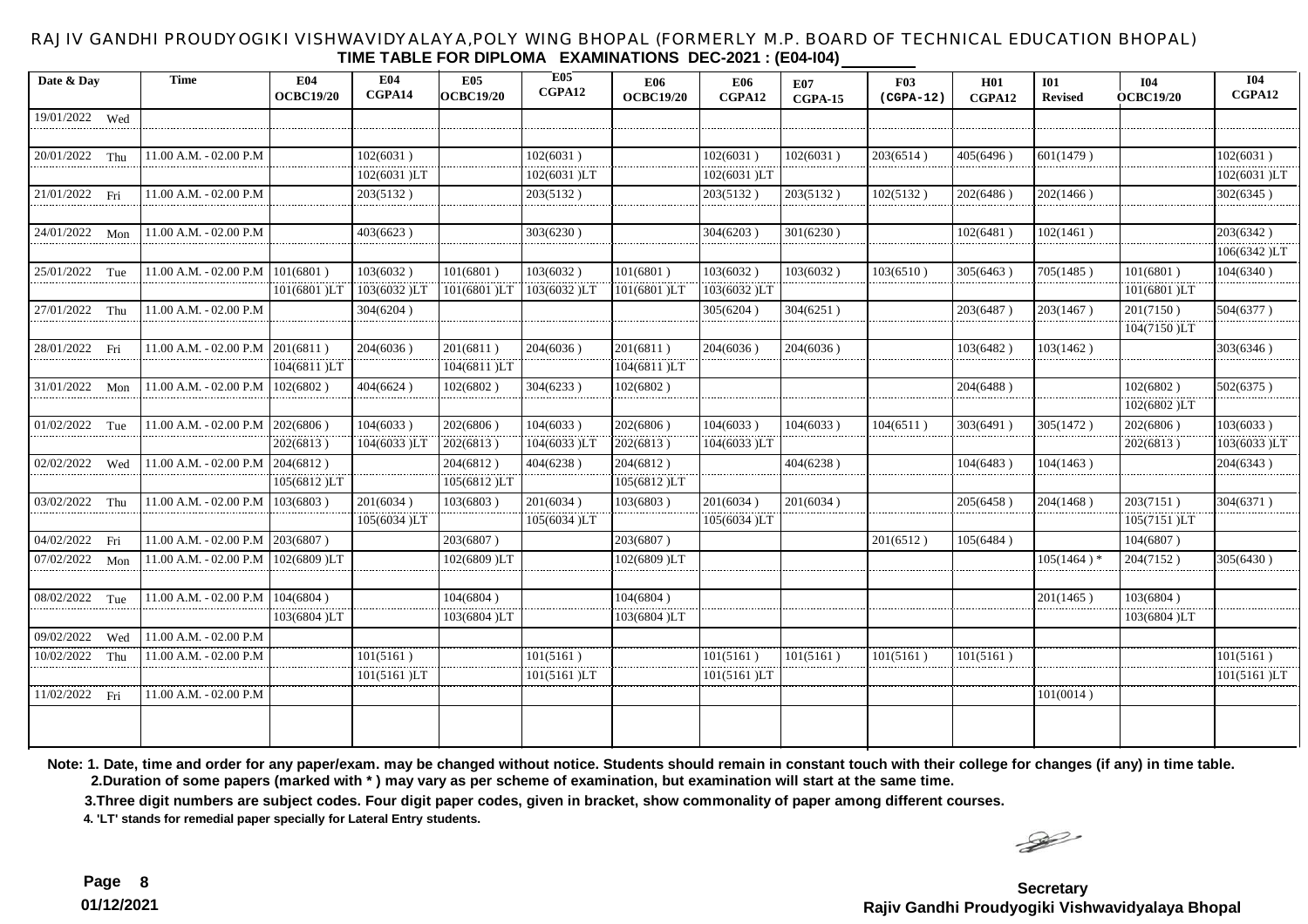RAJIV GANDHI PROUDYOGIKI VISHWAVIDYALAYA,POLY WING BHOPAL (FORMERLY M.P. BOARD OF TECHNICAL EDUCATION BHOPAL)

**TIME TABLE FOR DIPLOMA EXAMINATIONS DEC-2021 : (E04-I04)**

| Date & Day | Time | E04 OCBC19/20 | E04 CGPA14 | E05 OCBC19/20 | E05 CGPA12 | E06 OCBC19/20 | E06 CGPA12 | E07 CGPA-15 | F03 (CGPA-12) | H01 CGPA12 | I01 Revised | I04 OCBC19/20 | I04 CGPA12 |
|---|---|---|---|---|---|---|---|---|---|---|---|---|---|
| 19/01/2022 Wed | | | | | | | | | | | | | |
| 20/01/2022 Thu | 11.00 A.M. - 02.00 P.M | | 102(6031 ) | | 102(6031 ) | | 102(6031 ) | 102(6031 ) | 203(6514 ) | 405(6496 ) | 601(1479 ) | | 102(6031 ) |
| | | | 102(6031 )LT | | 102(6031 )LT | | 102(6031 )LT | | | | | | 102(6031 )LT |
| 21/01/2022 Fri | 11.00 A.M. - 02.00 P.M | | 203(5132 ) | | 203(5132 ) | | 203(5132 ) | 203(5132 ) | 102(5132 ) | 202(6486 ) | 202(1466 ) | | 302(6345 ) |
| 24/01/2022 Mon | 11.00 A.M. - 02.00 P.M | | 403(6623 ) | | 303(6230 ) | | 304(6203 ) | 301(6230 ) | | 102(6481 ) | 102(1461 ) | | 203(6342 ) |
| | | | | | | | | | | | | | 106(6342 )LT |
| 25/01/2022 Tue | 11.00 A.M. - 02.00 P.M | 101(6801 ) | 103(6032 ) | 101(6801 ) | 103(6032 ) | 101(6801 ) | 103(6032 ) | 103(6032 ) | 103(6510 ) | 305(6463 ) | 705(1485 ) | 101(6801 ) | 104(6340 ) |
| | | 101(6801 )LT | 103(6032 )LT | 101(6801 )LT | 103(6032 )LT | 101(6801 )LT | 103(6032 )LT | | | | | 101(6801 )LT | |
| 27/01/2022 Thu | 11.00 A.M. - 02.00 P.M | | 304(6204 ) | | | | 305(6204 ) | 304(6251 ) | | 203(6487 ) | 203(1467 ) | 201(7150 ) | 504(6377 ) |
| | | | | | | | | | | | | 104(7150 )LT | |
| 28/01/2022 Fri | 11.00 A.M. - 02.00 P.M | 201(6811 ) | 204(6036 ) | 201(6811 ) | 204(6036 ) | 201(6811 ) | 204(6036 ) | 204(6036 ) | | 103(6482 ) | 103(1462 ) | | 303(6346 ) |
| | | 104(6811 )LT | | 104(6811 )LT | | 104(6811 )LT | | | | | | | |
| 31/01/2022 Mon | 11.00 A.M. - 02.00 P.M | 102(6802 ) | 404(6624 ) | 102(6802 ) | 304(6233 ) | 102(6802 ) | | | | 204(6488 ) | | 102(6802 ) | 502(6375 ) |
| | | | | | | | | | | | | 102(6802 )LT | |
| 01/02/2022 Tue | 11.00 A.M. - 02.00 P.M | 202(6806 ) | 104(6033 ) | 202(6806 ) | 104(6033 ) | 202(6806 ) | 104(6033 ) | 104(6033 ) | 104(6511 ) | 303(6491 ) | 305(1472 ) | 202(6806 ) | 103(6033 ) |
| | | 202(6813 ) | 104(6033 )LT | 202(6813 ) | 104(6033 )LT | 202(6813 ) | 104(6033 )LT | | | | | 202(6813 ) | 103(6033 )LT |
| 02/02/2022 Wed | 11.00 A.M. - 02.00 P.M | 204(6812 ) | | 204(6812 ) | 404(6238 ) | 204(6812 ) | | 404(6238 ) | | 104(6483 ) | 104(1463 ) | | 204(6343 ) |
| | | 105(6812 )LT | | 105(6812 )LT | | 105(6812 )LT | | | | | | | |
| 03/02/2022 Thu | 11.00 A.M. - 02.00 P.M | 103(6803 ) | 201(6034 ) | 103(6803 ) | 201(6034 ) | 103(6803 ) | 201(6034 ) | 201(6034 ) | | 205(6458 ) | 204(1468 ) | 203(7151 ) | 304(6371 ) |
| | | | 105(6034 )LT | | 105(6034 )LT | | 105(6034 )LT | | | | | 105(7151 )LT | |
| 04/02/2022 Fri | 11.00 A.M. - 02.00 P.M | 203(6807 ) | | 203(6807 ) | | 203(6807 ) | | | 201(6512 ) | 105(6484 ) | | 104(6807 ) | |
| 07/02/2022 Mon | 11.00 A.M. - 02.00 P.M | 102(6809 )LT | | 102(6809 )LT | | 102(6809 )LT | | | | | 105(1464 ) * | 204(7152 ) | 305(6430 ) |
| 08/02/2022 Tue | 11.00 A.M. - 02.00 P.M | 104(6804 ) | | 104(6804 ) | | 104(6804 ) | | | | | 201(1465 ) | 103(6804 ) | |
| | | 103(6804 )LT | | 103(6804 )LT | | 103(6804 )LT | | | | | | 103(6804 )LT | |
| 09/02/2022 Wed | 11.00 A.M. - 02.00 P.M | | | | | | | | | | | | |
| 10/02/2022 Thu | 11.00 A.M. - 02.00 P.M | | 101(5161 ) | | 101(5161 ) | | 101(5161 ) | 101(5161 ) | 101(5161 ) | 101(5161 ) | | | 101(5161 ) |
| | | | 101(5161 )LT | | 101(5161 )LT | | 101(5161 )LT | | | | | | 101(5161 )LT |
| 11/02/2022 Fri | 11.00 A.M. - 02.00 P.M | | | | | | | | | | 101(0014 ) | | |

**Note: 1. Date, time and order for any paper/exam. may be changed without notice. Students should remain in constant touch with their college for changes (if any) in time table.**

**2.Duration of some papers (marked with * ) may vary as per scheme of examination, but examination will start at the same time.**

**3.Three digit numbers are subject codes. Four digit paper codes, given in bracket, show commonality of paper among different courses.**

**4. 'LT' stands for remedial paper specially for Lateral Entry students.**

**01/12/2021**

**Secretary**
**Rajiv Gandhi Proudyogiki Vishwavidyalaya Bhopal**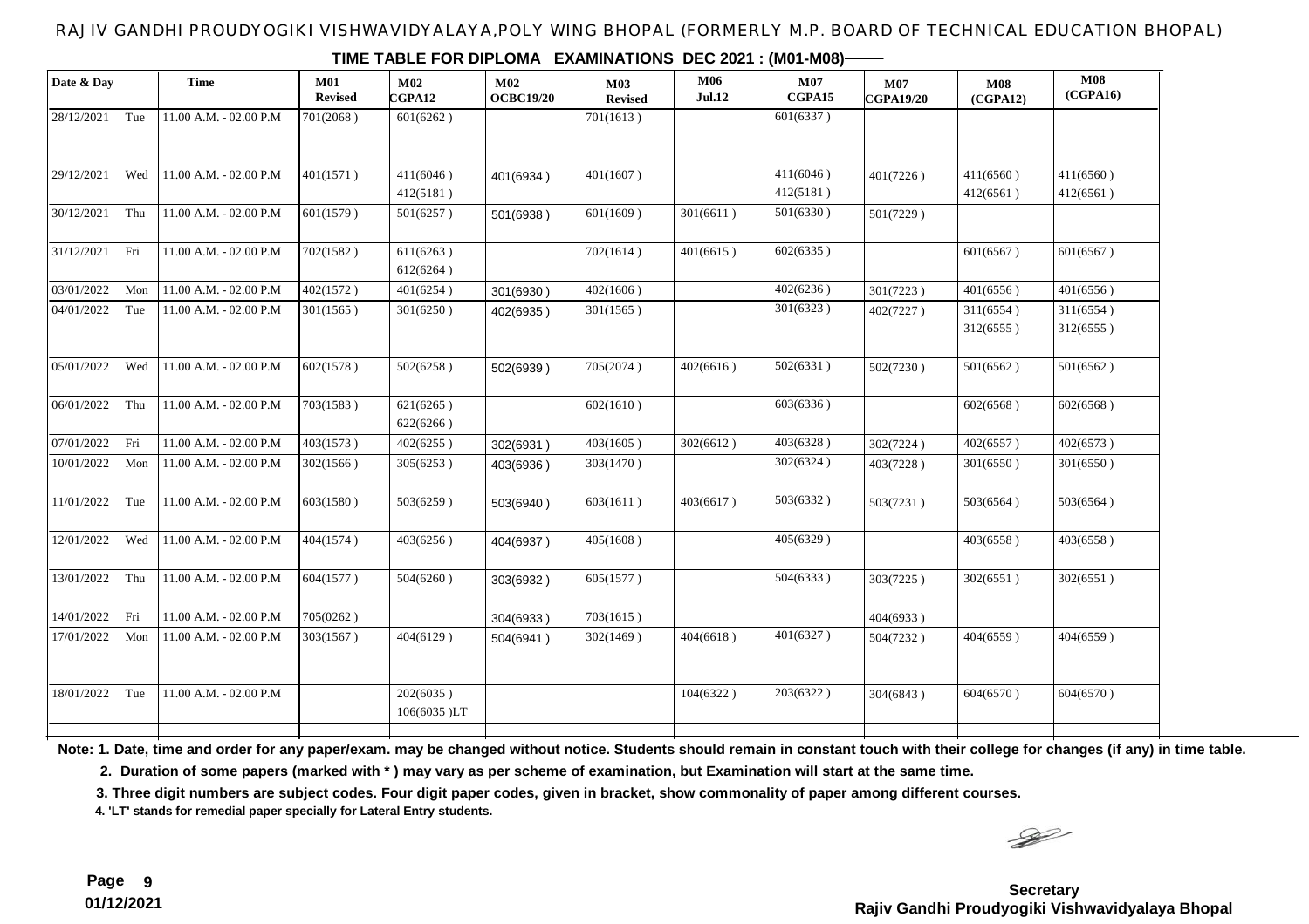RAJIV GANDHI PROUDYOGIKI VISHWAVIDYALAYA,POLY WING BHOPAL (FORMERLY M.P. BOARD OF TECHNICAL EDUCATION BHOPAL)

## TIME TABLE FOR DIPLOMA EXAMINATIONS DEC 2021 : (M01-M08)

| Date & Day | Time | M01 Revised | M02 CGPA12 | M02 OCBC19/20 | M03 Revised | M06 Jul.12 | M07 CGPA15 | M07 CGPA19/20 | M08 (CGPA12) | M08 (CGPA16) |
|---|---|---|---|---|---|---|---|---|---|---|
| 28/12/2021 Tue | 11.00 A.M. - 02.00 P.M | 701(2068 ) | 601(6262 ) | | 701(1613 ) | | 601(6337 ) | | | |
| 29/12/2021 Wed | 11.00 A.M. - 02.00 P.M | 401(1571 ) | 411(6046 ) 412(5181 ) | 401(6934 ) | 401(1607 ) | | 411(6046 ) 412(5181 ) | 401(7226 ) | 411(6560 ) 412(6561 ) | 411(6560 ) 412(6561 ) |
| 30/12/2021 Thu | 11.00 A.M. - 02.00 P.M | 601(1579 ) | 501(6257 ) | 501(6938 ) | 601(1609 ) | 301(6611 ) | 501(6330 ) | 501(7229 ) | | |
| 31/12/2021 Fri | 11.00 A.M. - 02.00 P.M | 702(1582 ) | 611(6263 ) 612(6264 ) | | 702(1614 ) | 401(6615 ) | 602(6335 ) | | 601(6567 ) | 601(6567 ) |
| 03/01/2022 Mon | 11.00 A.M. - 02.00 P.M | 402(1572 ) | 401(6254 ) | 301(6930 ) | 402(1606 ) | | 402(6236 ) | 301(7223 ) | 401(6556 ) | 401(6556 ) |
| 04/01/2022 Tue | 11.00 A.M. - 02.00 P.M | 301(1565 ) | 301(6250 ) | 402(6935 ) | 301(1565 ) | | 301(6323 ) | 402(7227 ) | 311(6554 ) 312(6555 ) | 311(6554 ) 312(6555 ) |
| 05/01/2022 Wed | 11.00 A.M. - 02.00 P.M | 602(1578 ) | 502(6258 ) | 502(6939 ) | 705(2074 ) | 402(6616 ) | 502(6331 ) | 502(7230 ) | 501(6562 ) | 501(6562 ) |
| 06/01/2022 Thu | 11.00 A.M. - 02.00 P.M | 703(1583 ) | 621(6265 ) 622(6266 ) | | 602(1610 ) | | 603(6336 ) | | 602(6568 ) | 602(6568 ) |
| 07/01/2022 Fri | 11.00 A.M. - 02.00 P.M | 403(1573 ) | 402(6255 ) | 302(6931 ) | 403(1605 ) | 302(6612 ) | 403(6328 ) | 302(7224 ) | 402(6557 ) | 402(6573 ) |
| 10/01/2022 Mon | 11.00 A.M. - 02.00 P.M | 302(1566 ) | 305(6253 ) | 403(6936 ) | 303(1470 ) | | 302(6324 ) | 403(7228 ) | 301(6550 ) | 301(6550 ) |
| 11/01/2022 Tue | 11.00 A.M. - 02.00 P.M | 603(1580 ) | 503(6259 ) | 503(6940 ) | 603(1611 ) | 403(6617 ) | 503(6332 ) | 503(7231 ) | 503(6564 ) | 503(6564 ) |
| 12/01/2022 Wed | 11.00 A.M. - 02.00 P.M | 404(1574 ) | 403(6256 ) | 404(6937 ) | 405(1608 ) | | 405(6329 ) | | 403(6558 ) | 403(6558 ) |
| 13/01/2022 Thu | 11.00 A.M. - 02.00 P.M | 604(1577 ) | 504(6260 ) | 303(6932 ) | 605(1577 ) | | 504(6333 ) | 303(7225 ) | 302(6551 ) | 302(6551 ) |
| 14/01/2022 Fri | 11.00 A.M. - 02.00 P.M | 705(0262 ) | | 304(6933 ) | 703(1615 ) | | | 404(6933 ) | | |
| 17/01/2022 Mon | 11.00 A.M. - 02.00 P.M | 303(1567 ) | 404(6129 ) | 504(6941 ) | 302(1469 ) | 404(6618 ) | 401(6327 ) | 504(7232 ) | 404(6559 ) | 404(6559 ) |
| 18/01/2022 Tue | 11.00 A.M. - 02.00 P.M | | 202(6035 ) 106(6035 )LT | | | 104(6322 ) | 203(6322 ) | 304(6843 ) | 604(6570 ) | 604(6570 ) |

**Note: 1. Date, time and order for any paper/exam. may be changed without notice. Students should remain in constant touch with their college for changes (if any) in time table.**

**2. Duration of some papers (marked with * ) may vary as per scheme of examination, but Examination will start at the same time.**

**3. Three digit numbers are subject codes. Four digit paper codes, given in bracket, show commonality of paper among different courses.**

**4. 'LT' stands for remedial paper specially for Lateral Entry students.**

**01/12/2021**

**Secretary**
**Rajiv Gandhi Proudyogiki Vishwavidyalaya Bhopal**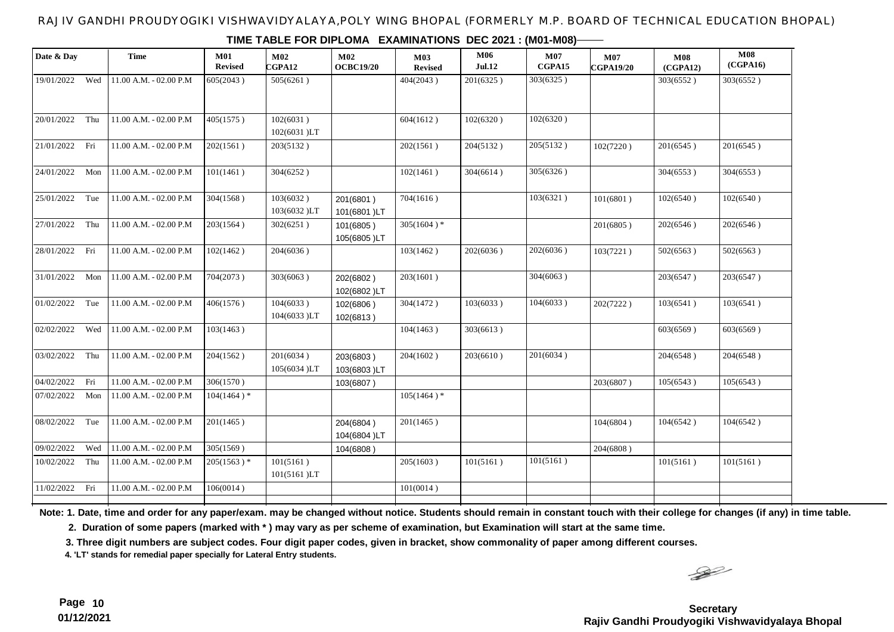RAJIV GANDHI PROUDYOGIKI VISHWAVIDYALAYA,POLY WING BHOPAL (FORMERLY M.P. BOARD OF TECHNICAL EDUCATION BHOPAL)

**TIME TABLE FOR DIPLOMA EXAMINATIONS DEC 2021 : (M01-M08)**

| Date & Day | Time | M01 Revised | M02 CGPA12 | M02 OCBC19/20 | M03 Revised | M06 Jul.12 | M07 CGPA15 | M07 CGPA19/20 | M08 (CGPA12) | M08 (CGPA16) |
|---|---|---|---|---|---|---|---|---|---|---|
| 19/01/2022 Wed | 11.00 A.M. - 02.00 P.M | 605(2043 ) | 505(6261 ) | | 404(2043 ) | 201(6325 ) | 303(6325 ) | | 303(6552 ) | 303(6552 ) |
| 20/01/2022 Thu | 11.00 A.M. - 02.00 P.M | 405(1575 ) | 102(6031 )<br>102(6031 )LT | | 604(1612 ) | 102(6320 ) | 102(6320 ) | | | |
| 21/01/2022 Fri | 11.00 A.M. - 02.00 P.M | 202(1561 ) | 203(5132 ) | | 202(1561 ) | 204(5132 ) | 205(5132 ) | 102(7220 ) | 201(6545 ) | 201(6545 ) |
| 24/01/2022 Mon | 11.00 A.M. - 02.00 P.M | 101(1461 ) | 304(6252 ) | | 102(1461 ) | 304(6614 ) | 305(6326 ) | | 304(6553 ) | 304(6553 ) |
| 25/01/2022 Tue | 11.00 A.M. - 02.00 P.M | 304(1568 ) | 103(6032 )<br>103(6032 )LT | 201(6801 )<br>101(6801 )LT | 704(1616 ) | | 103(6321 ) | 101(6801 ) | 102(6540 ) | 102(6540 ) |
| 27/01/2022 Thu | 11.00 A.M. - 02.00 P.M | 203(1564 ) | 302(6251 ) | 101(6805 )<br>105(6805 )LT | 305(1604 ) * | | | 201(6805 ) | 202(6546 ) | 202(6546 ) |
| 28/01/2022 Fri | 11.00 A.M. - 02.00 P.M | 102(1462 ) | 204(6036 ) | | 103(1462 ) | 202(6036 ) | 202(6036 ) | 103(7221 ) | 502(6563 ) | 502(6563 ) |
| 31/01/2022 Mon | 11.00 A.M. - 02.00 P.M | 704(2073 ) | 303(6063 ) | 202(6802 )<br>102(6802 )LT | 203(1601 ) | | 304(6063 ) | | 203(6547 ) | 203(6547 ) |
| 01/02/2022 Tue | 11.00 A.M. - 02.00 P.M | 406(1576 ) | 104(6033 )<br>104(6033 )LT | 102(6806 )<br>102(6813 ) | 304(1472 ) | 103(6033 ) | 104(6033 ) | 202(7222 ) | 103(6541 ) | 103(6541 ) |
| 02/02/2022 Wed | 11.00 A.M. - 02.00 P.M | 103(1463 ) | | | 104(1463 ) | 303(6613 ) | | | 603(6569 ) | 603(6569 ) |
| 03/02/2022 Thu | 11.00 A.M. - 02.00 P.M | 204(1562 ) | 201(6034 )<br>105(6034 )LT | 203(6803 )<br>103(6803 )LT | 204(1602 ) | 203(6610 ) | 201(6034 ) | | 204(6548 ) | 204(6548 ) |
| 04/02/2022 Fri | 11.00 A.M. - 02.00 P.M | 306(1570 ) | | 103(6807 ) | | | | 203(6807 ) | 105(6543 ) | 105(6543 ) |
| 07/02/2022 Mon | 11.00 A.M. - 02.00 P.M | 104(1464 ) * | | | 105(1464 ) * | | | | | |
| 08/02/2022 Tue | 11.00 A.M. - 02.00 P.M | 201(1465 ) | | 204(6804 )<br>104(6804 )LT | 201(1465 ) | | | 104(6804 ) | 104(6542 ) | 104(6542 ) |
| 09/02/2022 Wed | 11.00 A.M. - 02.00 P.M | 305(1569 ) | | 104(6808 ) | | | | 204(6808 ) | | |
| 10/02/2022 Thu | 11.00 A.M. - 02.00 P.M | 205(1563 ) * | 101(5161 )<br>101(5161 )LT | | 205(1603 ) | 101(5161 ) | 101(5161 ) | | 101(5161 ) | 101(5161 ) |
| 11/02/2022 Fri | 11.00 A.M. - 02.00 P.M | 106(0014 ) | | | 101(0014 ) | | | | | |

**Note: 1. Date, time and order for any paper/exam. may be changed without notice. Students should remain in constant touch with their college for changes (if any) in time table.**

**2. Duration of some papers (marked with * ) may vary as per scheme of examination, but Examination will start at the same time.**

**3. Three digit numbers are subject codes. Four digit paper codes, given in bracket, show commonality of paper among different courses.**

**4. 'LT' stands for remedial paper specially for Lateral Entry students.**

01/12/2021

**Secretary**
**Rajiv Gandhi Proudyogiki Vishwavidyalaya Bhopal**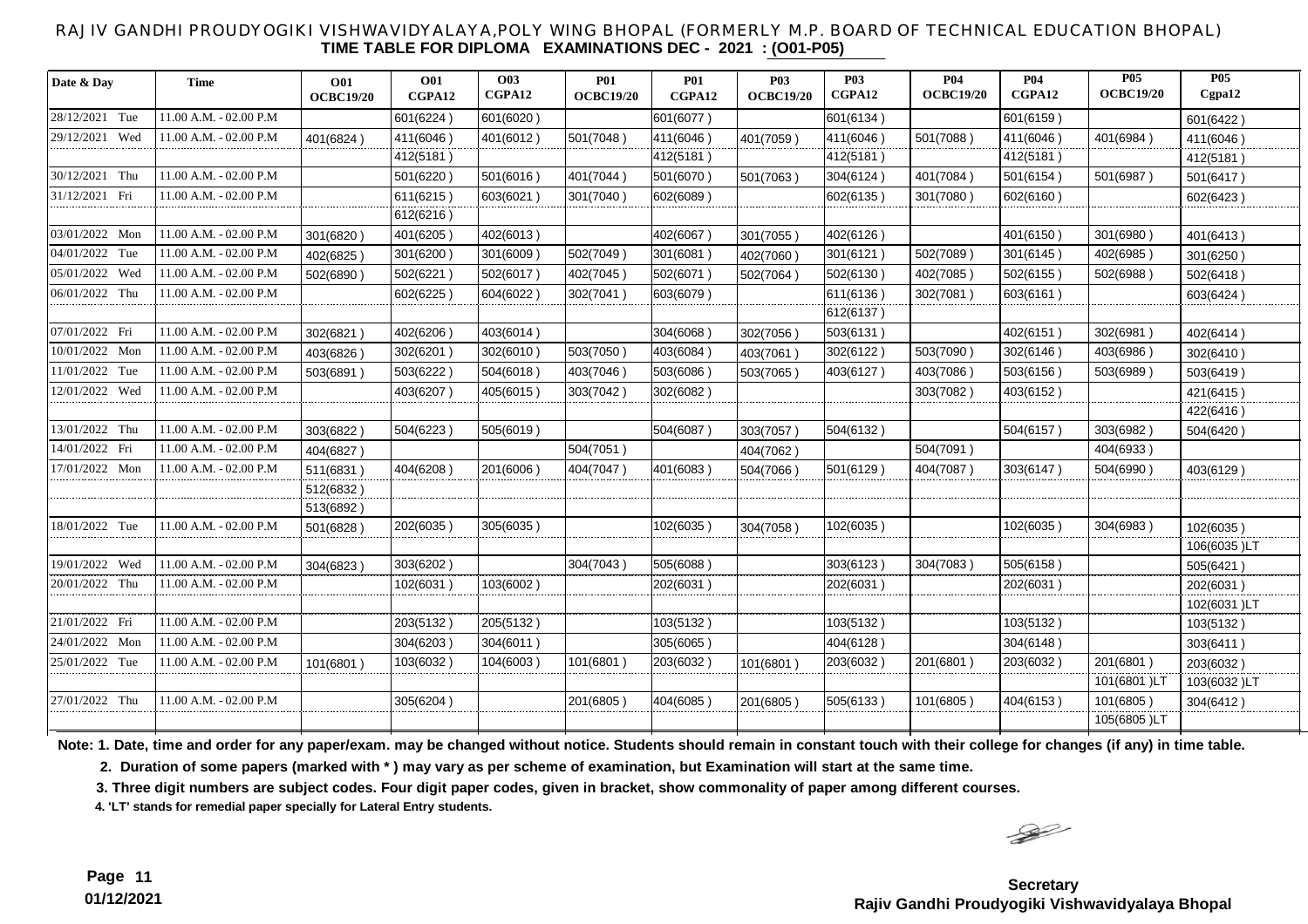RAJIV GANDHI PROUDYOGIKI VISHWAVIDYALAYA,POLY WING BHOPAL (FORMERLY M.P. BOARD OF TECHNICAL EDUCATION BHOPAL)

**TIME TABLE FOR DIPLOMA EXAMINATIONS DEC - 2021 : (O01-P05)**

| Date & Day | Time | O01 OCBC19/20 | O01 CGPA12 | O03 CGPA12 | P01 OCBC19/20 | P01 CGPA12 | P03 OCBC19/20 | P03 CGPA12 | P04 OCBC19/20 | P04 CGPA12 | P05 OCBC19/20 | P05 Cgpa12 |
|---|---|---|---|---|---|---|---|---|---|---|---|---|
| 28/12/2021 Tue | 11.00 A.M. - 02.00 P.M | | 601(6224 ) | 601(6020 ) | | 601(6077 ) | | 601(6134 ) | | 601(6159 ) | | 601(6422 ) |
| 29/12/2021 Wed | 11.00 A.M. - 02.00 P.M | 401(6824 ) | 411(6046 ) | 401(6012 ) | 501(7048 ) | 411(6046 ) | 401(7059 ) | 411(6046 ) | 501(7088 ) | 411(6046 ) | 401(6984 ) | 411(6046 ) |
| | | | 412(5181 ) | | | 412(5181 ) | | 412(5181 ) | | 412(5181 ) | | 412(5181 ) |
| 30/12/2021 Thu | 11.00 A.M. - 02.00 P.M | | 501(6220 ) | 501(6016 ) | 401(7044 ) | 501(6070 ) | 501(7063 ) | 304(6124 ) | 401(7084 ) | 501(6154 ) | 501(6987 ) | 501(6417 ) |
| 31/12/2021 Fri | 11.00 A.M. - 02.00 P.M | | 611(6215 ) | 603(6021 ) | 301(7040 ) | 602(6089 ) | | 602(6135 ) | 301(7080 ) | 602(6160 ) | | 602(6423 ) |
| | | | 612(6216 ) | | | | | | | | | |
| 03/01/2022 Mon | 11.00 A.M. - 02.00 P.M | 301(6820 ) | 401(6205 ) | 402(6013 ) | | 402(6067 ) | 301(7055 ) | 402(6126 ) | | 401(6150 ) | 301(6980 ) | 401(6413 ) |
| 04/01/2022 Tue | 11.00 A.M. - 02.00 P.M | 402(6825 ) | 301(6200 ) | 301(6009 ) | 502(7049 ) | 301(6081 ) | 402(7060 ) | 301(6121 ) | 502(7089 ) | 301(6145 ) | 402(6985 ) | 301(6250 ) |
| 05/01/2022 Wed | 11.00 A.M. - 02.00 P.M | 502(6890 ) | 502(6221 ) | 502(6017 ) | 402(7045 ) | 502(6071 ) | 502(7064 ) | 502(6130 ) | 402(7085 ) | 502(6155 ) | 502(6988 ) | 502(6418 ) |
| 06/01/2022 Thu | 11.00 A.M. - 02.00 P.M | | 602(6225 ) | 604(6022 ) | 302(7041 ) | 603(6079 ) | | 611(6136 ) | 302(7081 ) | 603(6161 ) | | 603(6424 ) |
| | | | | | | | | 612(6137 ) | | | | |
| 07/01/2022 Fri | 11.00 A.M. - 02.00 P.M | 302(6821 ) | 402(6206 ) | 403(6014 ) | | 304(6068 ) | 302(7056 ) | 503(6131 ) | | 402(6151 ) | 302(6981 ) | 402(6414 ) |
| 10/01/2022 Mon | 11.00 A.M. - 02.00 P.M | 403(6826 ) | 302(6201 ) | 302(6010 ) | 503(7050 ) | 403(6084 ) | 403(7061 ) | 302(6122 ) | 503(7090 ) | 302(6146 ) | 403(6986 ) | 302(6410 ) |
| 11/01/2022 Tue | 11.00 A.M. - 02.00 P.M | 503(6891 ) | 503(6222 ) | 504(6018 ) | 403(7046 ) | 503(6086 ) | 503(7065 ) | 403(6127 ) | 403(7086 ) | 503(6156 ) | 503(6989 ) | 503(6419 ) |
| 12/01/2022 Wed | 11.00 A.M. - 02.00 P.M | | 403(6207 ) | 405(6015 ) | 303(7042 ) | 302(6082 ) | | | 303(7082 ) | 403(6152 ) | | 421(6415 ) |
| | | | | | | | | | | | | 422(6416 ) |
| 13/01/2022 Thu | 11.00 A.M. - 02.00 P.M | 303(6822 ) | 504(6223 ) | 505(6019 ) | | 504(6087 ) | 303(7057 ) | 504(6132 ) | | 504(6157 ) | 303(6982 ) | 504(6420 ) |
| 14/01/2022 Fri | 11.00 A.M. - 02.00 P.M | 404(6827 ) | | | 504(7051 ) | | 404(7062 ) | | 504(7091 ) | | 404(6933 ) | |
| 17/01/2022 Mon | 11.00 A.M. - 02.00 P.M | 511(6831 ) | 404(6208 ) | 201(6006 ) | 404(7047 ) | 401(6083 ) | 504(7066 ) | 501(6129 ) | 404(7087 ) | 303(6147 ) | 504(6990 ) | 403(6129 ) |
| | | 512(6832 ) | | | | | | | | | | |
| | | 513(6892 ) | | | | | | | | | | |
| 18/01/2022 Tue | 11.00 A.M. - 02.00 P.M | 501(6828 ) | 202(6035 ) | 305(6035 ) | | 102(6035 ) | 304(7058 ) | 102(6035 ) | | 102(6035 ) | 304(6983 ) | 102(6035 ) |
| | | | | | | | | | | | | 106(6035 )LT |
| 19/01/2022 Wed | 11.00 A.M. - 02.00 P.M | 304(6823 ) | 303(6202 ) | | 304(7043 ) | 505(6088 ) | | 303(6123 ) | 304(7083 ) | 505(6158 ) | | 505(6421 ) |
| 20/01/2022 Thu | 11.00 A.M. - 02.00 P.M | | 102(6031 ) | 103(6002 ) | | 202(6031 ) | | 202(6031 ) | | 202(6031 ) | | 202(6031 ) |
| | | | | | | | | | | | | 102(6031 )LT |
| 21/01/2022 Fri | 11.00 A.M. - 02.00 P.M | | 203(5132 ) | 205(5132 ) | | 103(5132 ) | | 103(5132 ) | | 103(5132 ) | | 103(5132 ) |
| 24/01/2022 Mon | 11.00 A.M. - 02.00 P.M | | 304(6203 ) | 304(6011 ) | | 305(6065 ) | | 404(6128 ) | | 304(6148 ) | | 303(6411 ) |
| 25/01/2022 Tue | 11.00 A.M. - 02.00 P.M | 101(6801 ) | 103(6032 ) | 104(6003 ) | 101(6801 ) | 203(6032 ) | 101(6801 ) | 203(6032 ) | 201(6801 ) | 203(6032 ) | 201(6801 ) | 203(6032 ) |
| | | | | | | | | | | | 101(6801 )LT | 103(6032 )LT |
| 27/01/2022 Thu | 11.00 A.M. - 02.00 P.M | | 305(6204 ) | | 201(6805 ) | 404(6085 ) | 201(6805 ) | 505(6133 ) | 101(6805 ) | 404(6153 ) | 101(6805 ) | 304(6412 ) |
| | | | | | | | | | | | 105(6805 )LT | |

**Note: 1. Date, time and order for any paper/exam. may be changed without notice. Students should remain in constant touch with their college for changes (if any) in time table.**

**2. Duration of some papers (marked with * ) may vary as per scheme of examination, but Examination will start at the same time.**

**3. Three digit numbers are subject codes. Four digit paper codes, given in bracket, show commonality of paper among different courses.**

**4. 'LT' stands for remedial paper specially for Lateral Entry students.**

**01/12/2021**

**Secretary**
**Rajiv Gandhi Proudyogiki Vishwavidyalaya Bhopal**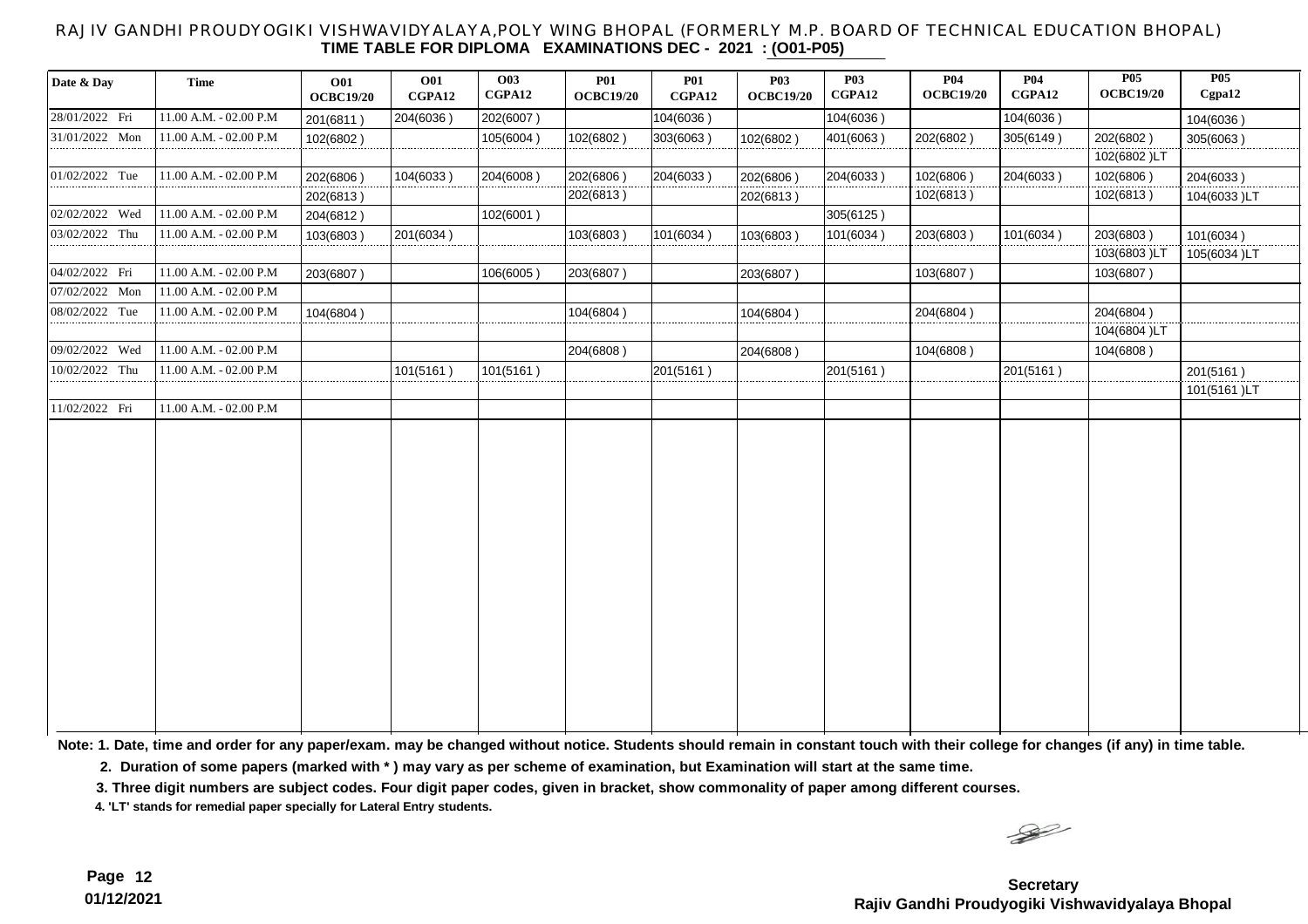# RAJIV GANDHI PROUDYOGIKI VISHWAVIDYALAYA,POLY WING BHOPAL (FORMERLY M.P. BOARD OF TECHNICAL EDUCATION BHOPAL)

## TIME TABLE FOR DIPLOMA EXAMINATIONS DEC - 2021 : (O01-P05)

| Date & Day | Time | O01 OCBC19/20 | O01 CGPA12 | O03 CGPA12 | P01 OCBC19/20 | P01 CGPA12 | P03 OCBC19/20 | P03 CGPA12 | P04 OCBC19/20 | P04 CGPA12 | P05 OCBC19/20 | P05 Cgpa12 |
|---|---|---|---|---|---|---|---|---|---|---|---|---|
| 28/01/2022 Fri | 11.00 A.M. - 02.00 P.M | 201(6811 ) | 204(6036 ) | 202(6007 ) | | 104(6036 ) | | 104(6036 ) | | 104(6036 ) | | 104(6036 ) |
| 31/01/2022 Mon | 11.00 A.M. - 02.00 P.M | 102(6802 ) | | 105(6004 ) | 102(6802 ) | 303(6063 ) | 102(6802 ) | 401(6063 ) | 202(6802 ) | 305(6149 ) | 202(6802 ) | 305(6063 ) |
| | | | | | | | | | | | 102(6802 )LT | |
| 01/02/2022 Tue | 11.00 A.M. - 02.00 P.M | 202(6806 ) | 104(6033 ) | 204(6008 ) | 202(6806 ) | 204(6033 ) | 202(6806 ) | 204(6033 ) | 102(6806 ) | 204(6033 ) | 102(6806 ) | 204(6033 ) |
| | | 202(6813 ) | | | 202(6813 ) | | 202(6813 ) | | 102(6813 ) | | 102(6813 ) | 104(6033 )LT |
| 02/02/2022 Wed | 11.00 A.M. - 02.00 P.M | 204(6812 ) | | 102(6001 ) | | | | 305(6125 ) | | | | |
| 03/02/2022 Thu | 11.00 A.M. - 02.00 P.M | 103(6803 ) | 201(6034 ) | | 103(6803 ) | 101(6034 ) | 103(6803 ) | 101(6034 ) | 203(6803 ) | 101(6034 ) | 203(6803 ) | 101(6034 ) |
| | | | | | | | | | | | 103(6803 )LT | 105(6034 )LT |
| 04/02/2022 Fri | 11.00 A.M. - 02.00 P.M | 203(6807 ) | | 106(6005 ) | 203(6807 ) | | 203(6807 ) | | 103(6807 ) | | 103(6807 ) | |
| 07/02/2022 Mon | 11.00 A.M. - 02.00 P.M | | | | | | | | | | | |
| 08/02/2022 Tue | 11.00 A.M. - 02.00 P.M | 104(6804 ) | | | 104(6804 ) | | 104(6804 ) | | 204(6804 ) | | 204(6804 ) | |
| | | | | | | | | | | | 104(6804 )LT | |
| 09/02/2022 Wed | 11.00 A.M. - 02.00 P.M | | | | 204(6808 ) | | 204(6808 ) | | 104(6808 ) | | 104(6808 ) | |
| 10/02/2022 Thu | 11.00 A.M. - 02.00 P.M | | 101(5161 ) | 101(5161 ) | | 201(5161 ) | | 201(5161 ) | | 201(5161 ) | | 201(5161 ) |
| | | | | | | | | | | | | 101(5161 )LT |
| 11/02/2022 Fri | 11.00 A.M. - 02.00 P.M | | | | | | | | | | | |

**Note: 1. Date, time and order for any paper/exam. may be changed without notice. Students should remain in constant touch with their college for changes (if any) in time table.**

**2. Duration of some papers (marked with * ) may vary as per scheme of examination, but Examination will start at the same time.**

**3. Three digit numbers are subject codes. Four digit paper codes, given in bracket, show commonality of paper among different courses.**

**4. 'LT' stands for remedial paper specially for Lateral Entry students.**

**01/12/2021**

**Secretary**
**Rajiv Gandhi Proudyogiki Vishwavidyalaya Bhopal**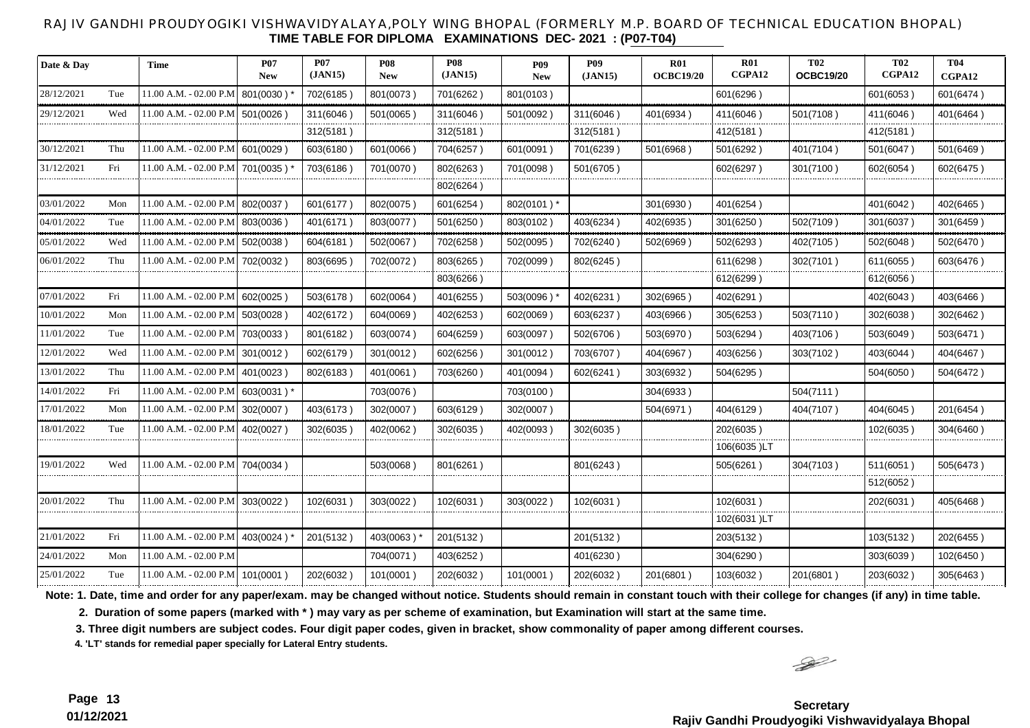RAJIV GANDHI PROUDYOGIKI VISHWAVIDYALAYA,POLY WING BHOPAL (FORMERLY M.P. BOARD OF TECHNICAL EDUCATION BHOPAL)

**TIME TABLE FOR DIPLOMA EXAMINATIONS DEC- 2021 : (P07-T04)**

| Date & Day | | Time | P07 New | P07 (JAN15) | P08 New | P08 (JAN15) | P09 New | P09 (JAN15) | R01 OCBC19/20 | R01 CGPA12 | T02 OCBC19/20 | T02 CGPA12 | T04 CGPA12 |
|---|---|---|---|---|---|---|---|---|---|---|---|---|---|
| 28/12/2021 | Tue | 11.00 A.M. - 02.00 P.M | 801(0030 ) * | 702(6185 ) | 801(0073 ) | 701(6262 ) | 801(0103 ) | | | 601(6296 ) | | 601(6053 ) | 601(6474 ) |
| 29/12/2021 | Wed | 11.00 A.M. - 02.00 P.M | 501(0026 ) | 311(6046 ) | 501(0065 ) | 311(6046 ) | 501(0092 ) | 311(6046 ) | 401(6934 ) | 411(6046 ) | 501(7108 ) | 411(6046 ) | 401(6464 ) |
| | | | | 312(5181 ) | | 312(5181 ) | | 312(5181 ) | | 412(5181 ) | | 412(5181 ) | |
| 30/12/2021 | Thu | 11.00 A.M. - 02.00 P.M | 601(0029 ) | 603(6180 ) | 601(0066 ) | 704(6257 ) | 601(0091 ) | 701(6239 ) | 501(6968 ) | 501(6292 ) | 401(7104 ) | 501(6047 ) | 501(6469 ) |
| 31/12/2021 | Fri | 11.00 A.M. - 02.00 P.M | 701(0035 ) * | 703(6186 ) | 701(0070 ) | 802(6263 ) | 701(0098 ) | 501(6705 ) | | 602(6297 ) | 301(7100 ) | 602(6054 ) | 602(6475 ) |
| | | | | | | 802(6264 ) | | | | | | | |
| 03/01/2022 | Mon | 11.00 A.M. - 02.00 P.M | 802(0037 ) | 601(6177 ) | 802(0075 ) | 601(6254 ) | 802(0101 ) * | | 301(6930 ) | 401(6254 ) | | 401(6042 ) | 402(6465 ) |
| 04/01/2022 | Tue | 11.00 A.M. - 02.00 P.M | 803(0036 ) | 401(6171 ) | 803(0077 ) | 501(6250 ) | 803(0102 ) | 403(6234 ) | 402(6935 ) | 301(6250 ) | 502(7109 ) | 301(6037 ) | 301(6459 ) |
| 05/01/2022 | Wed | 11.00 A.M. - 02.00 P.M | 502(0038 ) | 604(6181 ) | 502(0067 ) | 702(6258 ) | 502(0095 ) | 702(6240 ) | 502(6969 ) | 502(6293 ) | 402(7105 ) | 502(6048 ) | 502(6470 ) |
| 06/01/2022 | Thu | 11.00 A.M. - 02.00 P.M | 702(0032 ) | 803(6695 ) | 702(0072 ) | 803(6265 ) | 702(0099 ) | 802(6245 ) | | 611(6298 ) | 302(7101 ) | 611(6055 ) | 603(6476 ) |
| | | | | | | 803(6266 ) | | | | 612(6299 ) | | 612(6056 ) | |
| 07/01/2022 | Fri | 11.00 A.M. - 02.00 P.M | 602(0025 ) | 503(6178 ) | 602(0064 ) | 401(6255 ) | 503(0096 ) * | 402(6231 ) | 302(6965 ) | 402(6291 ) | | 402(6043 ) | 403(6466 ) |
| 10/01/2022 | Mon | 11.00 A.M. - 02.00 P.M | 503(0028 ) | 402(6172 ) | 604(0069 ) | 402(6253 ) | 602(0069 ) | 603(6237 ) | 403(6966 ) | 305(6253 ) | 503(7110 ) | 302(6038 ) | 302(6462 ) |
| 11/01/2022 | Tue | 11.00 A.M. - 02.00 P.M | 703(0033 ) | 801(6182 ) | 603(0074 ) | 604(6259 ) | 603(0097 ) | 502(6706 ) | 503(6970 ) | 503(6294 ) | 403(7106 ) | 503(6049 ) | 503(6471 ) |
| 12/01/2022 | Wed | 11.00 A.M. - 02.00 P.M | 301(0012 ) | 602(6179 ) | 301(0012 ) | 602(6256 ) | 301(0012 ) | 703(6707 ) | 404(6967 ) | 403(6256 ) | 303(7102 ) | 403(6044 ) | 404(6467 ) |
| 13/01/2022 | Thu | 11.00 A.M. - 02.00 P.M | 401(0023 ) | 802(6183 ) | 401(0061 ) | 703(6260 ) | 401(0094 ) | 602(6241 ) | 303(6932 ) | 504(6295 ) | | 504(6050 ) | 504(6472 ) |
| 14/01/2022 | Fri | 11.00 A.M. - 02.00 P.M | 603(0031 ) * | | 703(0076 ) | | 703(0100 ) | | 304(6933 ) | | 504(7111 ) | | |
| 17/01/2022 | Mon | 11.00 A.M. - 02.00 P.M | 302(0007 ) | 403(6173 ) | 302(0007 ) | 603(6129 ) | 302(0007 ) | | 504(6971 ) | 404(6129 ) | 404(7107 ) | 404(6045 ) | 201(6454 ) |
| 18/01/2022 | Tue | 11.00 A.M. - 02.00 P.M | 402(0027 ) | 302(6035 ) | 402(0062 ) | 302(6035 ) | 402(0093 ) | 302(6035 ) | | 202(6035 ) | | 102(6035 ) | 304(6460 ) |
| | | | | | | | | | | 106(6035 )LT | | | |
| 19/01/2022 | Wed | 11.00 A.M. - 02.00 P.M | 704(0034 ) | | 503(0068 ) | 801(6261 ) | | 801(6243 ) | | 505(6261 ) | 304(7103 ) | 511(6051 ) | 505(6473 ) |
| | | | | | | | | | | | | 512(6052 ) | |
| 20/01/2022 | Thu | 11.00 A.M. - 02.00 P.M | 303(0022 ) | 102(6031 ) | 303(0022 ) | 102(6031 ) | 303(0022 ) | 102(6031 ) | | 102(6031 ) | | 202(6031 ) | 405(6468 ) |
| | | | | | | | | | | 102(6031 )LT | | | |
| 21/01/2022 | Fri | 11.00 A.M. - 02.00 P.M | 403(0024 ) * | 201(5132 ) | 403(0063 ) * | 201(5132 ) | | 201(5132 ) | | 203(5132 ) | | 103(5132 ) | 202(6455 ) |
| 24/01/2022 | Mon | 11.00 A.M. - 02.00 P.M | | | 704(0071 ) | 403(6252 ) | | 401(6230 ) | | 304(6290 ) | | 303(6039 ) | 102(6450 ) |
| 25/01/2022 | Tue | 11.00 A.M. - 02.00 P.M | 101(0001 ) | 202(6032 ) | 101(0001 ) | 202(6032 ) | 101(0001 ) | 202(6032 ) | 201(6801 ) | 103(6032 ) | 201(6801 ) | 203(6032 ) | 305(6463 ) |

**Note: 1. Date, time and order for any paper/exam. may be changed without notice. Students should remain in constant touch with their college for changes (if any) in time table.**

**2. Duration of some papers (marked with * ) may vary as per scheme of examination, but Examination will start at the same time.**

**3. Three digit numbers are subject codes. Four digit paper codes, given in bracket, show commonality of paper among different courses.**

**4. 'LT' stands for remedial paper specially for Lateral Entry students.**

**01/12/2021**

**Secretary**
**Rajiv Gandhi Proudyogiki Vishwavidyalaya Bhopal**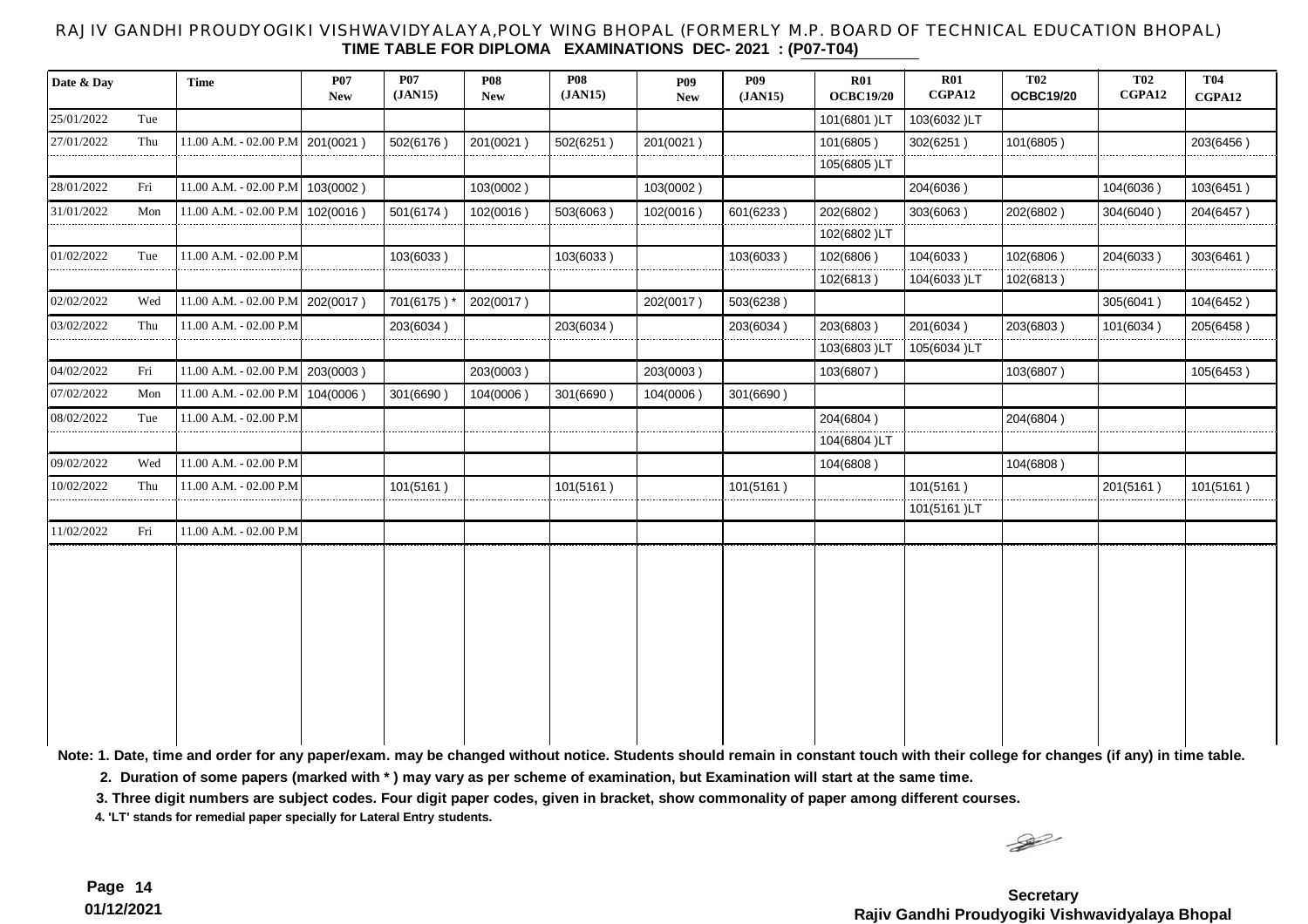RAJIV GANDHI PROUDYOGIKI VISHWAVIDYALAYA,POLY WING BHOPAL (FORMERLY M.P. BOARD OF TECHNICAL EDUCATION BHOPAL)

**TIME TABLE FOR DIPLOMA EXAMINATIONS DEC- 2021 : (P07-T04)**

| Date & Day | | Time | P07 New | P07 (JAN15) | P08 New | P08 (JAN15) | P09 New | P09 (JAN15) | R01 OCBC19/20 | R01 CGPA12 | T02 OCBC19/20 | T02 CGPA12 | T04 CGPA12 |
|---|---|---|---|---|---|---|---|---|---|---|---|---|---|
| 25/01/2022 | Tue | | | | | | | | 101(6801 )LT | 103(6032 )LT | | | |
| 27/01/2022 | Thu | 11.00 A.M. - 02.00 P.M | 201(0021 ) | 502(6176 ) | 201(0021 ) | 502(6251 ) | 201(0021 ) | | 101(6805 ) | 302(6251 ) | 101(6805 ) | | 203(6456 ) |
| | | | | | | | | | 105(6805 )LT | | | | |
| 28/01/2022 | Fri | 11.00 A.M. - 02.00 P.M | 103(0002 ) | | 103(0002 ) | | 103(0002 ) | | | 204(6036 ) | | 104(6036 ) | 103(6451 ) |
| 31/01/2022 | Mon | 11.00 A.M. - 02.00 P.M | 102(0016 ) | 501(6174 ) | 102(0016 ) | 503(6063 ) | 102(0016 ) | 601(6233 ) | 202(6802 ) | 303(6063 ) | 202(6802 ) | 304(6040 ) | 204(6457 ) |
| | | | | | | | | | 102(6802 )LT | | | | |
| 01/02/2022 | Tue | 11.00 A.M. - 02.00 P.M | | 103(6033 ) | | 103(6033 ) | | 103(6033 ) | 102(6806 ) | 104(6033 ) | 102(6806 ) | 204(6033 ) | 303(6461 ) |
| | | | | | | | | | 102(6813 ) | 104(6033 )LT | 102(6813 ) | | |
| 02/02/2022 | Wed | 11.00 A.M. - 02.00 P.M | 202(0017 ) | 701(6175 ) * | 202(0017 ) | | 202(0017 ) | 503(6238 ) | | | | 305(6041 ) | 104(6452 ) |
| 03/02/2022 | Thu | 11.00 A.M. - 02.00 P.M | | 203(6034 ) | | 203(6034 ) | | 203(6034 ) | 203(6803 ) | 201(6034 ) | 203(6803 ) | 101(6034 ) | 205(6458 ) |
| | | | | | | | | | 103(6803 )LT | 105(6034 )LT | | | |
| 04/02/2022 | Fri | 11.00 A.M. - 02.00 P.M | 203(0003 ) | | 203(0003 ) | | 203(0003 ) | | 103(6807 ) | | 103(6807 ) | | 105(6453 ) |
| 07/02/2022 | Mon | 11.00 A.M. - 02.00 P.M | 104(0006 ) | 301(6690 ) | 104(0006 ) | 301(6690 ) | 104(0006 ) | 301(6690 ) | | | | | |
| 08/02/2022 | Tue | 11.00 A.M. - 02.00 P.M | | | | | | | 204(6804 ) | | 204(6804 ) | | |
| | | | | | | | | | 104(6804 )LT | | | | |
| 09/02/2022 | Wed | 11.00 A.M. - 02.00 P.M | | | | | | | 104(6808 ) | | 104(6808 ) | | |
| 10/02/2022 | Thu | 11.00 A.M. - 02.00 P.M | | 101(5161 ) | | 101(5161 ) | | 101(5161 ) | | 101(5161 ) | | 201(5161 ) | 101(5161 ) |
| | | | | | | | | | | 101(5161 )LT | | | |
| 11/02/2022 | Fri | 11.00 A.M. - 02.00 P.M | | | | | | | | | | | |

**Note: 1. Date, time and order for any paper/exam. may be changed without notice. Students should remain in constant touch with their college for changes (if any) in time table.**

**2. Duration of some papers (marked with * ) may vary as per scheme of examination, but Examination will start at the same time.**

**3. Three digit numbers are subject codes. Four digit paper codes, given in bracket, show commonality of paper among different courses.**

**4. 'LT' stands for remedial paper specially for Lateral Entry students.**

**01/12/2021**

**Secretary**
**Rajiv Gandhi Proudyogiki Vishwavidyalaya Bhopal**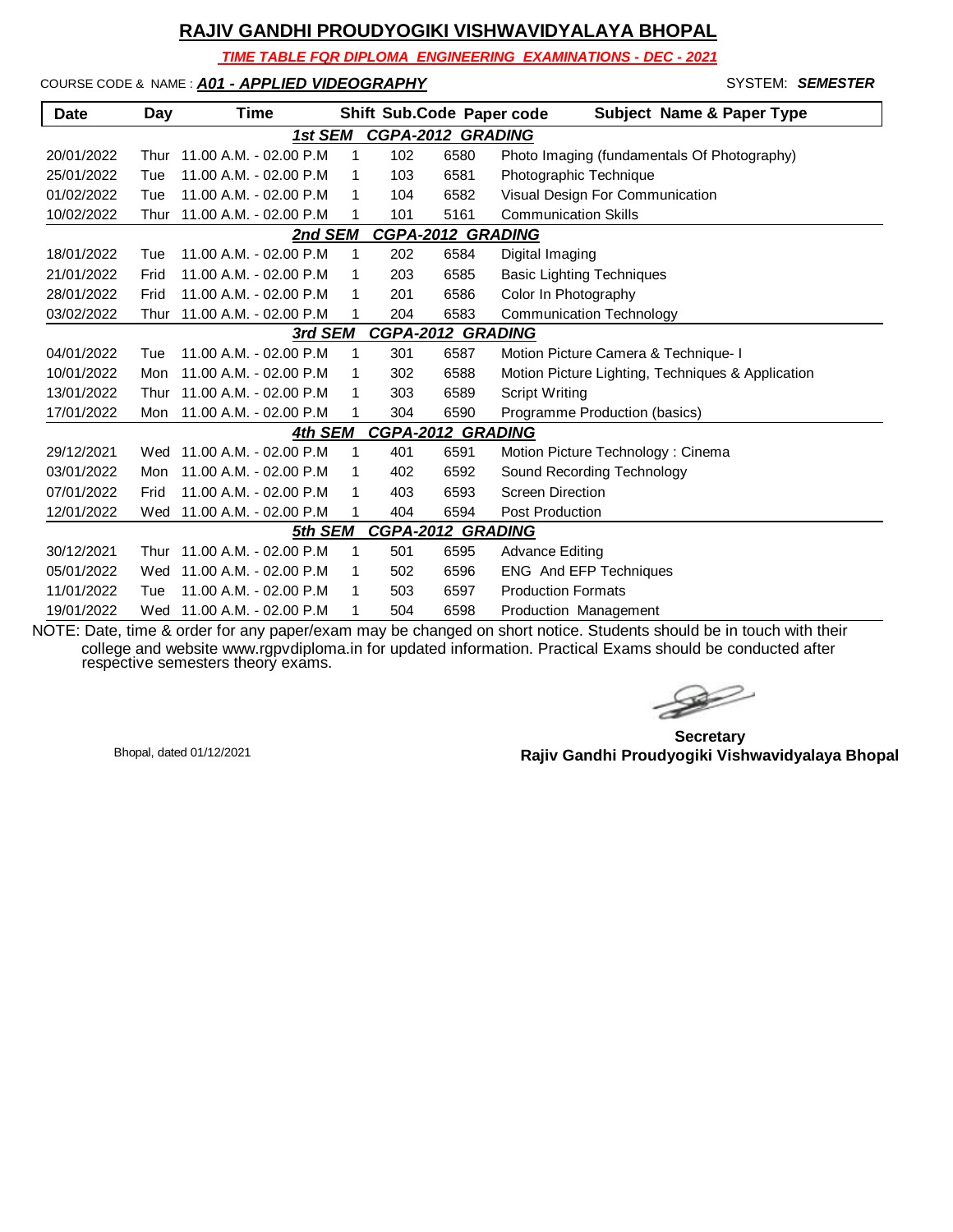# RAJIV GANDHI PROUDYOGIKI VISHWAVIDYALAYA BHOPAL

***TIME TABLE FOR DIPLOMA ENGINEERING EXAMINATIONS - DEC - 2021***

COURSE CODE & NAME : ***A01 - APPLIED VIDEOGRAPHY*** SYSTEM: ***SEMESTER***

| Date | Day | Time | Shift | Sub.Code | Paper code | Subject Name & Paper Type |
|---|---|---|---|---|---|---|
| | | | ***1st SEM CGPA-2012 GRADING*** | | | |
| 20/01/2022 | Thur | 11.00 A.M. - 02.00 P.M | 1 | 102 | 6580 | Photo Imaging (fundamentals Of Photography) |
| 25/01/2022 | Tue | 11.00 A.M. - 02.00 P.M | 1 | 103 | 6581 | Photographic Technique |
| 01/02/2022 | Tue | 11.00 A.M. - 02.00 P.M | 1 | 104 | 6582 | Visual Design For Communication |
| 10/02/2022 | Thur | 11.00 A.M. - 02.00 P.M | 1 | 101 | 5161 | Communication Skills |
| | | | ***2nd SEM CGPA-2012 GRADING*** | | | |
| 18/01/2022 | Tue | 11.00 A.M. - 02.00 P.M | 1 | 202 | 6584 | Digital Imaging |
| 21/01/2022 | Frid | 11.00 A.M. - 02.00 P.M | 1 | 203 | 6585 | Basic Lighting Techniques |
| 28/01/2022 | Frid | 11.00 A.M. - 02.00 P.M | 1 | 201 | 6586 | Color In Photography |
| 03/02/2022 | Thur | 11.00 A.M. - 02.00 P.M | 1 | 204 | 6583 | Communication Technology |
| | | | ***3rd SEM CGPA-2012 GRADING*** | | | |
| 04/01/2022 | Tue | 11.00 A.M. - 02.00 P.M | 1 | 301 | 6587 | Motion Picture Camera & Technique- I |
| 10/01/2022 | Mon | 11.00 A.M. - 02.00 P.M | 1 | 302 | 6588 | Motion Picture Lighting, Techniques & Application |
| 13/01/2022 | Thur | 11.00 A.M. - 02.00 P.M | 1 | 303 | 6589 | Script Writing |
| 17/01/2022 | Mon | 11.00 A.M. - 02.00 P.M | 1 | 304 | 6590 | Programme Production (basics) |
| | | | ***4th SEM CGPA-2012 GRADING*** | | | |
| 29/12/2021 | Wed | 11.00 A.M. - 02.00 P.M | 1 | 401 | 6591 | Motion Picture Technology : Cinema |
| 03/01/2022 | Mon | 11.00 A.M. - 02.00 P.M | 1 | 402 | 6592 | Sound Recording Technology |
| 07/01/2022 | Frid | 11.00 A.M. - 02.00 P.M | 1 | 403 | 6593 | Screen Direction |
| 12/01/2022 | Wed | 11.00 A.M. - 02.00 P.M | 1 | 404 | 6594 | Post Production |
| | | | ***5th SEM CGPA-2012 GRADING*** | | | |
| 30/12/2021 | Thur | 11.00 A.M. - 02.00 P.M | 1 | 501 | 6595 | Advance Editing |
| 05/01/2022 | Wed | 11.00 A.M. - 02.00 P.M | 1 | 502 | 6596 | ENG And EFP Techniques |
| 11/01/2022 | Tue | 11.00 A.M. - 02.00 P.M | 1 | 503 | 6597 | Production Formats |
| 19/01/2022 | Wed | 11.00 A.M. - 02.00 P.M | 1 | 504 | 6598 | Production Management |

NOTE: Date, time & order for any paper/exam may be changed on short notice. Students should be in touch with their college and website www.rgpvdiploma.in for updated information. Practical Exams should be conducted after respective semesters theory exams.

Bhopal, dated 01/12/2021

**Secretary**
**Rajiv Gandhi Proudyogiki Vishwavidyalaya Bhopal**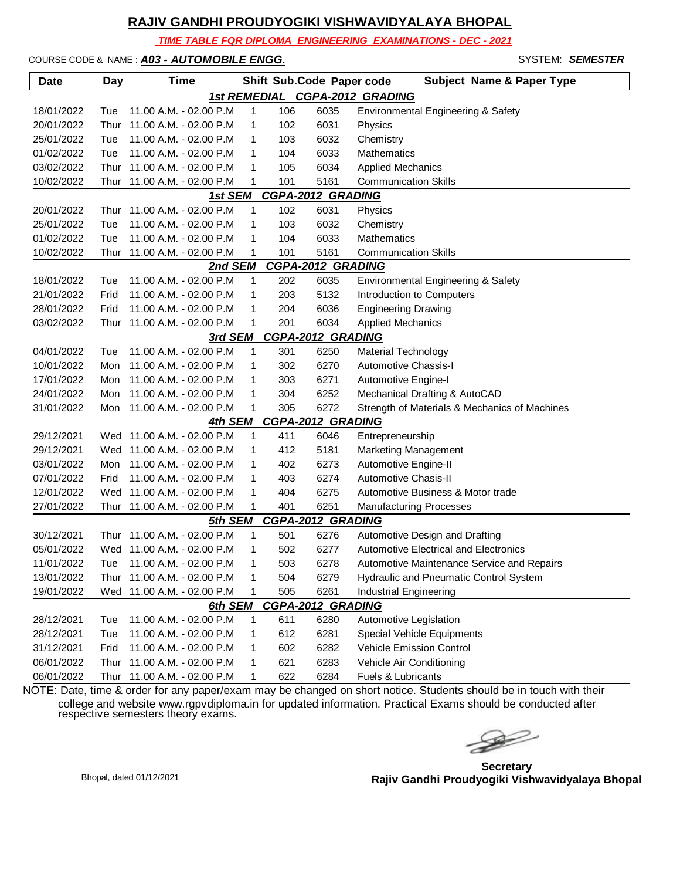# RAJIV GANDHI PROUDYOGIKI VISHWAVIDYALAYA BHOPAL

***TIME TABLE FOR DIPLOMA ENGINEERING EXAMINATIONS - DEC - 2021***

COURSE CODE & NAME : ***A03 - AUTOMOBILE ENGG.*** SYSTEM: ***SEMESTER***

| Date | Day | Time | Shift | Sub.Code | Paper code | Subject Name & Paper Type |
|---|---|---|---|---|---|---|
| | | | ***1st REMEDIAL CGPA-2012 GRADING*** | | | |
| 18/01/2022 | Tue | 11.00 A.M. - 02.00 P.M | 1 | 106 | 6035 | Environmental Engineering & Safety |
| 20/01/2022 | Thur | 11.00 A.M. - 02.00 P.M | 1 | 102 | 6031 | Physics |
| 25/01/2022 | Tue | 11.00 A.M. - 02.00 P.M | 1 | 103 | 6032 | Chemistry |
| 01/02/2022 | Tue | 11.00 A.M. - 02.00 P.M | 1 | 104 | 6033 | Mathematics |
| 03/02/2022 | Thur | 11.00 A.M. - 02.00 P.M | 1 | 105 | 6034 | Applied Mechanics |
| 10/02/2022 | Thur | 11.00 A.M. - 02.00 P.M | 1 | 101 | 5161 | Communication Skills |
| | | | ***1st SEM CGPA-2012 GRADING*** | | | |
| 20/01/2022 | Thur | 11.00 A.M. - 02.00 P.M | 1 | 102 | 6031 | Physics |
| 25/01/2022 | Tue | 11.00 A.M. - 02.00 P.M | 1 | 103 | 6032 | Chemistry |
| 01/02/2022 | Tue | 11.00 A.M. - 02.00 P.M | 1 | 104 | 6033 | Mathematics |
| 10/02/2022 | Thur | 11.00 A.M. - 02.00 P.M | 1 | 101 | 5161 | Communication Skills |
| | | | ***2nd SEM CGPA-2012 GRADING*** | | | |
| 18/01/2022 | Tue | 11.00 A.M. - 02.00 P.M | 1 | 202 | 6035 | Environmental Engineering & Safety |
| 21/01/2022 | Frid | 11.00 A.M. - 02.00 P.M | 1 | 203 | 5132 | Introduction to Computers |
| 28/01/2022 | Frid | 11.00 A.M. - 02.00 P.M | 1 | 204 | 6036 | Engineering Drawing |
| 03/02/2022 | Thur | 11.00 A.M. - 02.00 P.M | 1 | 201 | 6034 | Applied Mechanics |
| | | | ***3rd SEM CGPA-2012 GRADING*** | | | |
| 04/01/2022 | Tue | 11.00 A.M. - 02.00 P.M | 1 | 301 | 6250 | Material Technology |
| 10/01/2022 | Mon | 11.00 A.M. - 02.00 P.M | 1 | 302 | 6270 | Automotive Chassis-I |
| 17/01/2022 | Mon | 11.00 A.M. - 02.00 P.M | 1 | 303 | 6271 | Automotive Engine-I |
| 24/01/2022 | Mon | 11.00 A.M. - 02.00 P.M | 1 | 304 | 6252 | Mechanical Drafting & AutoCAD |
| 31/01/2022 | Mon | 11.00 A.M. - 02.00 P.M | 1 | 305 | 6272 | Strength of Materials & Mechanics of Machines |
| | | | ***4th SEM CGPA-2012 GRADING*** | | | |
| 29/12/2021 | Wed | 11.00 A.M. - 02.00 P.M | 1 | 411 | 6046 | Entrepreneurship |
| 29/12/2021 | Wed | 11.00 A.M. - 02.00 P.M | 1 | 412 | 5181 | Marketing Management |
| 03/01/2022 | Mon | 11.00 A.M. - 02.00 P.M | 1 | 402 | 6273 | Automotive Engine-II |
| 07/01/2022 | Frid | 11.00 A.M. - 02.00 P.M | 1 | 403 | 6274 | Automotive Chasis-II |
| 12/01/2022 | Wed | 11.00 A.M. - 02.00 P.M | 1 | 404 | 6275 | Automotive Business & Motor trade |
| 27/01/2022 | Thur | 11.00 A.M. - 02.00 P.M | 1 | 401 | 6251 | Manufacturing Processes |
| | | | ***5th SEM CGPA-2012 GRADING*** | | | |
| 30/12/2021 | Thur | 11.00 A.M. - 02.00 P.M | 1 | 501 | 6276 | Automotive Design and Drafting |
| 05/01/2022 | Wed | 11.00 A.M. - 02.00 P.M | 1 | 502 | 6277 | Automotive Electrical and Electronics |
| 11/01/2022 | Tue | 11.00 A.M. - 02.00 P.M | 1 | 503 | 6278 | Automotive Maintenance Service and Repairs |
| 13/01/2022 | Thur | 11.00 A.M. - 02.00 P.M | 1 | 504 | 6279 | Hydraulic and Pneumatic Control System |
| 19/01/2022 | Wed | 11.00 A.M. - 02.00 P.M | 1 | 505 | 6261 | Industrial Engineering |
| | | | ***6th SEM CGPA-2012 GRADING*** | | | |
| 28/12/2021 | Tue | 11.00 A.M. - 02.00 P.M | 1 | 611 | 6280 | Automotive Legislation |
| 28/12/2021 | Tue | 11.00 A.M. - 02.00 P.M | 1 | 612 | 6281 | Special Vehicle Equipments |
| 31/12/2021 | Frid | 11.00 A.M. - 02.00 P.M | 1 | 602 | 6282 | Vehicle Emission Control |
| 06/01/2022 | Thur | 11.00 A.M. - 02.00 P.M | 1 | 621 | 6283 | Vehicle Air Conditioning |
| 06/01/2022 | Thur | 11.00 A.M. - 02.00 P.M | 1 | 622 | 6284 | Fuels & Lubricants |

NOTE: Date, time & order for any paper/exam may be changed on short notice. Students should be in touch with their college and website www.rgpvdiploma.in for updated information. Practical Exams should be conducted after respective semesters theory exams.

Bhopal, dated 01/12/2021

**Secretary**
**Rajiv Gandhi Proudyogiki Vishwavidyalaya Bhopal**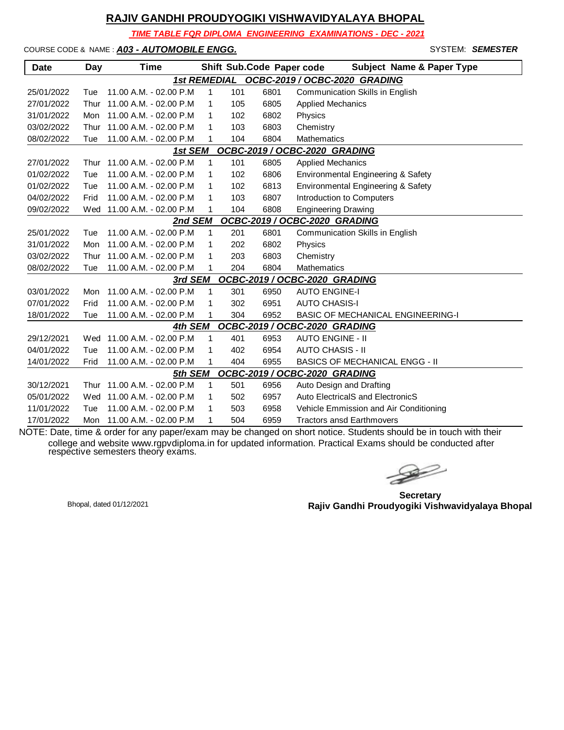# RAJIV GANDHI PROUDYOGIKI VISHWAVIDYALAYA BHOPAL

***TIME TABLE FOR DIPLOMA ENGINEERING EXAMINATIONS - DEC - 2021***

COURSE CODE & NAME : ***A03 - AUTOMOBILE ENGG.*** SYSTEM: ***SEMESTER***

| Date | Day | Time | Shift | Sub.Code | Paper code | Subject Name & Paper Type |
|---|---|---|---|---|---|---|
| | | | ***1st REMEDIAL OCBC-2019 / OCBC-2020 GRADING*** | | | |
| 25/01/2022 | Tue | 11.00 A.M. - 02.00 P.M | 1 | 101 | 6801 | Communication Skills in English |
| 27/01/2022 | Thur | 11.00 A.M. - 02.00 P.M | 1 | 105 | 6805 | Applied Mechanics |
| 31/01/2022 | Mon | 11.00 A.M. - 02.00 P.M | 1 | 102 | 6802 | Physics |
| 03/02/2022 | Thur | 11.00 A.M. - 02.00 P.M | 1 | 103 | 6803 | Chemistry |
| 08/02/2022 | Tue | 11.00 A.M. - 02.00 P.M | 1 | 104 | 6804 | Mathematics |
| | | | ***1st SEM OCBC-2019 / OCBC-2020 GRADING*** | | | |
| 27/01/2022 | Thur | 11.00 A.M. - 02.00 P.M | 1 | 101 | 6805 | Applied Mechanics |
| 01/02/2022 | Tue | 11.00 A.M. - 02.00 P.M | 1 | 102 | 6806 | Environmental Engineering & Safety |
| 01/02/2022 | Tue | 11.00 A.M. - 02.00 P.M | 1 | 102 | 6813 | Environmental Engineering & Safety |
| 04/02/2022 | Frid | 11.00 A.M. - 02.00 P.M | 1 | 103 | 6807 | Introduction to Computers |
| 09/02/2022 | Wed | 11.00 A.M. - 02.00 P.M | 1 | 104 | 6808 | Engineering Drawing |
| | | | ***2nd SEM OCBC-2019 / OCBC-2020 GRADING*** | | | |
| 25/01/2022 | Tue | 11.00 A.M. - 02.00 P.M | 1 | 201 | 6801 | Communication Skills in English |
| 31/01/2022 | Mon | 11.00 A.M. - 02.00 P.M | 1 | 202 | 6802 | Physics |
| 03/02/2022 | Thur | 11.00 A.M. - 02.00 P.M | 1 | 203 | 6803 | Chemistry |
| 08/02/2022 | Tue | 11.00 A.M. - 02.00 P.M | 1 | 204 | 6804 | Mathematics |
| | | | ***3rd SEM OCBC-2019 / OCBC-2020 GRADING*** | | | |
| 03/01/2022 | Mon | 11.00 A.M. - 02.00 P.M | 1 | 301 | 6950 | AUTO ENGINE-I |
| 07/01/2022 | Frid | 11.00 A.M. - 02.00 P.M | 1 | 302 | 6951 | AUTO CHASIS-I |
| 18/01/2022 | Tue | 11.00 A.M. - 02.00 P.M | 1 | 304 | 6952 | BASIC OF MECHANICAL ENGINEERING-I |
| | | | ***4th SEM OCBC-2019 / OCBC-2020 GRADING*** | | | |
| 29/12/2021 | Wed | 11.00 A.M. - 02.00 P.M | 1 | 401 | 6953 | AUTO ENGINE - II |
| 04/01/2022 | Tue | 11.00 A.M. - 02.00 P.M | 1 | 402 | 6954 | AUTO CHASIS - II |
| 14/01/2022 | Frid | 11.00 A.M. - 02.00 P.M | 1 | 404 | 6955 | BASICS OF MECHANICAL ENGG - II |
| | | | ***5th SEM OCBC-2019 / OCBC-2020 GRADING*** | | | |
| 30/12/2021 | Thur | 11.00 A.M. - 02.00 P.M | 1 | 501 | 6956 | Auto Design and Drafting |
| 05/01/2022 | Wed | 11.00 A.M. - 02.00 P.M | 1 | 502 | 6957 | Auto ElectricalS and ElectronicS |
| 11/01/2022 | Tue | 11.00 A.M. - 02.00 P.M | 1 | 503 | 6958 | Vehicle Emmission and Air Conditioning |
| 17/01/2022 | Mon | 11.00 A.M. - 02.00 P.M | 1 | 504 | 6959 | Tractors ansd Earthmovers |

NOTE: Date, time & order for any paper/exam may be changed on short notice. Students should be in touch with their college and website www.rgpvdiploma.in for updated information. Practical Exams should be conducted after respective semesters theory exams.

Bhopal, dated 01/12/2021

**Secretary**
**Rajiv Gandhi Proudyogiki Vishwavidyalaya Bhopal**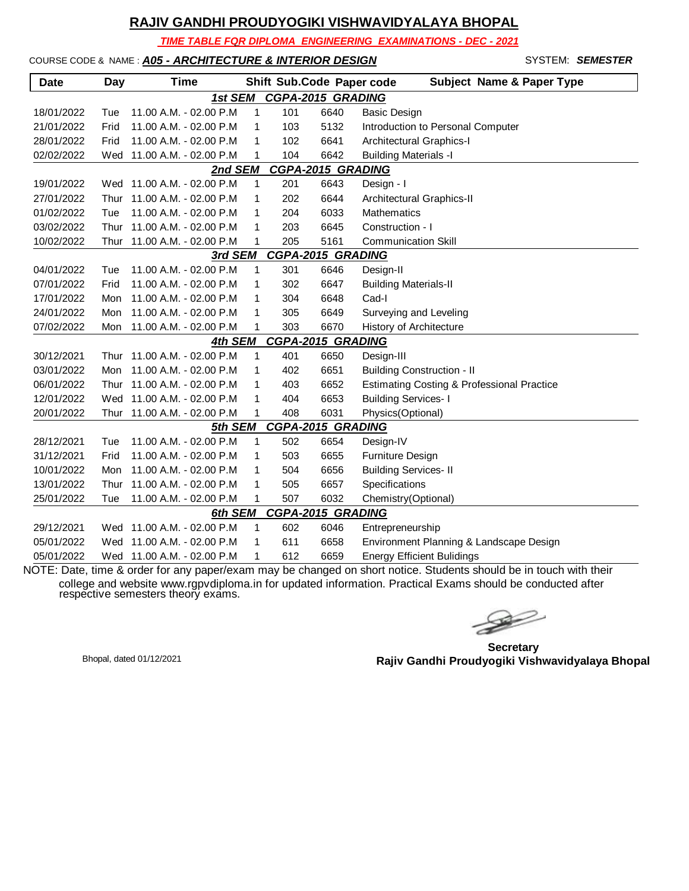# RAJIV GANDHI PROUDYOGIKI VISHWAVIDYALAYA BHOPAL

***TIME TABLE FOR DIPLOMA ENGINEERING EXAMINATIONS - DEC - 2021***

COURSE CODE & NAME : ***A05 - ARCHITECTURE & INTERIOR DESIGN*** SYSTEM: ***SEMESTER***

| Date | Day | Time | Shift | Sub.Code | Paper code | Subject Name & Paper Type |
|---|---|---|---|---|---|---|
| | | | ***1st SEM*** | ***CGPA-2015 GRADING*** | | |
| 18/01/2022 | Tue | 11.00 A.M. - 02.00 P.M | 1 | 101 | 6640 | Basic Design |
| 21/01/2022 | Frid | 11.00 A.M. - 02.00 P.M | 1 | 103 | 5132 | Introduction to Personal Computer |
| 28/01/2022 | Frid | 11.00 A.M. - 02.00 P.M | 1 | 102 | 6641 | Architectural Graphics-I |
| 02/02/2022 | Wed | 11.00 A.M. - 02.00 P.M | 1 | 104 | 6642 | Building Materials -I |
| | | | ***2nd SEM*** | ***CGPA-2015 GRADING*** | | |
| 19/01/2022 | Wed | 11.00 A.M. - 02.00 P.M | 1 | 201 | 6643 | Design - I |
| 27/01/2022 | Thur | 11.00 A.M. - 02.00 P.M | 1 | 202 | 6644 | Architectural Graphics-II |
| 01/02/2022 | Tue | 11.00 A.M. - 02.00 P.M | 1 | 204 | 6033 | Mathematics |
| 03/02/2022 | Thur | 11.00 A.M. - 02.00 P.M | 1 | 203 | 6645 | Construction - I |
| 10/02/2022 | Thur | 11.00 A.M. - 02.00 P.M | 1 | 205 | 5161 | Communication Skill |
| | | | ***3rd SEM*** | ***CGPA-2015 GRADING*** | | |
| 04/01/2022 | Tue | 11.00 A.M. - 02.00 P.M | 1 | 301 | 6646 | Design-II |
| 07/01/2022 | Frid | 11.00 A.M. - 02.00 P.M | 1 | 302 | 6647 | Building Materials-II |
| 17/01/2022 | Mon | 11.00 A.M. - 02.00 P.M | 1 | 304 | 6648 | Cad-I |
| 24/01/2022 | Mon | 11.00 A.M. - 02.00 P.M | 1 | 305 | 6649 | Surveying and Leveling |
| 07/02/2022 | Mon | 11.00 A.M. - 02.00 P.M | 1 | 303 | 6670 | History of Architecture |
| | | | ***4th SEM*** | ***CGPA-2015 GRADING*** | | |
| 30/12/2021 | Thur | 11.00 A.M. - 02.00 P.M | 1 | 401 | 6650 | Design-III |
| 03/01/2022 | Mon | 11.00 A.M. - 02.00 P.M | 1 | 402 | 6651 | Building Construction - II |
| 06/01/2022 | Thur | 11.00 A.M. - 02.00 P.M | 1 | 403 | 6652 | Estimating Costing & Professional Practice |
| 12/01/2022 | Wed | 11.00 A.M. - 02.00 P.M | 1 | 404 | 6653 | Building Services- I |
| 20/01/2022 | Thur | 11.00 A.M. - 02.00 P.M | 1 | 408 | 6031 | Physics(Optional) |
| | | | ***5th SEM*** | ***CGPA-2015 GRADING*** | | |
| 28/12/2021 | Tue | 11.00 A.M. - 02.00 P.M | 1 | 502 | 6654 | Design-IV |
| 31/12/2021 | Frid | 11.00 A.M. - 02.00 P.M | 1 | 503 | 6655 | Furniture Design |
| 10/01/2022 | Mon | 11.00 A.M. - 02.00 P.M | 1 | 504 | 6656 | Building Services- II |
| 13/01/2022 | Thur | 11.00 A.M. - 02.00 P.M | 1 | 505 | 6657 | Specifications |
| 25/01/2022 | Tue | 11.00 A.M. - 02.00 P.M | 1 | 507 | 6032 | Chemistry(Optional) |
| | | | ***6th SEM*** | ***CGPA-2015 GRADING*** | | |
| 29/12/2021 | Wed | 11.00 A.M. - 02.00 P.M | 1 | 602 | 6046 | Entrepreneurship |
| 05/01/2022 | Wed | 11.00 A.M. - 02.00 P.M | 1 | 611 | 6658 | Environment Planning & Landscape Design |
| 05/01/2022 | Wed | 11.00 A.M. - 02.00 P.M | 1 | 612 | 6659 | Energy Efficient Bulidings |

NOTE: Date, time & order for any paper/exam may be changed on short notice. Students should be in touch with their college and website www.rgpvdiploma.in for updated information. Practical Exams should be conducted after respective semesters theory exams.

Bhopal, dated 01/12/2021

**Secretary**
**Rajiv Gandhi Proudyogiki Vishwavidyalaya Bhopal**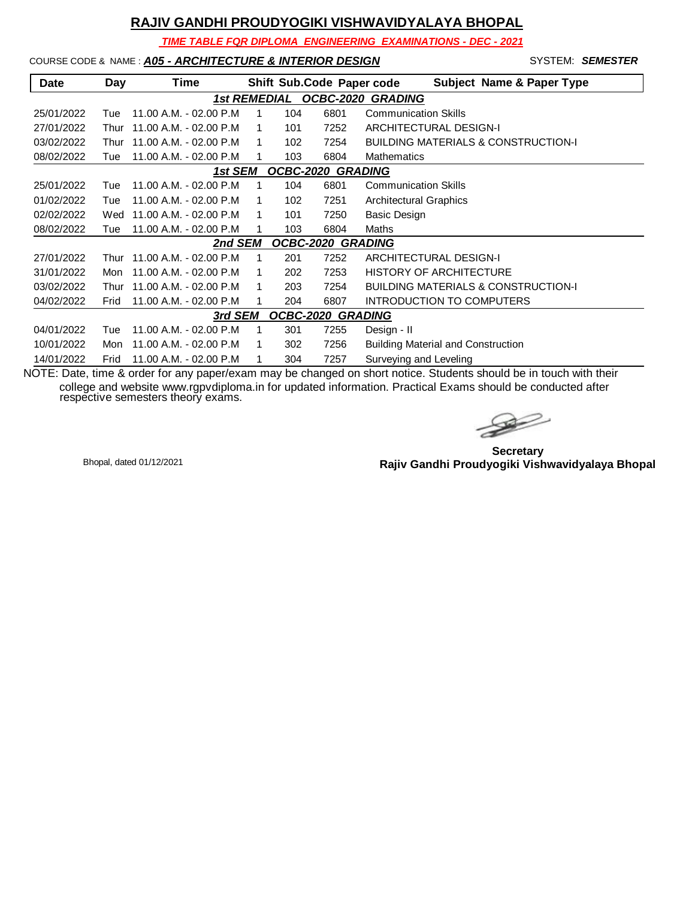# RAJIV GANDHI PROUDYOGIKI VISHWAVIDYALAYA BHOPAL

***TIME TABLE FOR DIPLOMA ENGINEERING EXAMINATIONS - DEC - 2021***

COURSE CODE & NAME : ***A05 - ARCHITECTURE & INTERIOR DESIGN*** SYSTEM: ***SEMESTER***

| Date | Day | Time | Shift | Sub.Code | Paper code | Subject Name & Paper Type |
|---|---|---|---|---|---|---|
| | | | ***1st REMEDIAL OCBC-2020 GRADING*** | | | |
| 25/01/2022 | Tue | 11.00 A.M. - 02.00 P.M | 1 | 104 | 6801 | Communication Skills |
| 27/01/2022 | Thur | 11.00 A.M. - 02.00 P.M | 1 | 101 | 7252 | ARCHITECTURAL DESIGN-I |
| 03/02/2022 | Thur | 11.00 A.M. - 02.00 P.M | 1 | 102 | 7254 | BUILDING MATERIALS & CONSTRUCTION-I |
| 08/02/2022 | Tue | 11.00 A.M. - 02.00 P.M | 1 | 103 | 6804 | Mathematics |
| | | | ***1st SEM OCBC-2020 GRADING*** | | | |
| 25/01/2022 | Tue | 11.00 A.M. - 02.00 P.M | 1 | 104 | 6801 | Communication Skills |
| 01/02/2022 | Tue | 11.00 A.M. - 02.00 P.M | 1 | 102 | 7251 | Architectural Graphics |
| 02/02/2022 | Wed | 11.00 A.M. - 02.00 P.M | 1 | 101 | 7250 | Basic Design |
| 08/02/2022 | Tue | 11.00 A.M. - 02.00 P.M | 1 | 103 | 6804 | Maths |
| | | | ***2nd SEM OCBC-2020 GRADING*** | | | |
| 27/01/2022 | Thur | 11.00 A.M. - 02.00 P.M | 1 | 201 | 7252 | ARCHITECTURAL DESIGN-I |
| 31/01/2022 | Mon | 11.00 A.M. - 02.00 P.M | 1 | 202 | 7253 | HISTORY OF ARCHITECTURE |
| 03/02/2022 | Thur | 11.00 A.M. - 02.00 P.M | 1 | 203 | 7254 | BUILDING MATERIALS & CONSTRUCTION-I |
| 04/02/2022 | Frid | 11.00 A.M. - 02.00 P.M | 1 | 204 | 6807 | INTRODUCTION TO COMPUTERS |
| | | | ***3rd SEM OCBC-2020 GRADING*** | | | |
| 04/01/2022 | Tue | 11.00 A.M. - 02.00 P.M | 1 | 301 | 7255 | Design - II |
| 10/01/2022 | Mon | 11.00 A.M. - 02.00 P.M | 1 | 302 | 7256 | Building Material and Construction |
| 14/01/2022 | Frid | 11.00 A.M. - 02.00 P.M | 1 | 304 | 7257 | Surveying and Leveling |

NOTE: Date, time & order for any paper/exam may be changed on short notice. Students should be in touch with their college and website www.rgpvdiploma.in for updated information. Practical Exams should be conducted after respective semesters theory exams.

Bhopal, dated 01/12/2021

**Secretary**
**Rajiv Gandhi Proudyogiki Vishwavidyalaya Bhopal**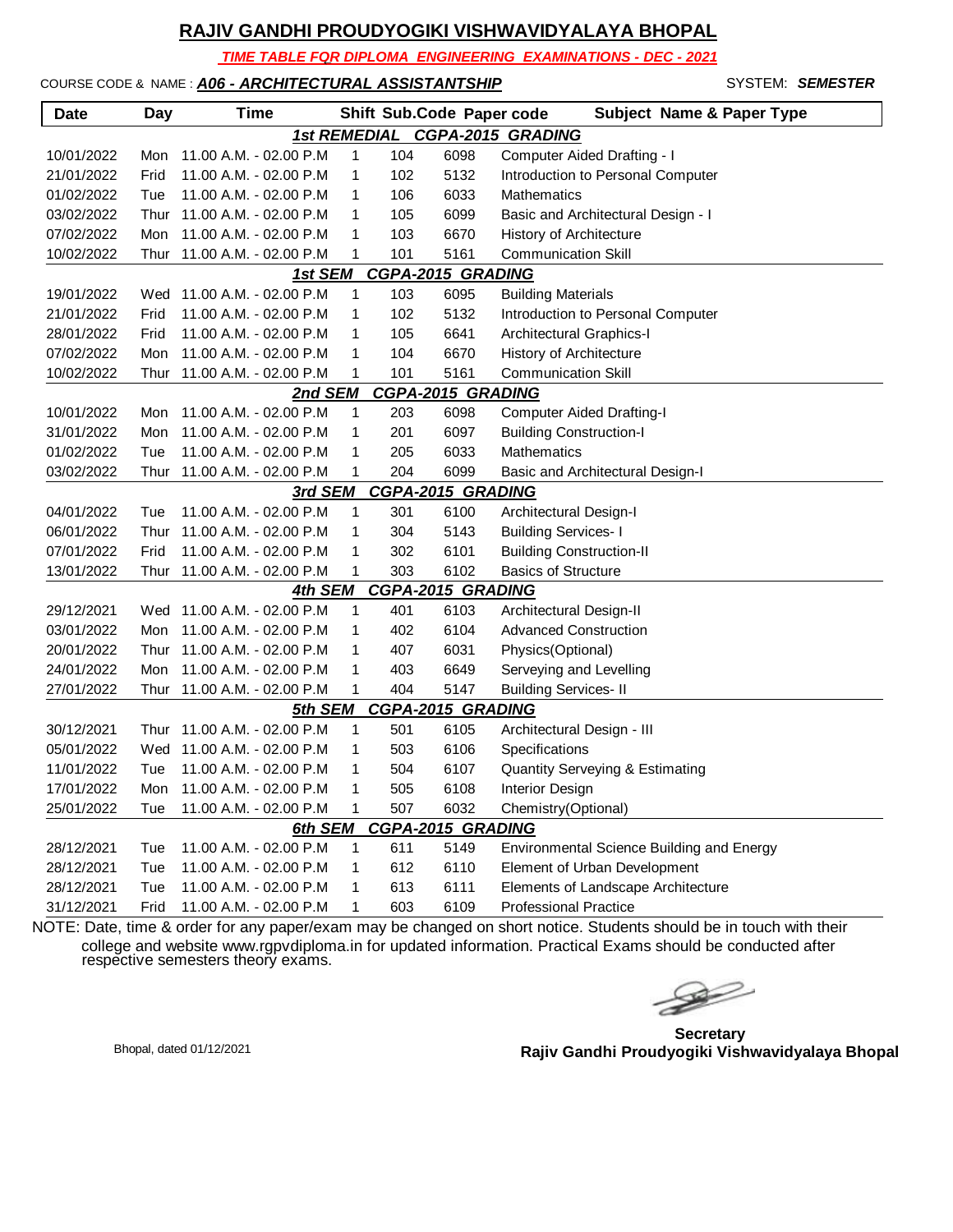# RAJIV GANDHI PROUDYOGIKI VISHWAVIDYALAYA BHOPAL

***TIME TABLE FOR DIPLOMA ENGINEERING EXAMINATIONS - DEC - 2021***

COURSE CODE & NAME : ***A06 - ARCHITECTURAL ASSISTANTSHIP*** SYSTEM: ***SEMESTER***

| Date | Day | Time | Shift | Sub.Code | Paper code | Subject Name & Paper Type |
|---|---|---|---|---|---|---|
| | | | ***1st REMEDIAL CGPA-2015 GRADING*** | | | |
| 10/01/2022 | Mon | 11.00 A.M. - 02.00 P.M | 1 | 104 | 6098 | Computer Aided Drafting - I |
| 21/01/2022 | Frid | 11.00 A.M. - 02.00 P.M | 1 | 102 | 5132 | Introduction to Personal Computer |
| 01/02/2022 | Tue | 11.00 A.M. - 02.00 P.M | 1 | 106 | 6033 | Mathematics |
| 03/02/2022 | Thur | 11.00 A.M. - 02.00 P.M | 1 | 105 | 6099 | Basic and Architectural Design - I |
| 07/02/2022 | Mon | 11.00 A.M. - 02.00 P.M | 1 | 103 | 6670 | History of Architecture |
| 10/02/2022 | Thur | 11.00 A.M. - 02.00 P.M | 1 | 101 | 5161 | Communication Skill |
| | | | ***1st SEM CGPA-2015 GRADING*** | | | |
| 19/01/2022 | Wed | 11.00 A.M. - 02.00 P.M | 1 | 103 | 6095 | Building Materials |
| 21/01/2022 | Frid | 11.00 A.M. - 02.00 P.M | 1 | 102 | 5132 | Introduction to Personal Computer |
| 28/01/2022 | Frid | 11.00 A.M. - 02.00 P.M | 1 | 105 | 6641 | Architectural Graphics-I |
| 07/02/2022 | Mon | 11.00 A.M. - 02.00 P.M | 1 | 104 | 6670 | History of Architecture |
| 10/02/2022 | Thur | 11.00 A.M. - 02.00 P.M | 1 | 101 | 5161 | Communication Skill |
| | | | ***2nd SEM CGPA-2015 GRADING*** | | | |
| 10/01/2022 | Mon | 11.00 A.M. - 02.00 P.M | 1 | 203 | 6098 | Computer Aided Drafting-I |
| 31/01/2022 | Mon | 11.00 A.M. - 02.00 P.M | 1 | 201 | 6097 | Building Construction-I |
| 01/02/2022 | Tue | 11.00 A.M. - 02.00 P.M | 1 | 205 | 6033 | Mathematics |
| 03/02/2022 | Thur | 11.00 A.M. - 02.00 P.M | 1 | 204 | 6099 | Basic and Architectural Design-I |
| | | | ***3rd SEM CGPA-2015 GRADING*** | | | |
| 04/01/2022 | Tue | 11.00 A.M. - 02.00 P.M | 1 | 301 | 6100 | Architectural Design-I |
| 06/01/2022 | Thur | 11.00 A.M. - 02.00 P.M | 1 | 304 | 5143 | Building Services- I |
| 07/01/2022 | Frid | 11.00 A.M. - 02.00 P.M | 1 | 302 | 6101 | Building Construction-II |
| 13/01/2022 | Thur | 11.00 A.M. - 02.00 P.M | 1 | 303 | 6102 | Basics of Structure |
| | | | ***4th SEM CGPA-2015 GRADING*** | | | |
| 29/12/2021 | Wed | 11.00 A.M. - 02.00 P.M | 1 | 401 | 6103 | Architectural Design-II |
| 03/01/2022 | Mon | 11.00 A.M. - 02.00 P.M | 1 | 402 | 6104 | Advanced Construction |
| 20/01/2022 | Thur | 11.00 A.M. - 02.00 P.M | 1 | 407 | 6031 | Physics(Optional) |
| 24/01/2022 | Mon | 11.00 A.M. - 02.00 P.M | 1 | 403 | 6649 | Serveying and Levelling |
| 27/01/2022 | Thur | 11.00 A.M. - 02.00 P.M | 1 | 404 | 5147 | Building Services- II |
| | | | ***5th SEM CGPA-2015 GRADING*** | | | |
| 30/12/2021 | Thur | 11.00 A.M. - 02.00 P.M | 1 | 501 | 6105 | Architectural Design - III |
| 05/01/2022 | Wed | 11.00 A.M. - 02.00 P.M | 1 | 503 | 6106 | Specifications |
| 11/01/2022 | Tue | 11.00 A.M. - 02.00 P.M | 1 | 504 | 6107 | Quantity Serveying & Estimating |
| 17/01/2022 | Mon | 11.00 A.M. - 02.00 P.M | 1 | 505 | 6108 | Interior Design |
| 25/01/2022 | Tue | 11.00 A.M. - 02.00 P.M | 1 | 507 | 6032 | Chemistry(Optional) |
| | | | ***6th SEM CGPA-2015 GRADING*** | | | |
| 28/12/2021 | Tue | 11.00 A.M. - 02.00 P.M | 1 | 611 | 5149 | Environmental Science Building and Energy |
| 28/12/2021 | Tue | 11.00 A.M. - 02.00 P.M | 1 | 612 | 6110 | Element of Urban Development |
| 28/12/2021 | Tue | 11.00 A.M. - 02.00 P.M | 1 | 613 | 6111 | Elements of Landscape Architecture |
| 31/12/2021 | Frid | 11.00 A.M. - 02.00 P.M | 1 | 603 | 6109 | Professional Practice |

NOTE: Date, time & order for any paper/exam may be changed on short notice. Students should be in touch with their college and website www.rgpvdiploma.in for updated information. Practical Exams should be conducted after respective semesters theory exams.

Bhopal, dated 01/12/2021

**Secretary**
**Rajiv Gandhi Proudyogiki Vishwavidyalaya Bhopal**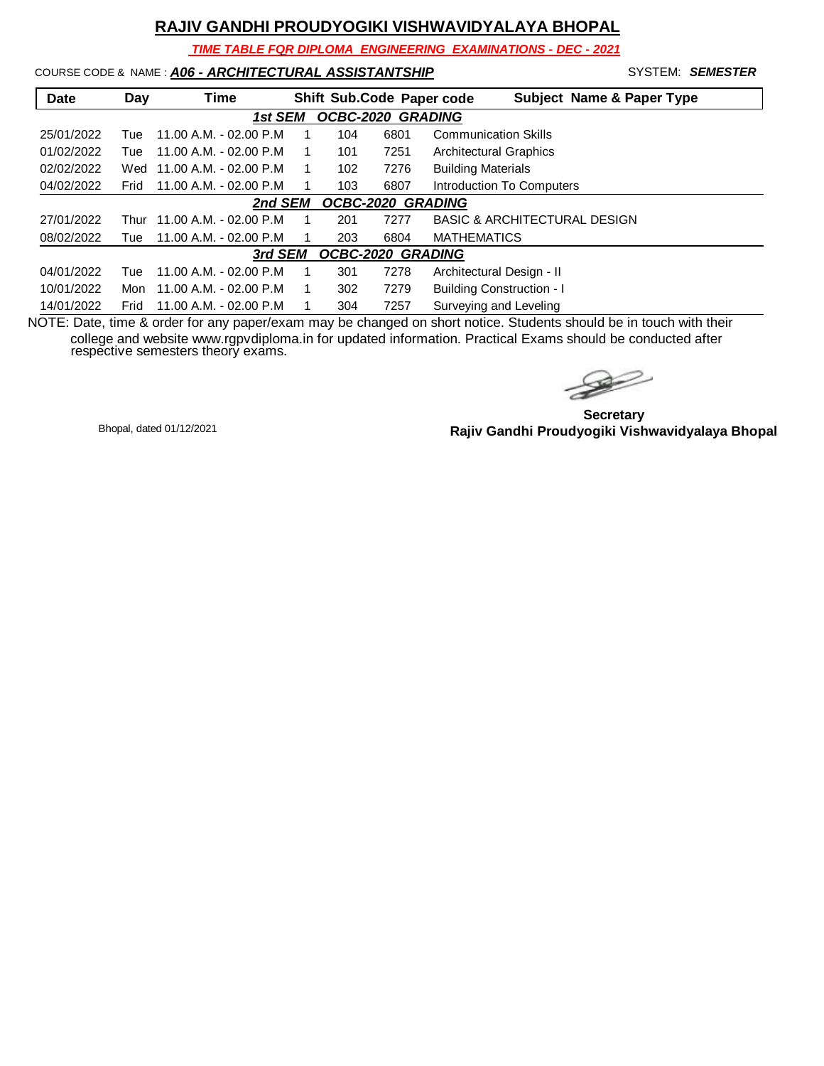# RAJIV GANDHI PROUDYOGIKI VISHWAVIDYALAYA BHOPAL

***TIME TABLE FOR DIPLOMA ENGINEERING EXAMINATIONS - DEC - 2021***

COURSE CODE & NAME : ***A06 - ARCHITECTURAL ASSISTANTSHIP*** SYSTEM: ***SEMESTER***

| Date | Day | Time | Shift | Sub.Code | Paper code | Subject Name & Paper Type |
|---|---|---|---|---|---|---|
| | | ***1st SEM OCBC-2020 GRADING*** | | | | |
| 25/01/2022 | Tue | 11.00 A.M. - 02.00 P.M | 1 | 104 | 6801 | Communication Skills |
| 01/02/2022 | Tue | 11.00 A.M. - 02.00 P.M | 1 | 101 | 7251 | Architectural Graphics |
| 02/02/2022 | Wed | 11.00 A.M. - 02.00 P.M | 1 | 102 | 7276 | Building Materials |
| 04/02/2022 | Frid | 11.00 A.M. - 02.00 P.M | 1 | 103 | 6807 | Introduction To Computers |
| | | ***2nd SEM OCBC-2020 GRADING*** | | | | |
| 27/01/2022 | Thur | 11.00 A.M. - 02.00 P.M | 1 | 201 | 7277 | BASIC & ARCHITECTURAL DESIGN |
| 08/02/2022 | Tue | 11.00 A.M. - 02.00 P.M | 1 | 203 | 6804 | MATHEMATICS |
| | | ***3rd SEM OCBC-2020 GRADING*** | | | | |
| 04/01/2022 | Tue | 11.00 A.M. - 02.00 P.M | 1 | 301 | 7278 | Architectural Design - II |
| 10/01/2022 | Mon | 11.00 A.M. - 02.00 P.M | 1 | 302 | 7279 | Building Construction - I |
| 14/01/2022 | Frid | 11.00 A.M. - 02.00 P.M | 1 | 304 | 7257 | Surveying and Leveling |

NOTE: Date, time & order for any paper/exam may be changed on short notice. Students should be in touch with their college and website www.rgpvdiploma.in for updated information. Practical Exams should be conducted after respective semesters theory exams.

Bhopal, dated 01/12/2021

**Secretary**
**Rajiv Gandhi Proudyogiki Vishwavidyalaya Bhopal**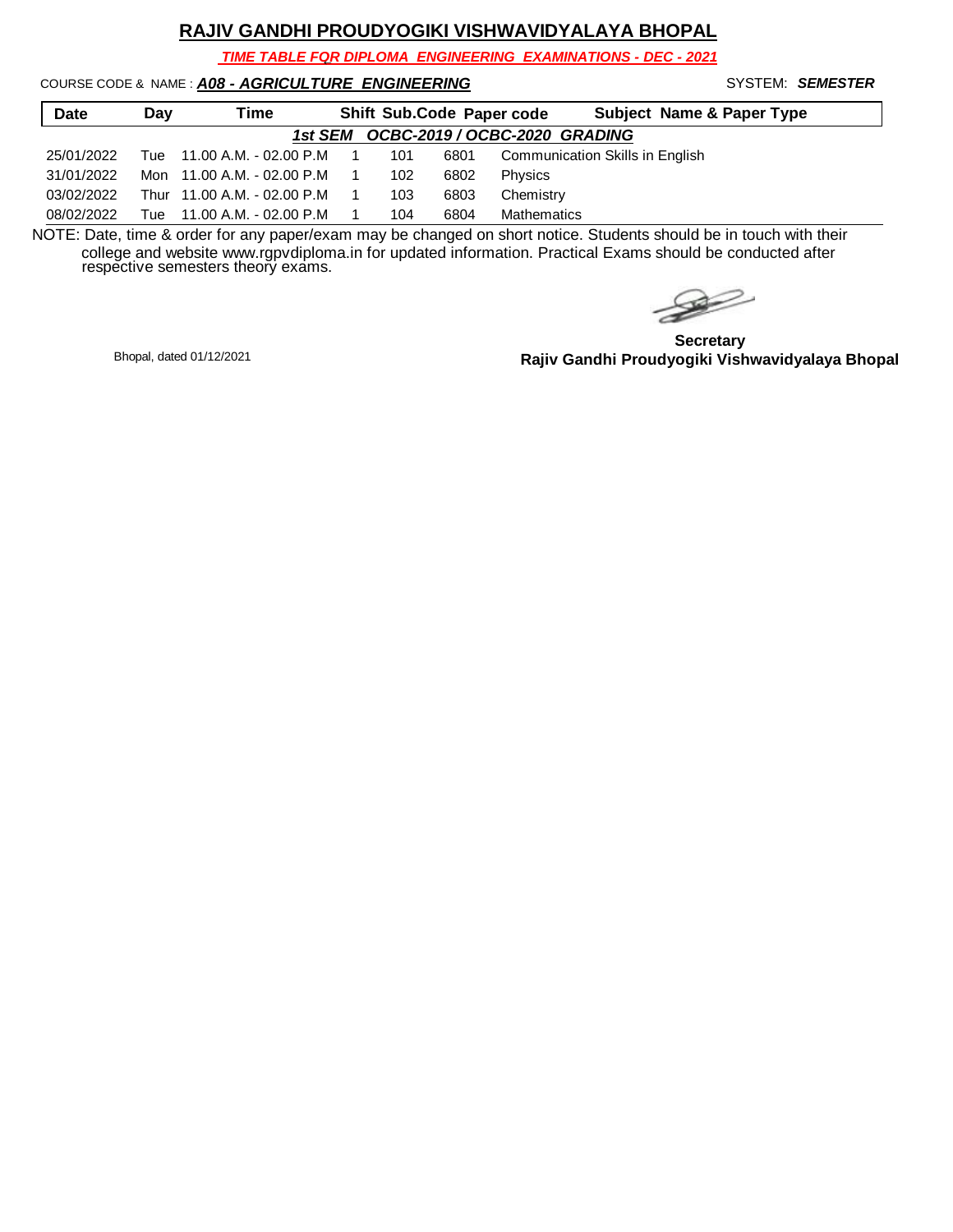# RAJIV GANDHI PROUDYOGIKI VISHWAVIDYALAYA BHOPAL

***TIME TABLE FOR DIPLOMA ENGINEERING EXAMINATIONS - DEC - 2021***

COURSE CODE & NAME : ***A08 - AGRICULTURE ENGINEERING*** SYSTEM: ***SEMESTER***

| Date | Day | Time | Shift | Sub.Code | Paper code | Subject Name & Paper Type |
|---|---|---|---|---|---|---|
| | | | ***1st SEM OCBC-2019 / OCBC-2020 GRADING*** | | | |
| 25/01/2022 | Tue | 11.00 A.M. - 02.00 P.M | 1 | 101 | 6801 | Communication Skills in English |
| 31/01/2022 | Mon | 11.00 A.M. - 02.00 P.M | 1 | 102 | 6802 | Physics |
| 03/02/2022 | Thur | 11.00 A.M. - 02.00 P.M | 1 | 103 | 6803 | Chemistry |
| 08/02/2022 | Tue | 11.00 A.M. - 02.00 P.M | 1 | 104 | 6804 | Mathematics |

NOTE: Date, time & order for any paper/exam may be changed on short notice. Students should be in touch with their college and website www.rgpvdiploma.in for updated information. Practical Exams should be conducted after respective semesters theory exams.

Bhopal, dated 01/12/2021

**Secretary**
**Rajiv Gandhi Proudyogiki Vishwavidyalaya Bhopal**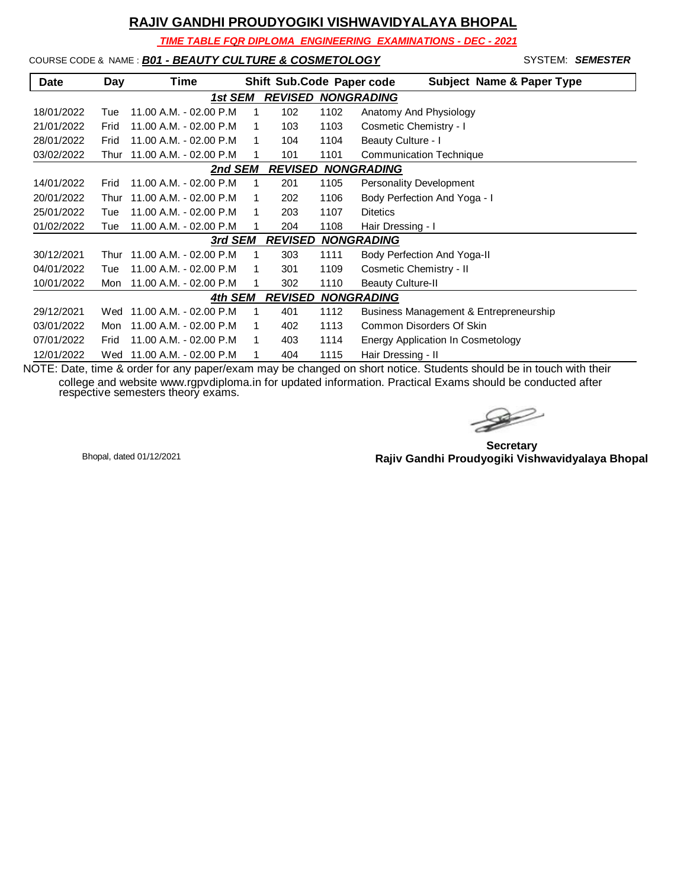# RAJIV GANDHI PROUDYOGIKI VISHWAVIDYALAYA BHOPAL

***TIME TABLE FOR DIPLOMA ENGINEERING EXAMINATIONS - DEC - 2021***

COURSE CODE & NAME : ***B01 - BEAUTY CULTURE & COSMETOLOGY*** SYSTEM: ***SEMESTER***

| Date | Day | Time | Shift | Sub.Code | Paper code | Subject Name & Paper Type |
|---|---|---|---|---|---|---|
| | | | ***1st SEM REVISED NONGRADING*** | | | |
| 18/01/2022 | Tue | 11.00 A.M. - 02.00 P.M | 1 | 102 | 1102 | Anatomy And Physiology |
| 21/01/2022 | Frid | 11.00 A.M. - 02.00 P.M | 1 | 103 | 1103 | Cosmetic Chemistry - I |
| 28/01/2022 | Frid | 11.00 A.M. - 02.00 P.M | 1 | 104 | 1104 | Beauty Culture - I |
| 03/02/2022 | Thur | 11.00 A.M. - 02.00 P.M | 1 | 101 | 1101 | Communication Technique |
| | | | ***2nd SEM REVISED NONGRADING*** | | | |
| 14/01/2022 | Frid | 11.00 A.M. - 02.00 P.M | 1 | 201 | 1105 | Personality Development |
| 20/01/2022 | Thur | 11.00 A.M. - 02.00 P.M | 1 | 202 | 1106 | Body Perfection And Yoga - I |
| 25/01/2022 | Tue | 11.00 A.M. - 02.00 P.M | 1 | 203 | 1107 | Ditetics |
| 01/02/2022 | Tue | 11.00 A.M. - 02.00 P.M | 1 | 204 | 1108 | Hair Dressing - I |
| | | | ***3rd SEM REVISED NONGRADING*** | | | |
| 30/12/2021 | Thur | 11.00 A.M. - 02.00 P.M | 1 | 303 | 1111 | Body Perfection And Yoga-II |
| 04/01/2022 | Tue | 11.00 A.M. - 02.00 P.M | 1 | 301 | 1109 | Cosmetic Chemistry - II |
| 10/01/2022 | Mon | 11.00 A.M. - 02.00 P.M | 1 | 302 | 1110 | Beauty Culture-II |
| | | | ***4th SEM REVISED NONGRADING*** | | | |
| 29/12/2021 | Wed | 11.00 A.M. - 02.00 P.M | 1 | 401 | 1112 | Business Management & Entrepreneurship |
| 03/01/2022 | Mon | 11.00 A.M. - 02.00 P.M | 1 | 402 | 1113 | Common Disorders Of Skin |
| 07/01/2022 | Frid | 11.00 A.M. - 02.00 P.M | 1 | 403 | 1114 | Energy Application In Cosmetology |
| 12/01/2022 | Wed | 11.00 A.M. - 02.00 P.M | 1 | 404 | 1115 | Hair Dressing - II |

NOTE: Date, time & order for any paper/exam may be changed on short notice. Students should be in touch with their college and website www.rgpvdiploma.in for updated information. Practical Exams should be conducted after respective semesters theory exams.

Bhopal, dated 01/12/2021

**Secretary**
**Rajiv Gandhi Proudyogiki Vishwavidyalaya Bhopal**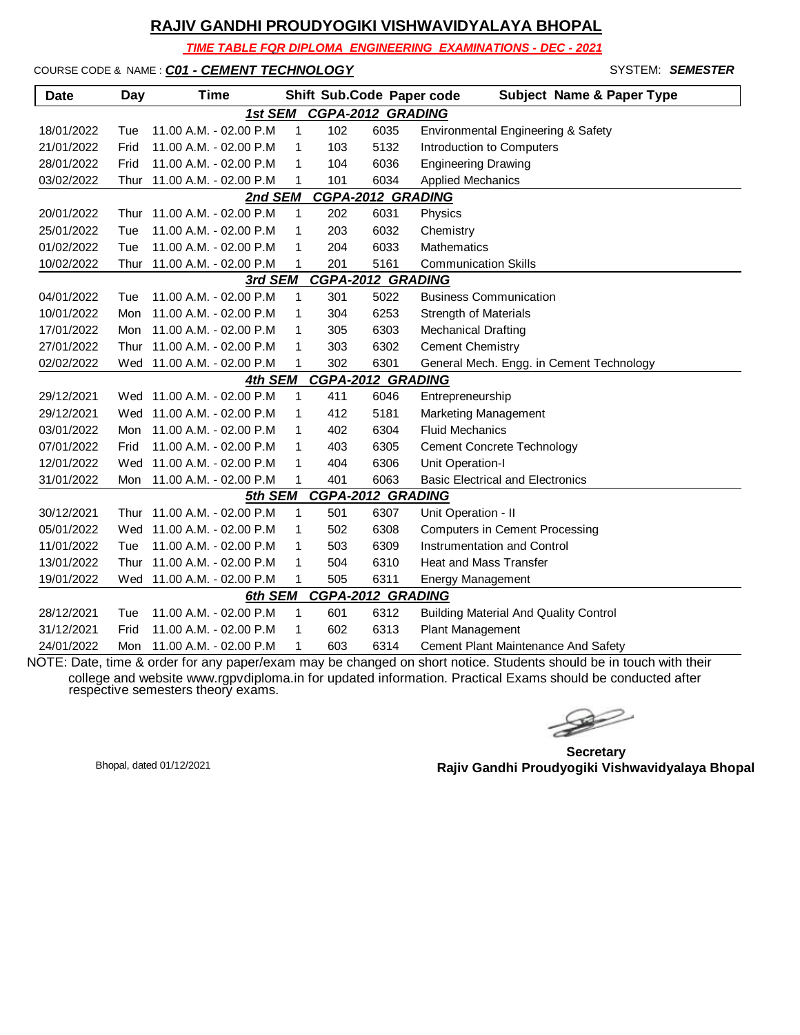# RAJIV GANDHI PROUDYOGIKI VISHWAVIDYALAYA BHOPAL

***TIME TABLE FOR DIPLOMA ENGINEERING EXAMINATIONS - DEC - 2021***

COURSE CODE & NAME : ***C01 - CEMENT TECHNOLOGY*** SYSTEM: ***SEMESTER***

| Date | Day | Time | Shift | Sub.Code | Paper code | Subject Name & Paper Type |
|---|---|---|---|---|---|---|
| | | | ***1st SEM*** | ***CGPA-2012 GRADING*** | | |
| 18/01/2022 | Tue | 11.00 A.M. - 02.00 P.M | 1 | 102 | 6035 | Environmental Engineering & Safety |
| 21/01/2022 | Frid | 11.00 A.M. - 02.00 P.M | 1 | 103 | 5132 | Introduction to Computers |
| 28/01/2022 | Frid | 11.00 A.M. - 02.00 P.M | 1 | 104 | 6036 | Engineering Drawing |
| 03/02/2022 | Thur | 11.00 A.M. - 02.00 P.M | 1 | 101 | 6034 | Applied Mechanics |
| | | | ***2nd SEM*** | ***CGPA-2012 GRADING*** | | |
| 20/01/2022 | Thur | 11.00 A.M. - 02.00 P.M | 1 | 202 | 6031 | Physics |
| 25/01/2022 | Tue | 11.00 A.M. - 02.00 P.M | 1 | 203 | 6032 | Chemistry |
| 01/02/2022 | Tue | 11.00 A.M. - 02.00 P.M | 1 | 204 | 6033 | Mathematics |
| 10/02/2022 | Thur | 11.00 A.M. - 02.00 P.M | 1 | 201 | 5161 | Communication Skills |
| | | | ***3rd SEM*** | ***CGPA-2012 GRADING*** | | |
| 04/01/2022 | Tue | 11.00 A.M. - 02.00 P.M | 1 | 301 | 5022 | Business Communication |
| 10/01/2022 | Mon | 11.00 A.M. - 02.00 P.M | 1 | 304 | 6253 | Strength of Materials |
| 17/01/2022 | Mon | 11.00 A.M. - 02.00 P.M | 1 | 305 | 6303 | Mechanical Drafting |
| 27/01/2022 | Thur | 11.00 A.M. - 02.00 P.M | 1 | 303 | 6302 | Cement Chemistry |
| 02/02/2022 | Wed | 11.00 A.M. - 02.00 P.M | 1 | 302 | 6301 | General Mech. Engg. in Cement Technology |
| | | | ***4th SEM*** | ***CGPA-2012 GRADING*** | | |
| 29/12/2021 | Wed | 11.00 A.M. - 02.00 P.M | 1 | 411 | 6046 | Entrepreneurship |
| 29/12/2021 | Wed | 11.00 A.M. - 02.00 P.M | 1 | 412 | 5181 | Marketing Management |
| 03/01/2022 | Mon | 11.00 A.M. - 02.00 P.M | 1 | 402 | 6304 | Fluid Mechanics |
| 07/01/2022 | Frid | 11.00 A.M. - 02.00 P.M | 1 | 403 | 6305 | Cement Concrete Technology |
| 12/01/2022 | Wed | 11.00 A.M. - 02.00 P.M | 1 | 404 | 6306 | Unit Operation-I |
| 31/01/2022 | Mon | 11.00 A.M. - 02.00 P.M | 1 | 401 | 6063 | Basic Electrical and Electronics |
| | | | ***5th SEM*** | ***CGPA-2012 GRADING*** | | |
| 30/12/2021 | Thur | 11.00 A.M. - 02.00 P.M | 1 | 501 | 6307 | Unit Operation - II |
| 05/01/2022 | Wed | 11.00 A.M. - 02.00 P.M | 1 | 502 | 6308 | Computers in Cement Processing |
| 11/01/2022 | Tue | 11.00 A.M. - 02.00 P.M | 1 | 503 | 6309 | Instrumentation and Control |
| 13/01/2022 | Thur | 11.00 A.M. - 02.00 P.M | 1 | 504 | 6310 | Heat and Mass Transfer |
| 19/01/2022 | Wed | 11.00 A.M. - 02.00 P.M | 1 | 505 | 6311 | Energy Management |
| | | | ***6th SEM*** | ***CGPA-2012 GRADING*** | | |
| 28/12/2021 | Tue | 11.00 A.M. - 02.00 P.M | 1 | 601 | 6312 | Building Material And Quality Control |
| 31/12/2021 | Frid | 11.00 A.M. - 02.00 P.M | 1 | 602 | 6313 | Plant Management |
| 24/01/2022 | Mon | 11.00 A.M. - 02.00 P.M | 1 | 603 | 6314 | Cement Plant Maintenance And Safety |

NOTE: Date, time & order for any paper/exam may be changed on short notice. Students should be in touch with their college and website www.rgpvdiploma.in for updated information. Practical Exams should be conducted after respective semesters theory exams.

Bhopal, dated 01/12/2021

**Secretary**
**Rajiv Gandhi Proudyogiki Vishwavidyalaya Bhopal**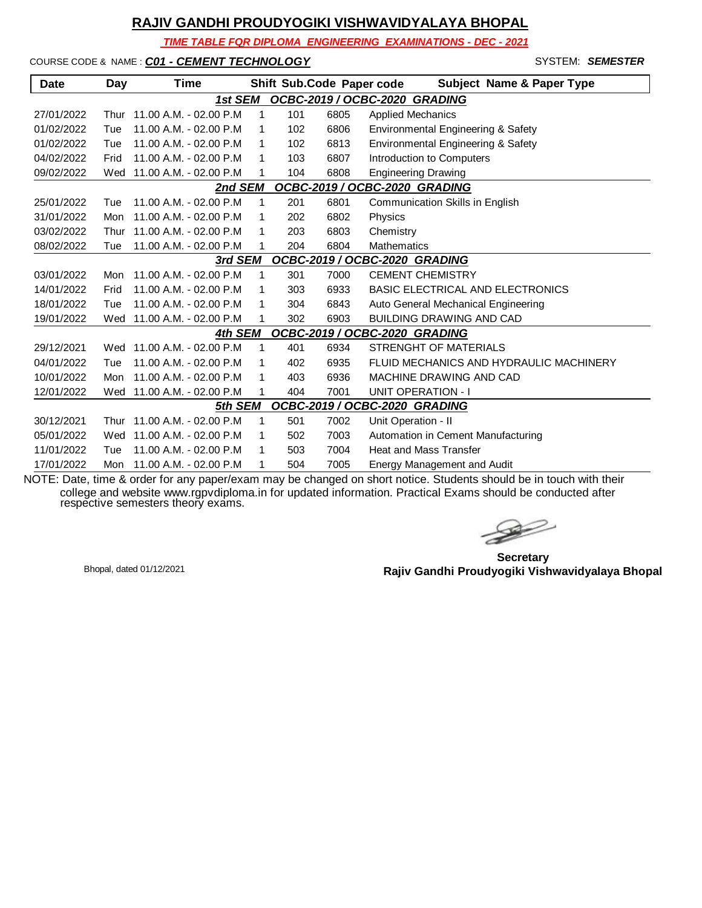# RAJIV GANDHI PROUDYOGIKI VISHWAVIDYALAYA BHOPAL

***TIME TABLE FOR DIPLOMA ENGINEERING EXAMINATIONS - DEC - 2021***

COURSE CODE & NAME : ***C01 - CEMENT TECHNOLOGY*** SYSTEM: ***SEMESTER***

| Date | Day | Time | Shift | Sub.Code | Paper code | Subject Name & Paper Type |
|---|---|---|---|---|---|---|
| | | ***1st SEM*** | ***OCBC-2019 / OCBC-2020 GRADING*** | | | |
| 27/01/2022 | Thur | 11.00 A.M. - 02.00 P.M | 1 | 101 | 6805 | Applied Mechanics |
| 01/02/2022 | Tue | 11.00 A.M. - 02.00 P.M | 1 | 102 | 6806 | Environmental Engineering & Safety |
| 01/02/2022 | Tue | 11.00 A.M. - 02.00 P.M | 1 | 102 | 6813 | Environmental Engineering & Safety |
| 04/02/2022 | Frid | 11.00 A.M. - 02.00 P.M | 1 | 103 | 6807 | Introduction to Computers |
| 09/02/2022 | Wed | 11.00 A.M. - 02.00 P.M | 1 | 104 | 6808 | Engineering Drawing |
| | | ***2nd SEM*** | ***OCBC-2019 / OCBC-2020 GRADING*** | | | |
| 25/01/2022 | Tue | 11.00 A.M. - 02.00 P.M | 1 | 201 | 6801 | Communication Skills in English |
| 31/01/2022 | Mon | 11.00 A.M. - 02.00 P.M | 1 | 202 | 6802 | Physics |
| 03/02/2022 | Thur | 11.00 A.M. - 02.00 P.M | 1 | 203 | 6803 | Chemistry |
| 08/02/2022 | Tue | 11.00 A.M. - 02.00 P.M | 1 | 204 | 6804 | Mathematics |
| | | ***3rd SEM*** | ***OCBC-2019 / OCBC-2020 GRADING*** | | | |
| 03/01/2022 | Mon | 11.00 A.M. - 02.00 P.M | 1 | 301 | 7000 | CEMENT CHEMISTRY |
| 14/01/2022 | Frid | 11.00 A.M. - 02.00 P.M | 1 | 303 | 6933 | BASIC ELECTRICAL AND ELECTRONICS |
| 18/01/2022 | Tue | 11.00 A.M. - 02.00 P.M | 1 | 304 | 6843 | Auto General Mechanical Engineering |
| 19/01/2022 | Wed | 11.00 A.M. - 02.00 P.M | 1 | 302 | 6903 | BUILDING DRAWING AND CAD |
| | | ***4th SEM*** | ***OCBC-2019 / OCBC-2020 GRADING*** | | | |
| 29/12/2021 | Wed | 11.00 A.M. - 02.00 P.M | 1 | 401 | 6934 | STRENGHT OF MATERIALS |
| 04/01/2022 | Tue | 11.00 A.M. - 02.00 P.M | 1 | 402 | 6935 | FLUID MECHANICS AND HYDRAULIC MACHINERY |
| 10/01/2022 | Mon | 11.00 A.M. - 02.00 P.M | 1 | 403 | 6936 | MACHINE DRAWING AND CAD |
| 12/01/2022 | Wed | 11.00 A.M. - 02.00 P.M | 1 | 404 | 7001 | UNIT OPERATION - I |
| | | ***5th SEM*** | ***OCBC-2019 / OCBC-2020 GRADING*** | | | |
| 30/12/2021 | Thur | 11.00 A.M. - 02.00 P.M | 1 | 501 | 7002 | Unit Operation - II |
| 05/01/2022 | Wed | 11.00 A.M. - 02.00 P.M | 1 | 502 | 7003 | Automation in Cement Manufacturing |
| 11/01/2022 | Tue | 11.00 A.M. - 02.00 P.M | 1 | 503 | 7004 | Heat and Mass Transfer |
| 17/01/2022 | Mon | 11.00 A.M. - 02.00 P.M | 1 | 504 | 7005 | Energy Management and Audit |

NOTE: Date, time & order for any paper/exam may be changed on short notice. Students should be in touch with their college and website www.rgpvdiploma.in for updated information. Practical Exams should be conducted after respective semesters theory exams.

Bhopal, dated 01/12/2021

**Secretary**
**Rajiv Gandhi Proudyogiki Vishwavidyalaya Bhopal**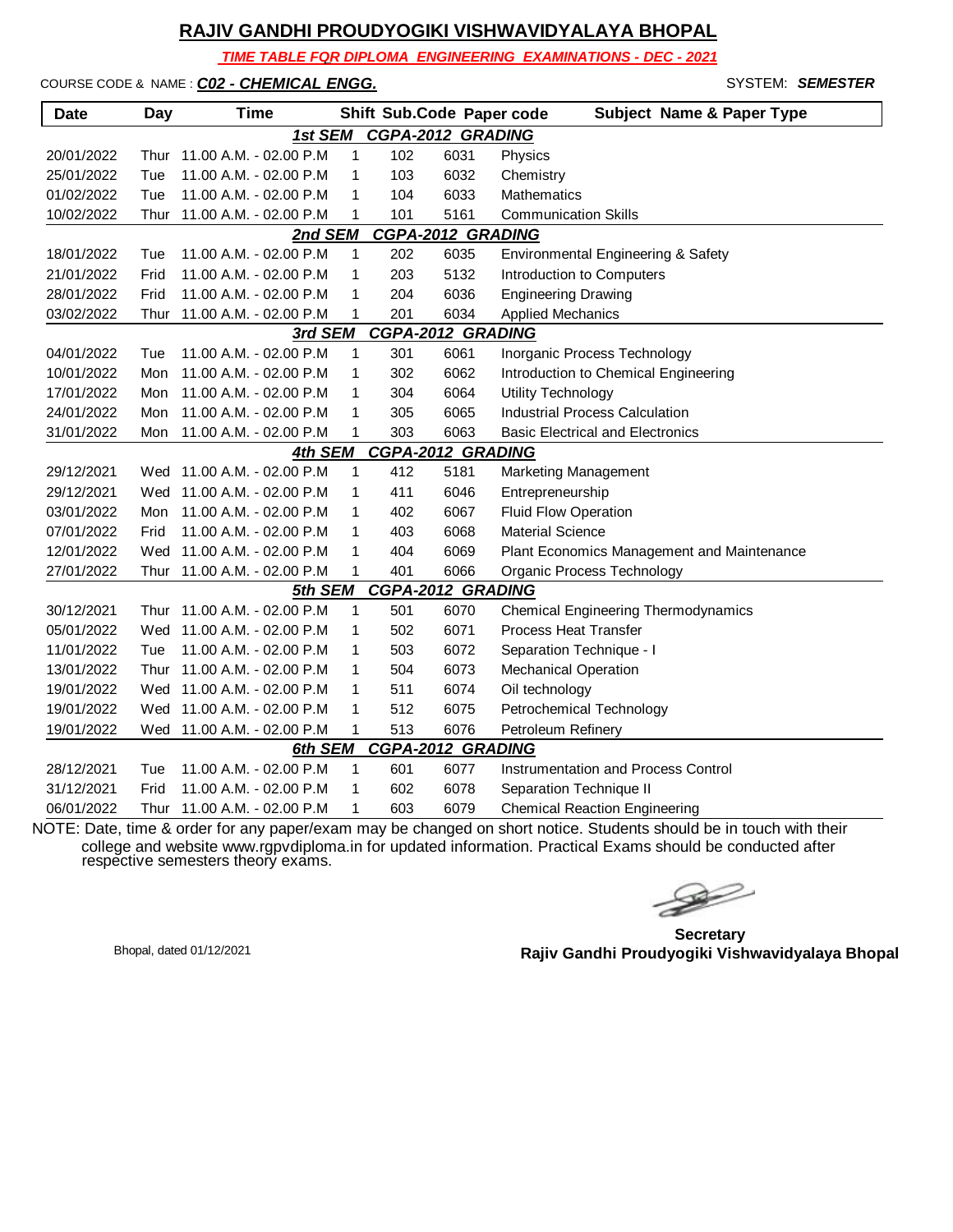# RAJIV GANDHI PROUDYOGIKI VISHWAVIDYALAYA BHOPAL

***TIME TABLE FOR DIPLOMA ENGINEERING EXAMINATIONS - DEC - 2021***

COURSE CODE & NAME : ***C02 - CHEMICAL ENGG.*** SYSTEM: ***SEMESTER***

| Date | Day | Time | Shift | Sub.Code | Paper code | Subject Name & Paper Type |
|---|---|---|---|---|---|---|
| | | | ***1st SEM CGPA-2012 GRADING*** | | | |
| 20/01/2022 | Thur | 11.00 A.M. - 02.00 P.M | 1 | 102 | 6031 | Physics |
| 25/01/2022 | Tue | 11.00 A.M. - 02.00 P.M | 1 | 103 | 6032 | Chemistry |
| 01/02/2022 | Tue | 11.00 A.M. - 02.00 P.M | 1 | 104 | 6033 | Mathematics |
| 10/02/2022 | Thur | 11.00 A.M. - 02.00 P.M | 1 | 101 | 5161 | Communication Skills |
| | | | ***2nd SEM CGPA-2012 GRADING*** | | | |
| 18/01/2022 | Tue | 11.00 A.M. - 02.00 P.M | 1 | 202 | 6035 | Environmental Engineering & Safety |
| 21/01/2022 | Frid | 11.00 A.M. - 02.00 P.M | 1 | 203 | 5132 | Introduction to Computers |
| 28/01/2022 | Frid | 11.00 A.M. - 02.00 P.M | 1 | 204 | 6036 | Engineering Drawing |
| 03/02/2022 | Thur | 11.00 A.M. - 02.00 P.M | 1 | 201 | 6034 | Applied Mechanics |
| | | | ***3rd SEM CGPA-2012 GRADING*** | | | |
| 04/01/2022 | Tue | 11.00 A.M. - 02.00 P.M | 1 | 301 | 6061 | Inorganic Process Technology |
| 10/01/2022 | Mon | 11.00 A.M. - 02.00 P.M | 1 | 302 | 6062 | Introduction to Chemical Engineering |
| 17/01/2022 | Mon | 11.00 A.M. - 02.00 P.M | 1 | 304 | 6064 | Utility Technology |
| 24/01/2022 | Mon | 11.00 A.M. - 02.00 P.M | 1 | 305 | 6065 | Industrial Process Calculation |
| 31/01/2022 | Mon | 11.00 A.M. - 02.00 P.M | 1 | 303 | 6063 | Basic Electrical and Electronics |
| | | | ***4th SEM CGPA-2012 GRADING*** | | | |
| 29/12/2021 | Wed | 11.00 A.M. - 02.00 P.M | 1 | 412 | 5181 | Marketing Management |
| 29/12/2021 | Wed | 11.00 A.M. - 02.00 P.M | 1 | 411 | 6046 | Entrepreneurship |
| 03/01/2022 | Mon | 11.00 A.M. - 02.00 P.M | 1 | 402 | 6067 | Fluid Flow Operation |
| 07/01/2022 | Frid | 11.00 A.M. - 02.00 P.M | 1 | 403 | 6068 | Material Science |
| 12/01/2022 | Wed | 11.00 A.M. - 02.00 P.M | 1 | 404 | 6069 | Plant Economics Management and Maintenance |
| 27/01/2022 | Thur | 11.00 A.M. - 02.00 P.M | 1 | 401 | 6066 | Organic Process Technology |
| | | | ***5th SEM CGPA-2012 GRADING*** | | | |
| 30/12/2021 | Thur | 11.00 A.M. - 02.00 P.M | 1 | 501 | 6070 | Chemical Engineering Thermodynamics |
| 05/01/2022 | Wed | 11.00 A.M. - 02.00 P.M | 1 | 502 | 6071 | Process Heat Transfer |
| 11/01/2022 | Tue | 11.00 A.M. - 02.00 P.M | 1 | 503 | 6072 | Separation Technique - I |
| 13/01/2022 | Thur | 11.00 A.M. - 02.00 P.M | 1 | 504 | 6073 | Mechanical Operation |
| 19/01/2022 | Wed | 11.00 A.M. - 02.00 P.M | 1 | 511 | 6074 | Oil technology |
| 19/01/2022 | Wed | 11.00 A.M. - 02.00 P.M | 1 | 512 | 6075 | Petrochemical Technology |
| 19/01/2022 | Wed | 11.00 A.M. - 02.00 P.M | 1 | 513 | 6076 | Petroleum Refinery |
| | | | ***6th SEM CGPA-2012 GRADING*** | | | |
| 28/12/2021 | Tue | 11.00 A.M. - 02.00 P.M | 1 | 601 | 6077 | Instrumentation and Process Control |
| 31/12/2021 | Frid | 11.00 A.M. - 02.00 P.M | 1 | 602 | 6078 | Separation Technique II |
| 06/01/2022 | Thur | 11.00 A.M. - 02.00 P.M | 1 | 603 | 6079 | Chemical Reaction Engineering |

NOTE: Date, time & order for any paper/exam may be changed on short notice. Students should be in touch with their college and website www.rgpvdiploma.in for updated information. Practical Exams should be conducted after respective semesters theory exams.

Bhopal, dated 01/12/2021

**Secretary**
**Rajiv Gandhi Proudyogiki Vishwavidyalaya Bhopal**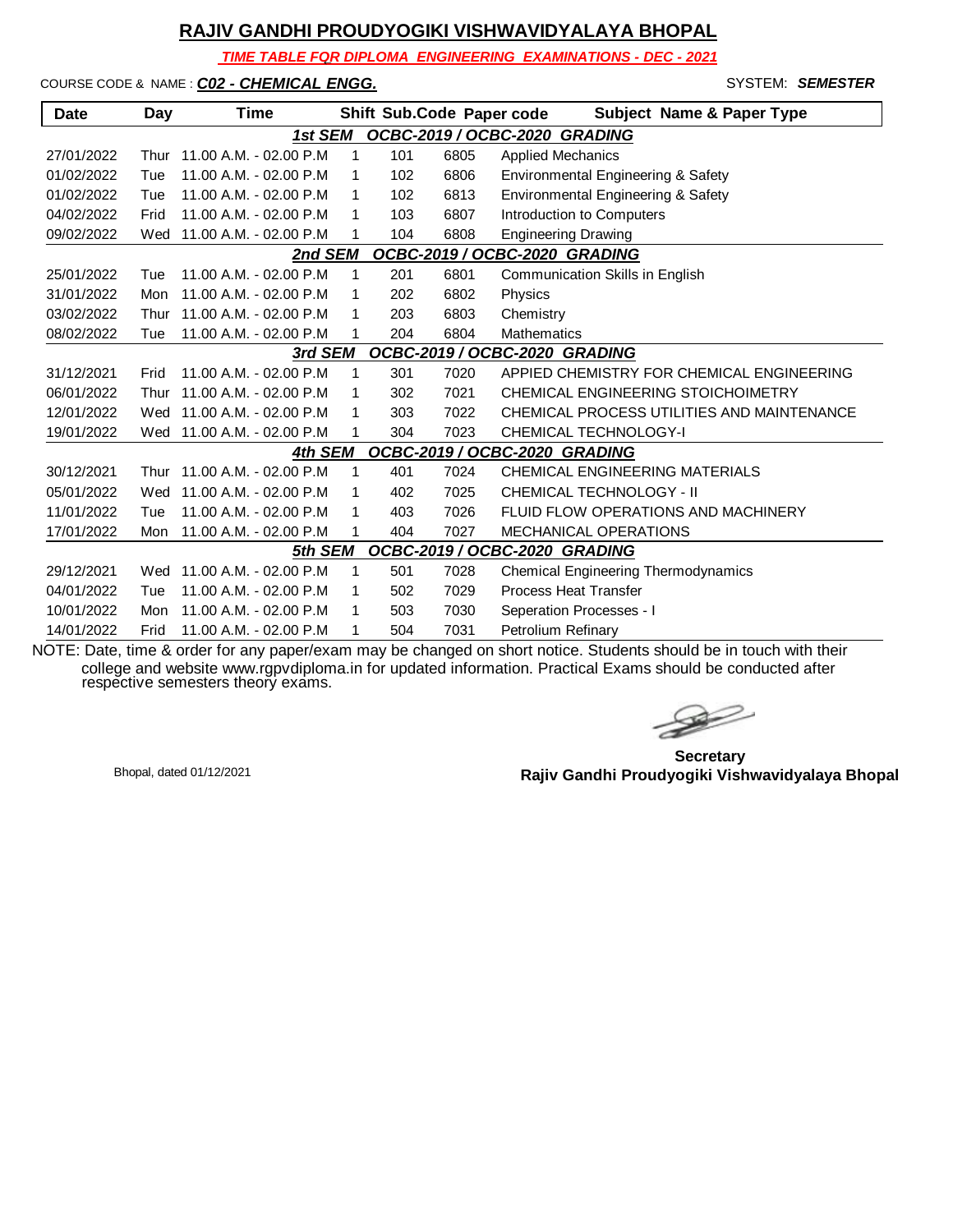# RAJIV GANDHI PROUDYOGIKI VISHWAVIDYALAYA BHOPAL

***TIME TABLE FOR DIPLOMA ENGINEERING EXAMINATIONS - DEC - 2021***

COURSE CODE & NAME : ***C02 - CHEMICAL ENGG.*** SYSTEM: ***SEMESTER***

| Date | Day | Time | Shift | Sub.Code | Paper code | Subject Name & Paper Type |
|---|---|---|---|---|---|---|
| | | | ***1st SEM*** | ***OCBC-2019 / OCBC-2020 GRADING*** | | |
| 27/01/2022 | Thur | 11.00 A.M. - 02.00 P.M | 1 | 101 | 6805 | Applied Mechanics |
| 01/02/2022 | Tue | 11.00 A.M. - 02.00 P.M | 1 | 102 | 6806 | Environmental Engineering & Safety |
| 01/02/2022 | Tue | 11.00 A.M. - 02.00 P.M | 1 | 102 | 6813 | Environmental Engineering & Safety |
| 04/02/2022 | Frid | 11.00 A.M. - 02.00 P.M | 1 | 103 | 6807 | Introduction to Computers |
| 09/02/2022 | Wed | 11.00 A.M. - 02.00 P.M | 1 | 104 | 6808 | Engineering Drawing |
| | | | ***2nd SEM*** | ***OCBC-2019 / OCBC-2020 GRADING*** | | |
| 25/01/2022 | Tue | 11.00 A.M. - 02.00 P.M | 1 | 201 | 6801 | Communication Skills in English |
| 31/01/2022 | Mon | 11.00 A.M. - 02.00 P.M | 1 | 202 | 6802 | Physics |
| 03/02/2022 | Thur | 11.00 A.M. - 02.00 P.M | 1 | 203 | 6803 | Chemistry |
| 08/02/2022 | Tue | 11.00 A.M. - 02.00 P.M | 1 | 204 | 6804 | Mathematics |
| | | | ***3rd SEM*** | ***OCBC-2019 / OCBC-2020 GRADING*** | | |
| 31/12/2021 | Frid | 11.00 A.M. - 02.00 P.M | 1 | 301 | 7020 | APPIED CHEMISTRY FOR CHEMICAL ENGINEERING |
| 06/01/2022 | Thur | 11.00 A.M. - 02.00 P.M | 1 | 302 | 7021 | CHEMICAL ENGINEERING STOICHOIMETRY |
| 12/01/2022 | Wed | 11.00 A.M. - 02.00 P.M | 1 | 303 | 7022 | CHEMICAL PROCESS UTILITIES AND MAINTENANCE |
| 19/01/2022 | Wed | 11.00 A.M. - 02.00 P.M | 1 | 304 | 7023 | CHEMICAL TECHNOLOGY-I |
| | | | ***4th SEM*** | ***OCBC-2019 / OCBC-2020 GRADING*** | | |
| 30/12/2021 | Thur | 11.00 A.M. - 02.00 P.M | 1 | 401 | 7024 | CHEMICAL ENGINEERING MATERIALS |
| 05/01/2022 | Wed | 11.00 A.M. - 02.00 P.M | 1 | 402 | 7025 | CHEMICAL TECHNOLOGY - II |
| 11/01/2022 | Tue | 11.00 A.M. - 02.00 P.M | 1 | 403 | 7026 | FLUID FLOW OPERATIONS AND MACHINERY |
| 17/01/2022 | Mon | 11.00 A.M. - 02.00 P.M | 1 | 404 | 7027 | MECHANICAL OPERATIONS |
| | | | ***5th SEM*** | ***OCBC-2019 / OCBC-2020 GRADING*** | | |
| 29/12/2021 | Wed | 11.00 A.M. - 02.00 P.M | 1 | 501 | 7028 | Chemical Engineering Thermodynamics |
| 04/01/2022 | Tue | 11.00 A.M. - 02.00 P.M | 1 | 502 | 7029 | Process Heat Transfer |
| 10/01/2022 | Mon | 11.00 A.M. - 02.00 P.M | 1 | 503 | 7030 | Seperation Processes - I |
| 14/01/2022 | Frid | 11.00 A.M. - 02.00 P.M | 1 | 504 | 7031 | Petrolium Refinary |

NOTE: Date, time & order for any paper/exam may be changed on short notice. Students should be in touch with their college and website www.rgpvdiploma.in for updated information. Practical Exams should be conducted after respective semesters theory exams.

Bhopal, dated 01/12/2021

**Secretary**
**Rajiv Gandhi Proudyogiki Vishwavidyalaya Bhopal**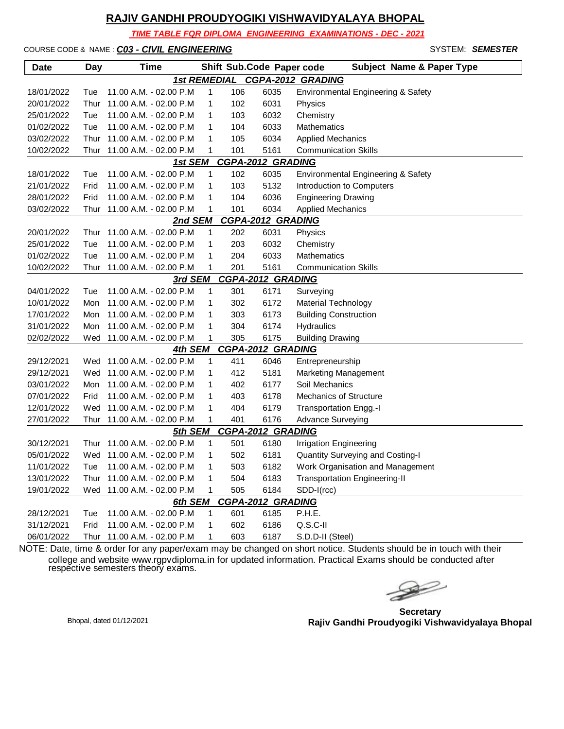# RAJIV GANDHI PROUDYOGIKI VISHWAVIDYALAYA BHOPAL

***TIME TABLE FOR DIPLOMA ENGINEERING EXAMINATIONS - DEC - 2021***

COURSE CODE & NAME : ***C03 - CIVIL ENGINEERING*** SYSTEM: ***SEMESTER***

| Date | Day | Time | Shift | Sub.Code | Paper code | Subject Name & Paper Type |
|---|---|---|---|---|---|---|
| | | | ***1st REMEDIAL CGPA-2012 GRADING*** | | | |
| 18/01/2022 | Tue | 11.00 A.M. - 02.00 P.M | 1 | 106 | 6035 | Environmental Engineering & Safety |
| 20/01/2022 | Thur | 11.00 A.M. - 02.00 P.M | 1 | 102 | 6031 | Physics |
| 25/01/2022 | Tue | 11.00 A.M. - 02.00 P.M | 1 | 103 | 6032 | Chemistry |
| 01/02/2022 | Tue | 11.00 A.M. - 02.00 P.M | 1 | 104 | 6033 | Mathematics |
| 03/02/2022 | Thur | 11.00 A.M. - 02.00 P.M | 1 | 105 | 6034 | Applied Mechanics |
| 10/02/2022 | Thur | 11.00 A.M. - 02.00 P.M | 1 | 101 | 5161 | Communication Skills |
| | | | ***1st SEM CGPA-2012 GRADING*** | | | |
| 18/01/2022 | Tue | 11.00 A.M. - 02.00 P.M | 1 | 102 | 6035 | Environmental Engineering & Safety |
| 21/01/2022 | Frid | 11.00 A.M. - 02.00 P.M | 1 | 103 | 5132 | Introduction to Computers |
| 28/01/2022 | Frid | 11.00 A.M. - 02.00 P.M | 1 | 104 | 6036 | Engineering Drawing |
| 03/02/2022 | Thur | 11.00 A.M. - 02.00 P.M | 1 | 101 | 6034 | Applied Mechanics |
| | | | ***2nd SEM CGPA-2012 GRADING*** | | | |
| 20/01/2022 | Thur | 11.00 A.M. - 02.00 P.M | 1 | 202 | 6031 | Physics |
| 25/01/2022 | Tue | 11.00 A.M. - 02.00 P.M | 1 | 203 | 6032 | Chemistry |
| 01/02/2022 | Tue | 11.00 A.M. - 02.00 P.M | 1 | 204 | 6033 | Mathematics |
| 10/02/2022 | Thur | 11.00 A.M. - 02.00 P.M | 1 | 201 | 5161 | Communication Skills |
| | | | ***3rd SEM CGPA-2012 GRADING*** | | | |
| 04/01/2022 | Tue | 11.00 A.M. - 02.00 P.M | 1 | 301 | 6171 | Surveying |
| 10/01/2022 | Mon | 11.00 A.M. - 02.00 P.M | 1 | 302 | 6172 | Material Technology |
| 17/01/2022 | Mon | 11.00 A.M. - 02.00 P.M | 1 | 303 | 6173 | Building Construction |
| 31/01/2022 | Mon | 11.00 A.M. - 02.00 P.M | 1 | 304 | 6174 | Hydraulics |
| 02/02/2022 | Wed | 11.00 A.M. - 02.00 P.M | 1 | 305 | 6175 | Building Drawing |
| | | | ***4th SEM CGPA-2012 GRADING*** | | | |
| 29/12/2021 | Wed | 11.00 A.M. - 02.00 P.M | 1 | 411 | 6046 | Entrepreneurship |
| 29/12/2021 | Wed | 11.00 A.M. - 02.00 P.M | 1 | 412 | 5181 | Marketing Management |
| 03/01/2022 | Mon | 11.00 A.M. - 02.00 P.M | 1 | 402 | 6177 | Soil Mechanics |
| 07/01/2022 | Frid | 11.00 A.M. - 02.00 P.M | 1 | 403 | 6178 | Mechanics of Structure |
| 12/01/2022 | Wed | 11.00 A.M. - 02.00 P.M | 1 | 404 | 6179 | Transportation Engg.-I |
| 27/01/2022 | Thur | 11.00 A.M. - 02.00 P.M | 1 | 401 | 6176 | Advance Surveying |
| | | | ***5th SEM CGPA-2012 GRADING*** | | | |
| 30/12/2021 | Thur | 11.00 A.M. - 02.00 P.M | 1 | 501 | 6180 | Irrigation Engineering |
| 05/01/2022 | Wed | 11.00 A.M. - 02.00 P.M | 1 | 502 | 6181 | Quantity Surveying and Costing-I |
| 11/01/2022 | Tue | 11.00 A.M. - 02.00 P.M | 1 | 503 | 6182 | Work Organisation and Management |
| 13/01/2022 | Thur | 11.00 A.M. - 02.00 P.M | 1 | 504 | 6183 | Transportation Engineering-II |
| 19/01/2022 | Wed | 11.00 A.M. - 02.00 P.M | 1 | 505 | 6184 | SDD-I(rcc) |
| | | | ***6th SEM CGPA-2012 GRADING*** | | | |
| 28/12/2021 | Tue | 11.00 A.M. - 02.00 P.M | 1 | 601 | 6185 | P.H.E. |
| 31/12/2021 | Frid | 11.00 A.M. - 02.00 P.M | 1 | 602 | 6186 | Q.S.C-II |
| 06/01/2022 | Thur | 11.00 A.M. - 02.00 P.M | 1 | 603 | 6187 | S.D.D-II (Steel) |

NOTE: Date, time & order for any paper/exam may be changed on short notice. Students should be in touch with their college and website www.rgpvdiploma.in for updated information. Practical Exams should be conducted after respective semesters theory exams.

Bhopal, dated 01/12/2021

**Secretary**
**Rajiv Gandhi Proudyogiki Vishwavidyalaya Bhopal**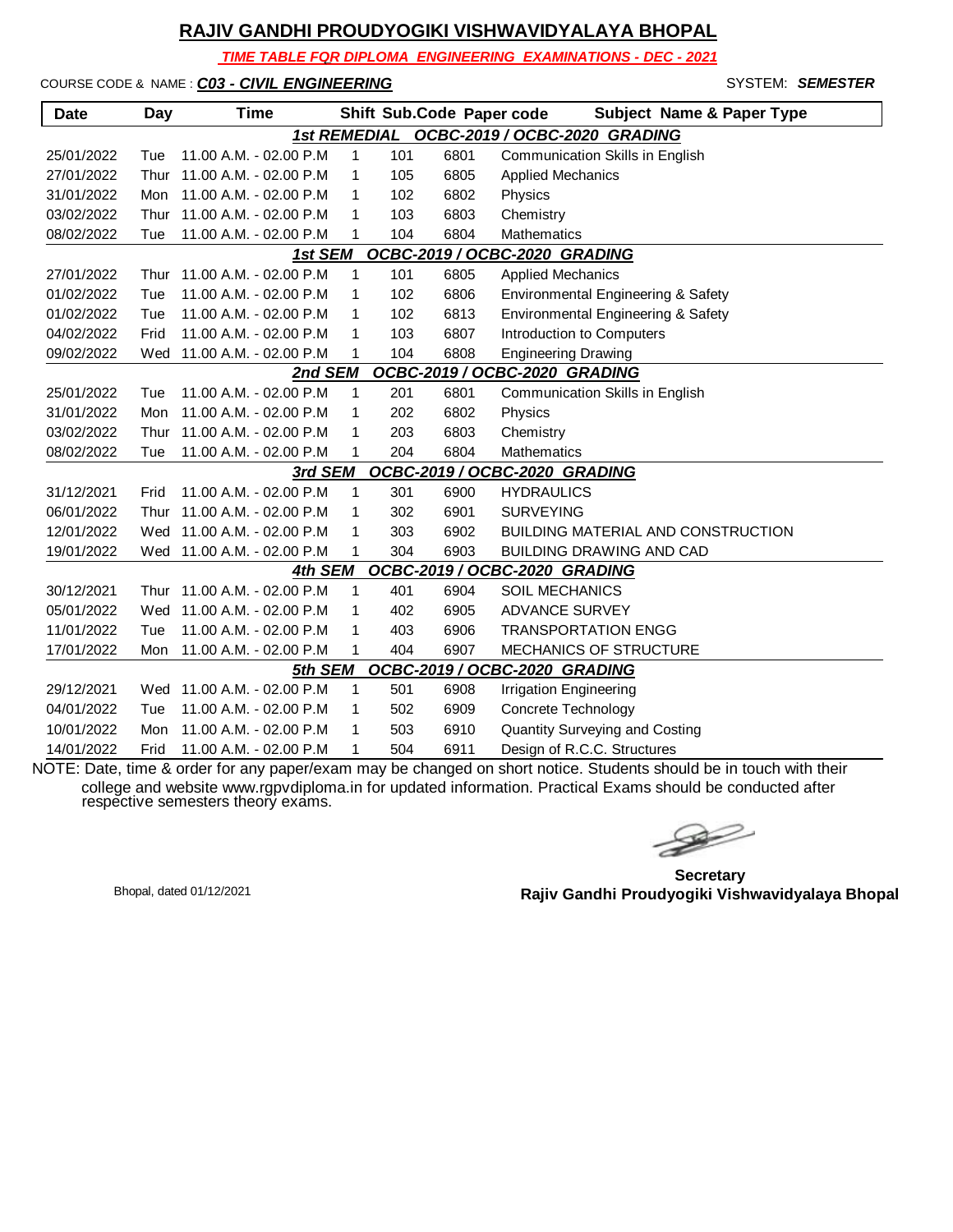# RAJIV GANDHI PROUDYOGIKI VISHWAVIDYALAYA BHOPAL

***TIME TABLE FOR DIPLOMA ENGINEERING EXAMINATIONS - DEC - 2021***

COURSE CODE & NAME : ***C03 - CIVIL ENGINEERING*** SYSTEM: ***SEMESTER***

| Date | Day | Time | Shift | Sub.Code | Paper code | Subject Name & Paper Type |
|---|---|---|---|---|---|---|
| | | | | ***1st REMEDIAL OCBC-2019 / OCBC-2020 GRADING*** | | |
| 25/01/2022 | Tue | 11.00 A.M. - 02.00 P.M | 1 | 101 | 6801 | Communication Skills in English |
| 27/01/2022 | Thur | 11.00 A.M. - 02.00 P.M | 1 | 105 | 6805 | Applied Mechanics |
| 31/01/2022 | Mon | 11.00 A.M. - 02.00 P.M | 1 | 102 | 6802 | Physics |
| 03/02/2022 | Thur | 11.00 A.M. - 02.00 P.M | 1 | 103 | 6803 | Chemistry |
| 08/02/2022 | Tue | 11.00 A.M. - 02.00 P.M | 1 | 104 | 6804 | Mathematics |
| | | | | ***1st SEM OCBC-2019 / OCBC-2020 GRADING*** | | |
| 27/01/2022 | Thur | 11.00 A.M. - 02.00 P.M | 1 | 101 | 6805 | Applied Mechanics |
| 01/02/2022 | Tue | 11.00 A.M. - 02.00 P.M | 1 | 102 | 6806 | Environmental Engineering & Safety |
| 01/02/2022 | Tue | 11.00 A.M. - 02.00 P.M | 1 | 102 | 6813 | Environmental Engineering & Safety |
| 04/02/2022 | Frid | 11.00 A.M. - 02.00 P.M | 1 | 103 | 6807 | Introduction to Computers |
| 09/02/2022 | Wed | 11.00 A.M. - 02.00 P.M | 1 | 104 | 6808 | Engineering Drawing |
| | | | | ***2nd SEM OCBC-2019 / OCBC-2020 GRADING*** | | |
| 25/01/2022 | Tue | 11.00 A.M. - 02.00 P.M | 1 | 201 | 6801 | Communication Skills in English |
| 31/01/2022 | Mon | 11.00 A.M. - 02.00 P.M | 1 | 202 | 6802 | Physics |
| 03/02/2022 | Thur | 11.00 A.M. - 02.00 P.M | 1 | 203 | 6803 | Chemistry |
| 08/02/2022 | Tue | 11.00 A.M. - 02.00 P.M | 1 | 204 | 6804 | Mathematics |
| | | | | ***3rd SEM OCBC-2019 / OCBC-2020 GRADING*** | | |
| 31/12/2021 | Frid | 11.00 A.M. - 02.00 P.M | 1 | 301 | 6900 | HYDRAULICS |
| 06/01/2022 | Thur | 11.00 A.M. - 02.00 P.M | 1 | 302 | 6901 | SURVEYING |
| 12/01/2022 | Wed | 11.00 A.M. - 02.00 P.M | 1 | 303 | 6902 | BUILDING MATERIAL AND CONSTRUCTION |
| 19/01/2022 | Wed | 11.00 A.M. - 02.00 P.M | 1 | 304 | 6903 | BUILDING DRAWING AND CAD |
| | | | | ***4th SEM OCBC-2019 / OCBC-2020 GRADING*** | | |
| 30/12/2021 | Thur | 11.00 A.M. - 02.00 P.M | 1 | 401 | 6904 | SOIL MECHANICS |
| 05/01/2022 | Wed | 11.00 A.M. - 02.00 P.M | 1 | 402 | 6905 | ADVANCE SURVEY |
| 11/01/2022 | Tue | 11.00 A.M. - 02.00 P.M | 1 | 403 | 6906 | TRANSPORTATION ENGG |
| 17/01/2022 | Mon | 11.00 A.M. - 02.00 P.M | 1 | 404 | 6907 | MECHANICS OF STRUCTURE |
| | | | | ***5th SEM OCBC-2019 / OCBC-2020 GRADING*** | | |
| 29/12/2021 | Wed | 11.00 A.M. - 02.00 P.M | 1 | 501 | 6908 | Irrigation Engineering |
| 04/01/2022 | Tue | 11.00 A.M. - 02.00 P.M | 1 | 502 | 6909 | Concrete Technology |
| 10/01/2022 | Mon | 11.00 A.M. - 02.00 P.M | 1 | 503 | 6910 | Quantity Surveying and Costing |
| 14/01/2022 | Frid | 11.00 A.M. - 02.00 P.M | 1 | 504 | 6911 | Design of R.C.C. Structures |

NOTE: Date, time & order for any paper/exam may be changed on short notice. Students should be in touch with their college and website www.rgpvdiploma.in for updated information. Practical Exams should be conducted after respective semesters theory exams.

Bhopal, dated 01/12/2021

**Secretary**
**Rajiv Gandhi Proudyogiki Vishwavidyalaya Bhopal**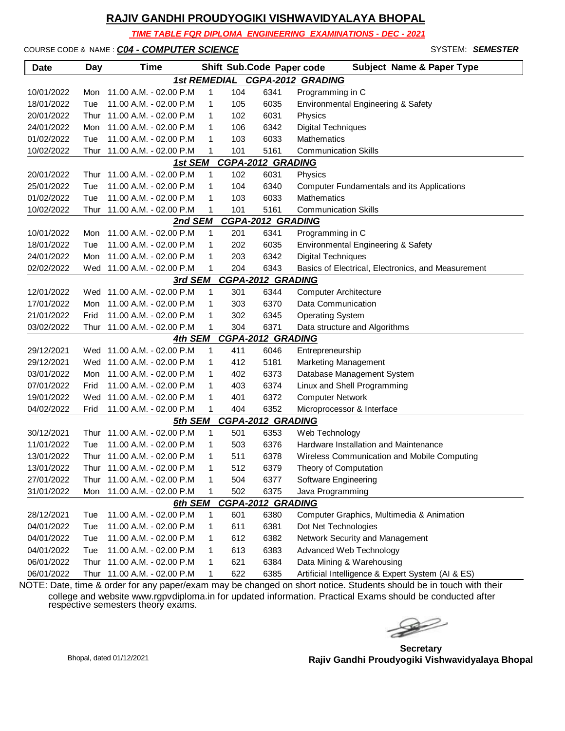# RAJIV GANDHI PROUDYOGIKI VISHWAVIDYALAYA BHOPAL

***TIME TABLE FOR DIPLOMA ENGINEERING EXAMINATIONS - DEC - 2021***

COURSE CODE & NAME : ***C04 - COMPUTER SCIENCE*** SYSTEM: ***SEMESTER***

| Date | Day | Time | Shift | Sub.Code | Paper code | Subject Name & Paper Type |
|---|---|---|---|---|---|---|
| | | | ***1st REMEDIAL CGPA-2012 GRADING*** | | | |
| 10/01/2022 | Mon | 11.00 A.M. - 02.00 P.M | 1 | 104 | 6341 | Programming in C |
| 18/01/2022 | Tue | 11.00 A.M. - 02.00 P.M | 1 | 105 | 6035 | Environmental Engineering & Safety |
| 20/01/2022 | Thur | 11.00 A.M. - 02.00 P.M | 1 | 102 | 6031 | Physics |
| 24/01/2022 | Mon | 11.00 A.M. - 02.00 P.M | 1 | 106 | 6342 | Digital Techniques |
| 01/02/2022 | Tue | 11.00 A.M. - 02.00 P.M | 1 | 103 | 6033 | Mathematics |
| 10/02/2022 | Thur | 11.00 A.M. - 02.00 P.M | 1 | 101 | 5161 | Communication Skills |
| | | | ***1st SEM CGPA-2012 GRADING*** | | | |
| 20/01/2022 | Thur | 11.00 A.M. - 02.00 P.M | 1 | 102 | 6031 | Physics |
| 25/01/2022 | Tue | 11.00 A.M. - 02.00 P.M | 1 | 104 | 6340 | Computer Fundamentals and its Applications |
| 01/02/2022 | Tue | 11.00 A.M. - 02.00 P.M | 1 | 103 | 6033 | Mathematics |
| 10/02/2022 | Thur | 11.00 A.M. - 02.00 P.M | 1 | 101 | 5161 | Communication Skills |
| | | | ***2nd SEM CGPA-2012 GRADING*** | | | |
| 10/01/2022 | Mon | 11.00 A.M. - 02.00 P.M | 1 | 201 | 6341 | Programming in C |
| 18/01/2022 | Tue | 11.00 A.M. - 02.00 P.M | 1 | 202 | 6035 | Environmental Engineering & Safety |
| 24/01/2022 | Mon | 11.00 A.M. - 02.00 P.M | 1 | 203 | 6342 | Digital Techniques |
| 02/02/2022 | Wed | 11.00 A.M. - 02.00 P.M | 1 | 204 | 6343 | Basics of Electrical, Electronics, and Measurement |
| | | | ***3rd SEM CGPA-2012 GRADING*** | | | |
| 12/01/2022 | Wed | 11.00 A.M. - 02.00 P.M | 1 | 301 | 6344 | Computer Architecture |
| 17/01/2022 | Mon | 11.00 A.M. - 02.00 P.M | 1 | 303 | 6370 | Data Communication |
| 21/01/2022 | Frid | 11.00 A.M. - 02.00 P.M | 1 | 302 | 6345 | Operating System |
| 03/02/2022 | Thur | 11.00 A.M. - 02.00 P.M | 1 | 304 | 6371 | Data structure and Algorithms |
| | | | ***4th SEM CGPA-2012 GRADING*** | | | |
| 29/12/2021 | Wed | 11.00 A.M. - 02.00 P.M | 1 | 411 | 6046 | Entrepreneurship |
| 29/12/2021 | Wed | 11.00 A.M. - 02.00 P.M | 1 | 412 | 5181 | Marketing Management |
| 03/01/2022 | Mon | 11.00 A.M. - 02.00 P.M | 1 | 402 | 6373 | Database Management System |
| 07/01/2022 | Frid | 11.00 A.M. - 02.00 P.M | 1 | 403 | 6374 | Linux and Shell Programming |
| 19/01/2022 | Wed | 11.00 A.M. - 02.00 P.M | 1 | 401 | 6372 | Computer Network |
| 04/02/2022 | Frid | 11.00 A.M. - 02.00 P.M | 1 | 404 | 6352 | Microprocessor & Interface |
| | | | ***5th SEM CGPA-2012 GRADING*** | | | |
| 30/12/2021 | Thur | 11.00 A.M. - 02.00 P.M | 1 | 501 | 6353 | Web Technology |
| 11/01/2022 | Tue | 11.00 A.M. - 02.00 P.M | 1 | 503 | 6376 | Hardware Installation and Maintenance |
| 13/01/2022 | Thur | 11.00 A.M. - 02.00 P.M | 1 | 511 | 6378 | Wireless Communication and Mobile Computing |
| 13/01/2022 | Thur | 11.00 A.M. - 02.00 P.M | 1 | 512 | 6379 | Theory of Computation |
| 27/01/2022 | Thur | 11.00 A.M. - 02.00 P.M | 1 | 504 | 6377 | Software Engineering |
| 31/01/2022 | Mon | 11.00 A.M. - 02.00 P.M | 1 | 502 | 6375 | Java Programming |
| | | | ***6th SEM CGPA-2012 GRADING*** | | | |
| 28/12/2021 | Tue | 11.00 A.M. - 02.00 P.M | 1 | 601 | 6380 | Computer Graphics, Multimedia & Animation |
| 04/01/2022 | Tue | 11.00 A.M. - 02.00 P.M | 1 | 611 | 6381 | Dot Net Technologies |
| 04/01/2022 | Tue | 11.00 A.M. - 02.00 P.M | 1 | 612 | 6382 | Network Security and Management |
| 04/01/2022 | Tue | 11.00 A.M. - 02.00 P.M | 1 | 613 | 6383 | Advanced Web Technology |
| 06/01/2022 | Thur | 11.00 A.M. - 02.00 P.M | 1 | 621 | 6384 | Data Mining & Warehousing |
| 06/01/2022 | Thur | 11.00 A.M. - 02.00 P.M | 1 | 622 | 6385 | Artificial Intelligence & Expert System (AI & ES) |

NOTE: Date, time & order for any paper/exam may be changed on short notice. Students should be in touch with their college and website www.rgpvdiploma.in for updated information. Practical Exams should be conducted after respective semesters theory exams.

Bhopal, dated 01/12/2021

**Secretary**
**Rajiv Gandhi Proudyogiki Vishwavidyalaya Bhopal**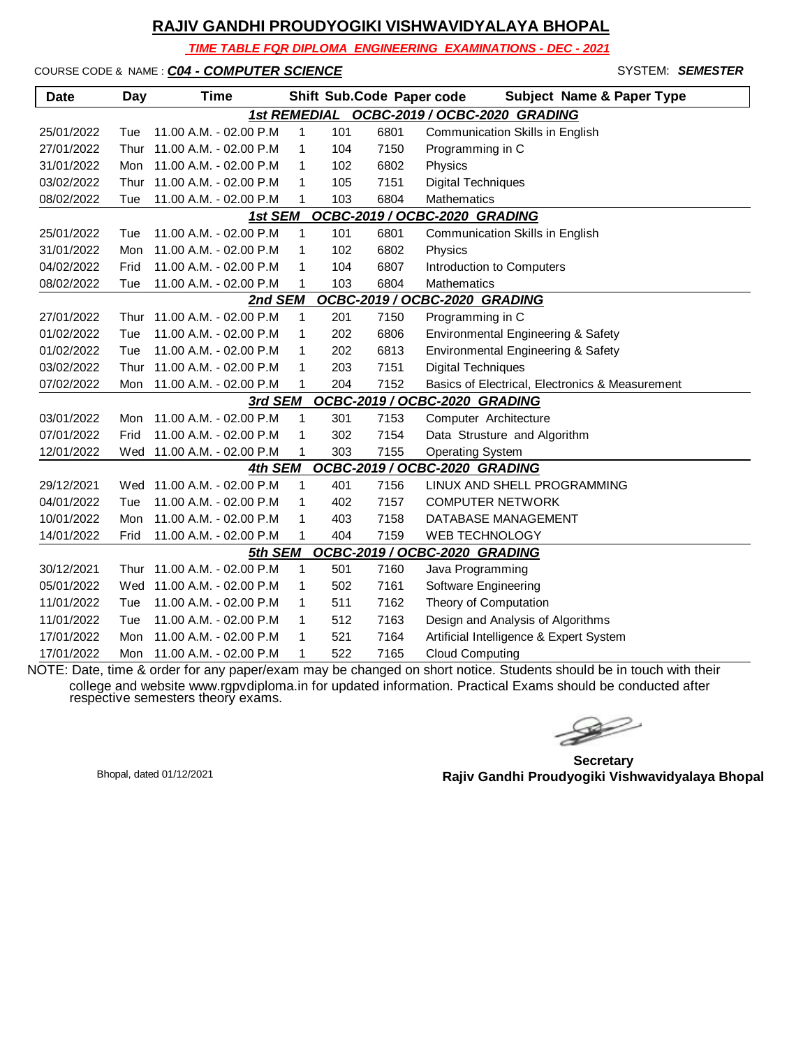# RAJIV GANDHI PROUDYOGIKI VISHWAVIDYALAYA BHOPAL

***TIME TABLE FOR DIPLOMA ENGINEERING EXAMINATIONS - DEC - 2021***

COURSE CODE & NAME : ***C04 - COMPUTER SCIENCE*** SYSTEM: ***SEMESTER***

| Date | Day | Time | Shift | Sub.Code | Paper code | Subject Name & Paper Type |
|---|---|---|---|---|---|---|
| | | | ***1st REMEDIAL*** | ***OCBC-2019 / OCBC-2020 GRADING*** | | |
| 25/01/2022 | Tue | 11.00 A.M. - 02.00 P.M | 1 | 101 | 6801 | Communication Skills in English |
| 27/01/2022 | Thur | 11.00 A.M. - 02.00 P.M | 1 | 104 | 7150 | Programming in C |
| 31/01/2022 | Mon | 11.00 A.M. - 02.00 P.M | 1 | 102 | 6802 | Physics |
| 03/02/2022 | Thur | 11.00 A.M. - 02.00 P.M | 1 | 105 | 7151 | Digital Techniques |
| 08/02/2022 | Tue | 11.00 A.M. - 02.00 P.M | 1 | 103 | 6804 | Mathematics |
| | | | ***1st SEM*** | ***OCBC-2019 / OCBC-2020 GRADING*** | | |
| 25/01/2022 | Tue | 11.00 A.M. - 02.00 P.M | 1 | 101 | 6801 | Communication Skills in English |
| 31/01/2022 | Mon | 11.00 A.M. - 02.00 P.M | 1 | 102 | 6802 | Physics |
| 04/02/2022 | Frid | 11.00 A.M. - 02.00 P.M | 1 | 104 | 6807 | Introduction to Computers |
| 08/02/2022 | Tue | 11.00 A.M. - 02.00 P.M | 1 | 103 | 6804 | Mathematics |
| | | | ***2nd SEM*** | ***OCBC-2019 / OCBC-2020 GRADING*** | | |
| 27/01/2022 | Thur | 11.00 A.M. - 02.00 P.M | 1 | 201 | 7150 | Programming in C |
| 01/02/2022 | Tue | 11.00 A.M. - 02.00 P.M | 1 | 202 | 6806 | Environmental Engineering & Safety |
| 01/02/2022 | Tue | 11.00 A.M. - 02.00 P.M | 1 | 202 | 6813 | Environmental Engineering & Safety |
| 03/02/2022 | Thur | 11.00 A.M. - 02.00 P.M | 1 | 203 | 7151 | Digital Techniques |
| 07/02/2022 | Mon | 11.00 A.M. - 02.00 P.M | 1 | 204 | 7152 | Basics of Electrical, Electronics & Measurement |
| | | | ***3rd SEM*** | ***OCBC-2019 / OCBC-2020 GRADING*** | | |
| 03/01/2022 | Mon | 11.00 A.M. - 02.00 P.M | 1 | 301 | 7153 | Computer Architecture |
| 07/01/2022 | Frid | 11.00 A.M. - 02.00 P.M | 1 | 302 | 7154 | Data Strusture and Algorithm |
| 12/01/2022 | Wed | 11.00 A.M. - 02.00 P.M | 1 | 303 | 7155 | Operating System |
| | | | ***4th SEM*** | ***OCBC-2019 / OCBC-2020 GRADING*** | | |
| 29/12/2021 | Wed | 11.00 A.M. - 02.00 P.M | 1 | 401 | 7156 | LINUX AND SHELL PROGRAMMING |
| 04/01/2022 | Tue | 11.00 A.M. - 02.00 P.M | 1 | 402 | 7157 | COMPUTER NETWORK |
| 10/01/2022 | Mon | 11.00 A.M. - 02.00 P.M | 1 | 403 | 7158 | DATABASE MANAGEMENT |
| 14/01/2022 | Frid | 11.00 A.M. - 02.00 P.M | 1 | 404 | 7159 | WEB TECHNOLOGY |
| | | | ***5th SEM*** | ***OCBC-2019 / OCBC-2020 GRADING*** | | |
| 30/12/2021 | Thur | 11.00 A.M. - 02.00 P.M | 1 | 501 | 7160 | Java Programming |
| 05/01/2022 | Wed | 11.00 A.M. - 02.00 P.M | 1 | 502 | 7161 | Software Engineering |
| 11/01/2022 | Tue | 11.00 A.M. - 02.00 P.M | 1 | 511 | 7162 | Theory of Computation |
| 11/01/2022 | Tue | 11.00 A.M. - 02.00 P.M | 1 | 512 | 7163 | Design and Analysis of Algorithms |
| 17/01/2022 | Mon | 11.00 A.M. - 02.00 P.M | 1 | 521 | 7164 | Artificial Intelligence & Expert System |
| 17/01/2022 | Mon | 11.00 A.M. - 02.00 P.M | 1 | 522 | 7165 | Cloud Computing |

NOTE: Date, time & order for any paper/exam may be changed on short notice. Students should be in touch with their college and website www.rgpvdiploma.in for updated information. Practical Exams should be conducted after respective semesters theory exams.

Bhopal, dated 01/12/2021

**Secretary**
**Rajiv Gandhi Proudyogiki Vishwavidyalaya Bhopal**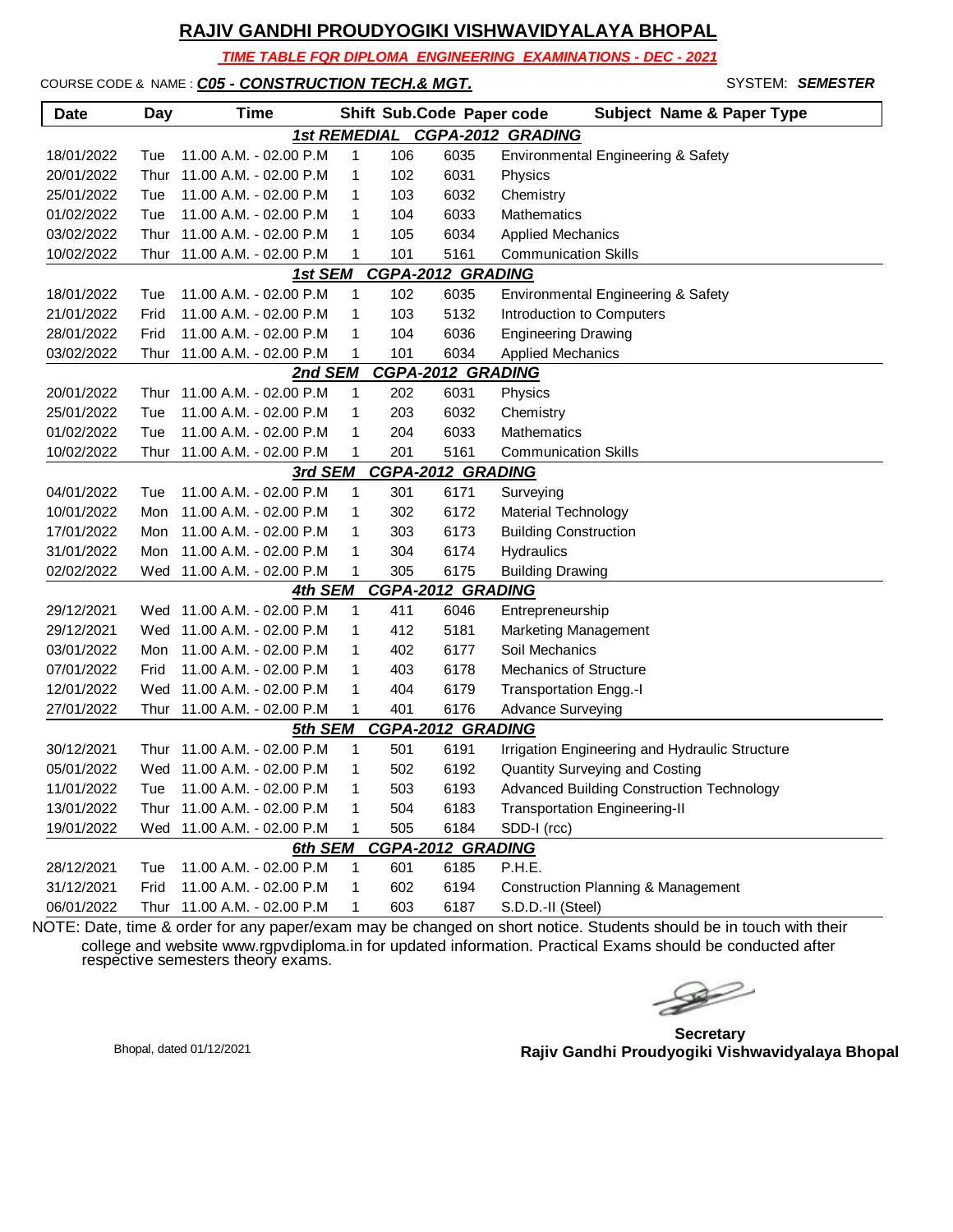# RAJIV GANDHI PROUDYOGIKI VISHWAVIDYALAYA BHOPAL

***TIME TABLE FOR DIPLOMA ENGINEERING EXAMINATIONS - DEC - 2021***

COURSE CODE & NAME : ***C05 - CONSTRUCTION TECH.& MGT.*** SYSTEM: ***SEMESTER***

| Date | Day | Time | Shift | Sub.Code | Paper code | Subject Name & Paper Type |
|---|---|---|---|---|---|---|
| | | | ***1st REMEDIAL CGPA-2012 GRADING*** | | | |
| 18/01/2022 | Tue | 11.00 A.M. - 02.00 P.M | 1 | 106 | 6035 | Environmental Engineering & Safety |
| 20/01/2022 | Thur | 11.00 A.M. - 02.00 P.M | 1 | 102 | 6031 | Physics |
| 25/01/2022 | Tue | 11.00 A.M. - 02.00 P.M | 1 | 103 | 6032 | Chemistry |
| 01/02/2022 | Tue | 11.00 A.M. - 02.00 P.M | 1 | 104 | 6033 | Mathematics |
| 03/02/2022 | Thur | 11.00 A.M. - 02.00 P.M | 1 | 105 | 6034 | Applied Mechanics |
| 10/02/2022 | Thur | 11.00 A.M. - 02.00 P.M | 1 | 101 | 5161 | Communication Skills |
| | | | ***1st SEM CGPA-2012 GRADING*** | | | |
| 18/01/2022 | Tue | 11.00 A.M. - 02.00 P.M | 1 | 102 | 6035 | Environmental Engineering & Safety |
| 21/01/2022 | Frid | 11.00 A.M. - 02.00 P.M | 1 | 103 | 5132 | Introduction to Computers |
| 28/01/2022 | Frid | 11.00 A.M. - 02.00 P.M | 1 | 104 | 6036 | Engineering Drawing |
| 03/02/2022 | Thur | 11.00 A.M. - 02.00 P.M | 1 | 101 | 6034 | Applied Mechanics |
| | | | ***2nd SEM CGPA-2012 GRADING*** | | | |
| 20/01/2022 | Thur | 11.00 A.M. - 02.00 P.M | 1 | 202 | 6031 | Physics |
| 25/01/2022 | Tue | 11.00 A.M. - 02.00 P.M | 1 | 203 | 6032 | Chemistry |
| 01/02/2022 | Tue | 11.00 A.M. - 02.00 P.M | 1 | 204 | 6033 | Mathematics |
| 10/02/2022 | Thur | 11.00 A.M. - 02.00 P.M | 1 | 201 | 5161 | Communication Skills |
| | | | ***3rd SEM CGPA-2012 GRADING*** | | | |
| 04/01/2022 | Tue | 11.00 A.M. - 02.00 P.M | 1 | 301 | 6171 | Surveying |
| 10/01/2022 | Mon | 11.00 A.M. - 02.00 P.M | 1 | 302 | 6172 | Material Technology |
| 17/01/2022 | Mon | 11.00 A.M. - 02.00 P.M | 1 | 303 | 6173 | Building Construction |
| 31/01/2022 | Mon | 11.00 A.M. - 02.00 P.M | 1 | 304 | 6174 | Hydraulics |
| 02/02/2022 | Wed | 11.00 A.M. - 02.00 P.M | 1 | 305 | 6175 | Building Drawing |
| | | | ***4th SEM CGPA-2012 GRADING*** | | | |
| 29/12/2021 | Wed | 11.00 A.M. - 02.00 P.M | 1 | 411 | 6046 | Entrepreneurship |
| 29/12/2021 | Wed | 11.00 A.M. - 02.00 P.M | 1 | 412 | 5181 | Marketing Management |
| 03/01/2022 | Mon | 11.00 A.M. - 02.00 P.M | 1 | 402 | 6177 | Soil Mechanics |
| 07/01/2022 | Frid | 11.00 A.M. - 02.00 P.M | 1 | 403 | 6178 | Mechanics of Structure |
| 12/01/2022 | Wed | 11.00 A.M. - 02.00 P.M | 1 | 404 | 6179 | Transportation Engg.-I |
| 27/01/2022 | Thur | 11.00 A.M. - 02.00 P.M | 1 | 401 | 6176 | Advance Surveying |
| | | | ***5th SEM CGPA-2012 GRADING*** | | | |
| 30/12/2021 | Thur | 11.00 A.M. - 02.00 P.M | 1 | 501 | 6191 | Irrigation Engineering and Hydraulic Structure |
| 05/01/2022 | Wed | 11.00 A.M. - 02.00 P.M | 1 | 502 | 6192 | Quantity Surveying and Costing |
| 11/01/2022 | Tue | 11.00 A.M. - 02.00 P.M | 1 | 503 | 6193 | Advanced Building Construction Technology |
| 13/01/2022 | Thur | 11.00 A.M. - 02.00 P.M | 1 | 504 | 6183 | Transportation Engineering-II |
| 19/01/2022 | Wed | 11.00 A.M. - 02.00 P.M | 1 | 505 | 6184 | SDD-I (rcc) |
| | | | ***6th SEM CGPA-2012 GRADING*** | | | |
| 28/12/2021 | Tue | 11.00 A.M. - 02.00 P.M | 1 | 601 | 6185 | P.H.E. |
| 31/12/2021 | Frid | 11.00 A.M. - 02.00 P.M | 1 | 602 | 6194 | Construction Planning & Management |
| 06/01/2022 | Thur | 11.00 A.M. - 02.00 P.M | 1 | 603 | 6187 | S.D.D.-II (Steel) |

NOTE: Date, time & order for any paper/exam may be changed on short notice. Students should be in touch with their college and website www.rgpvdiploma.in for updated information. Practical Exams should be conducted after respective semesters theory exams.

Bhopal, dated 01/12/2021

**Secretary**
**Rajiv Gandhi Proudyogiki Vishwavidyalaya Bhopal**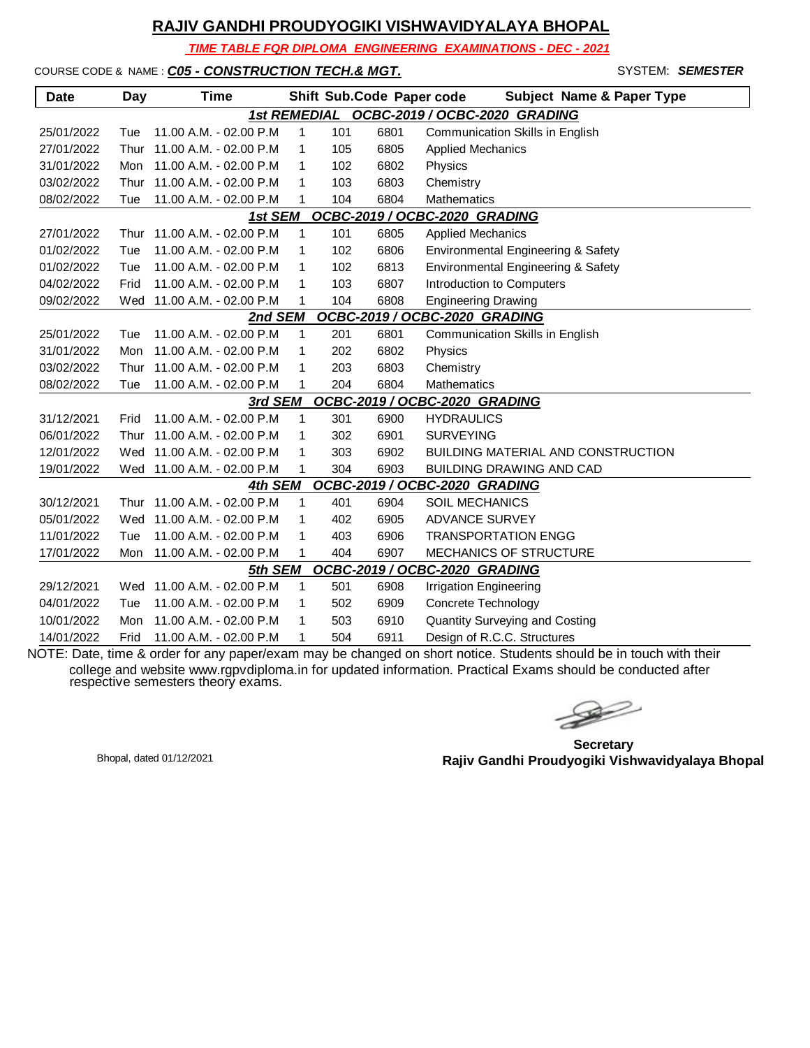# RAJIV GANDHI PROUDYOGIKI VISHWAVIDYALAYA BHOPAL

***TIME TABLE FOR DIPLOMA ENGINEERING EXAMINATIONS - DEC - 2021***

COURSE CODE & NAME : ***C05 - CONSTRUCTION TECH.& MGT.*** SYSTEM: ***SEMESTER***

| Date | Day | Time | Shift | Sub.Code | Paper code | Subject Name & Paper Type |
|---|---|---|---|---|---|---|
| | | | ***1st REMEDIAL OCBC-2019 / OCBC-2020 GRADING*** | | | |
| 25/01/2022 | Tue | 11.00 A.M. - 02.00 P.M | 1 | 101 | 6801 | Communication Skills in English |
| 27/01/2022 | Thur | 11.00 A.M. - 02.00 P.M | 1 | 105 | 6805 | Applied Mechanics |
| 31/01/2022 | Mon | 11.00 A.M. - 02.00 P.M | 1 | 102 | 6802 | Physics |
| 03/02/2022 | Thur | 11.00 A.M. - 02.00 P.M | 1 | 103 | 6803 | Chemistry |
| 08/02/2022 | Tue | 11.00 A.M. - 02.00 P.M | 1 | 104 | 6804 | Mathematics |
| | | | ***1st SEM OCBC-2019 / OCBC-2020 GRADING*** | | | |
| 27/01/2022 | Thur | 11.00 A.M. - 02.00 P.M | 1 | 101 | 6805 | Applied Mechanics |
| 01/02/2022 | Tue | 11.00 A.M. - 02.00 P.M | 1 | 102 | 6806 | Environmental Engineering & Safety |
| 01/02/2022 | Tue | 11.00 A.M. - 02.00 P.M | 1 | 102 | 6813 | Environmental Engineering & Safety |
| 04/02/2022 | Frid | 11.00 A.M. - 02.00 P.M | 1 | 103 | 6807 | Introduction to Computers |
| 09/02/2022 | Wed | 11.00 A.M. - 02.00 P.M | 1 | 104 | 6808 | Engineering Drawing |
| | | | ***2nd SEM OCBC-2019 / OCBC-2020 GRADING*** | | | |
| 25/01/2022 | Tue | 11.00 A.M. - 02.00 P.M | 1 | 201 | 6801 | Communication Skills in English |
| 31/01/2022 | Mon | 11.00 A.M. - 02.00 P.M | 1 | 202 | 6802 | Physics |
| 03/02/2022 | Thur | 11.00 A.M. - 02.00 P.M | 1 | 203 | 6803 | Chemistry |
| 08/02/2022 | Tue | 11.00 A.M. - 02.00 P.M | 1 | 204 | 6804 | Mathematics |
| | | | ***3rd SEM OCBC-2019 / OCBC-2020 GRADING*** | | | |
| 31/12/2021 | Frid | 11.00 A.M. - 02.00 P.M | 1 | 301 | 6900 | HYDRAULICS |
| 06/01/2022 | Thur | 11.00 A.M. - 02.00 P.M | 1 | 302 | 6901 | SURVEYING |
| 12/01/2022 | Wed | 11.00 A.M. - 02.00 P.M | 1 | 303 | 6902 | BUILDING MATERIAL AND CONSTRUCTION |
| 19/01/2022 | Wed | 11.00 A.M. - 02.00 P.M | 1 | 304 | 6903 | BUILDING DRAWING AND CAD |
| | | | ***4th SEM OCBC-2019 / OCBC-2020 GRADING*** | | | |
| 30/12/2021 | Thur | 11.00 A.M. - 02.00 P.M | 1 | 401 | 6904 | SOIL MECHANICS |
| 05/01/2022 | Wed | 11.00 A.M. - 02.00 P.M | 1 | 402 | 6905 | ADVANCE SURVEY |
| 11/01/2022 | Tue | 11.00 A.M. - 02.00 P.M | 1 | 403 | 6906 | TRANSPORTATION ENGG |
| 17/01/2022 | Mon | 11.00 A.M. - 02.00 P.M | 1 | 404 | 6907 | MECHANICS OF STRUCTURE |
| | | | ***5th SEM OCBC-2019 / OCBC-2020 GRADING*** | | | |
| 29/12/2021 | Wed | 11.00 A.M. - 02.00 P.M | 1 | 501 | 6908 | Irrigation Engineering |
| 04/01/2022 | Tue | 11.00 A.M. - 02.00 P.M | 1 | 502 | 6909 | Concrete Technology |
| 10/01/2022 | Mon | 11.00 A.M. - 02.00 P.M | 1 | 503 | 6910 | Quantity Surveying and Costing |
| 14/01/2022 | Frid | 11.00 A.M. - 02.00 P.M | 1 | 504 | 6911 | Design of R.C.C. Structures |

NOTE: Date, time & order for any paper/exam may be changed on short notice. Students should be in touch with their college and website www.rgpvdiploma.in for updated information. Practical Exams should be conducted after respective semesters theory exams.

Bhopal, dated 01/12/2021

**Secretary**
**Rajiv Gandhi Proudyogiki Vishwavidyalaya Bhopal**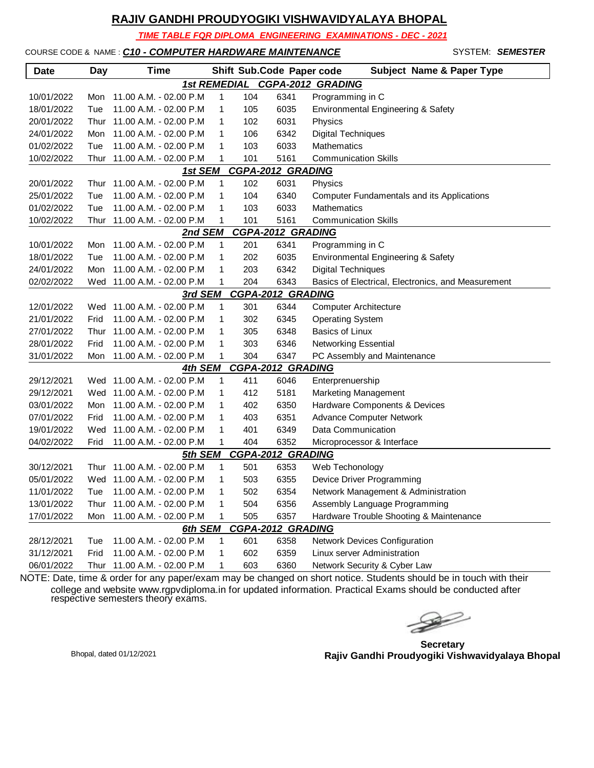# RAJIV GANDHI PROUDYOGIKI VISHWAVIDYALAYA BHOPAL

***TIME TABLE FOR DIPLOMA ENGINEERING EXAMINATIONS - DEC - 2021***

COURSE CODE & NAME : ***C10 - COMPUTER HARDWARE MAINTENANCE*** SYSTEM: ***SEMESTER***

| Date | Day | Time | Shift | Sub.Code | Paper code | Subject Name & Paper Type |
|---|---|---|---|---|---|---|
| | | | ***1st REMEDIAL CGPA-2012 GRADING*** | | | |
| 10/01/2022 | Mon | 11.00 A.M. - 02.00 P.M | 1 | 104 | 6341 | Programming in C |
| 18/01/2022 | Tue | 11.00 A.M. - 02.00 P.M | 1 | 105 | 6035 | Environmental Engineering & Safety |
| 20/01/2022 | Thur | 11.00 A.M. - 02.00 P.M | 1 | 102 | 6031 | Physics |
| 24/01/2022 | Mon | 11.00 A.M. - 02.00 P.M | 1 | 106 | 6342 | Digital Techniques |
| 01/02/2022 | Tue | 11.00 A.M. - 02.00 P.M | 1 | 103 | 6033 | Mathematics |
| 10/02/2022 | Thur | 11.00 A.M. - 02.00 P.M | 1 | 101 | 5161 | Communication Skills |
| | | | ***1st SEM CGPA-2012 GRADING*** | | | |
| 20/01/2022 | Thur | 11.00 A.M. - 02.00 P.M | 1 | 102 | 6031 | Physics |
| 25/01/2022 | Tue | 11.00 A.M. - 02.00 P.M | 1 | 104 | 6340 | Computer Fundamentals and its Applications |
| 01/02/2022 | Tue | 11.00 A.M. - 02.00 P.M | 1 | 103 | 6033 | Mathematics |
| 10/02/2022 | Thur | 11.00 A.M. - 02.00 P.M | 1 | 101 | 5161 | Communication Skills |
| | | | ***2nd SEM CGPA-2012 GRADING*** | | | |
| 10/01/2022 | Mon | 11.00 A.M. - 02.00 P.M | 1 | 201 | 6341 | Programming in C |
| 18/01/2022 | Tue | 11.00 A.M. - 02.00 P.M | 1 | 202 | 6035 | Environmental Engineering & Safety |
| 24/01/2022 | Mon | 11.00 A.M. - 02.00 P.M | 1 | 203 | 6342 | Digital Techniques |
| 02/02/2022 | Wed | 11.00 A.M. - 02.00 P.M | 1 | 204 | 6343 | Basics of Electrical, Electronics, and Measurement |
| | | | ***3rd SEM CGPA-2012 GRADING*** | | | |
| 12/01/2022 | Wed | 11.00 A.M. - 02.00 P.M | 1 | 301 | 6344 | Computer Architecture |
| 21/01/2022 | Frid | 11.00 A.M. - 02.00 P.M | 1 | 302 | 6345 | Operating System |
| 27/01/2022 | Thur | 11.00 A.M. - 02.00 P.M | 1 | 305 | 6348 | Basics of Linux |
| 28/01/2022 | Frid | 11.00 A.M. - 02.00 P.M | 1 | 303 | 6346 | Networking Essential |
| 31/01/2022 | Mon | 11.00 A.M. - 02.00 P.M | 1 | 304 | 6347 | PC Assembly and Maintenance |
| | | | ***4th SEM CGPA-2012 GRADING*** | | | |
| 29/12/2021 | Wed | 11.00 A.M. - 02.00 P.M | 1 | 411 | 6046 | Enterprenuership |
| 29/12/2021 | Wed | 11.00 A.M. - 02.00 P.M | 1 | 412 | 5181 | Marketing Management |
| 03/01/2022 | Mon | 11.00 A.M. - 02.00 P.M | 1 | 402 | 6350 | Hardware Components & Devices |
| 07/01/2022 | Frid | 11.00 A.M. - 02.00 P.M | 1 | 403 | 6351 | Advance Computer Network |
| 19/01/2022 | Wed | 11.00 A.M. - 02.00 P.M | 1 | 401 | 6349 | Data Communication |
| 04/02/2022 | Frid | 11.00 A.M. - 02.00 P.M | 1 | 404 | 6352 | Microprocessor & Interface |
| | | | ***5th SEM CGPA-2012 GRADING*** | | | |
| 30/12/2021 | Thur | 11.00 A.M. - 02.00 P.M | 1 | 501 | 6353 | Web Techonology |
| 05/01/2022 | Wed | 11.00 A.M. - 02.00 P.M | 1 | 503 | 6355 | Device Driver Programming |
| 11/01/2022 | Tue | 11.00 A.M. - 02.00 P.M | 1 | 502 | 6354 | Network Management & Administration |
| 13/01/2022 | Thur | 11.00 A.M. - 02.00 P.M | 1 | 504 | 6356 | Assembly Language Programming |
| 17/01/2022 | Mon | 11.00 A.M. - 02.00 P.M | 1 | 505 | 6357 | Hardware Trouble Shooting & Maintenance |
| | | | ***6th SEM CGPA-2012 GRADING*** | | | |
| 28/12/2021 | Tue | 11.00 A.M. - 02.00 P.M | 1 | 601 | 6358 | Network Devices Configuration |
| 31/12/2021 | Frid | 11.00 A.M. - 02.00 P.M | 1 | 602 | 6359 | Linux server Administration |
| 06/01/2022 | Thur | 11.00 A.M. - 02.00 P.M | 1 | 603 | 6360 | Network Security & Cyber Law |

NOTE: Date, time & order for any paper/exam may be changed on short notice. Students should be in touch with their college and website www.rgpvdiploma.in for updated information. Practical Exams should be conducted after respective semesters theory exams.

Bhopal, dated 01/12/2021

**Secretary**
**Rajiv Gandhi Proudyogiki Vishwavidyalaya Bhopal**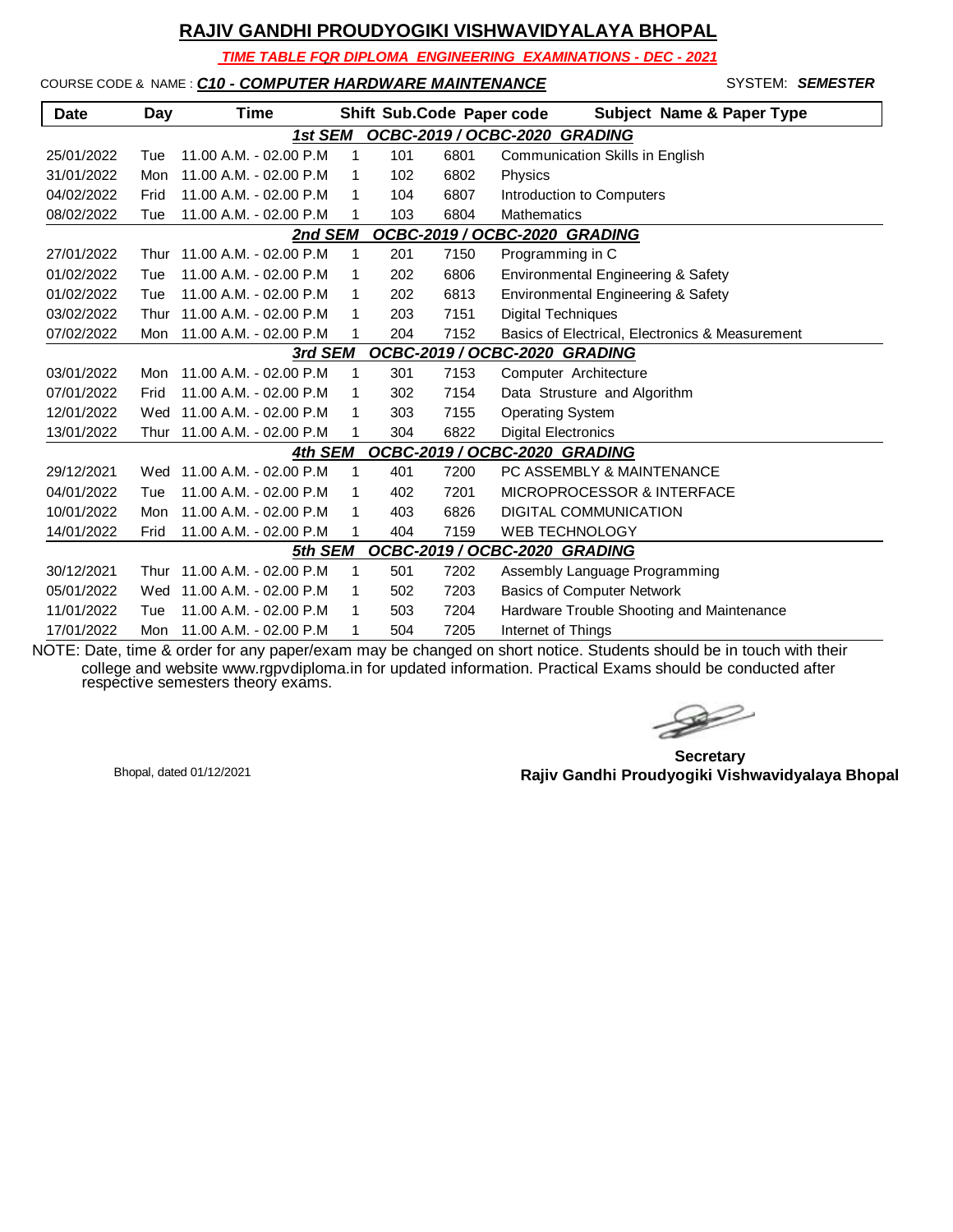# RAJIV GANDHI PROUDYOGIKI VISHWAVIDYALAYA BHOPAL

***TIME TABLE FOR DIPLOMA ENGINEERING EXAMINATIONS - DEC - 2021***

COURSE CODE & NAME : ***C10 - COMPUTER HARDWARE MAINTENANCE*** SYSTEM: ***SEMESTER***

| Date | Day | Time | Shift | Sub.Code | Paper code | Subject Name & Paper Type |
|---|---|---|---|---|---|---|
| | | | ***1st SEM*** | ***OCBC-2019 / OCBC-2020 GRADING*** | | |
| 25/01/2022 | Tue | 11.00 A.M. - 02.00 P.M | 1 | 101 | 6801 | Communication Skills in English |
| 31/01/2022 | Mon | 11.00 A.M. - 02.00 P.M | 1 | 102 | 6802 | Physics |
| 04/02/2022 | Frid | 11.00 A.M. - 02.00 P.M | 1 | 104 | 6807 | Introduction to Computers |
| 08/02/2022 | Tue | 11.00 A.M. - 02.00 P.M | 1 | 103 | 6804 | Mathematics |
| | | | ***2nd SEM*** | ***OCBC-2019 / OCBC-2020 GRADING*** | | |
| 27/01/2022 | Thur | 11.00 A.M. - 02.00 P.M | 1 | 201 | 7150 | Programming in C |
| 01/02/2022 | Tue | 11.00 A.M. - 02.00 P.M | 1 | 202 | 6806 | Environmental Engineering & Safety |
| 01/02/2022 | Tue | 11.00 A.M. - 02.00 P.M | 1 | 202 | 6813 | Environmental Engineering & Safety |
| 03/02/2022 | Thur | 11.00 A.M. - 02.00 P.M | 1 | 203 | 7151 | Digital Techniques |
| 07/02/2022 | Mon | 11.00 A.M. - 02.00 P.M | 1 | 204 | 7152 | Basics of Electrical, Electronics & Measurement |
| | | | ***3rd SEM*** | ***OCBC-2019 / OCBC-2020 GRADING*** | | |
| 03/01/2022 | Mon | 11.00 A.M. - 02.00 P.M | 1 | 301 | 7153 | Computer Architecture |
| 07/01/2022 | Frid | 11.00 A.M. - 02.00 P.M | 1 | 302 | 7154 | Data Strusture and Algorithm |
| 12/01/2022 | Wed | 11.00 A.M. - 02.00 P.M | 1 | 303 | 7155 | Operating System |
| 13/01/2022 | Thur | 11.00 A.M. - 02.00 P.M | 1 | 304 | 6822 | Digital Electronics |
| | | | ***4th SEM*** | ***OCBC-2019 / OCBC-2020 GRADING*** | | |
| 29/12/2021 | Wed | 11.00 A.M. - 02.00 P.M | 1 | 401 | 7200 | PC ASSEMBLY & MAINTENANCE |
| 04/01/2022 | Tue | 11.00 A.M. - 02.00 P.M | 1 | 402 | 7201 | MICROPROCESSOR & INTERFACE |
| 10/01/2022 | Mon | 11.00 A.M. - 02.00 P.M | 1 | 403 | 6826 | DIGITAL COMMUNICATION |
| 14/01/2022 | Frid | 11.00 A.M. - 02.00 P.M | 1 | 404 | 7159 | WEB TECHNOLOGY |
| | | | ***5th SEM*** | ***OCBC-2019 / OCBC-2020 GRADING*** | | |
| 30/12/2021 | Thur | 11.00 A.M. - 02.00 P.M | 1 | 501 | 7202 | Assembly Language Programming |
| 05/01/2022 | Wed | 11.00 A.M. - 02.00 P.M | 1 | 502 | 7203 | Basics of Computer Network |
| 11/01/2022 | Tue | 11.00 A.M. - 02.00 P.M | 1 | 503 | 7204 | Hardware Trouble Shooting and Maintenance |
| 17/01/2022 | Mon | 11.00 A.M. - 02.00 P.M | 1 | 504 | 7205 | Internet of Things |

NOTE: Date, time & order for any paper/exam may be changed on short notice. Students should be in touch with their college and website www.rgpvdiploma.in for updated information. Practical Exams should be conducted after respective semesters theory exams.

Bhopal, dated 01/12/2021

**Secretary**
**Rajiv Gandhi Proudyogiki Vishwavidyalaya Bhopal**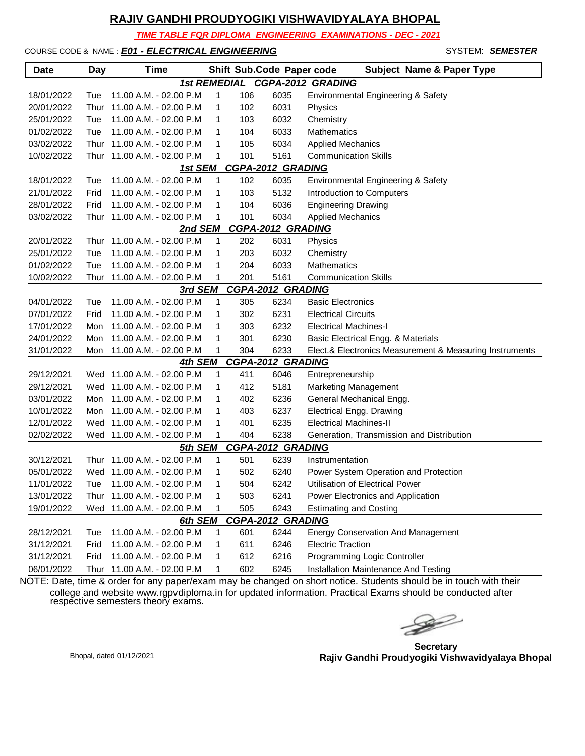# RAJIV GANDHI PROUDYOGIKI VISHWAVIDYALAYA BHOPAL

***TIME TABLE FOR DIPLOMA ENGINEERING EXAMINATIONS - DEC - 2021***

COURSE CODE & NAME : ***E01 - ELECTRICAL ENGINEERING*** SYSTEM: ***SEMESTER***

| Date | Day | Time | Shift | Sub.Code | Paper code | Subject Name & Paper Type |
|---|---|---|---|---|---|---|
| | | | ***1st REMEDIAL CGPA-2012 GRADING*** | | | |
| 18/01/2022 | Tue | 11.00 A.M. - 02.00 P.M | 1 | 106 | 6035 | Environmental Engineering & Safety |
| 20/01/2022 | Thur | 11.00 A.M. - 02.00 P.M | 1 | 102 | 6031 | Physics |
| 25/01/2022 | Tue | 11.00 A.M. - 02.00 P.M | 1 | 103 | 6032 | Chemistry |
| 01/02/2022 | Tue | 11.00 A.M. - 02.00 P.M | 1 | 104 | 6033 | Mathematics |
| 03/02/2022 | Thur | 11.00 A.M. - 02.00 P.M | 1 | 105 | 6034 | Applied Mechanics |
| 10/02/2022 | Thur | 11.00 A.M. - 02.00 P.M | 1 | 101 | 5161 | Communication Skills |
| | | | ***1st SEM CGPA-2012 GRADING*** | | | |
| 18/01/2022 | Tue | 11.00 A.M. - 02.00 P.M | 1 | 102 | 6035 | Environmental Engineering & Safety |
| 21/01/2022 | Frid | 11.00 A.M. - 02.00 P.M | 1 | 103 | 5132 | Introduction to Computers |
| 28/01/2022 | Frid | 11.00 A.M. - 02.00 P.M | 1 | 104 | 6036 | Engineering Drawing |
| 03/02/2022 | Thur | 11.00 A.M. - 02.00 P.M | 1 | 101 | 6034 | Applied Mechanics |
| | | | ***2nd SEM CGPA-2012 GRADING*** | | | |
| 20/01/2022 | Thur | 11.00 A.M. - 02.00 P.M | 1 | 202 | 6031 | Physics |
| 25/01/2022 | Tue | 11.00 A.M. - 02.00 P.M | 1 | 203 | 6032 | Chemistry |
| 01/02/2022 | Tue | 11.00 A.M. - 02.00 P.M | 1 | 204 | 6033 | Mathematics |
| 10/02/2022 | Thur | 11.00 A.M. - 02.00 P.M | 1 | 201 | 5161 | Communication Skills |
| | | | ***3rd SEM CGPA-2012 GRADING*** | | | |
| 04/01/2022 | Tue | 11.00 A.M. - 02.00 P.M | 1 | 305 | 6234 | Basic Electronics |
| 07/01/2022 | Frid | 11.00 A.M. - 02.00 P.M | 1 | 302 | 6231 | Electrical Circuits |
| 17/01/2022 | Mon | 11.00 A.M. - 02.00 P.M | 1 | 303 | 6232 | Electrical Machines-I |
| 24/01/2022 | Mon | 11.00 A.M. - 02.00 P.M | 1 | 301 | 6230 | Basic Electrical Engg. & Materials |
| 31/01/2022 | Mon | 11.00 A.M. - 02.00 P.M | 1 | 304 | 6233 | Elect.& Electronics Measurement & Measuring Instruments |
| | | | ***4th SEM CGPA-2012 GRADING*** | | | |
| 29/12/2021 | Wed | 11.00 A.M. - 02.00 P.M | 1 | 411 | 6046 | Entrepreneurship |
| 29/12/2021 | Wed | 11.00 A.M. - 02.00 P.M | 1 | 412 | 5181 | Marketing Management |
| 03/01/2022 | Mon | 11.00 A.M. - 02.00 P.M | 1 | 402 | 6236 | General Mechanical Engg. |
| 10/01/2022 | Mon | 11.00 A.M. - 02.00 P.M | 1 | 403 | 6237 | Electrical Engg. Drawing |
| 12/01/2022 | Wed | 11.00 A.M. - 02.00 P.M | 1 | 401 | 6235 | Electrical Machines-II |
| 02/02/2022 | Wed | 11.00 A.M. - 02.00 P.M | 1 | 404 | 6238 | Generation, Transmission and Distribution |
| | | | ***5th SEM CGPA-2012 GRADING*** | | | |
| 30/12/2021 | Thur | 11.00 A.M. - 02.00 P.M | 1 | 501 | 6239 | Instrumentation |
| 05/01/2022 | Wed | 11.00 A.M. - 02.00 P.M | 1 | 502 | 6240 | Power System Operation and Protection |
| 11/01/2022 | Tue | 11.00 A.M. - 02.00 P.M | 1 | 504 | 6242 | Utilisation of Electrical Power |
| 13/01/2022 | Thur | 11.00 A.M. - 02.00 P.M | 1 | 503 | 6241 | Power Electronics and Application |
| 19/01/2022 | Wed | 11.00 A.M. - 02.00 P.M | 1 | 505 | 6243 | Estimating and Costing |
| | | | ***6th SEM CGPA-2012 GRADING*** | | | |
| 28/12/2021 | Tue | 11.00 A.M. - 02.00 P.M | 1 | 601 | 6244 | Energy Conservation And Management |
| 31/12/2021 | Frid | 11.00 A.M. - 02.00 P.M | 1 | 611 | 6246 | Electric Traction |
| 31/12/2021 | Frid | 11.00 A.M. - 02.00 P.M | 1 | 612 | 6216 | Programming Logic Controller |
| 06/01/2022 | Thur | 11.00 A.M. - 02.00 P.M | 1 | 602 | 6245 | Installation Maintenance And Testing |

NOTE: Date, time & order for any paper/exam may be changed on short notice. Students should be in touch with their college and website www.rgpvdiploma.in for updated information. Practical Exams should be conducted after respective semesters theory exams.

Bhopal, dated 01/12/2021

**Secretary**
**Rajiv Gandhi Proudyogiki Vishwavidyalaya Bhopal**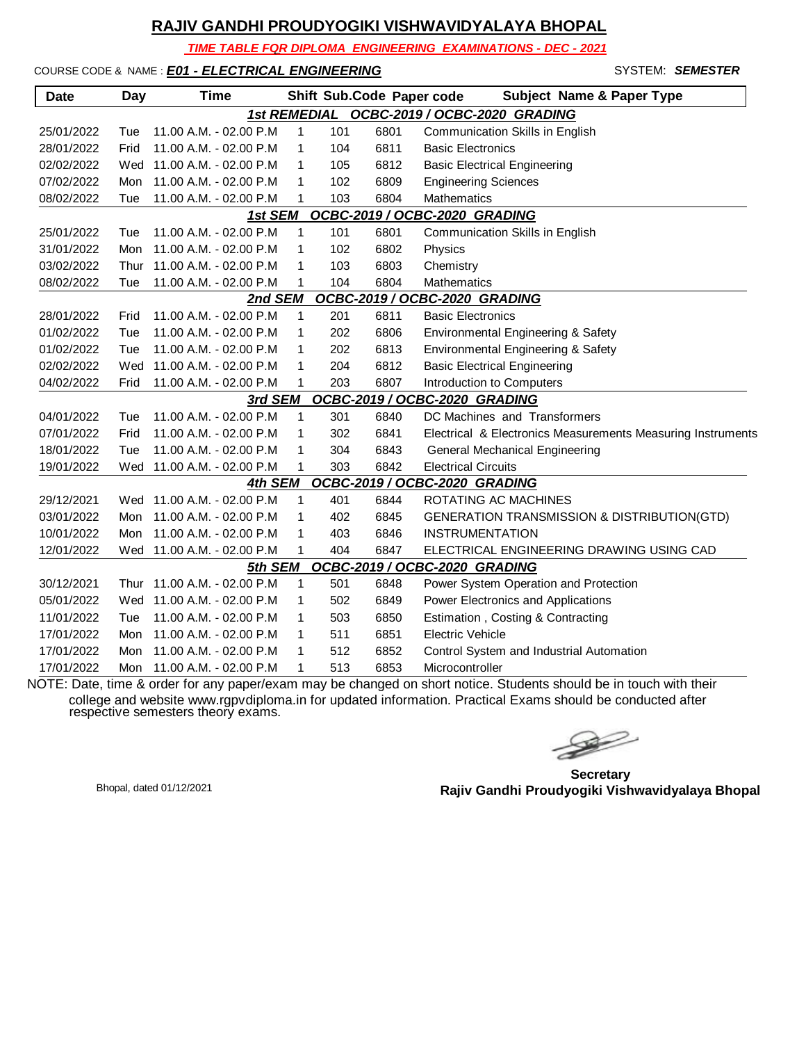# RAJIV GANDHI PROUDYOGIKI VISHWAVIDYALAYA BHOPAL

***TIME TABLE FOR DIPLOMA ENGINEERING EXAMINATIONS - DEC - 2021***

COURSE CODE & NAME : ***E01 - ELECTRICAL ENGINEERING*** SYSTEM: ***SEMESTER***

| Date | Day | Time | Shift | Sub.Code | Paper code | Subject Name & Paper Type |
|---|---|---|---|---|---|---|
| | | | | | | ***1st REMEDIAL OCBC-2019 / OCBC-2020 GRADING*** |
| 25/01/2022 | Tue | 11.00 A.M. - 02.00 P.M | 1 | 101 | 6801 | Communication Skills in English |
| 28/01/2022 | Frid | 11.00 A.M. - 02.00 P.M | 1 | 104 | 6811 | Basic Electronics |
| 02/02/2022 | Wed | 11.00 A.M. - 02.00 P.M | 1 | 105 | 6812 | Basic Electrical Engineering |
| 07/02/2022 | Mon | 11.00 A.M. - 02.00 P.M | 1 | 102 | 6809 | Engineering Sciences |
| 08/02/2022 | Tue | 11.00 A.M. - 02.00 P.M | 1 | 103 | 6804 | Mathematics |
| | | | | | | ***1st SEM OCBC-2019 / OCBC-2020 GRADING*** |
| 25/01/2022 | Tue | 11.00 A.M. - 02.00 P.M | 1 | 101 | 6801 | Communication Skills in English |
| 31/01/2022 | Mon | 11.00 A.M. - 02.00 P.M | 1 | 102 | 6802 | Physics |
| 03/02/2022 | Thur | 11.00 A.M. - 02.00 P.M | 1 | 103 | 6803 | Chemistry |
| 08/02/2022 | Tue | 11.00 A.M. - 02.00 P.M | 1 | 104 | 6804 | Mathematics |
| | | | | | | ***2nd SEM OCBC-2019 / OCBC-2020 GRADING*** |
| 28/01/2022 | Frid | 11.00 A.M. - 02.00 P.M | 1 | 201 | 6811 | Basic Electronics |
| 01/02/2022 | Tue | 11.00 A.M. - 02.00 P.M | 1 | 202 | 6806 | Environmental Engineering & Safety |
| 01/02/2022 | Tue | 11.00 A.M. - 02.00 P.M | 1 | 202 | 6813 | Environmental Engineering & Safety |
| 02/02/2022 | Wed | 11.00 A.M. - 02.00 P.M | 1 | 204 | 6812 | Basic Electrical Engineering |
| 04/02/2022 | Frid | 11.00 A.M. - 02.00 P.M | 1 | 203 | 6807 | Introduction to Computers |
| | | | | | | ***3rd SEM OCBC-2019 / OCBC-2020 GRADING*** |
| 04/01/2022 | Tue | 11.00 A.M. - 02.00 P.M | 1 | 301 | 6840 | DC Machines and Transformers |
| 07/01/2022 | Frid | 11.00 A.M. - 02.00 P.M | 1 | 302 | 6841 | Electrical & Electronics Measurements Measuring Instruments |
| 18/01/2022 | Tue | 11.00 A.M. - 02.00 P.M | 1 | 304 | 6843 | General Mechanical Engineering |
| 19/01/2022 | Wed | 11.00 A.M. - 02.00 P.M | 1 | 303 | 6842 | Electrical Circuits |
| | | | | | | ***4th SEM OCBC-2019 / OCBC-2020 GRADING*** |
| 29/12/2021 | Wed | 11.00 A.M. - 02.00 P.M | 1 | 401 | 6844 | ROTATING AC MACHINES |
| 03/01/2022 | Mon | 11.00 A.M. - 02.00 P.M | 1 | 402 | 6845 | GENERATION TRANSMISSION & DISTRIBUTION(GTD) |
| 10/01/2022 | Mon | 11.00 A.M. - 02.00 P.M | 1 | 403 | 6846 | INSTRUMENTATION |
| 12/01/2022 | Wed | 11.00 A.M. - 02.00 P.M | 1 | 404 | 6847 | ELECTRICAL ENGINEERING DRAWING USING CAD |
| | | | | | | ***5th SEM OCBC-2019 / OCBC-2020 GRADING*** |
| 30/12/2021 | Thur | 11.00 A.M. - 02.00 P.M | 1 | 501 | 6848 | Power System Operation and Protection |
| 05/01/2022 | Wed | 11.00 A.M. - 02.00 P.M | 1 | 502 | 6849 | Power Electronics and Applications |
| 11/01/2022 | Tue | 11.00 A.M. - 02.00 P.M | 1 | 503 | 6850 | Estimation , Costing & Contracting |
| 17/01/2022 | Mon | 11.00 A.M. - 02.00 P.M | 1 | 511 | 6851 | Electric Vehicle |
| 17/01/2022 | Mon | 11.00 A.M. - 02.00 P.M | 1 | 512 | 6852 | Control System and Industrial Automation |
| 17/01/2022 | Mon | 11.00 A.M. - 02.00 P.M | 1 | 513 | 6853 | Microcontroller |

NOTE: Date, time & order for any paper/exam may be changed on short notice. Students should be in touch with their college and website www.rgpvdiploma.in for updated information. Practical Exams should be conducted after respective semesters theory exams.

Bhopal, dated 01/12/2021

**Secretary**
**Rajiv Gandhi Proudyogiki Vishwavidyalaya Bhopal**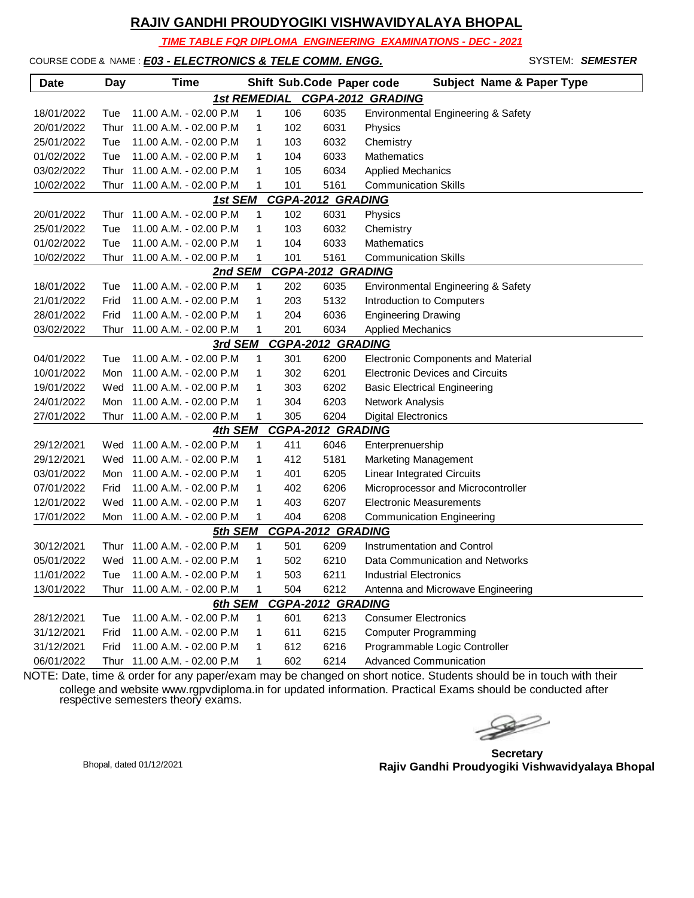# RAJIV GANDHI PROUDYOGIKI VISHWAVIDYALAYA BHOPAL

***TIME TABLE FOR DIPLOMA ENGINEERING EXAMINATIONS - DEC - 2021***

COURSE CODE & NAME : ***E03 - ELECTRONICS & TELE COMM. ENGG.*** SYSTEM: ***SEMESTER***

| Date | Day | Time | Shift | Sub.Code | Paper code | Subject Name & Paper Type |
|---|---|---|---|---|---|---|
| | | | ***1st REMEDIAL CGPA-2012 GRADING*** | | | |
| 18/01/2022 | Tue | 11.00 A.M. - 02.00 P.M | 1 | 106 | 6035 | Environmental Engineering & Safety |
| 20/01/2022 | Thur | 11.00 A.M. - 02.00 P.M | 1 | 102 | 6031 | Physics |
| 25/01/2022 | Tue | 11.00 A.M. - 02.00 P.M | 1 | 103 | 6032 | Chemistry |
| 01/02/2022 | Tue | 11.00 A.M. - 02.00 P.M | 1 | 104 | 6033 | Mathematics |
| 03/02/2022 | Thur | 11.00 A.M. - 02.00 P.M | 1 | 105 | 6034 | Applied Mechanics |
| 10/02/2022 | Thur | 11.00 A.M. - 02.00 P.M | 1 | 101 | 5161 | Communication Skills |
| | | | ***1st SEM CGPA-2012 GRADING*** | | | |
| 20/01/2022 | Thur | 11.00 A.M. - 02.00 P.M | 1 | 102 | 6031 | Physics |
| 25/01/2022 | Tue | 11.00 A.M. - 02.00 P.M | 1 | 103 | 6032 | Chemistry |
| 01/02/2022 | Tue | 11.00 A.M. - 02.00 P.M | 1 | 104 | 6033 | Mathematics |
| 10/02/2022 | Thur | 11.00 A.M. - 02.00 P.M | 1 | 101 | 5161 | Communication Skills |
| | | | ***2nd SEM CGPA-2012 GRADING*** | | | |
| 18/01/2022 | Tue | 11.00 A.M. - 02.00 P.M | 1 | 202 | 6035 | Environmental Engineering & Safety |
| 21/01/2022 | Frid | 11.00 A.M. - 02.00 P.M | 1 | 203 | 5132 | Introduction to Computers |
| 28/01/2022 | Frid | 11.00 A.M. - 02.00 P.M | 1 | 204 | 6036 | Engineering Drawing |
| 03/02/2022 | Thur | 11.00 A.M. - 02.00 P.M | 1 | 201 | 6034 | Applied Mechanics |
| | | | ***3rd SEM CGPA-2012 GRADING*** | | | |
| 04/01/2022 | Tue | 11.00 A.M. - 02.00 P.M | 1 | 301 | 6200 | Electronic Components and Material |
| 10/01/2022 | Mon | 11.00 A.M. - 02.00 P.M | 1 | 302 | 6201 | Electronic Devices and Circuits |
| 19/01/2022 | Wed | 11.00 A.M. - 02.00 P.M | 1 | 303 | 6202 | Basic Electrical Engineering |
| 24/01/2022 | Mon | 11.00 A.M. - 02.00 P.M | 1 | 304 | 6203 | Network Analysis |
| 27/01/2022 | Thur | 11.00 A.M. - 02.00 P.M | 1 | 305 | 6204 | Digital Electronics |
| | | | ***4th SEM CGPA-2012 GRADING*** | | | |
| 29/12/2021 | Wed | 11.00 A.M. - 02.00 P.M | 1 | 411 | 6046 | Enterprenuership |
| 29/12/2021 | Wed | 11.00 A.M. - 02.00 P.M | 1 | 412 | 5181 | Marketing Management |
| 03/01/2022 | Mon | 11.00 A.M. - 02.00 P.M | 1 | 401 | 6205 | Linear Integrated Circuits |
| 07/01/2022 | Frid | 11.00 A.M. - 02.00 P.M | 1 | 402 | 6206 | Microprocessor and Microcontroller |
| 12/01/2022 | Wed | 11.00 A.M. - 02.00 P.M | 1 | 403 | 6207 | Electronic Measurements |
| 17/01/2022 | Mon | 11.00 A.M. - 02.00 P.M | 1 | 404 | 6208 | Communication Engineering |
| | | | ***5th SEM CGPA-2012 GRADING*** | | | |
| 30/12/2021 | Thur | 11.00 A.M. - 02.00 P.M | 1 | 501 | 6209 | Instrumentation and Control |
| 05/01/2022 | Wed | 11.00 A.M. - 02.00 P.M | 1 | 502 | 6210 | Data Communication and Networks |
| 11/01/2022 | Tue | 11.00 A.M. - 02.00 P.M | 1 | 503 | 6211 | Industrial Electronics |
| 13/01/2022 | Thur | 11.00 A.M. - 02.00 P.M | 1 | 504 | 6212 | Antenna and Microwave Engineering |
| | | | ***6th SEM CGPA-2012 GRADING*** | | | |
| 28/12/2021 | Tue | 11.00 A.M. - 02.00 P.M | 1 | 601 | 6213 | Consumer Electronics |
| 31/12/2021 | Frid | 11.00 A.M. - 02.00 P.M | 1 | 611 | 6215 | Computer Programming |
| 31/12/2021 | Frid | 11.00 A.M. - 02.00 P.M | 1 | 612 | 6216 | Programmable Logic Controller |
| 06/01/2022 | Thur | 11.00 A.M. - 02.00 P.M | 1 | 602 | 6214 | Advanced Communication |

NOTE: Date, time & order for any paper/exam may be changed on short notice. Students should be in touch with their college and website www.rgpvdiploma.in for updated information. Practical Exams should be conducted after respective semesters theory exams.

Bhopal, dated 01/12/2021

**Secretary**
**Rajiv Gandhi Proudyogiki Vishwavidyalaya Bhopal**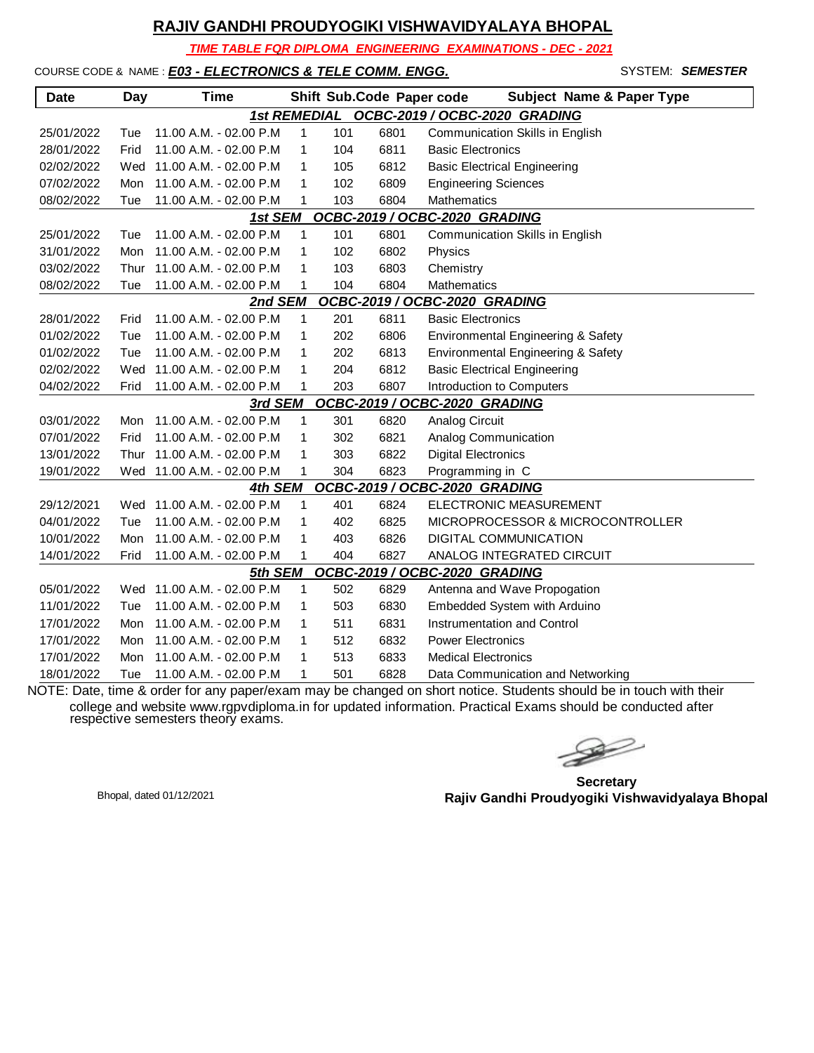# RAJIV GANDHI PROUDYOGIKI VISHWAVIDYALAYA BHOPAL

***TIME TABLE FOR DIPLOMA ENGINEERING EXAMINATIONS - DEC - 2021***

COURSE CODE & NAME : ***E03 - ELECTRONICS & TELE COMM. ENGG.*** SYSTEM: ***SEMESTER***

| Date | Day | Time | Shift | Sub.Code | Paper code | Subject Name & Paper Type |
|---|---|---|---|---|---|---|
| | | | ***1st REMEDIAL OCBC-2019 / OCBC-2020 GRADING*** | | | |
| 25/01/2022 | Tue | 11.00 A.M. - 02.00 P.M | 1 | 101 | 6801 | Communication Skills in English |
| 28/01/2022 | Frid | 11.00 A.M. - 02.00 P.M | 1 | 104 | 6811 | Basic Electronics |
| 02/02/2022 | Wed | 11.00 A.M. - 02.00 P.M | 1 | 105 | 6812 | Basic Electrical Engineering |
| 07/02/2022 | Mon | 11.00 A.M. - 02.00 P.M | 1 | 102 | 6809 | Engineering Sciences |
| 08/02/2022 | Tue | 11.00 A.M. - 02.00 P.M | 1 | 103 | 6804 | Mathematics |
| | | | ***1st SEM OCBC-2019 / OCBC-2020 GRADING*** | | | |
| 25/01/2022 | Tue | 11.00 A.M. - 02.00 P.M | 1 | 101 | 6801 | Communication Skills in English |
| 31/01/2022 | Mon | 11.00 A.M. - 02.00 P.M | 1 | 102 | 6802 | Physics |
| 03/02/2022 | Thur | 11.00 A.M. - 02.00 P.M | 1 | 103 | 6803 | Chemistry |
| 08/02/2022 | Tue | 11.00 A.M. - 02.00 P.M | 1 | 104 | 6804 | Mathematics |
| | | | ***2nd SEM OCBC-2019 / OCBC-2020 GRADING*** | | | |
| 28/01/2022 | Frid | 11.00 A.M. - 02.00 P.M | 1 | 201 | 6811 | Basic Electronics |
| 01/02/2022 | Tue | 11.00 A.M. - 02.00 P.M | 1 | 202 | 6806 | Environmental Engineering & Safety |
| 01/02/2022 | Tue | 11.00 A.M. - 02.00 P.M | 1 | 202 | 6813 | Environmental Engineering & Safety |
| 02/02/2022 | Wed | 11.00 A.M. - 02.00 P.M | 1 | 204 | 6812 | Basic Electrical Engineering |
| 04/02/2022 | Frid | 11.00 A.M. - 02.00 P.M | 1 | 203 | 6807 | Introduction to Computers |
| | | | ***3rd SEM OCBC-2019 / OCBC-2020 GRADING*** | | | |
| 03/01/2022 | Mon | 11.00 A.M. - 02.00 P.M | 1 | 301 | 6820 | Analog Circuit |
| 07/01/2022 | Frid | 11.00 A.M. - 02.00 P.M | 1 | 302 | 6821 | Analog Communication |
| 13/01/2022 | Thur | 11.00 A.M. - 02.00 P.M | 1 | 303 | 6822 | Digital Electronics |
| 19/01/2022 | Wed | 11.00 A.M. - 02.00 P.M | 1 | 304 | 6823 | Programming in C |
| | | | ***4th SEM OCBC-2019 / OCBC-2020 GRADING*** | | | |
| 29/12/2021 | Wed | 11.00 A.M. - 02.00 P.M | 1 | 401 | 6824 | ELECTRONIC MEASUREMENT |
| 04/01/2022 | Tue | 11.00 A.M. - 02.00 P.M | 1 | 402 | 6825 | MICROPROCESSOR & MICROCONTROLLER |
| 10/01/2022 | Mon | 11.00 A.M. - 02.00 P.M | 1 | 403 | 6826 | DIGITAL COMMUNICATION |
| 14/01/2022 | Frid | 11.00 A.M. - 02.00 P.M | 1 | 404 | 6827 | ANALOG INTEGRATED CIRCUIT |
| | | | ***5th SEM OCBC-2019 / OCBC-2020 GRADING*** | | | |
| 05/01/2022 | Wed | 11.00 A.M. - 02.00 P.M | 1 | 502 | 6829 | Antenna and Wave Propogation |
| 11/01/2022 | Tue | 11.00 A.M. - 02.00 P.M | 1 | 503 | 6830 | Embedded System with Arduino |
| 17/01/2022 | Mon | 11.00 A.M. - 02.00 P.M | 1 | 511 | 6831 | Instrumentation and Control |
| 17/01/2022 | Mon | 11.00 A.M. - 02.00 P.M | 1 | 512 | 6832 | Power Electronics |
| 17/01/2022 | Mon | 11.00 A.M. - 02.00 P.M | 1 | 513 | 6833 | Medical Electronics |
| 18/01/2022 | Tue | 11.00 A.M. - 02.00 P.M | 1 | 501 | 6828 | Data Communication and Networking |

NOTE: Date, time & order for any paper/exam may be changed on short notice. Students should be in touch with their college and website www.rgpvdiploma.in for updated information. Practical Exams should be conducted after respective semesters theory exams.

Bhopal, dated 01/12/2021

**Secretary**
**Rajiv Gandhi Proudyogiki Vishwavidyalaya Bhopal**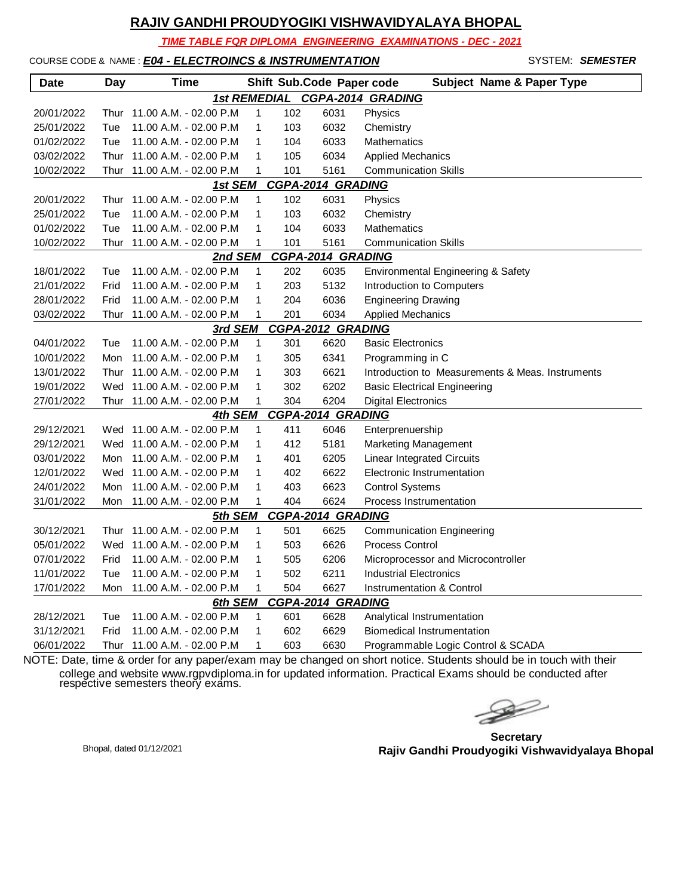## RAJIV GANDHI PROUDYOGIKI VISHWAVIDYALAYA BHOPAL

***TIME TABLE FQR DIPLOMA ENGINEERING EXAMINATIONS - DEC - 2021***

COURSE CODE & NAME : ***E04 - ELECTROINCS & INSTRUMENTATION*** SYSTEM: ***SEMESTER***

| Date | Day | Time | Shift | Sub.Code | Paper code | Subject Name & Paper Type |
|---|---|---|---|---|---|---|
| | | | ***1st REMEDIAL CGPA-2014 GRADING*** | | | |
| 20/01/2022 | Thur | 11.00 A.M. - 02.00 P.M | 1 | 102 | 6031 | Physics |
| 25/01/2022 | Tue | 11.00 A.M. - 02.00 P.M | 1 | 103 | 6032 | Chemistry |
| 01/02/2022 | Tue | 11.00 A.M. - 02.00 P.M | 1 | 104 | 6033 | Mathematics |
| 03/02/2022 | Thur | 11.00 A.M. - 02.00 P.M | 1 | 105 | 6034 | Applied Mechanics |
| 10/02/2022 | Thur | 11.00 A.M. - 02.00 P.M | 1 | 101 | 5161 | Communication Skills |
| | | | ***1st SEM CGPA-2014 GRADING*** | | | |
| 20/01/2022 | Thur | 11.00 A.M. - 02.00 P.M | 1 | 102 | 6031 | Physics |
| 25/01/2022 | Tue | 11.00 A.M. - 02.00 P.M | 1 | 103 | 6032 | Chemistry |
| 01/02/2022 | Tue | 11.00 A.M. - 02.00 P.M | 1 | 104 | 6033 | Mathematics |
| 10/02/2022 | Thur | 11.00 A.M. - 02.00 P.M | 1 | 101 | 5161 | Communication Skills |
| | | | ***2nd SEM CGPA-2014 GRADING*** | | | |
| 18/01/2022 | Tue | 11.00 A.M. - 02.00 P.M | 1 | 202 | 6035 | Environmental Engineering & Safety |
| 21/01/2022 | Frid | 11.00 A.M. - 02.00 P.M | 1 | 203 | 5132 | Introduction to Computers |
| 28/01/2022 | Frid | 11.00 A.M. - 02.00 P.M | 1 | 204 | 6036 | Engineering Drawing |
| 03/02/2022 | Thur | 11.00 A.M. - 02.00 P.M | 1 | 201 | 6034 | Applied Mechanics |
| | | | ***3rd SEM CGPA-2012 GRADING*** | | | |
| 04/01/2022 | Tue | 11.00 A.M. - 02.00 P.M | 1 | 301 | 6620 | Basic Electronics |
| 10/01/2022 | Mon | 11.00 A.M. - 02.00 P.M | 1 | 305 | 6341 | Programming in C |
| 13/01/2022 | Thur | 11.00 A.M. - 02.00 P.M | 1 | 303 | 6621 | Introduction to Measurements & Meas. Instruments |
| 19/01/2022 | Wed | 11.00 A.M. - 02.00 P.M | 1 | 302 | 6202 | Basic Electrical Engineering |
| 27/01/2022 | Thur | 11.00 A.M. - 02.00 P.M | 1 | 304 | 6204 | Digital Electronics |
| | | | ***4th SEM CGPA-2014 GRADING*** | | | |
| 29/12/2021 | Wed | 11.00 A.M. - 02.00 P.M | 1 | 411 | 6046 | Enterprenuership |
| 29/12/2021 | Wed | 11.00 A.M. - 02.00 P.M | 1 | 412 | 5181 | Marketing Management |
| 03/01/2022 | Mon | 11.00 A.M. - 02.00 P.M | 1 | 401 | 6205 | Linear Integrated Circuits |
| 12/01/2022 | Wed | 11.00 A.M. - 02.00 P.M | 1 | 402 | 6622 | Electronic Instrumentation |
| 24/01/2022 | Mon | 11.00 A.M. - 02.00 P.M | 1 | 403 | 6623 | Control Systems |
| 31/01/2022 | Mon | 11.00 A.M. - 02.00 P.M | 1 | 404 | 6624 | Process Instrumentation |
| | | | ***5th SEM CGPA-2014 GRADING*** | | | |
| 30/12/2021 | Thur | 11.00 A.M. - 02.00 P.M | 1 | 501 | 6625 | Communication Engineering |
| 05/01/2022 | Wed | 11.00 A.M. - 02.00 P.M | 1 | 503 | 6626 | Process Control |
| 07/01/2022 | Frid | 11.00 A.M. - 02.00 P.M | 1 | 505 | 6206 | Microprocessor and Microcontroller |
| 11/01/2022 | Tue | 11.00 A.M. - 02.00 P.M | 1 | 502 | 6211 | Industrial Electronics |
| 17/01/2022 | Mon | 11.00 A.M. - 02.00 P.M | 1 | 504 | 6627 | Instrumentation & Control |
| | | | ***6th SEM CGPA-2014 GRADING*** | | | |
| 28/12/2021 | Tue | 11.00 A.M. - 02.00 P.M | 1 | 601 | 6628 | Analytical Instrumentation |
| 31/12/2021 | Frid | 11.00 A.M. - 02.00 P.M | 1 | 602 | 6629 | Biomedical Instrumentation |
| 06/01/2022 | Thur | 11.00 A.M. - 02.00 P.M | 1 | 603 | 6630 | Programmable Logic Control & SCADA |

NOTE: Date, time & order for any paper/exam may be changed on short notice. Students should be in touch with their college and website www.rgpvdiploma.in for updated information. Practical Exams should be conducted after respective semesters theory exams.

Bhopal, dated 01/12/2021

**Secretary**
**Rajiv Gandhi Proudyogiki Vishwavidyalaya Bhopal**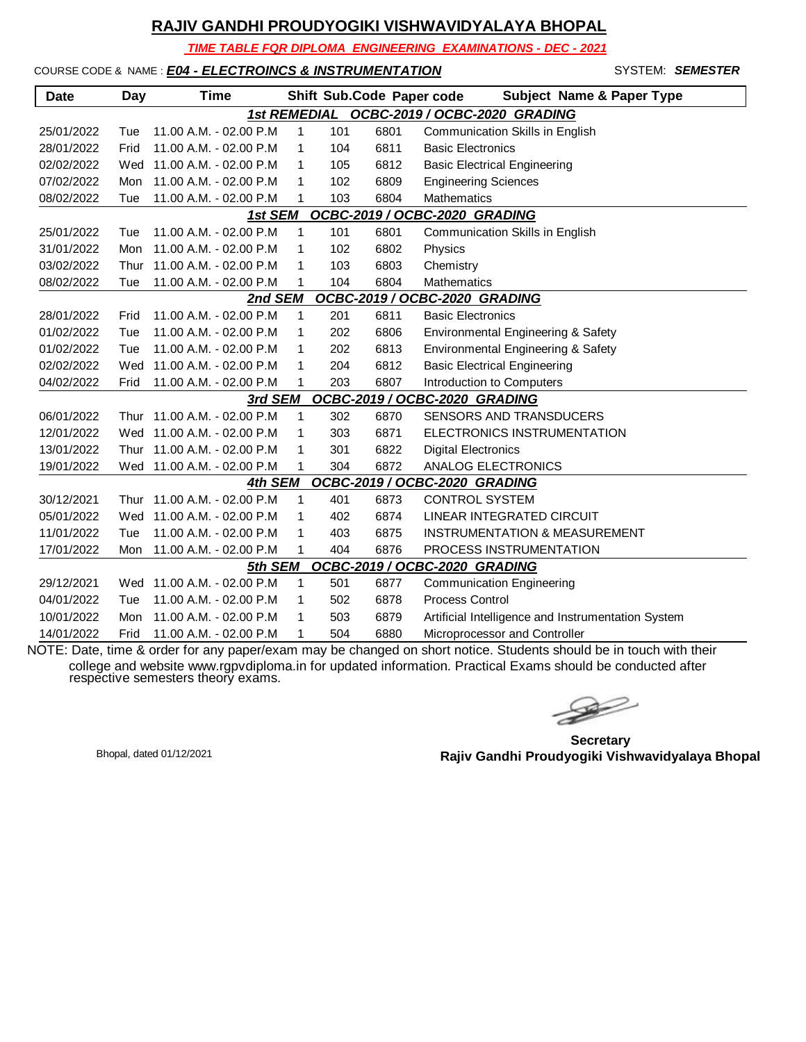# RAJIV GANDHI PROUDYOGIKI VISHWAVIDYALAYA BHOPAL

**_TIME TABLE FQR DIPLOMA ENGINEERING EXAMINATIONS - DEC - 2021_**

COURSE CODE & NAME : **_E04 - ELECTROINCS & INSTRUMENTATION_** SYSTEM: **_SEMESTER_**

| Date | Day | Time | Shift | Sub.Code | Paper code | Subject Name & Paper Type |
|---|---|---|---|---|---|---|
| | | | **_1st REMEDIAL OCBC-2019 / OCBC-2020 GRADING_** | | | |
| 25/01/2022 | Tue | 11.00 A.M. - 02.00 P.M | 1 | 101 | 6801 | Communication Skills in English |
| 28/01/2022 | Frid | 11.00 A.M. - 02.00 P.M | 1 | 104 | 6811 | Basic Electronics |
| 02/02/2022 | Wed | 11.00 A.M. - 02.00 P.M | 1 | 105 | 6812 | Basic Electrical Engineering |
| 07/02/2022 | Mon | 11.00 A.M. - 02.00 P.M | 1 | 102 | 6809 | Engineering Sciences |
| 08/02/2022 | Tue | 11.00 A.M. - 02.00 P.M | 1 | 103 | 6804 | Mathematics |
| | | | **_1st SEM OCBC-2019 / OCBC-2020 GRADING_** | | | |
| 25/01/2022 | Tue | 11.00 A.M. - 02.00 P.M | 1 | 101 | 6801 | Communication Skills in English |
| 31/01/2022 | Mon | 11.00 A.M. - 02.00 P.M | 1 | 102 | 6802 | Physics |
| 03/02/2022 | Thur | 11.00 A.M. - 02.00 P.M | 1 | 103 | 6803 | Chemistry |
| 08/02/2022 | Tue | 11.00 A.M. - 02.00 P.M | 1 | 104 | 6804 | Mathematics |
| | | | **_2nd SEM OCBC-2019 / OCBC-2020 GRADING_** | | | |
| 28/01/2022 | Frid | 11.00 A.M. - 02.00 P.M | 1 | 201 | 6811 | Basic Electronics |
| 01/02/2022 | Tue | 11.00 A.M. - 02.00 P.M | 1 | 202 | 6806 | Environmental Engineering & Safety |
| 01/02/2022 | Tue | 11.00 A.M. - 02.00 P.M | 1 | 202 | 6813 | Environmental Engineering & Safety |
| 02/02/2022 | Wed | 11.00 A.M. - 02.00 P.M | 1 | 204 | 6812 | Basic Electrical Engineering |
| 04/02/2022 | Frid | 11.00 A.M. - 02.00 P.M | 1 | 203 | 6807 | Introduction to Computers |
| | | | **_3rd SEM OCBC-2019 / OCBC-2020 GRADING_** | | | |
| 06/01/2022 | Thur | 11.00 A.M. - 02.00 P.M | 1 | 302 | 6870 | SENSORS AND TRANSDUCERS |
| 12/01/2022 | Wed | 11.00 A.M. - 02.00 P.M | 1 | 303 | 6871 | ELECTRONICS INSTRUMENTATION |
| 13/01/2022 | Thur | 11.00 A.M. - 02.00 P.M | 1 | 301 | 6822 | Digital Electronics |
| 19/01/2022 | Wed | 11.00 A.M. - 02.00 P.M | 1 | 304 | 6872 | ANALOG ELECTRONICS |
| | | | **_4th SEM OCBC-2019 / OCBC-2020 GRADING_** | | | |
| 30/12/2021 | Thur | 11.00 A.M. - 02.00 P.M | 1 | 401 | 6873 | CONTROL SYSTEM |
| 05/01/2022 | Wed | 11.00 A.M. - 02.00 P.M | 1 | 402 | 6874 | LINEAR INTEGRATED CIRCUIT |
| 11/01/2022 | Tue | 11.00 A.M. - 02.00 P.M | 1 | 403 | 6875 | INSTRUMENTATION & MEASUREMENT |
| 17/01/2022 | Mon | 11.00 A.M. - 02.00 P.M | 1 | 404 | 6876 | PROCESS INSTRUMENTATION |
| | | | **_5th SEM OCBC-2019 / OCBC-2020 GRADING_** | | | |
| 29/12/2021 | Wed | 11.00 A.M. - 02.00 P.M | 1 | 501 | 6877 | Communication Engineering |
| 04/01/2022 | Tue | 11.00 A.M. - 02.00 P.M | 1 | 502 | 6878 | Process Control |
| 10/01/2022 | Mon | 11.00 A.M. - 02.00 P.M | 1 | 503 | 6879 | Artificial Intelligence and Instrumentation System |
| 14/01/2022 | Frid | 11.00 A.M. - 02.00 P.M | 1 | 504 | 6880 | Microprocessor and Controller |

NOTE: Date, time & order for any paper/exam may be changed on short notice. Students should be in touch with their college and website www.rgpvdiploma.in for updated information. Practical Exams should be conducted after respective semesters theory exams.

Bhopal, dated 01/12/2021

**Secretary**
**Rajiv Gandhi Proudyogiki Vishwavidyalaya Bhopal**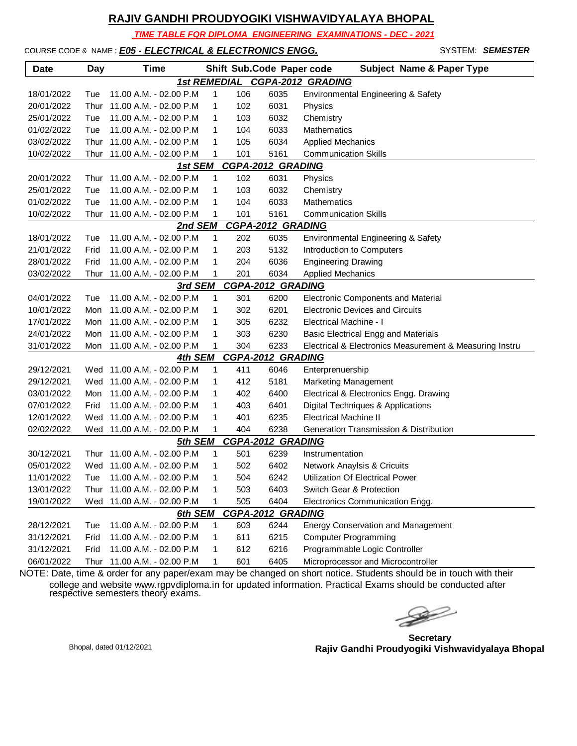## RAJIV GANDHI PROUDYOGIKI VISHWAVIDYALAYA BHOPAL

***TIME TABLE FOR DIPLOMA ENGINEERING EXAMINATIONS - DEC - 2021***

COURSE CODE & NAME : ***E05 - ELECTRICAL & ELECTRONICS ENGG.*** SYSTEM: ***SEMESTER***

| Date | Day | Time | Shift | Sub.Code | Paper code | Subject Name & Paper Type |
|---|---|---|---|---|---|---|
| | | | ***1st REMEDIAL CGPA-2012 GRADING*** | | | |
| 18/01/2022 | Tue | 11.00 A.M. - 02.00 P.M | 1 | 106 | 6035 | Environmental Engineering & Safety |
| 20/01/2022 | Thur | 11.00 A.M. - 02.00 P.M | 1 | 102 | 6031 | Physics |
| 25/01/2022 | Tue | 11.00 A.M. - 02.00 P.M | 1 | 103 | 6032 | Chemistry |
| 01/02/2022 | Tue | 11.00 A.M. - 02.00 P.M | 1 | 104 | 6033 | Mathematics |
| 03/02/2022 | Thur | 11.00 A.M. - 02.00 P.M | 1 | 105 | 6034 | Applied Mechanics |
| 10/02/2022 | Thur | 11.00 A.M. - 02.00 P.M | 1 | 101 | 5161 | Communication Skills |
| | | | ***1st SEM CGPA-2012 GRADING*** | | | |
| 20/01/2022 | Thur | 11.00 A.M. - 02.00 P.M | 1 | 102 | 6031 | Physics |
| 25/01/2022 | Tue | 11.00 A.M. - 02.00 P.M | 1 | 103 | 6032 | Chemistry |
| 01/02/2022 | Tue | 11.00 A.M. - 02.00 P.M | 1 | 104 | 6033 | Mathematics |
| 10/02/2022 | Thur | 11.00 A.M. - 02.00 P.M | 1 | 101 | 5161 | Communication Skills |
| | | | ***2nd SEM CGPA-2012 GRADING*** | | | |
| 18/01/2022 | Tue | 11.00 A.M. - 02.00 P.M | 1 | 202 | 6035 | Environmental Engineering & Safety |
| 21/01/2022 | Frid | 11.00 A.M. - 02.00 P.M | 1 | 203 | 5132 | Introduction to Computers |
| 28/01/2022 | Frid | 11.00 A.M. - 02.00 P.M | 1 | 204 | 6036 | Engineering Drawing |
| 03/02/2022 | Thur | 11.00 A.M. - 02.00 P.M | 1 | 201 | 6034 | Applied Mechanics |
| | | | ***3rd SEM CGPA-2012 GRADING*** | | | |
| 04/01/2022 | Tue | 11.00 A.M. - 02.00 P.M | 1 | 301 | 6200 | Electronic Components and Material |
| 10/01/2022 | Mon | 11.00 A.M. - 02.00 P.M | 1 | 302 | 6201 | Electronic Devices and Circuits |
| 17/01/2022 | Mon | 11.00 A.M. - 02.00 P.M | 1 | 305 | 6232 | Electrical Machine - I |
| 24/01/2022 | Mon | 11.00 A.M. - 02.00 P.M | 1 | 303 | 6230 | Basic Electrical Engg and Materials |
| 31/01/2022 | Mon | 11.00 A.M. - 02.00 P.M | 1 | 304 | 6233 | Electrical & Electronics Measurement & Measuring Instru |
| | | | ***4th SEM CGPA-2012 GRADING*** | | | |
| 29/12/2021 | Wed | 11.00 A.M. - 02.00 P.M | 1 | 411 | 6046 | Enterprenuership |
| 29/12/2021 | Wed | 11.00 A.M. - 02.00 P.M | 1 | 412 | 5181 | Marketing Management |
| 03/01/2022 | Mon | 11.00 A.M. - 02.00 P.M | 1 | 402 | 6400 | Electrical & Electronics Engg. Drawing |
| 07/01/2022 | Frid | 11.00 A.M. - 02.00 P.M | 1 | 403 | 6401 | Digital Techniques & Applications |
| 12/01/2022 | Wed | 11.00 A.M. - 02.00 P.M | 1 | 401 | 6235 | Electrical Machine II |
| 02/02/2022 | Wed | 11.00 A.M. - 02.00 P.M | 1 | 404 | 6238 | Generation Transmission & Distribution |
| | | | ***5th SEM CGPA-2012 GRADING*** | | | |
| 30/12/2021 | Thur | 11.00 A.M. - 02.00 P.M | 1 | 501 | 6239 | Instrumentation |
| 05/01/2022 | Wed | 11.00 A.M. - 02.00 P.M | 1 | 502 | 6402 | Network Anaylsis & Cricuits |
| 11/01/2022 | Tue | 11.00 A.M. - 02.00 P.M | 1 | 504 | 6242 | Utilization Of Electrical Power |
| 13/01/2022 | Thur | 11.00 A.M. - 02.00 P.M | 1 | 503 | 6403 | Switch Gear & Protection |
| 19/01/2022 | Wed | 11.00 A.M. - 02.00 P.M | 1 | 505 | 6404 | Electronics Communication Engg. |
| | | | ***6th SEM CGPA-2012 GRADING*** | | | |
| 28/12/2021 | Tue | 11.00 A.M. - 02.00 P.M | 1 | 603 | 6244 | Energy Conservation and Management |
| 31/12/2021 | Frid | 11.00 A.M. - 02.00 P.M | 1 | 611 | 6215 | Computer Programming |
| 31/12/2021 | Frid | 11.00 A.M. - 02.00 P.M | 1 | 612 | 6216 | Programmable Logic Controller |
| 06/01/2022 | Thur | 11.00 A.M. - 02.00 P.M | 1 | 601 | 6405 | Microprocessor and Microcontroller |

NOTE: Date, time & order for any paper/exam may be changed on short notice. Students should be in touch with their college and website www.rgpvdiploma.in for updated information. Practical Exams should be conducted after respective semesters theory exams.

Bhopal, dated 01/12/2021

**Secretary**
**Rajiv Gandhi Proudyogiki Vishwavidyalaya Bhopal**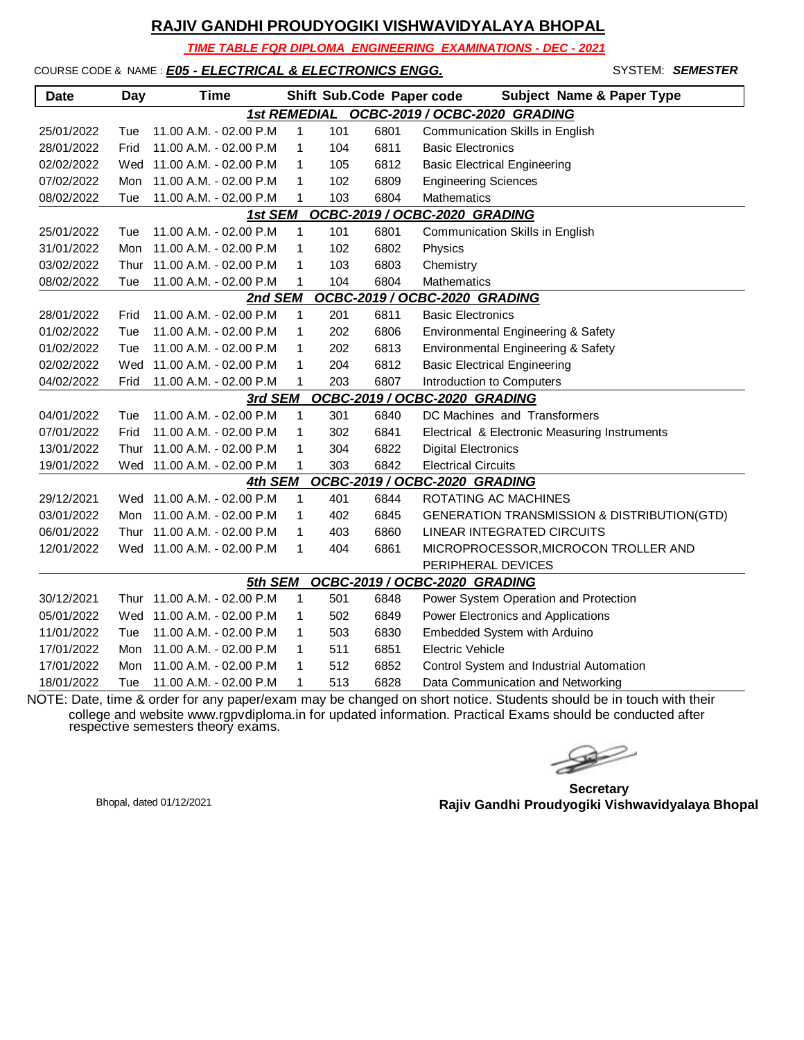# RAJIV GANDHI PROUDYOGIKI VISHWAVIDYALAYA BHOPAL

***TIME TABLE FQR DIPLOMA ENGINEERING EXAMINATIONS - DEC - 2021***

COURSE CODE & NAME : ***E05 - ELECTRICAL & ELECTRONICS ENGG.*** SYSTEM: ***SEMESTER***

| Date | Day | Time | Shift | Sub.Code | Paper code | Subject Name & Paper Type |
|---|---|---|---|---|---|---|
| | | | | ***1st REMEDIAL OCBC-2019 / OCBC-2020 GRADING*** | | |
| 25/01/2022 | Tue | 11.00 A.M. - 02.00 P.M | 1 | 101 | 6801 | Communication Skills in English |
| 28/01/2022 | Frid | 11.00 A.M. - 02.00 P.M | 1 | 104 | 6811 | Basic Electronics |
| 02/02/2022 | Wed | 11.00 A.M. - 02.00 P.M | 1 | 105 | 6812 | Basic Electrical Engineering |
| 07/02/2022 | Mon | 11.00 A.M. - 02.00 P.M | 1 | 102 | 6809 | Engineering Sciences |
| 08/02/2022 | Tue | 11.00 A.M. - 02.00 P.M | 1 | 103 | 6804 | Mathematics |
| | | | | ***1st SEM OCBC-2019 / OCBC-2020 GRADING*** | | |
| 25/01/2022 | Tue | 11.00 A.M. - 02.00 P.M | 1 | 101 | 6801 | Communication Skills in English |
| 31/01/2022 | Mon | 11.00 A.M. - 02.00 P.M | 1 | 102 | 6802 | Physics |
| 03/02/2022 | Thur | 11.00 A.M. - 02.00 P.M | 1 | 103 | 6803 | Chemistry |
| 08/02/2022 | Tue | 11.00 A.M. - 02.00 P.M | 1 | 104 | 6804 | Mathematics |
| | | | | ***2nd SEM OCBC-2019 / OCBC-2020 GRADING*** | | |
| 28/01/2022 | Frid | 11.00 A.M. - 02.00 P.M | 1 | 201 | 6811 | Basic Electronics |
| 01/02/2022 | Tue | 11.00 A.M. - 02.00 P.M | 1 | 202 | 6806 | Environmental Engineering & Safety |
| 01/02/2022 | Tue | 11.00 A.M. - 02.00 P.M | 1 | 202 | 6813 | Environmental Engineering & Safety |
| 02/02/2022 | Wed | 11.00 A.M. - 02.00 P.M | 1 | 204 | 6812 | Basic Electrical Engineering |
| 04/02/2022 | Frid | 11.00 A.M. - 02.00 P.M | 1 | 203 | 6807 | Introduction to Computers |
| | | | | ***3rd SEM OCBC-2019 / OCBC-2020 GRADING*** | | |
| 04/01/2022 | Tue | 11.00 A.M. - 02.00 P.M | 1 | 301 | 6840 | DC Machines and Transformers |
| 07/01/2022 | Frid | 11.00 A.M. - 02.00 P.M | 1 | 302 | 6841 | Electrical & Electronic Measuring Instruments |
| 13/01/2022 | Thur | 11.00 A.M. - 02.00 P.M | 1 | 304 | 6822 | Digital Electronics |
| 19/01/2022 | Wed | 11.00 A.M. - 02.00 P.M | 1 | 303 | 6842 | Electrical Circuits |
| | | | | ***4th SEM OCBC-2019 / OCBC-2020 GRADING*** | | |
| 29/12/2021 | Wed | 11.00 A.M. - 02.00 P.M | 1 | 401 | 6844 | ROTATING AC MACHINES |
| 03/01/2022 | Mon | 11.00 A.M. - 02.00 P.M | 1 | 402 | 6845 | GENERATION TRANSMISSION & DISTRIBUTION(GTD) |
| 06/01/2022 | Thur | 11.00 A.M. - 02.00 P.M | 1 | 403 | 6860 | LINEAR INTEGRATED CIRCUITS |
| 12/01/2022 | Wed | 11.00 A.M. - 02.00 P.M | 1 | 404 | 6861 | MICROPROCESSOR,MICROCON TROLLER AND PERIPHERAL DEVICES |
| | | | | ***5th SEM OCBC-2019 / OCBC-2020 GRADING*** | | |
| 30/12/2021 | Thur | 11.00 A.M. - 02.00 P.M | 1 | 501 | 6848 | Power System Operation and Protection |
| 05/01/2022 | Wed | 11.00 A.M. - 02.00 P.M | 1 | 502 | 6849 | Power Electronics and Applications |
| 11/01/2022 | Tue | 11.00 A.M. - 02.00 P.M | 1 | 503 | 6830 | Embedded System with Arduino |
| 17/01/2022 | Mon | 11.00 A.M. - 02.00 P.M | 1 | 511 | 6851 | Electric Vehicle |
| 17/01/2022 | Mon | 11.00 A.M. - 02.00 P.M | 1 | 512 | 6852 | Control System and Industrial Automation |
| 18/01/2022 | Tue | 11.00 A.M. - 02.00 P.M | 1 | 513 | 6828 | Data Communication and Networking |

NOTE: Date, time & order for any paper/exam may be changed on short notice. Students should be in touch with their college and website www.rgpvdiploma.in for updated information. Practical Exams should be conducted after respective semesters theory exams.

Bhopal, dated 01/12/2021

**Secretary**
**Rajiv Gandhi Proudyogiki Vishwavidyalaya Bhopal**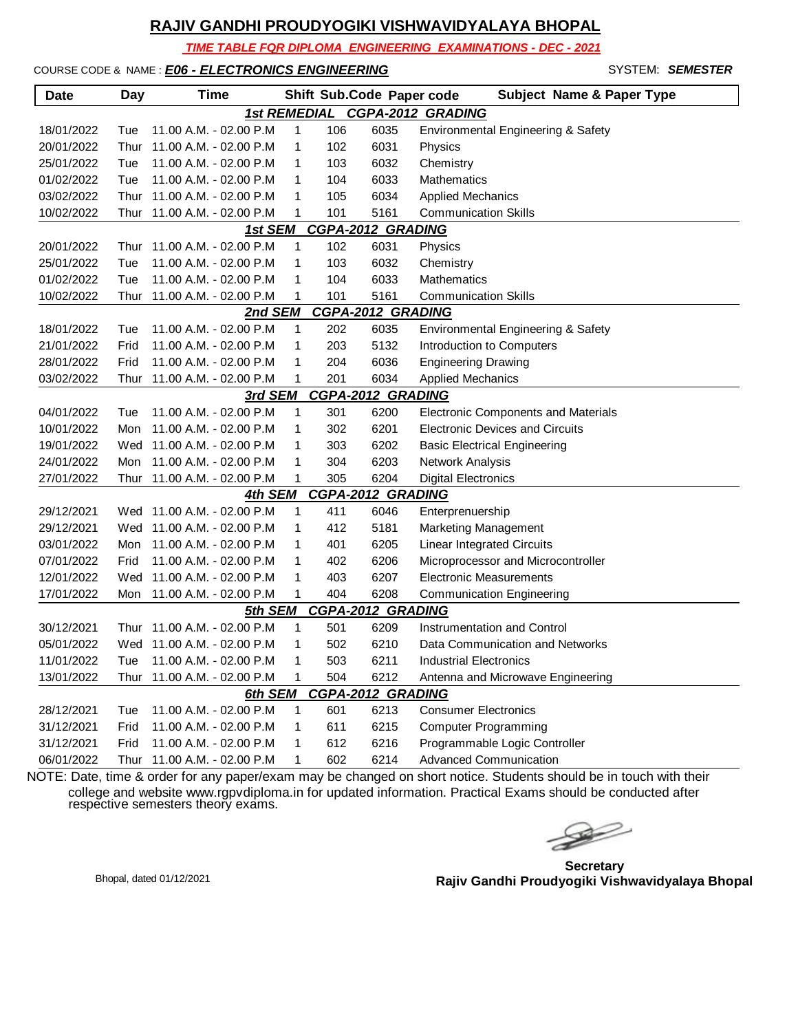# RAJIV GANDHI PROUDYOGIKI VISHWAVIDYALAYA BHOPAL

***TIME TABLE FOR DIPLOMA ENGINEERING EXAMINATIONS - DEC - 2021***

COURSE CODE & NAME : ***E06 - ELECTRONICS ENGINEERING*** SYSTEM: ***SEMESTER***

| Date | Day | Time | Shift | Sub.Code | Paper code | Subject Name & Paper Type |
|---|---|---|---|---|---|---|
| | | | ***1st REMEDIAL CGPA-2012 GRADING*** | | | |
| 18/01/2022 | Tue | 11.00 A.M. - 02.00 P.M | 1 | 106 | 6035 | Environmental Engineering & Safety |
| 20/01/2022 | Thur | 11.00 A.M. - 02.00 P.M | 1 | 102 | 6031 | Physics |
| 25/01/2022 | Tue | 11.00 A.M. - 02.00 P.M | 1 | 103 | 6032 | Chemistry |
| 01/02/2022 | Tue | 11.00 A.M. - 02.00 P.M | 1 | 104 | 6033 | Mathematics |
| 03/02/2022 | Thur | 11.00 A.M. - 02.00 P.M | 1 | 105 | 6034 | Applied Mechanics |
| 10/02/2022 | Thur | 11.00 A.M. - 02.00 P.M | 1 | 101 | 5161 | Communication Skills |
| | | | ***1st SEM CGPA-2012 GRADING*** | | | |
| 20/01/2022 | Thur | 11.00 A.M. - 02.00 P.M | 1 | 102 | 6031 | Physics |
| 25/01/2022 | Tue | 11.00 A.M. - 02.00 P.M | 1 | 103 | 6032 | Chemistry |
| 01/02/2022 | Tue | 11.00 A.M. - 02.00 P.M | 1 | 104 | 6033 | Mathematics |
| 10/02/2022 | Thur | 11.00 A.M. - 02.00 P.M | 1 | 101 | 5161 | Communication Skills |
| | | | ***2nd SEM CGPA-2012 GRADING*** | | | |
| 18/01/2022 | Tue | 11.00 A.M. - 02.00 P.M | 1 | 202 | 6035 | Environmental Engineering & Safety |
| 21/01/2022 | Frid | 11.00 A.M. - 02.00 P.M | 1 | 203 | 5132 | Introduction to Computers |
| 28/01/2022 | Frid | 11.00 A.M. - 02.00 P.M | 1 | 204 | 6036 | Engineering Drawing |
| 03/02/2022 | Thur | 11.00 A.M. - 02.00 P.M | 1 | 201 | 6034 | Applied Mechanics |
| | | | ***3rd SEM CGPA-2012 GRADING*** | | | |
| 04/01/2022 | Tue | 11.00 A.M. - 02.00 P.M | 1 | 301 | 6200 | Electronic Components and Materials |
| 10/01/2022 | Mon | 11.00 A.M. - 02.00 P.M | 1 | 302 | 6201 | Electronic Devices and Circuits |
| 19/01/2022 | Wed | 11.00 A.M. - 02.00 P.M | 1 | 303 | 6202 | Basic Electrical Engineering |
| 24/01/2022 | Mon | 11.00 A.M. - 02.00 P.M | 1 | 304 | 6203 | Network Analysis |
| 27/01/2022 | Thur | 11.00 A.M. - 02.00 P.M | 1 | 305 | 6204 | Digital Electronics |
| | | | ***4th SEM CGPA-2012 GRADING*** | | | |
| 29/12/2021 | Wed | 11.00 A.M. - 02.00 P.M | 1 | 411 | 6046 | Enterprenuership |
| 29/12/2021 | Wed | 11.00 A.M. - 02.00 P.M | 1 | 412 | 5181 | Marketing Management |
| 03/01/2022 | Mon | 11.00 A.M. - 02.00 P.M | 1 | 401 | 6205 | Linear Integrated Circuits |
| 07/01/2022 | Frid | 11.00 A.M. - 02.00 P.M | 1 | 402 | 6206 | Microprocessor and Microcontroller |
| 12/01/2022 | Wed | 11.00 A.M. - 02.00 P.M | 1 | 403 | 6207 | Electronic Measurements |
| 17/01/2022 | Mon | 11.00 A.M. - 02.00 P.M | 1 | 404 | 6208 | Communication Engineering |
| | | | ***5th SEM CGPA-2012 GRADING*** | | | |
| 30/12/2021 | Thur | 11.00 A.M. - 02.00 P.M | 1 | 501 | 6209 | Instrumentation and Control |
| 05/01/2022 | Wed | 11.00 A.M. - 02.00 P.M | 1 | 502 | 6210 | Data Communication and Networks |
| 11/01/2022 | Tue | 11.00 A.M. - 02.00 P.M | 1 | 503 | 6211 | Industrial Electronics |
| 13/01/2022 | Thur | 11.00 A.M. - 02.00 P.M | 1 | 504 | 6212 | Antenna and Microwave Engineering |
| | | | ***6th SEM CGPA-2012 GRADING*** | | | |
| 28/12/2021 | Tue | 11.00 A.M. - 02.00 P.M | 1 | 601 | 6213 | Consumer Electronics |
| 31/12/2021 | Frid | 11.00 A.M. - 02.00 P.M | 1 | 611 | 6215 | Computer Programming |
| 31/12/2021 | Frid | 11.00 A.M. - 02.00 P.M | 1 | 612 | 6216 | Programmable Logic Controller |
| 06/01/2022 | Thur | 11.00 A.M. - 02.00 P.M | 1 | 602 | 6214 | Advanced Communication |

NOTE: Date, time & order for any paper/exam may be changed on short notice. Students should be in touch with their college and website www.rgpvdiploma.in for updated information. Practical Exams should be conducted after respective semesters theory exams.

Bhopal, dated 01/12/2021

**Secretary**
**Rajiv Gandhi Proudyogiki Vishwavidyalaya Bhopal**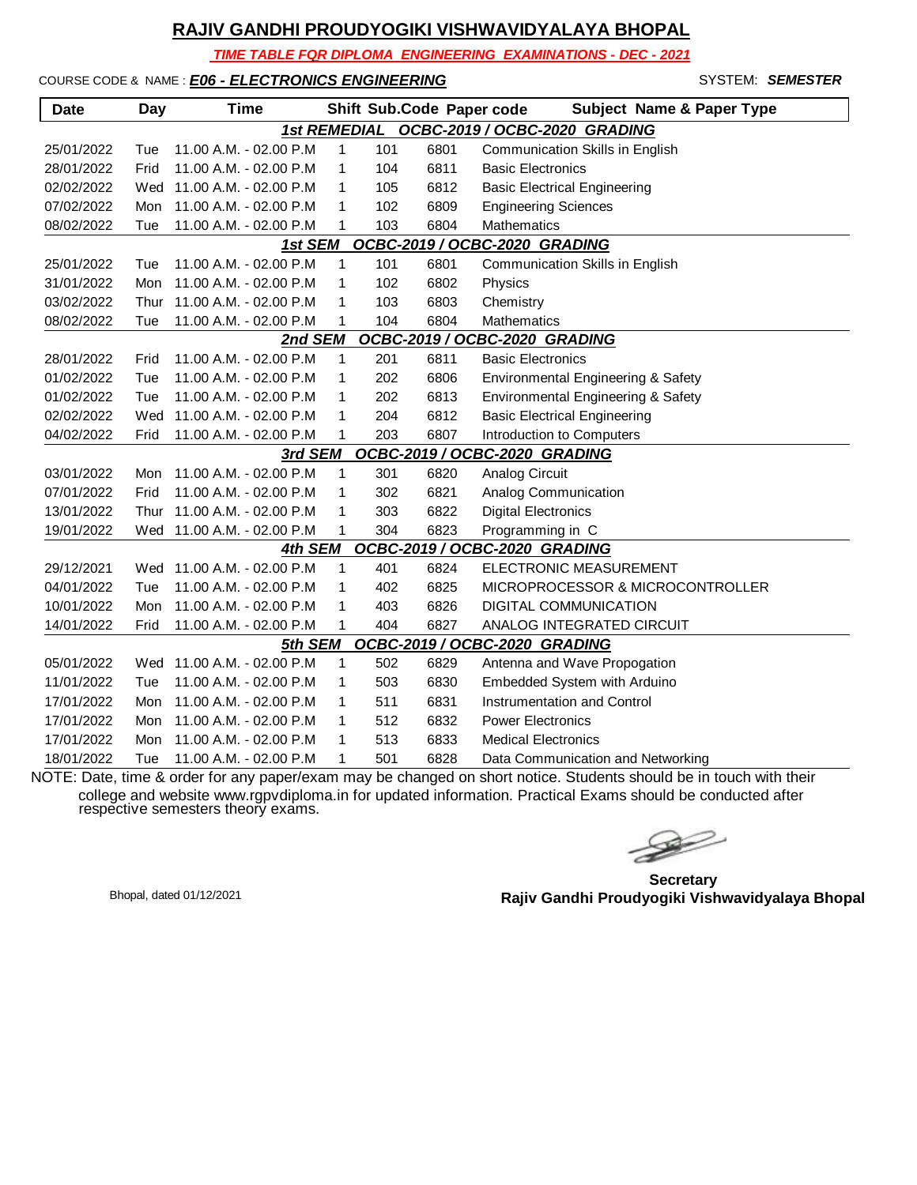## RAJIV GANDHI PROUDYOGIKI VISHWAVIDYALAYA BHOPAL

***TIME TABLE FOR DIPLOMA ENGINEERING EXAMINATIONS - DEC - 2021***

COURSE CODE & NAME : ***E06 - ELECTRONICS ENGINEERING*** SYSTEM: ***SEMESTER***

| Date | Day | Time | Shift | Sub.Code | Paper code | Subject Name & Paper Type |
|---|---|---|---|---|---|---|
| | | | | ***1st REMEDIAL OCBC-2019 / OCBC-2020 GRADING*** | | |
| 25/01/2022 | Tue | 11.00 A.M. - 02.00 P.M | 1 | 101 | 6801 | Communication Skills in English |
| 28/01/2022 | Frid | 11.00 A.M. - 02.00 P.M | 1 | 104 | 6811 | Basic Electronics |
| 02/02/2022 | Wed | 11.00 A.M. - 02.00 P.M | 1 | 105 | 6812 | Basic Electrical Engineering |
| 07/02/2022 | Mon | 11.00 A.M. - 02.00 P.M | 1 | 102 | 6809 | Engineering Sciences |
| 08/02/2022 | Tue | 11.00 A.M. - 02.00 P.M | 1 | 103 | 6804 | Mathematics |
| | | | | ***1st SEM OCBC-2019 / OCBC-2020 GRADING*** | | |
| 25/01/2022 | Tue | 11.00 A.M. - 02.00 P.M | 1 | 101 | 6801 | Communication Skills in English |
| 31/01/2022 | Mon | 11.00 A.M. - 02.00 P.M | 1 | 102 | 6802 | Physics |
| 03/02/2022 | Thur | 11.00 A.M. - 02.00 P.M | 1 | 103 | 6803 | Chemistry |
| 08/02/2022 | Tue | 11.00 A.M. - 02.00 P.M | 1 | 104 | 6804 | Mathematics |
| | | | | ***2nd SEM OCBC-2019 / OCBC-2020 GRADING*** | | |
| 28/01/2022 | Frid | 11.00 A.M. - 02.00 P.M | 1 | 201 | 6811 | Basic Electronics |
| 01/02/2022 | Tue | 11.00 A.M. - 02.00 P.M | 1 | 202 | 6806 | Environmental Engineering & Safety |
| 01/02/2022 | Tue | 11.00 A.M. - 02.00 P.M | 1 | 202 | 6813 | Environmental Engineering & Safety |
| 02/02/2022 | Wed | 11.00 A.M. - 02.00 P.M | 1 | 204 | 6812 | Basic Electrical Engineering |
| 04/02/2022 | Frid | 11.00 A.M. - 02.00 P.M | 1 | 203 | 6807 | Introduction to Computers |
| | | | | ***3rd SEM OCBC-2019 / OCBC-2020 GRADING*** | | |
| 03/01/2022 | Mon | 11.00 A.M. - 02.00 P.M | 1 | 301 | 6820 | Analog Circuit |
| 07/01/2022 | Frid | 11.00 A.M. - 02.00 P.M | 1 | 302 | 6821 | Analog Communication |
| 13/01/2022 | Thur | 11.00 A.M. - 02.00 P.M | 1 | 303 | 6822 | Digital Electronics |
| 19/01/2022 | Wed | 11.00 A.M. - 02.00 P.M | 1 | 304 | 6823 | Programming in C |
| | | | | ***4th SEM OCBC-2019 / OCBC-2020 GRADING*** | | |
| 29/12/2021 | Wed | 11.00 A.M. - 02.00 P.M | 1 | 401 | 6824 | ELECTRONIC MEASUREMENT |
| 04/01/2022 | Tue | 11.00 A.M. - 02.00 P.M | 1 | 402 | 6825 | MICROPROCESSOR & MICROCONTROLLER |
| 10/01/2022 | Mon | 11.00 A.M. - 02.00 P.M | 1 | 403 | 6826 | DIGITAL COMMUNICATION |
| 14/01/2022 | Frid | 11.00 A.M. - 02.00 P.M | 1 | 404 | 6827 | ANALOG INTEGRATED CIRCUIT |
| | | | | ***5th SEM OCBC-2019 / OCBC-2020 GRADING*** | | |
| 05/01/2022 | Wed | 11.00 A.M. - 02.00 P.M | 1 | 502 | 6829 | Antenna and Wave Propogation |
| 11/01/2022 | Tue | 11.00 A.M. - 02.00 P.M | 1 | 503 | 6830 | Embedded System with Arduino |
| 17/01/2022 | Mon | 11.00 A.M. - 02.00 P.M | 1 | 511 | 6831 | Instrumentation and Control |
| 17/01/2022 | Mon | 11.00 A.M. - 02.00 P.M | 1 | 512 | 6832 | Power Electronics |
| 17/01/2022 | Mon | 11.00 A.M. - 02.00 P.M | 1 | 513 | 6833 | Medical Electronics |
| 18/01/2022 | Tue | 11.00 A.M. - 02.00 P.M | 1 | 501 | 6828 | Data Communication and Networking |

NOTE: Date, time & order for any paper/exam may be changed on short notice. Students should be in touch with their college and website www.rgpvdiploma.in for updated information. Practical Exams should be conducted after respective semesters theory exams.

Bhopal, dated 01/12/2021

**Secretary**
**Rajiv Gandhi Proudyogiki Vishwavidyalaya Bhopal**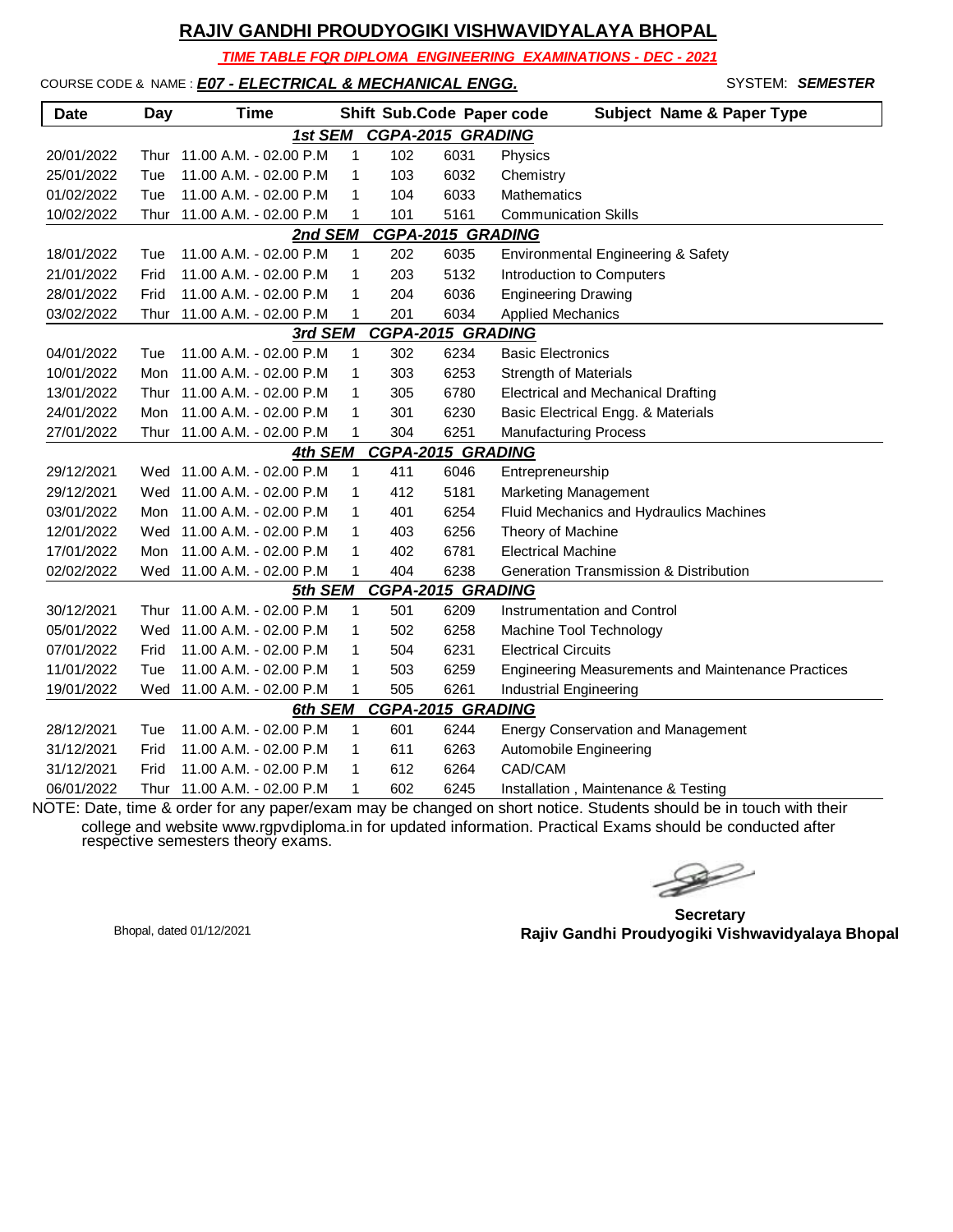# RAJIV GANDHI PROUDYOGIKI VISHWAVIDYALAYA BHOPAL

***TIME TABLE FOR DIPLOMA ENGINEERING EXAMINATIONS - DEC - 2021***

COURSE CODE & NAME : ***E07 - ELECTRICAL & MECHANICAL ENGG.*** SYSTEM: ***SEMESTER***

| Date | Day | Time | Shift | Sub.Code | Paper code | Subject Name & Paper Type |
|---|---|---|---|---|---|---|
| | | | ***1st SEM CGPA-2015 GRADING*** | | | |
| 20/01/2022 | Thur | 11.00 A.M. - 02.00 P.M | 1 | 102 | 6031 | Physics |
| 25/01/2022 | Tue | 11.00 A.M. - 02.00 P.M | 1 | 103 | 6032 | Chemistry |
| 01/02/2022 | Tue | 11.00 A.M. - 02.00 P.M | 1 | 104 | 6033 | Mathematics |
| 10/02/2022 | Thur | 11.00 A.M. - 02.00 P.M | 1 | 101 | 5161 | Communication Skills |
| | | | ***2nd SEM CGPA-2015 GRADING*** | | | |
| 18/01/2022 | Tue | 11.00 A.M. - 02.00 P.M | 1 | 202 | 6035 | Environmental Engineering & Safety |
| 21/01/2022 | Frid | 11.00 A.M. - 02.00 P.M | 1 | 203 | 5132 | Introduction to Computers |
| 28/01/2022 | Frid | 11.00 A.M. - 02.00 P.M | 1 | 204 | 6036 | Engineering Drawing |
| 03/02/2022 | Thur | 11.00 A.M. - 02.00 P.M | 1 | 201 | 6034 | Applied Mechanics |
| | | | ***3rd SEM CGPA-2015 GRADING*** | | | |
| 04/01/2022 | Tue | 11.00 A.M. - 02.00 P.M | 1 | 302 | 6234 | Basic Electronics |
| 10/01/2022 | Mon | 11.00 A.M. - 02.00 P.M | 1 | 303 | 6253 | Strength of Materials |
| 13/01/2022 | Thur | 11.00 A.M. - 02.00 P.M | 1 | 305 | 6780 | Electrical and Mechanical Drafting |
| 24/01/2022 | Mon | 11.00 A.M. - 02.00 P.M | 1 | 301 | 6230 | Basic Electrical Engg. & Materials |
| 27/01/2022 | Thur | 11.00 A.M. - 02.00 P.M | 1 | 304 | 6251 | Manufacturing Process |
| | | | ***4th SEM CGPA-2015 GRADING*** | | | |
| 29/12/2021 | Wed | 11.00 A.M. - 02.00 P.M | 1 | 411 | 6046 | Entrepreneurship |
| 29/12/2021 | Wed | 11.00 A.M. - 02.00 P.M | 1 | 412 | 5181 | Marketing Management |
| 03/01/2022 | Mon | 11.00 A.M. - 02.00 P.M | 1 | 401 | 6254 | Fluid Mechanics and Hydraulics Machines |
| 12/01/2022 | Wed | 11.00 A.M. - 02.00 P.M | 1 | 403 | 6256 | Theory of Machine |
| 17/01/2022 | Mon | 11.00 A.M. - 02.00 P.M | 1 | 402 | 6781 | Electrical Machine |
| 02/02/2022 | Wed | 11.00 A.M. - 02.00 P.M | 1 | 404 | 6238 | Generation Transmission & Distribution |
| | | | ***5th SEM CGPA-2015 GRADING*** | | | |
| 30/12/2021 | Thur | 11.00 A.M. - 02.00 P.M | 1 | 501 | 6209 | Instrumentation and Control |
| 05/01/2022 | Wed | 11.00 A.M. - 02.00 P.M | 1 | 502 | 6258 | Machine Tool Technology |
| 07/01/2022 | Frid | 11.00 A.M. - 02.00 P.M | 1 | 504 | 6231 | Electrical Circuits |
| 11/01/2022 | Tue | 11.00 A.M. - 02.00 P.M | 1 | 503 | 6259 | Engineering Measurements and Maintenance Practices |
| 19/01/2022 | Wed | 11.00 A.M. - 02.00 P.M | 1 | 505 | 6261 | Industrial Engineering |
| | | | ***6th SEM CGPA-2015 GRADING*** | | | |
| 28/12/2021 | Tue | 11.00 A.M. - 02.00 P.M | 1 | 601 | 6244 | Energy Conservation and Management |
| 31/12/2021 | Frid | 11.00 A.M. - 02.00 P.M | 1 | 611 | 6263 | Automobile Engineering |
| 31/12/2021 | Frid | 11.00 A.M. - 02.00 P.M | 1 | 612 | 6264 | CAD/CAM |
| 06/01/2022 | Thur | 11.00 A.M. - 02.00 P.M | 1 | 602 | 6245 | Installation , Maintenance & Testing |

NOTE: Date, time & order for any paper/exam may be changed on short notice. Students should be in touch with their college and website www.rgpvdiploma.in for updated information. Practical Exams should be conducted after respective semesters theory exams.

Bhopal, dated 01/12/2021

**Secretary**
**Rajiv Gandhi Proudyogiki Vishwavidyalaya Bhopal**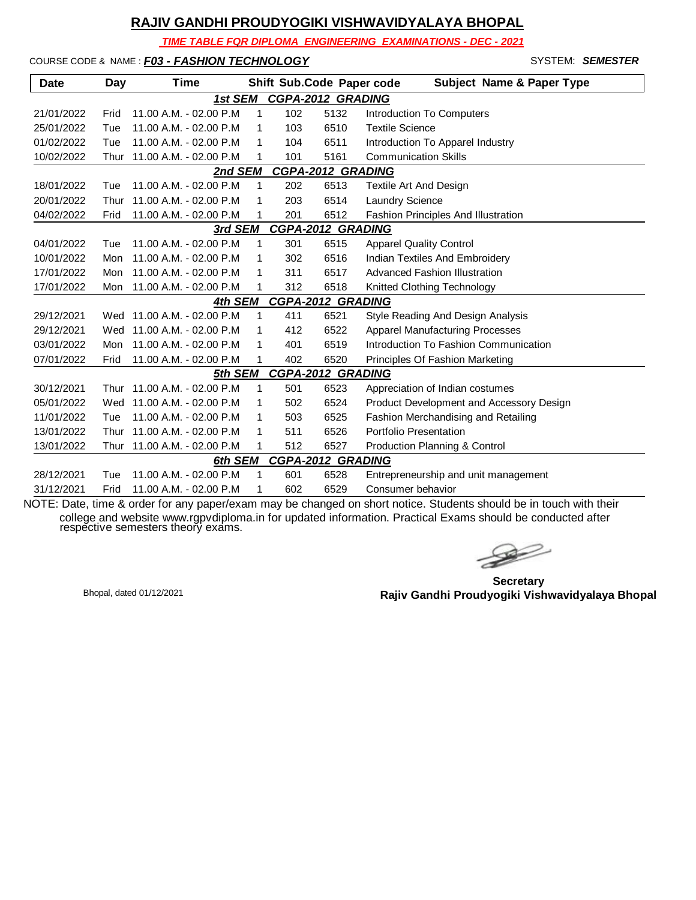# RAJIV GANDHI PROUDYOGIKI VISHWAVIDYALAYA BHOPAL

***TIME TABLE FOR DIPLOMA ENGINEERING EXAMINATIONS - DEC - 2021***

COURSE CODE & NAME : ***F03 - FASHION TECHNOLOGY*** SYSTEM: ***SEMESTER***

| Date | Day | Time | Shift | Sub.Code | Paper code | Subject Name & Paper Type |
|---|---|---|---|---|---|---|
| | | | ***1st SEM CGPA-2012 GRADING*** | | | |
| 21/01/2022 | Frid | 11.00 A.M. - 02.00 P.M | 1 | 102 | 5132 | Introduction To Computers |
| 25/01/2022 | Tue | 11.00 A.M. - 02.00 P.M | 1 | 103 | 6510 | Textile Science |
| 01/02/2022 | Tue | 11.00 A.M. - 02.00 P.M | 1 | 104 | 6511 | Introduction To Apparel Industry |
| 10/02/2022 | Thur | 11.00 A.M. - 02.00 P.M | 1 | 101 | 5161 | Communication Skills |
| | | | ***2nd SEM CGPA-2012 GRADING*** | | | |
| 18/01/2022 | Tue | 11.00 A.M. - 02.00 P.M | 1 | 202 | 6513 | Textile Art And Design |
| 20/01/2022 | Thur | 11.00 A.M. - 02.00 P.M | 1 | 203 | 6514 | Laundry Science |
| 04/02/2022 | Frid | 11.00 A.M. - 02.00 P.M | 1 | 201 | 6512 | Fashion Principles And Illustration |
| | | | ***3rd SEM CGPA-2012 GRADING*** | | | |
| 04/01/2022 | Tue | 11.00 A.M. - 02.00 P.M | 1 | 301 | 6515 | Apparel Quality Control |
| 10/01/2022 | Mon | 11.00 A.M. - 02.00 P.M | 1 | 302 | 6516 | Indian Textiles And Embroidery |
| 17/01/2022 | Mon | 11.00 A.M. - 02.00 P.M | 1 | 311 | 6517 | Advanced Fashion Illustration |
| 17/01/2022 | Mon | 11.00 A.M. - 02.00 P.M | 1 | 312 | 6518 | Knitted Clothing Technology |
| | | | ***4th SEM CGPA-2012 GRADING*** | | | |
| 29/12/2021 | Wed | 11.00 A.M. - 02.00 P.M | 1 | 411 | 6521 | Style Reading And Design Analysis |
| 29/12/2021 | Wed | 11.00 A.M. - 02.00 P.M | 1 | 412 | 6522 | Apparel Manufacturing Processes |
| 03/01/2022 | Mon | 11.00 A.M. - 02.00 P.M | 1 | 401 | 6519 | Introduction To Fashion Communication |
| 07/01/2022 | Frid | 11.00 A.M. - 02.00 P.M | 1 | 402 | 6520 | Principles Of Fashion Marketing |
| | | | ***5th SEM CGPA-2012 GRADING*** | | | |
| 30/12/2021 | Thur | 11.00 A.M. - 02.00 P.M | 1 | 501 | 6523 | Appreciation of Indian costumes |
| 05/01/2022 | Wed | 11.00 A.M. - 02.00 P.M | 1 | 502 | 6524 | Product Development and Accessory Design |
| 11/01/2022 | Tue | 11.00 A.M. - 02.00 P.M | 1 | 503 | 6525 | Fashion Merchandising and Retailing |
| 13/01/2022 | Thur | 11.00 A.M. - 02.00 P.M | 1 | 511 | 6526 | Portfolio Presentation |
| 13/01/2022 | Thur | 11.00 A.M. - 02.00 P.M | 1 | 512 | 6527 | Production Planning & Control |
| | | | ***6th SEM CGPA-2012 GRADING*** | | | |
| 28/12/2021 | Tue | 11.00 A.M. - 02.00 P.M | 1 | 601 | 6528 | Entrepreneurship and unit management |
| 31/12/2021 | Frid | 11.00 A.M. - 02.00 P.M | 1 | 602 | 6529 | Consumer behavior |

NOTE: Date, time & order for any paper/exam may be changed on short notice. Students should be in touch with their college and website www.rgpvdiploma.in for updated information. Practical Exams should be conducted after respective semesters theory exams.

Bhopal, dated 01/12/2021

**Secretary**
**Rajiv Gandhi Proudyogiki Vishwavidyalaya Bhopal**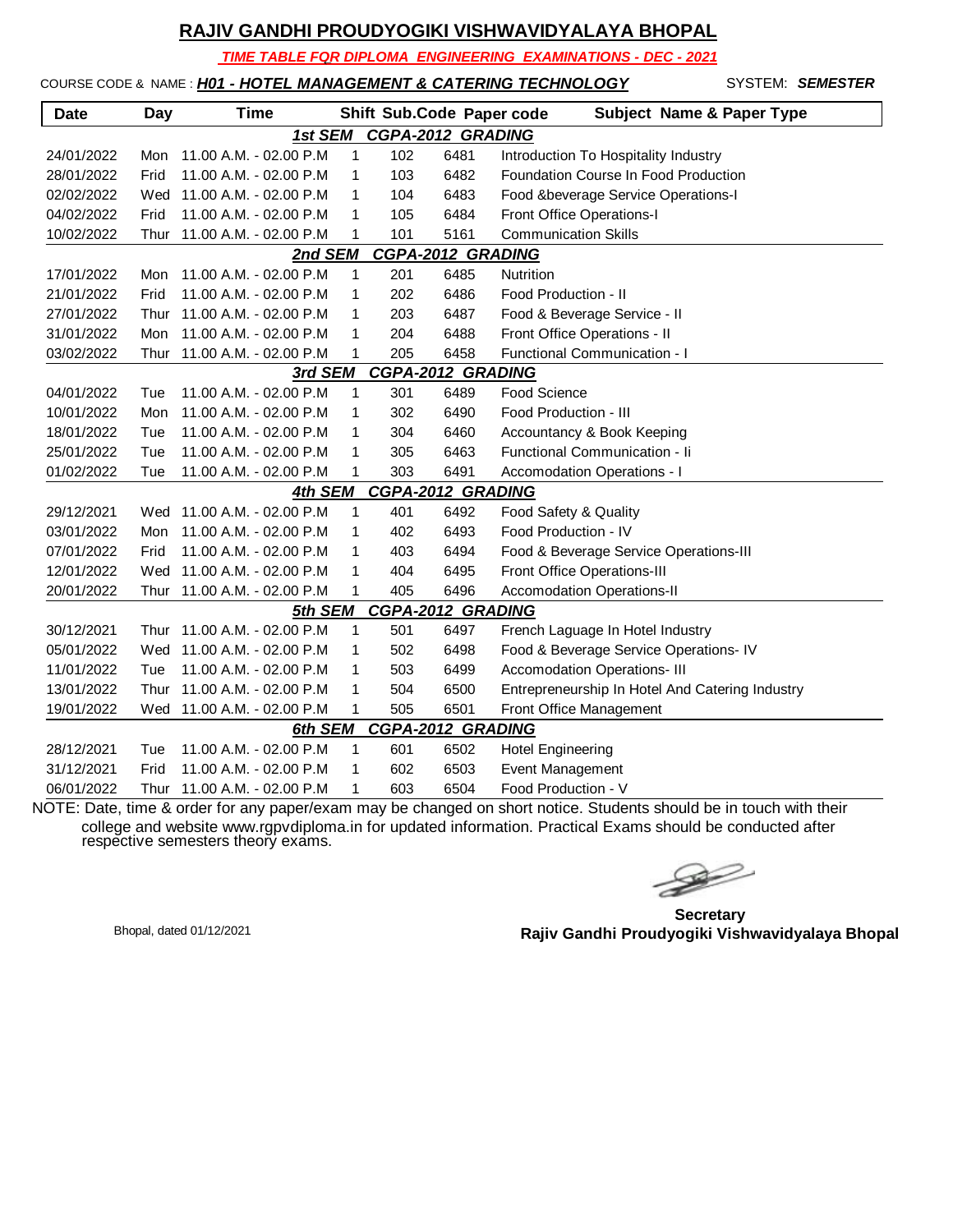# RAJIV GANDHI PROUDYOGIKI VISHWAVIDYALAYA BHOPAL

***TIME TABLE FOR DIPLOMA ENGINEERING EXAMINATIONS - DEC - 2021***

COURSE CODE & NAME : ***H01 - HOTEL MANAGEMENT & CATERING TECHNOLOGY*** SYSTEM: ***SEMESTER***

| Date | Day | Time | Shift | Sub.Code | Paper code | Subject Name & Paper Type |
|---|---|---|---|---|---|---|
| | | | ***1st SEM CGPA-2012 GRADING*** | | | |
| 24/01/2022 | Mon | 11.00 A.M. - 02.00 P.M | 1 | 102 | 6481 | Introduction To Hospitality Industry |
| 28/01/2022 | Frid | 11.00 A.M. - 02.00 P.M | 1 | 103 | 6482 | Foundation Course In Food Production |
| 02/02/2022 | Wed | 11.00 A.M. - 02.00 P.M | 1 | 104 | 6483 | Food &beverage Service Operations-I |
| 04/02/2022 | Frid | 11.00 A.M. - 02.00 P.M | 1 | 105 | 6484 | Front Office Operations-I |
| 10/02/2022 | Thur | 11.00 A.M. - 02.00 P.M | 1 | 101 | 5161 | Communication Skills |
| | | | ***2nd SEM CGPA-2012 GRADING*** | | | |
| 17/01/2022 | Mon | 11.00 A.M. - 02.00 P.M | 1 | 201 | 6485 | Nutrition |
| 21/01/2022 | Frid | 11.00 A.M. - 02.00 P.M | 1 | 202 | 6486 | Food Production - II |
| 27/01/2022 | Thur | 11.00 A.M. - 02.00 P.M | 1 | 203 | 6487 | Food & Beverage Service - II |
| 31/01/2022 | Mon | 11.00 A.M. - 02.00 P.M | 1 | 204 | 6488 | Front Office Operations - II |
| 03/02/2022 | Thur | 11.00 A.M. - 02.00 P.M | 1 | 205 | 6458 | Functional Communication - I |
| | | | ***3rd SEM CGPA-2012 GRADING*** | | | |
| 04/01/2022 | Tue | 11.00 A.M. - 02.00 P.M | 1 | 301 | 6489 | Food Science |
| 10/01/2022 | Mon | 11.00 A.M. - 02.00 P.M | 1 | 302 | 6490 | Food Production - III |
| 18/01/2022 | Tue | 11.00 A.M. - 02.00 P.M | 1 | 304 | 6460 | Accountancy & Book Keeping |
| 25/01/2022 | Tue | 11.00 A.M. - 02.00 P.M | 1 | 305 | 6463 | Functional Communication - Ii |
| 01/02/2022 | Tue | 11.00 A.M. - 02.00 P.M | 1 | 303 | 6491 | Accomodation Operations - I |
| | | | ***4th SEM CGPA-2012 GRADING*** | | | |
| 29/12/2021 | Wed | 11.00 A.M. - 02.00 P.M | 1 | 401 | 6492 | Food Safety & Quality |
| 03/01/2022 | Mon | 11.00 A.M. - 02.00 P.M | 1 | 402 | 6493 | Food Production - IV |
| 07/01/2022 | Frid | 11.00 A.M. - 02.00 P.M | 1 | 403 | 6494 | Food & Beverage Service Operations-III |
| 12/01/2022 | Wed | 11.00 A.M. - 02.00 P.M | 1 | 404 | 6495 | Front Office Operations-III |
| 20/01/2022 | Thur | 11.00 A.M. - 02.00 P.M | 1 | 405 | 6496 | Accomodation Operations-II |
| | | | ***5th SEM CGPA-2012 GRADING*** | | | |
| 30/12/2021 | Thur | 11.00 A.M. - 02.00 P.M | 1 | 501 | 6497 | French Laguage In Hotel Industry |
| 05/01/2022 | Wed | 11.00 A.M. - 02.00 P.M | 1 | 502 | 6498 | Food & Beverage Service Operations- IV |
| 11/01/2022 | Tue | 11.00 A.M. - 02.00 P.M | 1 | 503 | 6499 | Accomodation Operations- III |
| 13/01/2022 | Thur | 11.00 A.M. - 02.00 P.M | 1 | 504 | 6500 | Entrepreneurship In Hotel And Catering Industry |
| 19/01/2022 | Wed | 11.00 A.M. - 02.00 P.M | 1 | 505 | 6501 | Front Office Management |
| | | | ***6th SEM CGPA-2012 GRADING*** | | | |
| 28/12/2021 | Tue | 11.00 A.M. - 02.00 P.M | 1 | 601 | 6502 | Hotel Engineering |
| 31/12/2021 | Frid | 11.00 A.M. - 02.00 P.M | 1 | 602 | 6503 | Event Management |
| 06/01/2022 | Thur | 11.00 A.M. - 02.00 P.M | 1 | 603 | 6504 | Food Production - V |

NOTE: Date, time & order for any paper/exam may be changed on short notice. Students should be in touch with their college and website www.rgpvdiploma.in for updated information. Practical Exams should be conducted after respective semesters theory exams.

Bhopal, dated 01/12/2021

**Secretary**
**Rajiv Gandhi Proudyogiki Vishwavidyalaya Bhopal**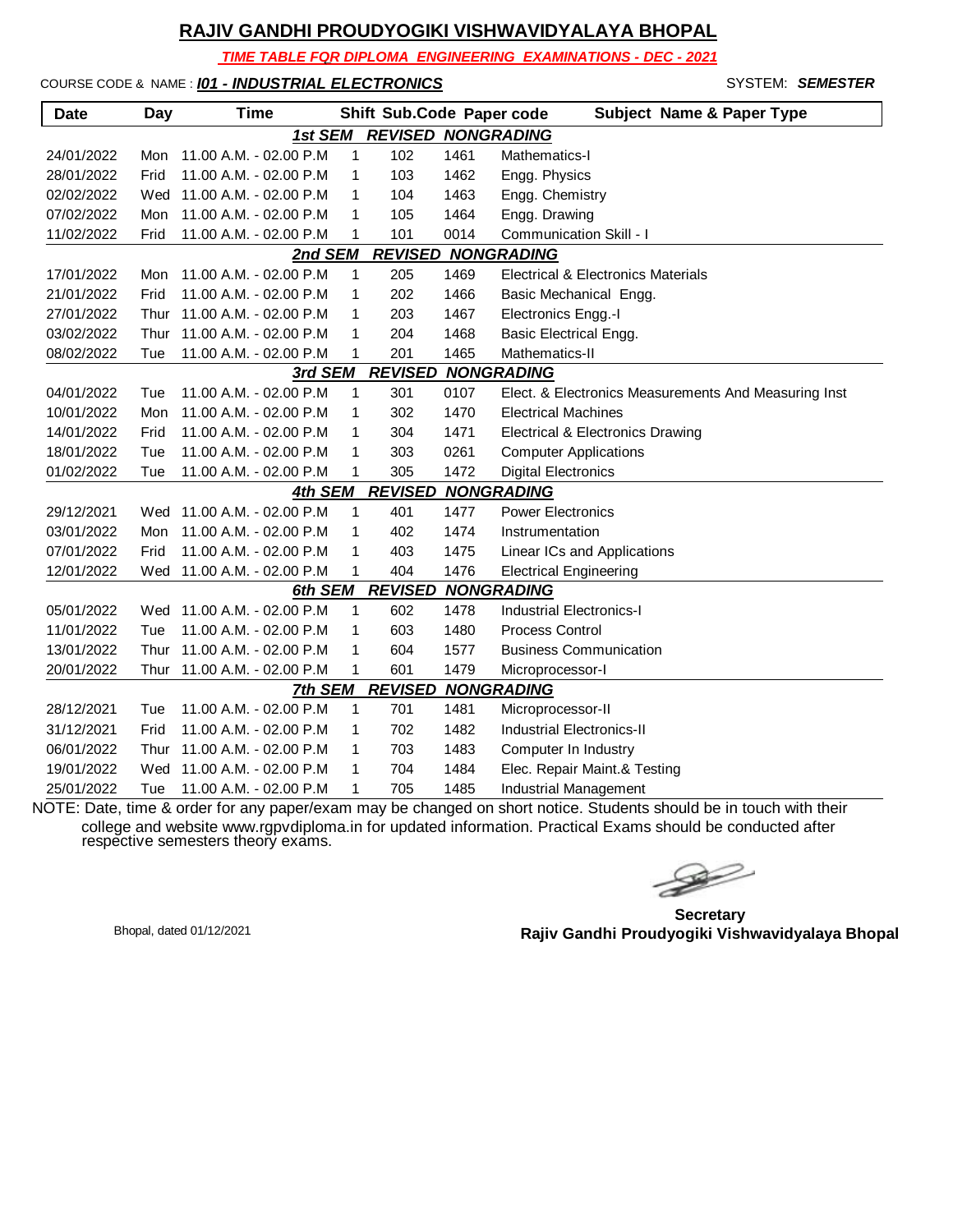# RAJIV GANDHI PROUDYOGIKI VISHWAVIDYALAYA BHOPAL

***TIME TABLE FOR DIPLOMA ENGINEERING EXAMINATIONS - DEC - 2021***

COURSE CODE & NAME : ***I01 - INDUSTRIAL ELECTRONICS*** SYSTEM: ***SEMESTER***

| Date | Day | Time | Shift | Sub.Code | Paper code | Subject Name & Paper Type |
|---|---|---|---|---|---|---|
| | | | ***1st SEM REVISED NONGRADING*** | | | |
| 24/01/2022 | Mon | 11.00 A.M. - 02.00 P.M | 1 | 102 | 1461 | Mathematics-I |
| 28/01/2022 | Frid | 11.00 A.M. - 02.00 P.M | 1 | 103 | 1462 | Engg. Physics |
| 02/02/2022 | Wed | 11.00 A.M. - 02.00 P.M | 1 | 104 | 1463 | Engg. Chemistry |
| 07/02/2022 | Mon | 11.00 A.M. - 02.00 P.M | 1 | 105 | 1464 | Engg. Drawing |
| 11/02/2022 | Frid | 11.00 A.M. - 02.00 P.M | 1 | 101 | 0014 | Communication Skill - I |
| | | | ***2nd SEM REVISED NONGRADING*** | | | |
| 17/01/2022 | Mon | 11.00 A.M. - 02.00 P.M | 1 | 205 | 1469 | Electrical & Electronics Materials |
| 21/01/2022 | Frid | 11.00 A.M. - 02.00 P.M | 1 | 202 | 1466 | Basic Mechanical Engg. |
| 27/01/2022 | Thur | 11.00 A.M. - 02.00 P.M | 1 | 203 | 1467 | Electronics Engg.-I |
| 03/02/2022 | Thur | 11.00 A.M. - 02.00 P.M | 1 | 204 | 1468 | Basic Electrical Engg. |
| 08/02/2022 | Tue | 11.00 A.M. - 02.00 P.M | 1 | 201 | 1465 | Mathematics-II |
| | | | ***3rd SEM REVISED NONGRADING*** | | | |
| 04/01/2022 | Tue | 11.00 A.M. - 02.00 P.M | 1 | 301 | 0107 | Elect. & Electronics Measurements And Measuring Inst |
| 10/01/2022 | Mon | 11.00 A.M. - 02.00 P.M | 1 | 302 | 1470 | Electrical Machines |
| 14/01/2022 | Frid | 11.00 A.M. - 02.00 P.M | 1 | 304 | 1471 | Electrical & Electronics Drawing |
| 18/01/2022 | Tue | 11.00 A.M. - 02.00 P.M | 1 | 303 | 0261 | Computer Applications |
| 01/02/2022 | Tue | 11.00 A.M. - 02.00 P.M | 1 | 305 | 1472 | Digital Electronics |
| | | | ***4th SEM REVISED NONGRADING*** | | | |
| 29/12/2021 | Wed | 11.00 A.M. - 02.00 P.M | 1 | 401 | 1477 | Power Electronics |
| 03/01/2022 | Mon | 11.00 A.M. - 02.00 P.M | 1 | 402 | 1474 | Instrumentation |
| 07/01/2022 | Frid | 11.00 A.M. - 02.00 P.M | 1 | 403 | 1475 | Linear ICs and Applications |
| 12/01/2022 | Wed | 11.00 A.M. - 02.00 P.M | 1 | 404 | 1476 | Electrical Engineering |
| | | | ***6th SEM REVISED NONGRADING*** | | | |
| 05/01/2022 | Wed | 11.00 A.M. - 02.00 P.M | 1 | 602 | 1478 | Industrial Electronics-I |
| 11/01/2022 | Tue | 11.00 A.M. - 02.00 P.M | 1 | 603 | 1480 | Process Control |
| 13/01/2022 | Thur | 11.00 A.M. - 02.00 P.M | 1 | 604 | 1577 | Business Communication |
| 20/01/2022 | Thur | 11.00 A.M. - 02.00 P.M | 1 | 601 | 1479 | Microprocessor-I |
| | | | ***7th SEM REVISED NONGRADING*** | | | |
| 28/12/2021 | Tue | 11.00 A.M. - 02.00 P.M | 1 | 701 | 1481 | Microprocessor-II |
| 31/12/2021 | Frid | 11.00 A.M. - 02.00 P.M | 1 | 702 | 1482 | Industrial Electronics-II |
| 06/01/2022 | Thur | 11.00 A.M. - 02.00 P.M | 1 | 703 | 1483 | Computer In Industry |
| 19/01/2022 | Wed | 11.00 A.M. - 02.00 P.M | 1 | 704 | 1484 | Elec. Repair Maint.& Testing |
| 25/01/2022 | Tue | 11.00 A.M. - 02.00 P.M | 1 | 705 | 1485 | Industrial Management |

NOTE: Date, time & order for any paper/exam may be changed on short notice. Students should be in touch with their college and website www.rgpvdiploma.in for updated information. Practical Exams should be conducted after respective semesters theory exams.

Bhopal, dated 01/12/2021

**Secretary**
**Rajiv Gandhi Proudyogiki Vishwavidyalaya Bhopal**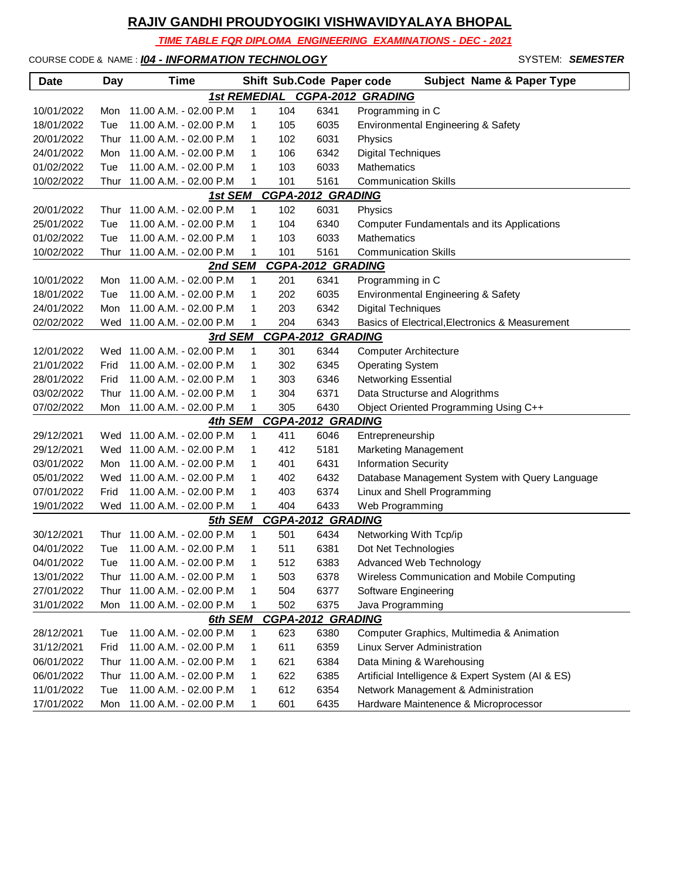# RAJIV GANDHI PROUDYOGIKI VISHWAVIDYALAYA BHOPAL

***TIME TABLE FOR DIPLOMA ENGINEERING EXAMINATIONS - DEC - 2021***

COURSE CODE & NAME : ***I04 - INFORMATION TECHNOLOGY*** SYSTEM: ***SEMESTER***

| Date | Day | Time | Shift | Sub.Code | Paper code | Subject Name & Paper Type |
|---|---|---|---|---|---|---|
| | | | ***1st REMEDIAL CGPA-2012 GRADING*** | | | |
| 10/01/2022 | Mon | 11.00 A.M. - 02.00 P.M | 1 | 104 | 6341 | Programming in C |
| 18/01/2022 | Tue | 11.00 A.M. - 02.00 P.M | 1 | 105 | 6035 | Environmental Engineering & Safety |
| 20/01/2022 | Thur | 11.00 A.M. - 02.00 P.M | 1 | 102 | 6031 | Physics |
| 24/01/2022 | Mon | 11.00 A.M. - 02.00 P.M | 1 | 106 | 6342 | Digital Techniques |
| 01/02/2022 | Tue | 11.00 A.M. - 02.00 P.M | 1 | 103 | 6033 | Mathematics |
| 10/02/2022 | Thur | 11.00 A.M. - 02.00 P.M | 1 | 101 | 5161 | Communication Skills |
| | | | ***1st SEM CGPA-2012 GRADING*** | | | |
| 20/01/2022 | Thur | 11.00 A.M. - 02.00 P.M | 1 | 102 | 6031 | Physics |
| 25/01/2022 | Tue | 11.00 A.M. - 02.00 P.M | 1 | 104 | 6340 | Computer Fundamentals and its Applications |
| 01/02/2022 | Tue | 11.00 A.M. - 02.00 P.M | 1 | 103 | 6033 | Mathematics |
| 10/02/2022 | Thur | 11.00 A.M. - 02.00 P.M | 1 | 101 | 5161 | Communication Skills |
| | | | ***2nd SEM CGPA-2012 GRADING*** | | | |
| 10/01/2022 | Mon | 11.00 A.M. - 02.00 P.M | 1 | 201 | 6341 | Programming in C |
| 18/01/2022 | Tue | 11.00 A.M. - 02.00 P.M | 1 | 202 | 6035 | Environmental Engineering & Safety |
| 24/01/2022 | Mon | 11.00 A.M. - 02.00 P.M | 1 | 203 | 6342 | Digital Techniques |
| 02/02/2022 | Wed | 11.00 A.M. - 02.00 P.M | 1 | 204 | 6343 | Basics of Electrical,Electronics & Measurement |
| | | | ***3rd SEM CGPA-2012 GRADING*** | | | |
| 12/01/2022 | Wed | 11.00 A.M. - 02.00 P.M | 1 | 301 | 6344 | Computer Architecture |
| 21/01/2022 | Frid | 11.00 A.M. - 02.00 P.M | 1 | 302 | 6345 | Operating System |
| 28/01/2022 | Frid | 11.00 A.M. - 02.00 P.M | 1 | 303 | 6346 | Networking Essential |
| 03/02/2022 | Thur | 11.00 A.M. - 02.00 P.M | 1 | 304 | 6371 | Data Structurse and Alogrithms |
| 07/02/2022 | Mon | 11.00 A.M. - 02.00 P.M | 1 | 305 | 6430 | Object Oriented Programming Using C++ |
| | | | ***4th SEM CGPA-2012 GRADING*** | | | |
| 29/12/2021 | Wed | 11.00 A.M. - 02.00 P.M | 1 | 411 | 6046 | Entrepreneurship |
| 29/12/2021 | Wed | 11.00 A.M. - 02.00 P.M | 1 | 412 | 5181 | Marketing Management |
| 03/01/2022 | Mon | 11.00 A.M. - 02.00 P.M | 1 | 401 | 6431 | Information Security |
| 05/01/2022 | Wed | 11.00 A.M. - 02.00 P.M | 1 | 402 | 6432 | Database Management System with Query Language |
| 07/01/2022 | Frid | 11.00 A.M. - 02.00 P.M | 1 | 403 | 6374 | Linux and Shell Programming |
| 19/01/2022 | Wed | 11.00 A.M. - 02.00 P.M | 1 | 404 | 6433 | Web Programming |
| | | | ***5th SEM CGPA-2012 GRADING*** | | | |
| 30/12/2021 | Thur | 11.00 A.M. - 02.00 P.M | 1 | 501 | 6434 | Networking With Tcp/ip |
| 04/01/2022 | Tue | 11.00 A.M. - 02.00 P.M | 1 | 511 | 6381 | Dot Net Technologies |
| 04/01/2022 | Tue | 11.00 A.M. - 02.00 P.M | 1 | 512 | 6383 | Advanced Web Technology |
| 13/01/2022 | Thur | 11.00 A.M. - 02.00 P.M | 1 | 503 | 6378 | Wireless Communication and Mobile Computing |
| 27/01/2022 | Thur | 11.00 A.M. - 02.00 P.M | 1 | 504 | 6377 | Software Engineering |
| 31/01/2022 | Mon | 11.00 A.M. - 02.00 P.M | 1 | 502 | 6375 | Java Programming |
| | | | ***6th SEM CGPA-2012 GRADING*** | | | |
| 28/12/2021 | Tue | 11.00 A.M. - 02.00 P.M | 1 | 623 | 6380 | Computer Graphics, Multimedia & Animation |
| 31/12/2021 | Frid | 11.00 A.M. - 02.00 P.M | 1 | 611 | 6359 | Linux Server Administration |
| 06/01/2022 | Thur | 11.00 A.M. - 02.00 P.M | 1 | 621 | 6384 | Data Mining & Warehousing |
| 06/01/2022 | Thur | 11.00 A.M. - 02.00 P.M | 1 | 622 | 6385 | Artificial Intelligence & Expert System (AI & ES) |
| 11/01/2022 | Tue | 11.00 A.M. - 02.00 P.M | 1 | 612 | 6354 | Network Management & Administration |
| 17/01/2022 | Mon | 11.00 A.M. - 02.00 P.M | 1 | 601 | 6435 | Hardware Maintenence & Microprocessor |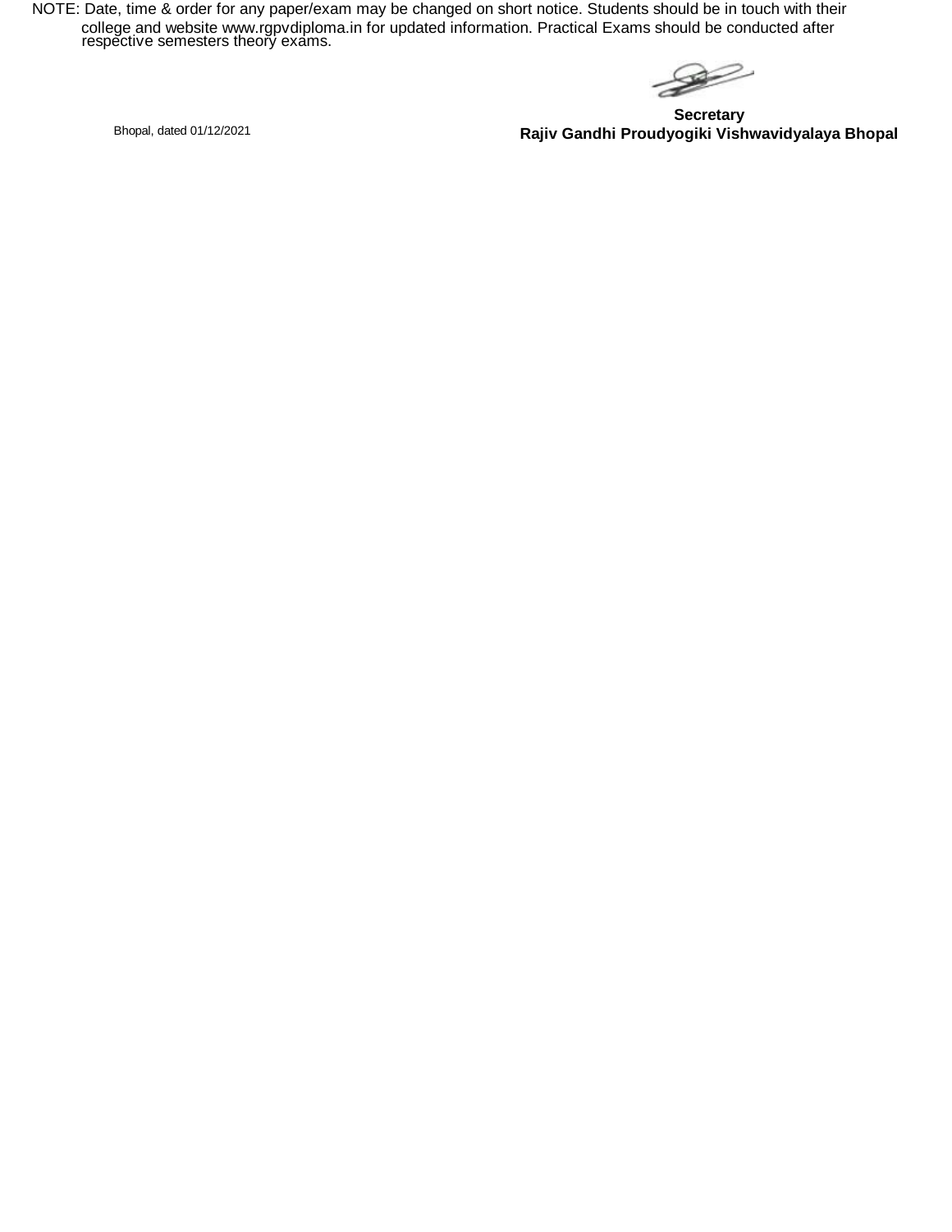NOTE: Date, time & order for any paper/exam may be changed on short notice. Students should be in touch with their college and website www.rgpvdiploma.in for updated information. Practical Exams should be conducted after respective semesters theory exams.

Bhopal, dated 01/12/2021

**Secretary**
**Rajiv Gandhi Proudyogiki Vishwavidyalaya Bhopal**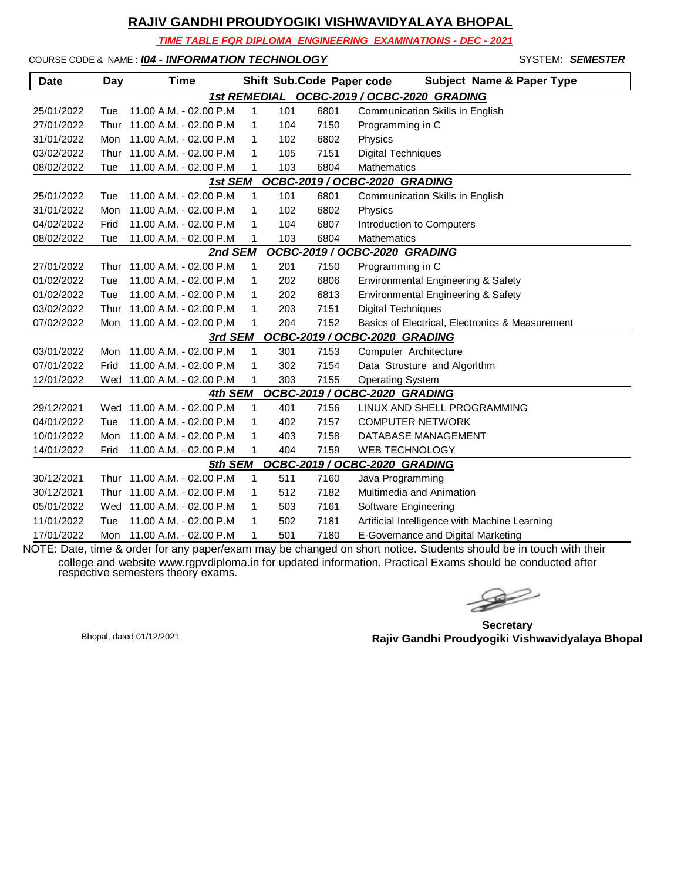## RAJIV GANDHI PROUDYOGIKI VISHWAVIDYALAYA BHOPAL

***TIME TABLE FOR DIPLOMA ENGINEERING EXAMINATIONS - DEC - 2021***

COURSE CODE & NAME : ***I04 - INFORMATION TECHNOLOGY*** SYSTEM: ***SEMESTER***

| Date | Day | Time | Shift | Sub.Code | Paper code | Subject Name & Paper Type |
|---|---|---|---|---|---|---|
| | | | ***1st REMEDIAL*** | ***OCBC-2019 / OCBC-2020 GRADING*** | | |
| 25/01/2022 | Tue | 11.00 A.M. - 02.00 P.M | 1 | 101 | 6801 | Communication Skills in English |
| 27/01/2022 | Thur | 11.00 A.M. - 02.00 P.M | 1 | 104 | 7150 | Programming in C |
| 31/01/2022 | Mon | 11.00 A.M. - 02.00 P.M | 1 | 102 | 6802 | Physics |
| 03/02/2022 | Thur | 11.00 A.M. - 02.00 P.M | 1 | 105 | 7151 | Digital Techniques |
| 08/02/2022 | Tue | 11.00 A.M. - 02.00 P.M | 1 | 103 | 6804 | Mathematics |
| | | | ***1st SEM*** | ***OCBC-2019 / OCBC-2020 GRADING*** | | |
| 25/01/2022 | Tue | 11.00 A.M. - 02.00 P.M | 1 | 101 | 6801 | Communication Skills in English |
| 31/01/2022 | Mon | 11.00 A.M. - 02.00 P.M | 1 | 102 | 6802 | Physics |
| 04/02/2022 | Frid | 11.00 A.M. - 02.00 P.M | 1 | 104 | 6807 | Introduction to Computers |
| 08/02/2022 | Tue | 11.00 A.M. - 02.00 P.M | 1 | 103 | 6804 | Mathematics |
| | | | ***2nd SEM*** | ***OCBC-2019 / OCBC-2020 GRADING*** | | |
| 27/01/2022 | Thur | 11.00 A.M. - 02.00 P.M | 1 | 201 | 7150 | Programming in C |
| 01/02/2022 | Tue | 11.00 A.M. - 02.00 P.M | 1 | 202 | 6806 | Environmental Engineering & Safety |
| 01/02/2022 | Tue | 11.00 A.M. - 02.00 P.M | 1 | 202 | 6813 | Environmental Engineering & Safety |
| 03/02/2022 | Thur | 11.00 A.M. - 02.00 P.M | 1 | 203 | 7151 | Digital Techniques |
| 07/02/2022 | Mon | 11.00 A.M. - 02.00 P.M | 1 | 204 | 7152 | Basics of Electrical, Electronics & Measurement |
| | | | ***3rd SEM*** | ***OCBC-2019 / OCBC-2020 GRADING*** | | |
| 03/01/2022 | Mon | 11.00 A.M. - 02.00 P.M | 1 | 301 | 7153 | Computer Architecture |
| 07/01/2022 | Frid | 11.00 A.M. - 02.00 P.M | 1 | 302 | 7154 | Data Struture and Algorithm |
| 12/01/2022 | Wed | 11.00 A.M. - 02.00 P.M | 1 | 303 | 7155 | Operating System |
| | | | ***4th SEM*** | ***OCBC-2019 / OCBC-2020 GRADING*** | | |
| 29/12/2021 | Wed | 11.00 A.M. - 02.00 P.M | 1 | 401 | 7156 | LINUX AND SHELL PROGRAMMING |
| 04/01/2022 | Tue | 11.00 A.M. - 02.00 P.M | 1 | 402 | 7157 | COMPUTER NETWORK |
| 10/01/2022 | Mon | 11.00 A.M. - 02.00 P.M | 1 | 403 | 7158 | DATABASE MANAGEMENT |
| 14/01/2022 | Frid | 11.00 A.M. - 02.00 P.M | 1 | 404 | 7159 | WEB TECHNOLOGY |
| | | | ***5th SEM*** | ***OCBC-2019 / OCBC-2020 GRADING*** | | |
| 30/12/2021 | Thur | 11.00 A.M. - 02.00 P.M | 1 | 511 | 7160 | Java Programming |
| 30/12/2021 | Thur | 11.00 A.M. - 02.00 P.M | 1 | 512 | 7182 | Multimedia and Animation |
| 05/01/2022 | Wed | 11.00 A.M. - 02.00 P.M | 1 | 503 | 7161 | Software Engineering |
| 11/01/2022 | Tue | 11.00 A.M. - 02.00 P.M | 1 | 502 | 7181 | Artificial Intelligence with Machine Learning |
| 17/01/2022 | Mon | 11.00 A.M. - 02.00 P.M | 1 | 501 | 7180 | E-Governance and Digital Marketing |

NOTE: Date, time & order for any paper/exam may be changed on short notice. Students should be in touch with their college and website www.rgpvdiploma.in for updated information. Practical Exams should be conducted after respective semesters theory exams.

Bhopal, dated 01/12/2021

**Secretary**
**Rajiv Gandhi Proudyogiki Vishwavidyalaya Bhopal**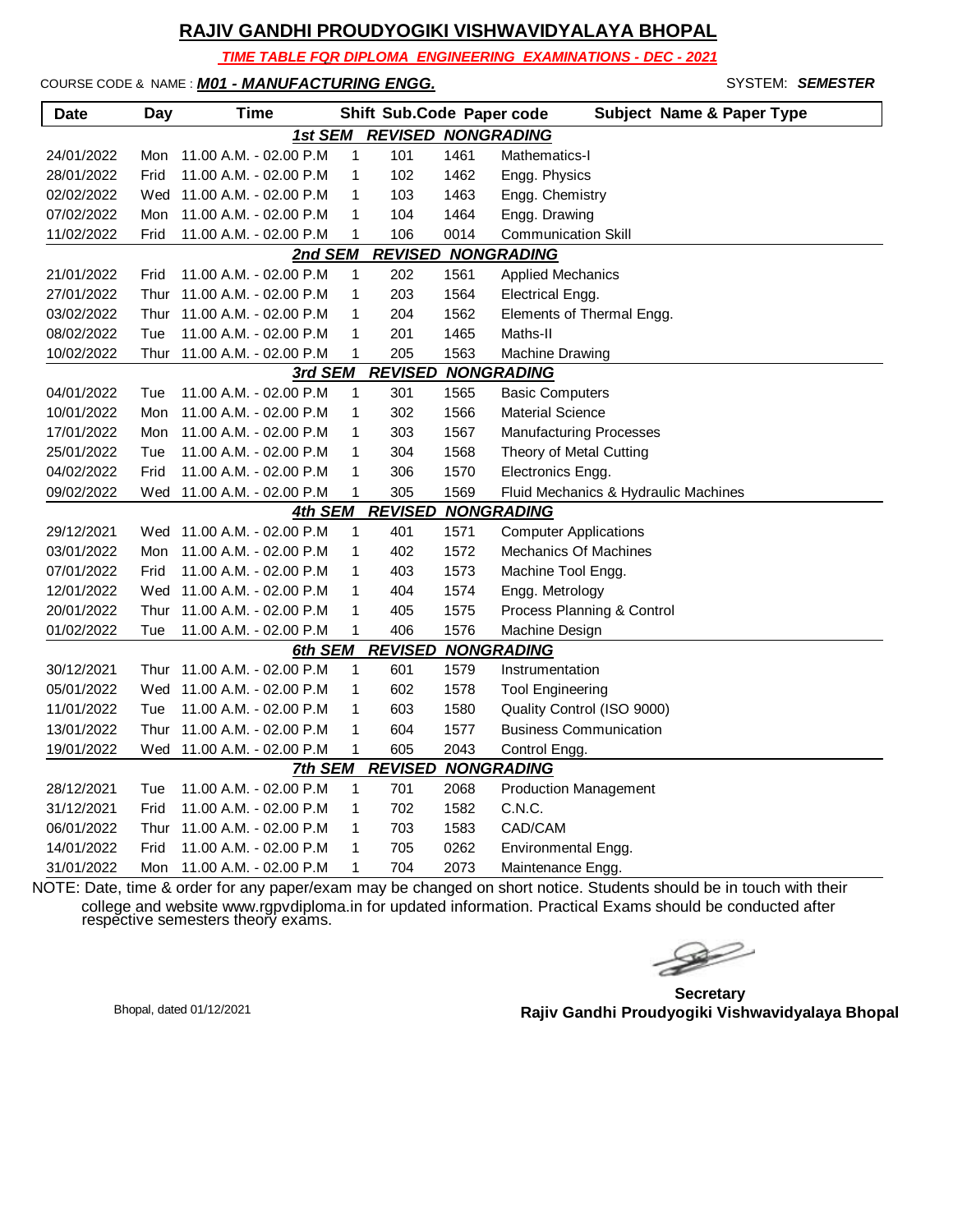# RAJIV GANDHI PROUDYOGIKI VISHWAVIDYALAYA BHOPAL

***TIME TABLE FOR DIPLOMA ENGINEERING EXAMINATIONS - DEC - 2021***

COURSE CODE & NAME : ***M01 - MANUFACTURING ENGG.*** SYSTEM: ***SEMESTER***

| Date | Day | Time | Shift | Sub.Code | Paper code | Subject Name & Paper Type |
|---|---|---|---|---|---|---|
| | | ***1st SEM REVISED NONGRADING*** | | | | |
| 24/01/2022 | Mon | 11.00 A.M. - 02.00 P.M | 1 | 101 | 1461 | Mathematics-I |
| 28/01/2022 | Frid | 11.00 A.M. - 02.00 P.M | 1 | 102 | 1462 | Engg. Physics |
| 02/02/2022 | Wed | 11.00 A.M. - 02.00 P.M | 1 | 103 | 1463 | Engg. Chemistry |
| 07/02/2022 | Mon | 11.00 A.M. - 02.00 P.M | 1 | 104 | 1464 | Engg. Drawing |
| 11/02/2022 | Frid | 11.00 A.M. - 02.00 P.M | 1 | 106 | 0014 | Communication Skill |
| | | ***2nd SEM REVISED NONGRADING*** | | | | |
| 21/01/2022 | Frid | 11.00 A.M. - 02.00 P.M | 1 | 202 | 1561 | Applied Mechanics |
| 27/01/2022 | Thur | 11.00 A.M. - 02.00 P.M | 1 | 203 | 1564 | Electrical Engg. |
| 03/02/2022 | Thur | 11.00 A.M. - 02.00 P.M | 1 | 204 | 1562 | Elements of Thermal Engg. |
| 08/02/2022 | Tue | 11.00 A.M. - 02.00 P.M | 1 | 201 | 1465 | Maths-II |
| 10/02/2022 | Thur | 11.00 A.M. - 02.00 P.M | 1 | 205 | 1563 | Machine Drawing |
| | | ***3rd SEM REVISED NONGRADING*** | | | | |
| 04/01/2022 | Tue | 11.00 A.M. - 02.00 P.M | 1 | 301 | 1565 | Basic Computers |
| 10/01/2022 | Mon | 11.00 A.M. - 02.00 P.M | 1 | 302 | 1566 | Material Science |
| 17/01/2022 | Mon | 11.00 A.M. - 02.00 P.M | 1 | 303 | 1567 | Manufacturing Processes |
| 25/01/2022 | Tue | 11.00 A.M. - 02.00 P.M | 1 | 304 | 1568 | Theory of Metal Cutting |
| 04/02/2022 | Frid | 11.00 A.M. - 02.00 P.M | 1 | 306 | 1570 | Electronics Engg. |
| 09/02/2022 | Wed | 11.00 A.M. - 02.00 P.M | 1 | 305 | 1569 | Fluid Mechanics & Hydraulic Machines |
| | | ***4th SEM REVISED NONGRADING*** | | | | |
| 29/12/2021 | Wed | 11.00 A.M. - 02.00 P.M | 1 | 401 | 1571 | Computer Applications |
| 03/01/2022 | Mon | 11.00 A.M. - 02.00 P.M | 1 | 402 | 1572 | Mechanics Of Machines |
| 07/01/2022 | Frid | 11.00 A.M. - 02.00 P.M | 1 | 403 | 1573 | Machine Tool Engg. |
| 12/01/2022 | Wed | 11.00 A.M. - 02.00 P.M | 1 | 404 | 1574 | Engg. Metrology |
| 20/01/2022 | Thur | 11.00 A.M. - 02.00 P.M | 1 | 405 | 1575 | Process Planning & Control |
| 01/02/2022 | Tue | 11.00 A.M. - 02.00 P.M | 1 | 406 | 1576 | Machine Design |
| | | ***6th SEM REVISED NONGRADING*** | | | | |
| 30/12/2021 | Thur | 11.00 A.M. - 02.00 P.M | 1 | 601 | 1579 | Instrumentation |
| 05/01/2022 | Wed | 11.00 A.M. - 02.00 P.M | 1 | 602 | 1578 | Tool Engineering |
| 11/01/2022 | Tue | 11.00 A.M. - 02.00 P.M | 1 | 603 | 1580 | Quality Control (ISO 9000) |
| 13/01/2022 | Thur | 11.00 A.M. - 02.00 P.M | 1 | 604 | 1577 | Business Communication |
| 19/01/2022 | Wed | 11.00 A.M. - 02.00 P.M | 1 | 605 | 2043 | Control Engg. |
| | | ***7th SEM REVISED NONGRADING*** | | | | |
| 28/12/2021 | Tue | 11.00 A.M. - 02.00 P.M | 1 | 701 | 2068 | Production Management |
| 31/12/2021 | Frid | 11.00 A.M. - 02.00 P.M | 1 | 702 | 1582 | C.N.C. |
| 06/01/2022 | Thur | 11.00 A.M. - 02.00 P.M | 1 | 703 | 1583 | CAD/CAM |
| 14/01/2022 | Frid | 11.00 A.M. - 02.00 P.M | 1 | 705 | 0262 | Environmental Engg. |
| 31/01/2022 | Mon | 11.00 A.M. - 02.00 P.M | 1 | 704 | 2073 | Maintenance Engg. |

NOTE: Date, time & order for any paper/exam may be changed on short notice. Students should be in touch with their college and website www.rgpvdiploma.in for updated information. Practical Exams should be conducted after respective semesters theory exams.

Bhopal, dated 01/12/2021

**Secretary**
**Rajiv Gandhi Proudyogiki Vishwavidyalaya Bhopal**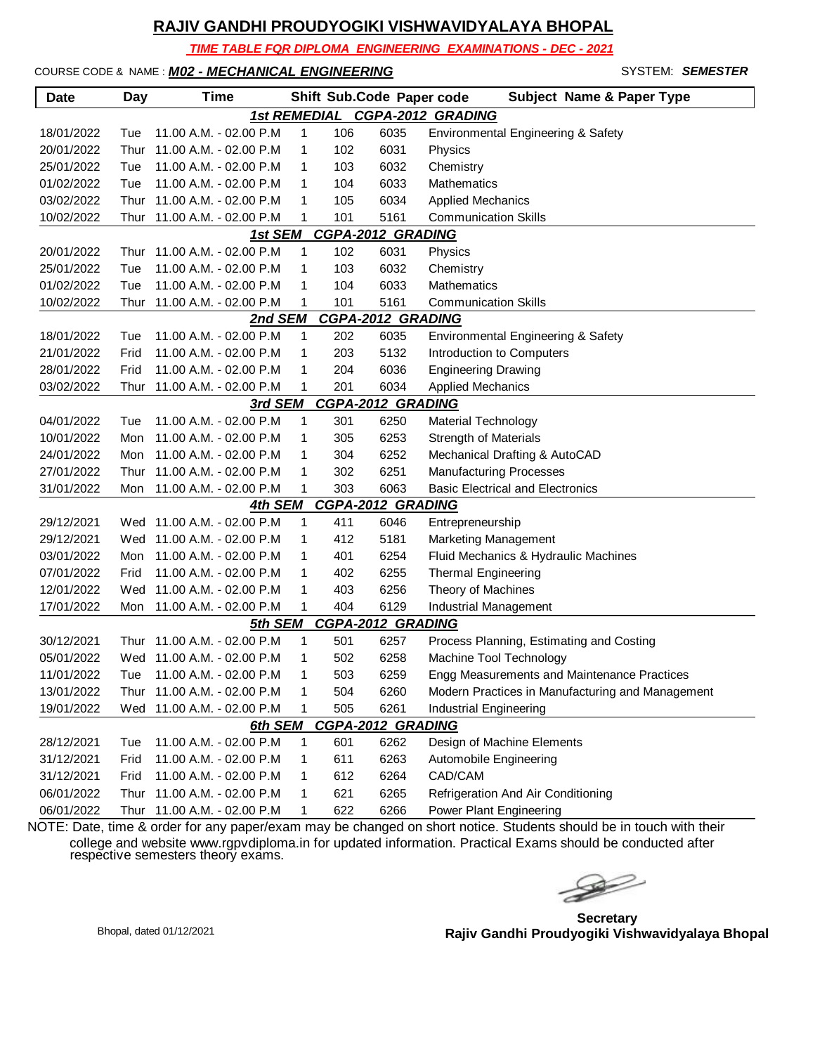# RAJIV GANDHI PROUDYOGIKI VISHWAVIDYALAYA BHOPAL

***TIME TABLE FOR DIPLOMA ENGINEERING EXAMINATIONS - DEC - 2021***

COURSE CODE & NAME : ***M02 - MECHANICAL ENGINEERING*** SYSTEM: ***SEMESTER***

| Date | Day | Time | Shift | Sub.Code | Paper code | Subject Name & Paper Type |
|---|---|---|---|---|---|---|
| | | | ***1st REMEDIAL CGPA-2012 GRADING*** | | | |
| 18/01/2022 | Tue | 11.00 A.M. - 02.00 P.M | 1 | 106 | 6035 | Environmental Engineering & Safety |
| 20/01/2022 | Thur | 11.00 A.M. - 02.00 P.M | 1 | 102 | 6031 | Physics |
| 25/01/2022 | Tue | 11.00 A.M. - 02.00 P.M | 1 | 103 | 6032 | Chemistry |
| 01/02/2022 | Tue | 11.00 A.M. - 02.00 P.M | 1 | 104 | 6033 | Mathematics |
| 03/02/2022 | Thur | 11.00 A.M. - 02.00 P.M | 1 | 105 | 6034 | Applied Mechanics |
| 10/02/2022 | Thur | 11.00 A.M. - 02.00 P.M | 1 | 101 | 5161 | Communication Skills |
| | | | ***1st SEM CGPA-2012 GRADING*** | | | |
| 20/01/2022 | Thur | 11.00 A.M. - 02.00 P.M | 1 | 102 | 6031 | Physics |
| 25/01/2022 | Tue | 11.00 A.M. - 02.00 P.M | 1 | 103 | 6032 | Chemistry |
| 01/02/2022 | Tue | 11.00 A.M. - 02.00 P.M | 1 | 104 | 6033 | Mathematics |
| 10/02/2022 | Thur | 11.00 A.M. - 02.00 P.M | 1 | 101 | 5161 | Communication Skills |
| | | | ***2nd SEM CGPA-2012 GRADING*** | | | |
| 18/01/2022 | Tue | 11.00 A.M. - 02.00 P.M | 1 | 202 | 6035 | Environmental Engineering & Safety |
| 21/01/2022 | Frid | 11.00 A.M. - 02.00 P.M | 1 | 203 | 5132 | Introduction to Computers |
| 28/01/2022 | Frid | 11.00 A.M. - 02.00 P.M | 1 | 204 | 6036 | Engineering Drawing |
| 03/02/2022 | Thur | 11.00 A.M. - 02.00 P.M | 1 | 201 | 6034 | Applied Mechanics |
| | | | ***3rd SEM CGPA-2012 GRADING*** | | | |
| 04/01/2022 | Tue | 11.00 A.M. - 02.00 P.M | 1 | 301 | 6250 | Material Technology |
| 10/01/2022 | Mon | 11.00 A.M. - 02.00 P.M | 1 | 305 | 6253 | Strength of Materials |
| 24/01/2022 | Mon | 11.00 A.M. - 02.00 P.M | 1 | 304 | 6252 | Mechanical Drafting & AutoCAD |
| 27/01/2022 | Thur | 11.00 A.M. - 02.00 P.M | 1 | 302 | 6251 | Manufacturing Processes |
| 31/01/2022 | Mon | 11.00 A.M. - 02.00 P.M | 1 | 303 | 6063 | Basic Electrical and Electronics |
| | | | ***4th SEM CGPA-2012 GRADING*** | | | |
| 29/12/2021 | Wed | 11.00 A.M. - 02.00 P.M | 1 | 411 | 6046 | Entrepreneurship |
| 29/12/2021 | Wed | 11.00 A.M. - 02.00 P.M | 1 | 412 | 5181 | Marketing Management |
| 03/01/2022 | Mon | 11.00 A.M. - 02.00 P.M | 1 | 401 | 6254 | Fluid Mechanics & Hydraulic Machines |
| 07/01/2022 | Frid | 11.00 A.M. - 02.00 P.M | 1 | 402 | 6255 | Thermal Engineering |
| 12/01/2022 | Wed | 11.00 A.M. - 02.00 P.M | 1 | 403 | 6256 | Theory of Machines |
| 17/01/2022 | Mon | 11.00 A.M. - 02.00 P.M | 1 | 404 | 6129 | Industrial Management |
| | | | ***5th SEM CGPA-2012 GRADING*** | | | |
| 30/12/2021 | Thur | 11.00 A.M. - 02.00 P.M | 1 | 501 | 6257 | Process Planning, Estimating and Costing |
| 05/01/2022 | Wed | 11.00 A.M. - 02.00 P.M | 1 | 502 | 6258 | Machine Tool Technology |
| 11/01/2022 | Tue | 11.00 A.M. - 02.00 P.M | 1 | 503 | 6259 | Engg Measurements and Maintenance Practices |
| 13/01/2022 | Thur | 11.00 A.M. - 02.00 P.M | 1 | 504 | 6260 | Modern Practices in Manufacturing and Management |
| 19/01/2022 | Wed | 11.00 A.M. - 02.00 P.M | 1 | 505 | 6261 | Industrial Engineering |
| | | | ***6th SEM CGPA-2012 GRADING*** | | | |
| 28/12/2021 | Tue | 11.00 A.M. - 02.00 P.M | 1 | 601 | 6262 | Design of Machine Elements |
| 31/12/2021 | Frid | 11.00 A.M. - 02.00 P.M | 1 | 611 | 6263 | Automobile Engineering |
| 31/12/2021 | Frid | 11.00 A.M. - 02.00 P.M | 1 | 612 | 6264 | CAD/CAM |
| 06/01/2022 | Thur | 11.00 A.M. - 02.00 P.M | 1 | 621 | 6265 | Refrigeration And Air Conditioning |
| 06/01/2022 | Thur | 11.00 A.M. - 02.00 P.M | 1 | 622 | 6266 | Power Plant Engineering |

NOTE: Date, time & order for any paper/exam may be changed on short notice. Students should be in touch with their college and website www.rgpvdiploma.in for updated information. Practical Exams should be conducted after respective semesters theory exams.

Bhopal, dated 01/12/2021

**Secretary**
**Rajiv Gandhi Proudyogiki Vishwavidyalaya Bhopal**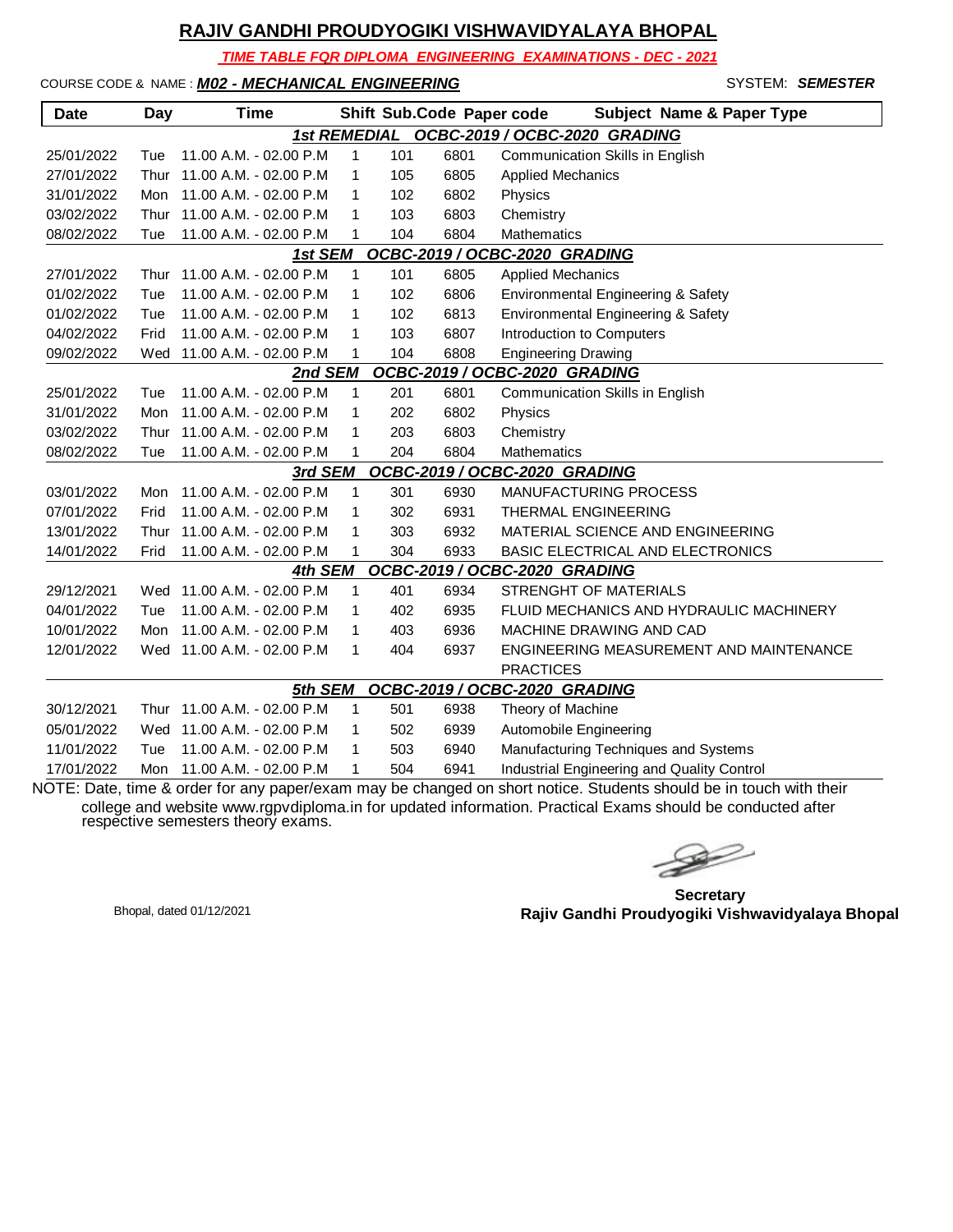# RAJIV GANDHI PROUDYOGIKI VISHWAVIDYALAYA BHOPAL

***TIME TABLE FQR DIPLOMA ENGINEERING EXAMINATIONS - DEC - 2021***

COURSE CODE & NAME : ***M02 - MECHANICAL ENGINEERING*** SYSTEM: ***SEMESTER***

| Date | Day | Time | Shift | Sub.Code | Paper code | Subject Name & Paper Type |
|---|---|---|---|---|---|---|
| | | | ***1st REMEDIAL*** | ***OCBC-2019 / OCBC-2020 GRADING*** | | |
| 25/01/2022 | Tue | 11.00 A.M. - 02.00 P.M | 1 | 101 | 6801 | Communication Skills in English |
| 27/01/2022 | Thur | 11.00 A.M. - 02.00 P.M | 1 | 105 | 6805 | Applied Mechanics |
| 31/01/2022 | Mon | 11.00 A.M. - 02.00 P.M | 1 | 102 | 6802 | Physics |
| 03/02/2022 | Thur | 11.00 A.M. - 02.00 P.M | 1 | 103 | 6803 | Chemistry |
| 08/02/2022 | Tue | 11.00 A.M. - 02.00 P.M | 1 | 104 | 6804 | Mathematics |
| | | | ***1st SEM*** | ***OCBC-2019 / OCBC-2020 GRADING*** | | |
| 27/01/2022 | Thur | 11.00 A.M. - 02.00 P.M | 1 | 101 | 6805 | Applied Mechanics |
| 01/02/2022 | Tue | 11.00 A.M. - 02.00 P.M | 1 | 102 | 6806 | Environmental Engineering & Safety |
| 01/02/2022 | Tue | 11.00 A.M. - 02.00 P.M | 1 | 102 | 6813 | Environmental Engineering & Safety |
| 04/02/2022 | Frid | 11.00 A.M. - 02.00 P.M | 1 | 103 | 6807 | Introduction to Computers |
| 09/02/2022 | Wed | 11.00 A.M. - 02.00 P.M | 1 | 104 | 6808 | Engineering Drawing |
| | | | ***2nd SEM*** | ***OCBC-2019 / OCBC-2020 GRADING*** | | |
| 25/01/2022 | Tue | 11.00 A.M. - 02.00 P.M | 1 | 201 | 6801 | Communication Skills in English |
| 31/01/2022 | Mon | 11.00 A.M. - 02.00 P.M | 1 | 202 | 6802 | Physics |
| 03/02/2022 | Thur | 11.00 A.M. - 02.00 P.M | 1 | 203 | 6803 | Chemistry |
| 08/02/2022 | Tue | 11.00 A.M. - 02.00 P.M | 1 | 204 | 6804 | Mathematics |
| | | | ***3rd SEM*** | ***OCBC-2019 / OCBC-2020 GRADING*** | | |
| 03/01/2022 | Mon | 11.00 A.M. - 02.00 P.M | 1 | 301 | 6930 | MANUFACTURING PROCESS |
| 07/01/2022 | Frid | 11.00 A.M. - 02.00 P.M | 1 | 302 | 6931 | THERMAL ENGINEERING |
| 13/01/2022 | Thur | 11.00 A.M. - 02.00 P.M | 1 | 303 | 6932 | MATERIAL SCIENCE AND ENGINEERING |
| 14/01/2022 | Frid | 11.00 A.M. - 02.00 P.M | 1 | 304 | 6933 | BASIC ELECTRICAL AND ELECTRONICS |
| | | | ***4th SEM*** | ***OCBC-2019 / OCBC-2020 GRADING*** | | |
| 29/12/2021 | Wed | 11.00 A.M. - 02.00 P.M | 1 | 401 | 6934 | STRENGHT OF MATERIALS |
| 04/01/2022 | Tue | 11.00 A.M. - 02.00 P.M | 1 | 402 | 6935 | FLUID MECHANICS AND HYDRAULIC MACHINERY |
| 10/01/2022 | Mon | 11.00 A.M. - 02.00 P.M | 1 | 403 | 6936 | MACHINE DRAWING AND CAD |
| 12/01/2022 | Wed | 11.00 A.M. - 02.00 P.M | 1 | 404 | 6937 | ENGINEERING MEASUREMENT AND MAINTENANCE PRACTICES |
| | | | ***5th SEM*** | ***OCBC-2019 / OCBC-2020 GRADING*** | | |
| 30/12/2021 | Thur | 11.00 A.M. - 02.00 P.M | 1 | 501 | 6938 | Theory of Machine |
| 05/01/2022 | Wed | 11.00 A.M. - 02.00 P.M | 1 | 502 | 6939 | Automobile Engineering |
| 11/01/2022 | Tue | 11.00 A.M. - 02.00 P.M | 1 | 503 | 6940 | Manufacturing Techniques and Systems |
| 17/01/2022 | Mon | 11.00 A.M. - 02.00 P.M | 1 | 504 | 6941 | Industrial Engineering and Quality Control |

NOTE: Date, time & order for any paper/exam may be changed on short notice. Students should be in touch with their college and website www.rgpvdiploma.in for updated information. Practical Exams should be conducted after respective semesters theory exams.

Bhopal, dated 01/12/2021

**Secretary**
**Rajiv Gandhi Proudyogiki Vishwavidyalaya Bhopal**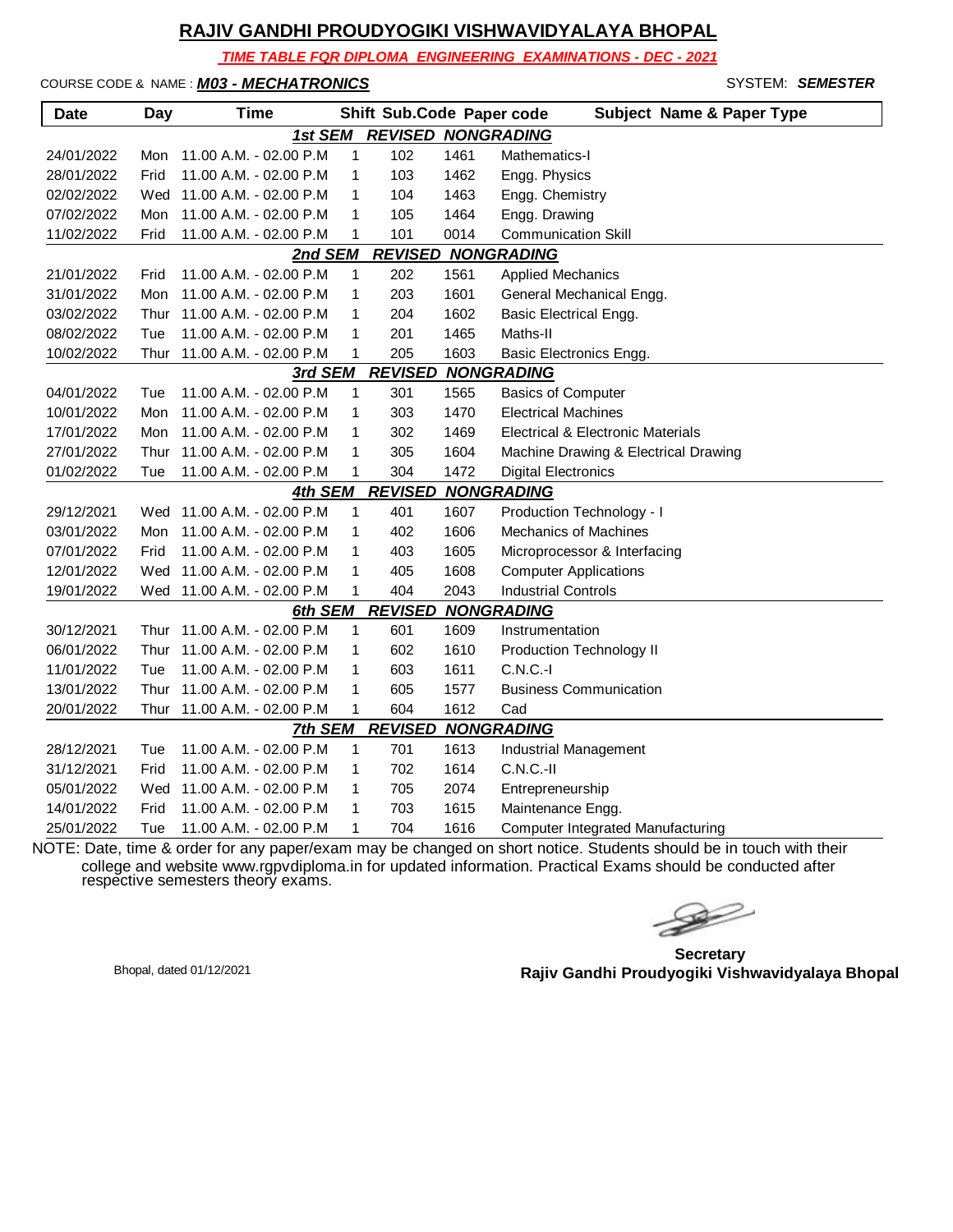# RAJIV GANDHI PROUDYOGIKI VISHWAVIDYALAYA BHOPAL

***TIME TABLE FOR DIPLOMA ENGINEERING EXAMINATIONS - DEC - 2021***

COURSE CODE & NAME : ***M03 - MECHATRONICS*** SYSTEM: ***SEMESTER***

| Date | Day | Time | Shift | Sub.Code | Paper code | Subject Name & Paper Type |
|---|---|---|---|---|---|---|
| | | | ***1st SEM REVISED NONGRADING*** | | | |
| 24/01/2022 | Mon | 11.00 A.M. - 02.00 P.M | 1 | 102 | 1461 | Mathematics-I |
| 28/01/2022 | Frid | 11.00 A.M. - 02.00 P.M | 1 | 103 | 1462 | Engg. Physics |
| 02/02/2022 | Wed | 11.00 A.M. - 02.00 P.M | 1 | 104 | 1463 | Engg. Chemistry |
| 07/02/2022 | Mon | 11.00 A.M. - 02.00 P.M | 1 | 105 | 1464 | Engg. Drawing |
| 11/02/2022 | Frid | 11.00 A.M. - 02.00 P.M | 1 | 101 | 0014 | Communication Skill |
| | | | ***2nd SEM REVISED NONGRADING*** | | | |
| 21/01/2022 | Frid | 11.00 A.M. - 02.00 P.M | 1 | 202 | 1561 | Applied Mechanics |
| 31/01/2022 | Mon | 11.00 A.M. - 02.00 P.M | 1 | 203 | 1601 | General Mechanical Engg. |
| 03/02/2022 | Thur | 11.00 A.M. - 02.00 P.M | 1 | 204 | 1602 | Basic Electrical Engg. |
| 08/02/2022 | Tue | 11.00 A.M. - 02.00 P.M | 1 | 201 | 1465 | Maths-II |
| 10/02/2022 | Thur | 11.00 A.M. - 02.00 P.M | 1 | 205 | 1603 | Basic Electronics Engg. |
| | | | ***3rd SEM REVISED NONGRADING*** | | | |
| 04/01/2022 | Tue | 11.00 A.M. - 02.00 P.M | 1 | 301 | 1565 | Basics of Computer |
| 10/01/2022 | Mon | 11.00 A.M. - 02.00 P.M | 1 | 303 | 1470 | Electrical Machines |
| 17/01/2022 | Mon | 11.00 A.M. - 02.00 P.M | 1 | 302 | 1469 | Electrical & Electronic Materials |
| 27/01/2022 | Thur | 11.00 A.M. - 02.00 P.M | 1 | 305 | 1604 | Machine Drawing & Electrical Drawing |
| 01/02/2022 | Tue | 11.00 A.M. - 02.00 P.M | 1 | 304 | 1472 | Digital Electronics |
| | | | ***4th SEM REVISED NONGRADING*** | | | |
| 29/12/2021 | Wed | 11.00 A.M. - 02.00 P.M | 1 | 401 | 1607 | Production Technology - I |
| 03/01/2022 | Mon | 11.00 A.M. - 02.00 P.M | 1 | 402 | 1606 | Mechanics of Machines |
| 07/01/2022 | Frid | 11.00 A.M. - 02.00 P.M | 1 | 403 | 1605 | Microprocessor & Interfacing |
| 12/01/2022 | Wed | 11.00 A.M. - 02.00 P.M | 1 | 405 | 1608 | Computer Applications |
| 19/01/2022 | Wed | 11.00 A.M. - 02.00 P.M | 1 | 404 | 2043 | Industrial Controls |
| | | | ***6th SEM REVISED NONGRADING*** | | | |
| 30/12/2021 | Thur | 11.00 A.M. - 02.00 P.M | 1 | 601 | 1609 | Instrumentation |
| 06/01/2022 | Thur | 11.00 A.M. - 02.00 P.M | 1 | 602 | 1610 | Production Technology II |
| 11/01/2022 | Tue | 11.00 A.M. - 02.00 P.M | 1 | 603 | 1611 | C.N.C.-I |
| 13/01/2022 | Thur | 11.00 A.M. - 02.00 P.M | 1 | 605 | 1577 | Business Communication |
| 20/01/2022 | Thur | 11.00 A.M. - 02.00 P.M | 1 | 604 | 1612 | Cad |
| | | | ***7th SEM REVISED NONGRADING*** | | | |
| 28/12/2021 | Tue | 11.00 A.M. - 02.00 P.M | 1 | 701 | 1613 | Industrial Management |
| 31/12/2021 | Frid | 11.00 A.M. - 02.00 P.M | 1 | 702 | 1614 | C.N.C.-II |
| 05/01/2022 | Wed | 11.00 A.M. - 02.00 P.M | 1 | 705 | 2074 | Entrepreneurship |
| 14/01/2022 | Frid | 11.00 A.M. - 02.00 P.M | 1 | 703 | 1615 | Maintenance Engg. |
| 25/01/2022 | Tue | 11.00 A.M. - 02.00 P.M | 1 | 704 | 1616 | Computer Integrated Manufacturing |

NOTE: Date, time & order for any paper/exam may be changed on short notice. Students should be in touch with their college and website www.rgpvdiploma.in for updated information. Practical Exams should be conducted after respective semesters theory exams.

Bhopal, dated 01/12/2021

**Secretary**
**Rajiv Gandhi Proudyogiki Vishwavidyalaya Bhopal**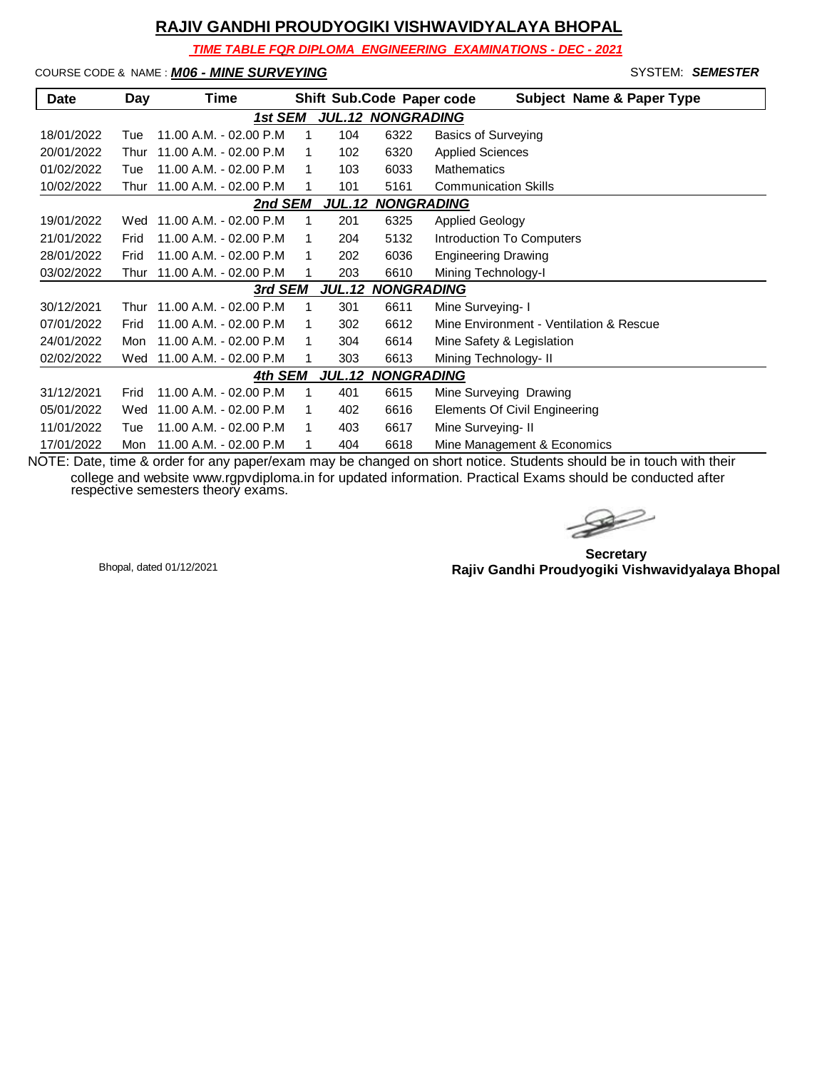# RAJIV GANDHI PROUDYOGIKI VISHWAVIDYALAYA BHOPAL

***TIME TABLE FOR DIPLOMA ENGINEERING EXAMINATIONS - DEC - 2021***

COURSE CODE & NAME : ***M06 - MINE SURVEYING*** SYSTEM: ***SEMESTER***

| Date | Day | Time | Shift | Sub.Code | Paper code | Subject Name & Paper Type |
|---|---|---|---|---|---|---|
| | | | ***1st SEM JUL.12 NONGRADING*** | | | |
| 18/01/2022 | Tue | 11.00 A.M. - 02.00 P.M | 1 | 104 | 6322 | Basics of Surveying |
| 20/01/2022 | Thur | 11.00 A.M. - 02.00 P.M | 1 | 102 | 6320 | Applied Sciences |
| 01/02/2022 | Tue | 11.00 A.M. - 02.00 P.M | 1 | 103 | 6033 | Mathematics |
| 10/02/2022 | Thur | 11.00 A.M. - 02.00 P.M | 1 | 101 | 5161 | Communication Skills |
| | | | ***2nd SEM JUL.12 NONGRADING*** | | | |
| 19/01/2022 | Wed | 11.00 A.M. - 02.00 P.M | 1 | 201 | 6325 | Applied Geology |
| 21/01/2022 | Frid | 11.00 A.M. - 02.00 P.M | 1 | 204 | 5132 | Introduction To Computers |
| 28/01/2022 | Frid | 11.00 A.M. - 02.00 P.M | 1 | 202 | 6036 | Engineering Drawing |
| 03/02/2022 | Thur | 11.00 A.M. - 02.00 P.M | 1 | 203 | 6610 | Mining Technology-I |
| | | | ***3rd SEM JUL.12 NONGRADING*** | | | |
| 30/12/2021 | Thur | 11.00 A.M. - 02.00 P.M | 1 | 301 | 6611 | Mine Surveying- I |
| 07/01/2022 | Frid | 11.00 A.M. - 02.00 P.M | 1 | 302 | 6612 | Mine Environment - Ventilation & Rescue |
| 24/01/2022 | Mon | 11.00 A.M. - 02.00 P.M | 1 | 304 | 6614 | Mine Safety & Legislation |
| 02/02/2022 | Wed | 11.00 A.M. - 02.00 P.M | 1 | 303 | 6613 | Mining Technology- II |
| | | | ***4th SEM JUL.12 NONGRADING*** | | | |
| 31/12/2021 | Frid | 11.00 A.M. - 02.00 P.M | 1 | 401 | 6615 | Mine Surveying Drawing |
| 05/01/2022 | Wed | 11.00 A.M. - 02.00 P.M | 1 | 402 | 6616 | Elements Of Civil Engineering |
| 11/01/2022 | Tue | 11.00 A.M. - 02.00 P.M | 1 | 403 | 6617 | Mine Surveying- II |
| 17/01/2022 | Mon | 11.00 A.M. - 02.00 P.M | 1 | 404 | 6618 | Mine Management & Economics |

NOTE: Date, time & order for any paper/exam may be changed on short notice. Students should be in touch with their college and website www.rgpvdiploma.in for updated information. Practical Exams should be conducted after respective semesters theory exams.

Bhopal, dated 01/12/2021

**Secretary**
**Rajiv Gandhi Proudyogiki Vishwavidyalaya Bhopal**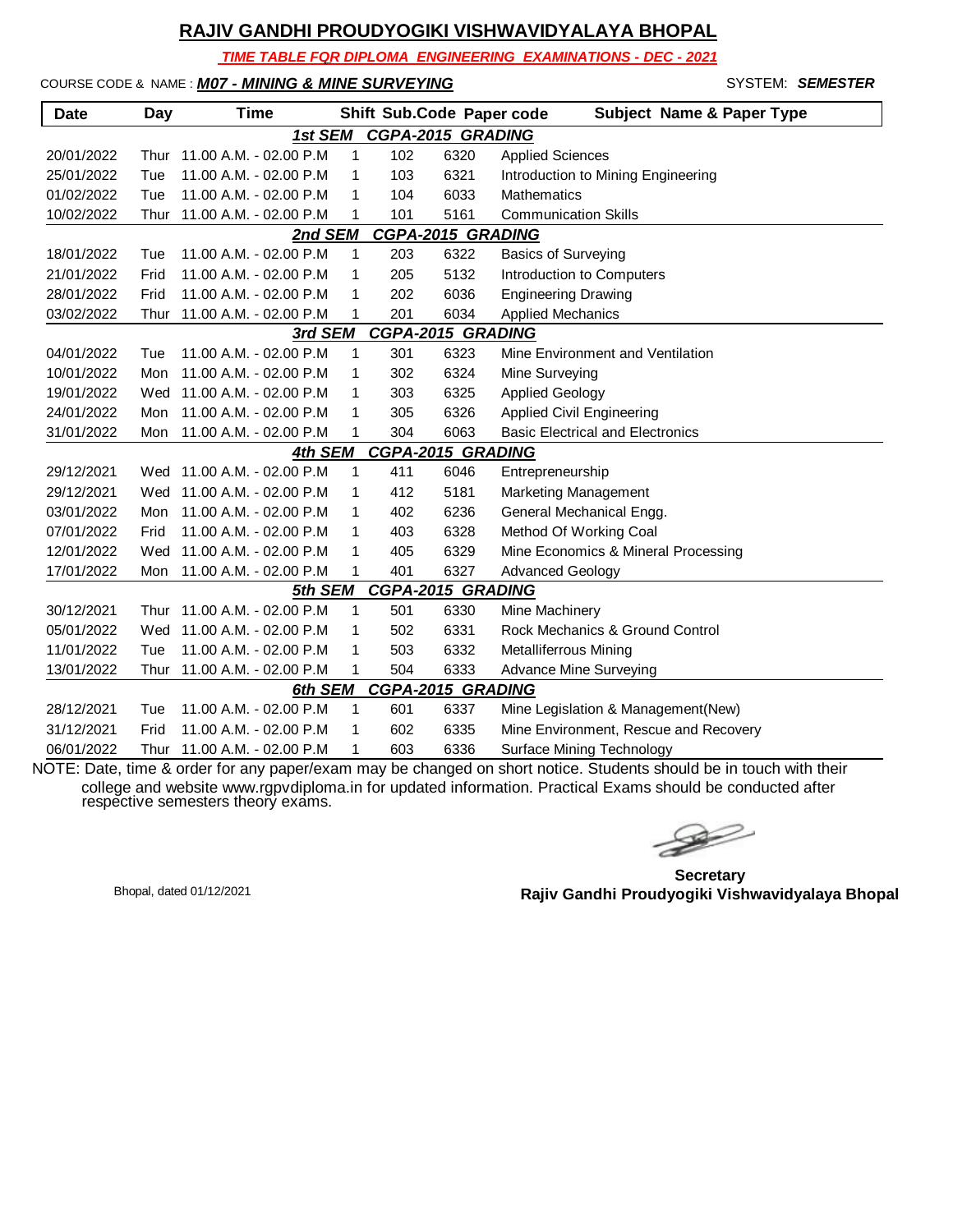# RAJIV GANDHI PROUDYOGIKI VISHWAVIDYALAYA BHOPAL

***TIME TABLE FOR DIPLOMA ENGINEERING EXAMINATIONS - DEC - 2021***

COURSE CODE & NAME : ***M07 - MINING & MINE SURVEYING*** SYSTEM: ***SEMESTER***

| Date | Day | Time | Shift | Sub.Code | Paper code | Subject Name & Paper Type |
|---|---|---|---|---|---|---|
| | | | ***1st SEM CGPA-2015 GRADING*** | | | |
| 20/01/2022 | Thur | 11.00 A.M. - 02.00 P.M | 1 | 102 | 6320 | Applied Sciences |
| 25/01/2022 | Tue | 11.00 A.M. - 02.00 P.M | 1 | 103 | 6321 | Introduction to Mining Engineering |
| 01/02/2022 | Tue | 11.00 A.M. - 02.00 P.M | 1 | 104 | 6033 | Mathematics |
| 10/02/2022 | Thur | 11.00 A.M. - 02.00 P.M | 1 | 101 | 5161 | Communication Skills |
| | | | ***2nd SEM CGPA-2015 GRADING*** | | | |
| 18/01/2022 | Tue | 11.00 A.M. - 02.00 P.M | 1 | 203 | 6322 | Basics of Surveying |
| 21/01/2022 | Frid | 11.00 A.M. - 02.00 P.M | 1 | 205 | 5132 | Introduction to Computers |
| 28/01/2022 | Frid | 11.00 A.M. - 02.00 P.M | 1 | 202 | 6036 | Engineering Drawing |
| 03/02/2022 | Thur | 11.00 A.M. - 02.00 P.M | 1 | 201 | 6034 | Applied Mechanics |
| | | | ***3rd SEM CGPA-2015 GRADING*** | | | |
| 04/01/2022 | Tue | 11.00 A.M. - 02.00 P.M | 1 | 301 | 6323 | Mine Environment and Ventilation |
| 10/01/2022 | Mon | 11.00 A.M. - 02.00 P.M | 1 | 302 | 6324 | Mine Surveying |
| 19/01/2022 | Wed | 11.00 A.M. - 02.00 P.M | 1 | 303 | 6325 | Applied Geology |
| 24/01/2022 | Mon | 11.00 A.M. - 02.00 P.M | 1 | 305 | 6326 | Applied Civil Engineering |
| 31/01/2022 | Mon | 11.00 A.M. - 02.00 P.M | 1 | 304 | 6063 | Basic Electrical and Electronics |
| | | | ***4th SEM CGPA-2015 GRADING*** | | | |
| 29/12/2021 | Wed | 11.00 A.M. - 02.00 P.M | 1 | 411 | 6046 | Entrepreneurship |
| 29/12/2021 | Wed | 11.00 A.M. - 02.00 P.M | 1 | 412 | 5181 | Marketing Management |
| 03/01/2022 | Mon | 11.00 A.M. - 02.00 P.M | 1 | 402 | 6236 | General Mechanical Engg. |
| 07/01/2022 | Frid | 11.00 A.M. - 02.00 P.M | 1 | 403 | 6328 | Method Of Working Coal |
| 12/01/2022 | Wed | 11.00 A.M. - 02.00 P.M | 1 | 405 | 6329 | Mine Economics & Mineral Processing |
| 17/01/2022 | Mon | 11.00 A.M. - 02.00 P.M | 1 | 401 | 6327 | Advanced Geology |
| | | | ***5th SEM CGPA-2015 GRADING*** | | | |
| 30/12/2021 | Thur | 11.00 A.M. - 02.00 P.M | 1 | 501 | 6330 | Mine Machinery |
| 05/01/2022 | Wed | 11.00 A.M. - 02.00 P.M | 1 | 502 | 6331 | Rock Mechanics & Ground Control |
| 11/01/2022 | Tue | 11.00 A.M. - 02.00 P.M | 1 | 503 | 6332 | Metalliferrous Mining |
| 13/01/2022 | Thur | 11.00 A.M. - 02.00 P.M | 1 | 504 | 6333 | Advance Mine Surveying |
| | | | ***6th SEM CGPA-2015 GRADING*** | | | |
| 28/12/2021 | Tue | 11.00 A.M. - 02.00 P.M | 1 | 601 | 6337 | Mine Legislation & Management(New) |
| 31/12/2021 | Frid | 11.00 A.M. - 02.00 P.M | 1 | 602 | 6335 | Mine Environment, Rescue and Recovery |
| 06/01/2022 | Thur | 11.00 A.M. - 02.00 P.M | 1 | 603 | 6336 | Surface Mining Technology |

NOTE: Date, time & order for any paper/exam may be changed on short notice. Students should be in touch with their college and website www.rgpvdiploma.in for updated information. Practical Exams should be conducted after respective semesters theory exams.

Bhopal, dated 01/12/2021

**Secretary**
**Rajiv Gandhi Proudyogiki Vishwavidyalaya Bhopal**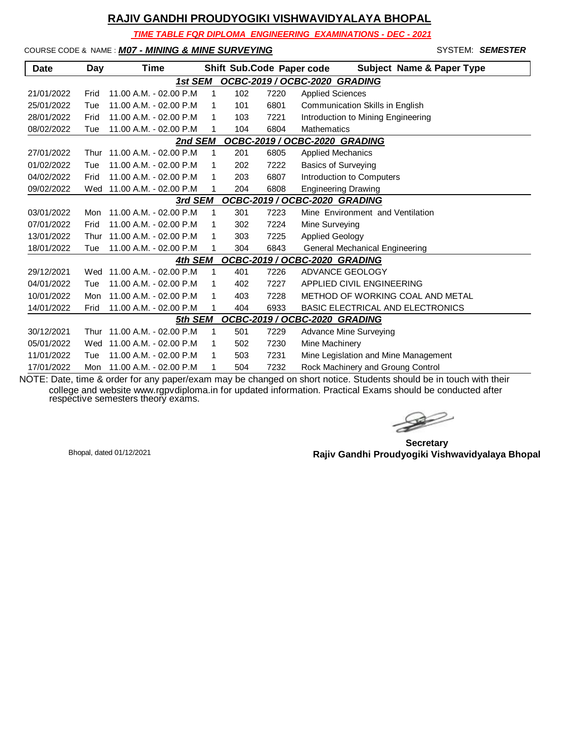# RAJIV GANDHI PROUDYOGIKI VISHWAVIDYALAYA BHOPAL

***TIME TABLE FOR DIPLOMA ENGINEERING EXAMINATIONS - DEC - 2021***

COURSE CODE & NAME : ***M07 - MINING & MINE SURVEYING*** SYSTEM: ***SEMESTER***

| Date | Day | Time | Shift | Sub.Code | Paper code | Subject Name & Paper Type |
|---|---|---|---|---|---|---|
| | | | ***1st SEM OCBC-2019 / OCBC-2020 GRADING*** | | | |
| 21/01/2022 | Frid | 11.00 A.M. - 02.00 P.M | 1 | 102 | 7220 | Applied Sciences |
| 25/01/2022 | Tue | 11.00 A.M. - 02.00 P.M | 1 | 101 | 6801 | Communication Skills in English |
| 28/01/2022 | Frid | 11.00 A.M. - 02.00 P.M | 1 | 103 | 7221 | Introduction to Mining Engineering |
| 08/02/2022 | Tue | 11.00 A.M. - 02.00 P.M | 1 | 104 | 6804 | Mathematics |
| | | | ***2nd SEM OCBC-2019 / OCBC-2020 GRADING*** | | | |
| 27/01/2022 | Thur | 11.00 A.M. - 02.00 P.M | 1 | 201 | 6805 | Applied Mechanics |
| 01/02/2022 | Tue | 11.00 A.M. - 02.00 P.M | 1 | 202 | 7222 | Basics of Surveying |
| 04/02/2022 | Frid | 11.00 A.M. - 02.00 P.M | 1 | 203 | 6807 | Introduction to Computers |
| 09/02/2022 | Wed | 11.00 A.M. - 02.00 P.M | 1 | 204 | 6808 | Engineering Drawing |
| | | | ***3rd SEM OCBC-2019 / OCBC-2020 GRADING*** | | | |
| 03/01/2022 | Mon | 11.00 A.M. - 02.00 P.M | 1 | 301 | 7223 | Mine Environment and Ventilation |
| 07/01/2022 | Frid | 11.00 A.M. - 02.00 P.M | 1 | 302 | 7224 | Mine Surveying |
| 13/01/2022 | Thur | 11.00 A.M. - 02.00 P.M | 1 | 303 | 7225 | Applied Geology |
| 18/01/2022 | Tue | 11.00 A.M. - 02.00 P.M | 1 | 304 | 6843 | General Mechanical Engineering |
| | | | ***4th SEM OCBC-2019 / OCBC-2020 GRADING*** | | | |
| 29/12/2021 | Wed | 11.00 A.M. - 02.00 P.M | 1 | 401 | 7226 | ADVANCE GEOLOGY |
| 04/01/2022 | Tue | 11.00 A.M. - 02.00 P.M | 1 | 402 | 7227 | APPLIED CIVIL ENGINEERING |
| 10/01/2022 | Mon | 11.00 A.M. - 02.00 P.M | 1 | 403 | 7228 | METHOD OF WORKING COAL AND METAL |
| 14/01/2022 | Frid | 11.00 A.M. - 02.00 P.M | 1 | 404 | 6933 | BASIC ELECTRICAL AND ELECTRONICS |
| | | | ***5th SEM OCBC-2019 / OCBC-2020 GRADING*** | | | |
| 30/12/2021 | Thur | 11.00 A.M. - 02.00 P.M | 1 | 501 | 7229 | Advance Mine Surveying |
| 05/01/2022 | Wed | 11.00 A.M. - 02.00 P.M | 1 | 502 | 7230 | Mine Machinery |
| 11/01/2022 | Tue | 11.00 A.M. - 02.00 P.M | 1 | 503 | 7231 | Mine Legislation and Mine Management |
| 17/01/2022 | Mon | 11.00 A.M. - 02.00 P.M | 1 | 504 | 7232 | Rock Machinery and Groung Control |

NOTE: Date, time & order for any paper/exam may be changed on short notice. Students should be in touch with their college and website www.rgpvdiploma.in for updated information. Practical Exams should be conducted after respective semesters theory exams.

Bhopal, dated 01/12/2021

**Secretary**
**Rajiv Gandhi Proudyogiki Vishwavidyalaya Bhopal**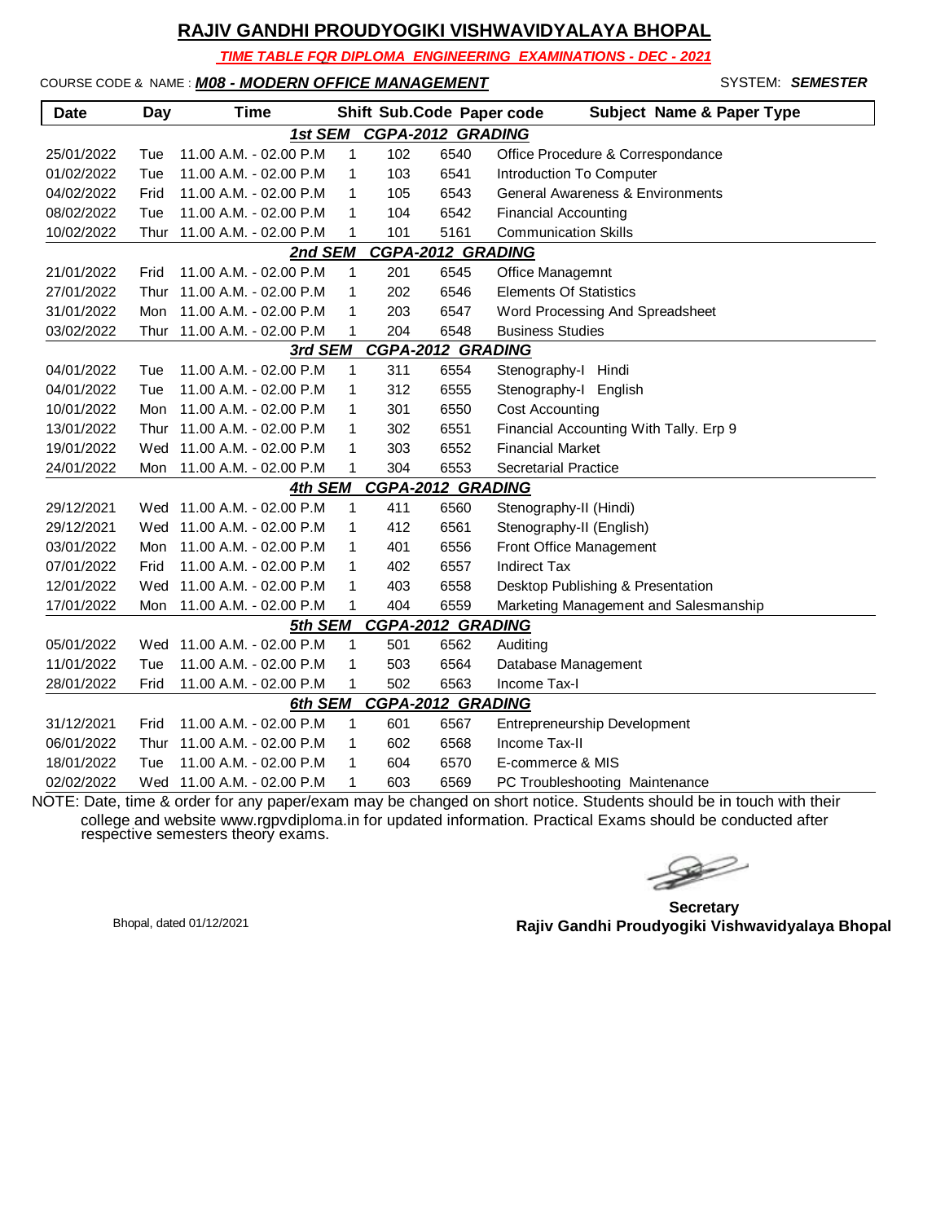# RAJIV GANDHI PROUDYOGIKI VISHWAVIDYALAYA BHOPAL

**_TIME TABLE FOR DIPLOMA ENGINEERING EXAMINATIONS - DEC - 2021_**

COURSE CODE & NAME : **_M08 - MODERN OFFICE MANAGEMENT_** SYSTEM: **_SEMESTER_**

| Date | Day | Time | Shift | Sub.Code | Paper code | Subject Name & Paper Type |
|---|---|---|---|---|---|---|
| | | | **_1st SEM CGPA-2012 GRADING_** | | | |
| 25/01/2022 | Tue | 11.00 A.M. - 02.00 P.M | 1 | 102 | 6540 | Office Procedure & Correspondance |
| 01/02/2022 | Tue | 11.00 A.M. - 02.00 P.M | 1 | 103 | 6541 | Introduction To Computer |
| 04/02/2022 | Frid | 11.00 A.M. - 02.00 P.M | 1 | 105 | 6543 | General Awareness & Environments |
| 08/02/2022 | Tue | 11.00 A.M. - 02.00 P.M | 1 | 104 | 6542 | Financial Accounting |
| 10/02/2022 | Thur | 11.00 A.M. - 02.00 P.M | 1 | 101 | 5161 | Communication Skills |
| | | | **_2nd SEM CGPA-2012 GRADING_** | | | |
| 21/01/2022 | Frid | 11.00 A.M. - 02.00 P.M | 1 | 201 | 6545 | Office Managemnt |
| 27/01/2022 | Thur | 11.00 A.M. - 02.00 P.M | 1 | 202 | 6546 | Elements Of Statistics |
| 31/01/2022 | Mon | 11.00 A.M. - 02.00 P.M | 1 | 203 | 6547 | Word Processing And Spreadsheet |
| 03/02/2022 | Thur | 11.00 A.M. - 02.00 P.M | 1 | 204 | 6548 | Business Studies |
| | | | **_3rd SEM CGPA-2012 GRADING_** | | | |
| 04/01/2022 | Tue | 11.00 A.M. - 02.00 P.M | 1 | 311 | 6554 | Stenography-I Hindi |
| 04/01/2022 | Tue | 11.00 A.M. - 02.00 P.M | 1 | 312 | 6555 | Stenography-I English |
| 10/01/2022 | Mon | 11.00 A.M. - 02.00 P.M | 1 | 301 | 6550 | Cost Accounting |
| 13/01/2022 | Thur | 11.00 A.M. - 02.00 P.M | 1 | 302 | 6551 | Financial Accounting With Tally. Erp 9 |
| 19/01/2022 | Wed | 11.00 A.M. - 02.00 P.M | 1 | 303 | 6552 | Financial Market |
| 24/01/2022 | Mon | 11.00 A.M. - 02.00 P.M | 1 | 304 | 6553 | Secretarial Practice |
| | | | **_4th SEM CGPA-2012 GRADING_** | | | |
| 29/12/2021 | Wed | 11.00 A.M. - 02.00 P.M | 1 | 411 | 6560 | Stenography-II (Hindi) |
| 29/12/2021 | Wed | 11.00 A.M. - 02.00 P.M | 1 | 412 | 6561 | Stenography-II (English) |
| 03/01/2022 | Mon | 11.00 A.M. - 02.00 P.M | 1 | 401 | 6556 | Front Office Management |
| 07/01/2022 | Frid | 11.00 A.M. - 02.00 P.M | 1 | 402 | 6557 | Indirect Tax |
| 12/01/2022 | Wed | 11.00 A.M. - 02.00 P.M | 1 | 403 | 6558 | Desktop Publishing & Presentation |
| 17/01/2022 | Mon | 11.00 A.M. - 02.00 P.M | 1 | 404 | 6559 | Marketing Management and Salesmanship |
| | | | **_5th SEM CGPA-2012 GRADING_** | | | |
| 05/01/2022 | Wed | 11.00 A.M. - 02.00 P.M | 1 | 501 | 6562 | Auditing |
| 11/01/2022 | Tue | 11.00 A.M. - 02.00 P.M | 1 | 503 | 6564 | Database Management |
| 28/01/2022 | Frid | 11.00 A.M. - 02.00 P.M | 1 | 502 | 6563 | Income Tax-I |
| | | | **_6th SEM CGPA-2012 GRADING_** | | | |
| 31/12/2021 | Frid | 11.00 A.M. - 02.00 P.M | 1 | 601 | 6567 | Entrepreneurship Development |
| 06/01/2022 | Thur | 11.00 A.M. - 02.00 P.M | 1 | 602 | 6568 | Income Tax-II |
| 18/01/2022 | Tue | 11.00 A.M. - 02.00 P.M | 1 | 604 | 6570 | E-commerce & MIS |
| 02/02/2022 | Wed | 11.00 A.M. - 02.00 P.M | 1 | 603 | 6569 | PC Troubleshooting Maintenance |

NOTE: Date, time & order for any paper/exam may be changed on short notice. Students should be in touch with their college and website www.rgpvdiploma.in for updated information. Practical Exams should be conducted after respective semesters theory exams.

Bhopal, dated 01/12/2021

**Secretary**
**Rajiv Gandhi Proudyogiki Vishwavidyalaya Bhopal**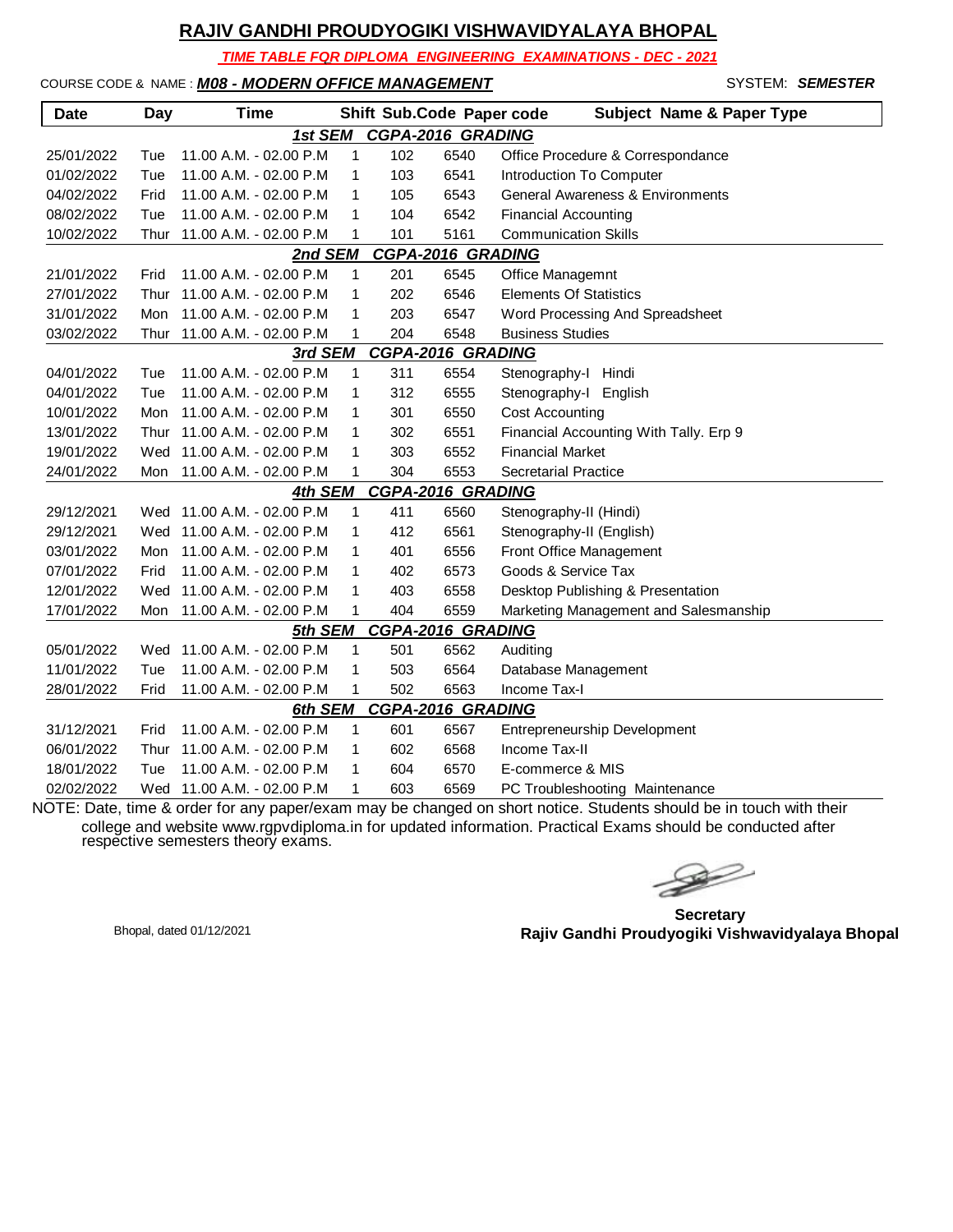## RAJIV GANDHI PROUDYOGIKI VISHWAVIDYALAYA BHOPAL

***TIME TABLE FOR DIPLOMA ENGINEERING EXAMINATIONS - DEC - 2021***

COURSE CODE & NAME : ***M08 - MODERN OFFICE MANAGEMENT*** SYSTEM: ***SEMESTER***

| Date | Day | Time | Shift | Sub.Code | Paper code | Subject Name & Paper Type |
|---|---|---|---|---|---|---|
| | | | ***1st SEM*** | ***CGPA-2016 GRADING*** | | |
| 25/01/2022 | Tue | 11.00 A.M. - 02.00 P.M | 1 | 102 | 6540 | Office Procedure & Correspondance |
| 01/02/2022 | Tue | 11.00 A.M. - 02.00 P.M | 1 | 103 | 6541 | Introduction To Computer |
| 04/02/2022 | Frid | 11.00 A.M. - 02.00 P.M | 1 | 105 | 6543 | General Awareness & Environments |
| 08/02/2022 | Tue | 11.00 A.M. - 02.00 P.M | 1 | 104 | 6542 | Financial Accounting |
| 10/02/2022 | Thur | 11.00 A.M. - 02.00 P.M | 1 | 101 | 5161 | Communication Skills |
| | | | ***2nd SEM*** | ***CGPA-2016 GRADING*** | | |
| 21/01/2022 | Frid | 11.00 A.M. - 02.00 P.M | 1 | 201 | 6545 | Office Managemnt |
| 27/01/2022 | Thur | 11.00 A.M. - 02.00 P.M | 1 | 202 | 6546 | Elements Of Statistics |
| 31/01/2022 | Mon | 11.00 A.M. - 02.00 P.M | 1 | 203 | 6547 | Word Processing And Spreadsheet |
| 03/02/2022 | Thur | 11.00 A.M. - 02.00 P.M | 1 | 204 | 6548 | Business Studies |
| | | | ***3rd SEM*** | ***CGPA-2016 GRADING*** | | |
| 04/01/2022 | Tue | 11.00 A.M. - 02.00 P.M | 1 | 311 | 6554 | Stenography-I Hindi |
| 04/01/2022 | Tue | 11.00 A.M. - 02.00 P.M | 1 | 312 | 6555 | Stenography-I English |
| 10/01/2022 | Mon | 11.00 A.M. - 02.00 P.M | 1 | 301 | 6550 | Cost Accounting |
| 13/01/2022 | Thur | 11.00 A.M. - 02.00 P.M | 1 | 302 | 6551 | Financial Accounting With Tally. Erp 9 |
| 19/01/2022 | Wed | 11.00 A.M. - 02.00 P.M | 1 | 303 | 6552 | Financial Market |
| 24/01/2022 | Mon | 11.00 A.M. - 02.00 P.M | 1 | 304 | 6553 | Secretarial Practice |
| | | | ***4th SEM*** | ***CGPA-2016 GRADING*** | | |
| 29/12/2021 | Wed | 11.00 A.M. - 02.00 P.M | 1 | 411 | 6560 | Stenography-II (Hindi) |
| 29/12/2021 | Wed | 11.00 A.M. - 02.00 P.M | 1 | 412 | 6561 | Stenography-II (English) |
| 03/01/2022 | Mon | 11.00 A.M. - 02.00 P.M | 1 | 401 | 6556 | Front Office Management |
| 07/01/2022 | Frid | 11.00 A.M. - 02.00 P.M | 1 | 402 | 6573 | Goods & Service Tax |
| 12/01/2022 | Wed | 11.00 A.M. - 02.00 P.M | 1 | 403 | 6558 | Desktop Publishing & Presentation |
| 17/01/2022 | Mon | 11.00 A.M. - 02.00 P.M | 1 | 404 | 6559 | Marketing Management and Salesmanship |
| | | | ***5th SEM*** | ***CGPA-2016 GRADING*** | | |
| 05/01/2022 | Wed | 11.00 A.M. - 02.00 P.M | 1 | 501 | 6562 | Auditing |
| 11/01/2022 | Tue | 11.00 A.M. - 02.00 P.M | 1 | 503 | 6564 | Database Management |
| 28/01/2022 | Frid | 11.00 A.M. - 02.00 P.M | 1 | 502 | 6563 | Income Tax-I |
| | | | ***6th SEM*** | ***CGPA-2016 GRADING*** | | |
| 31/12/2021 | Frid | 11.00 A.M. - 02.00 P.M | 1 | 601 | 6567 | Entrepreneurship Development |
| 06/01/2022 | Thur | 11.00 A.M. - 02.00 P.M | 1 | 602 | 6568 | Income Tax-II |
| 18/01/2022 | Tue | 11.00 A.M. - 02.00 P.M | 1 | 604 | 6570 | E-commerce & MIS |
| 02/02/2022 | Wed | 11.00 A.M. - 02.00 P.M | 1 | 603 | 6569 | PC Troubleshooting Maintenance |

NOTE: Date, time & order for any paper/exam may be changed on short notice. Students should be in touch with their college and website www.rgpvdiploma.in for updated information. Practical Exams should be conducted after respective semesters theory exams.

Bhopal, dated 01/12/2021

**Secretary**
**Rajiv Gandhi Proudyogiki Vishwavidyalaya Bhopal**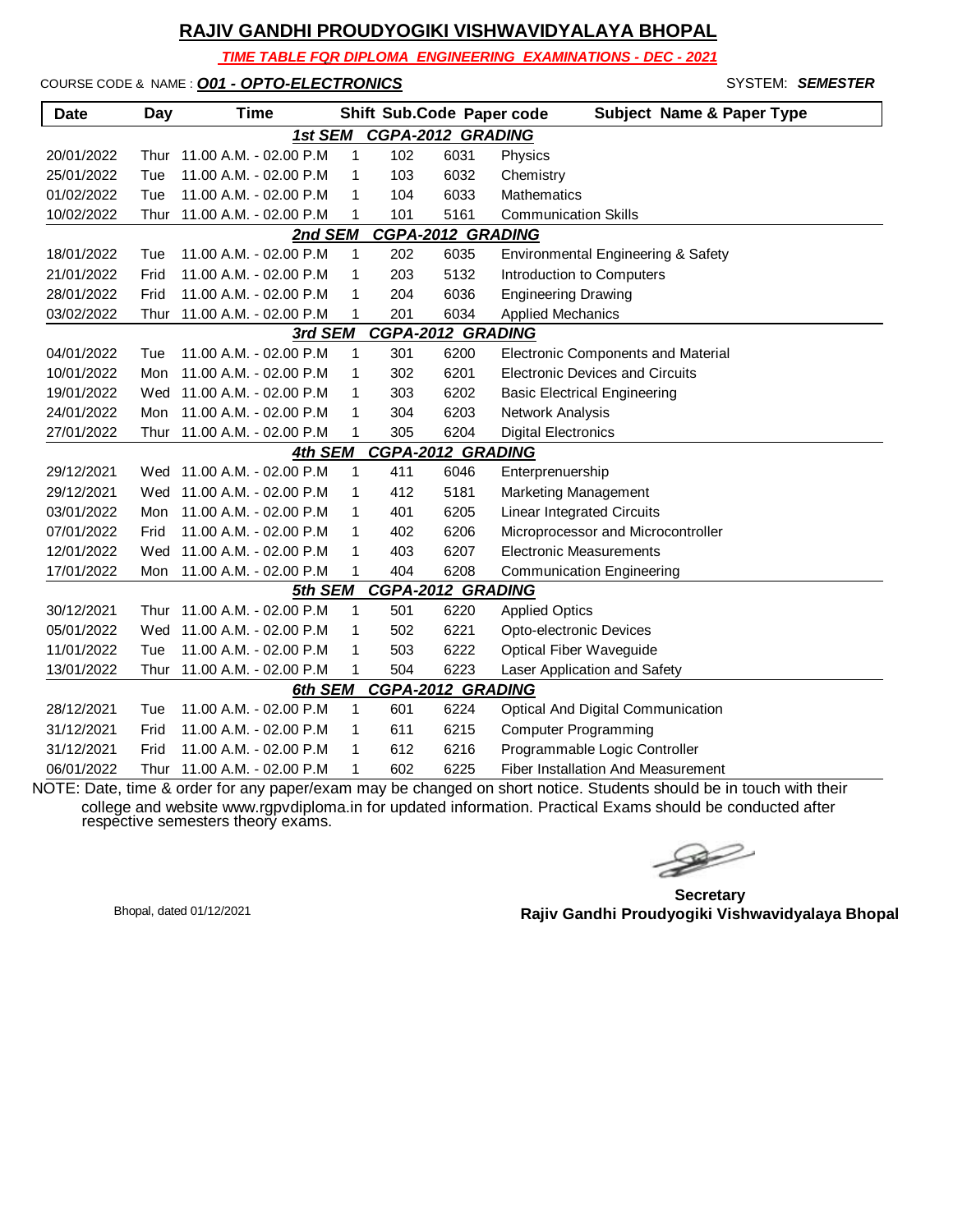# RAJIV GANDHI PROUDYOGIKI VISHWAVIDYALAYA BHOPAL

***TIME TABLE FOR DIPLOMA ENGINEERING EXAMINATIONS - DEC - 2021***

COURSE CODE & NAME : ***O01 - OPTO-ELECTRONICS*** SYSTEM: ***SEMESTER***

| Date | Day | Time | Shift | Sub.Code | Paper code | Subject Name & Paper Type |
|---|---|---|---|---|---|---|
| | | | ***1st SEM CGPA-2012 GRADING*** | | | |
| 20/01/2022 | Thur | 11.00 A.M. - 02.00 P.M | 1 | 102 | 6031 | Physics |
| 25/01/2022 | Tue | 11.00 A.M. - 02.00 P.M | 1 | 103 | 6032 | Chemistry |
| 01/02/2022 | Tue | 11.00 A.M. - 02.00 P.M | 1 | 104 | 6033 | Mathematics |
| 10/02/2022 | Thur | 11.00 A.M. - 02.00 P.M | 1 | 101 | 5161 | Communication Skills |
| | | | ***2nd SEM CGPA-2012 GRADING*** | | | |
| 18/01/2022 | Tue | 11.00 A.M. - 02.00 P.M | 1 | 202 | 6035 | Environmental Engineering & Safety |
| 21/01/2022 | Frid | 11.00 A.M. - 02.00 P.M | 1 | 203 | 5132 | Introduction to Computers |
| 28/01/2022 | Frid | 11.00 A.M. - 02.00 P.M | 1 | 204 | 6036 | Engineering Drawing |
| 03/02/2022 | Thur | 11.00 A.M. - 02.00 P.M | 1 | 201 | 6034 | Applied Mechanics |
| | | | ***3rd SEM CGPA-2012 GRADING*** | | | |
| 04/01/2022 | Tue | 11.00 A.M. - 02.00 P.M | 1 | 301 | 6200 | Electronic Components and Material |
| 10/01/2022 | Mon | 11.00 A.M. - 02.00 P.M | 1 | 302 | 6201 | Electronic Devices and Circuits |
| 19/01/2022 | Wed | 11.00 A.M. - 02.00 P.M | 1 | 303 | 6202 | Basic Electrical Engineering |
| 24/01/2022 | Mon | 11.00 A.M. - 02.00 P.M | 1 | 304 | 6203 | Network Analysis |
| 27/01/2022 | Thur | 11.00 A.M. - 02.00 P.M | 1 | 305 | 6204 | Digital Electronics |
| | | | ***4th SEM CGPA-2012 GRADING*** | | | |
| 29/12/2021 | Wed | 11.00 A.M. - 02.00 P.M | 1 | 411 | 6046 | Enterprenuership |
| 29/12/2021 | Wed | 11.00 A.M. - 02.00 P.M | 1 | 412 | 5181 | Marketing Management |
| 03/01/2022 | Mon | 11.00 A.M. - 02.00 P.M | 1 | 401 | 6205 | Linear Integrated Circuits |
| 07/01/2022 | Frid | 11.00 A.M. - 02.00 P.M | 1 | 402 | 6206 | Microprocessor and Microcontroller |
| 12/01/2022 | Wed | 11.00 A.M. - 02.00 P.M | 1 | 403 | 6207 | Electronic Measurements |
| 17/01/2022 | Mon | 11.00 A.M. - 02.00 P.M | 1 | 404 | 6208 | Communication Engineering |
| | | | ***5th SEM CGPA-2012 GRADING*** | | | |
| 30/12/2021 | Thur | 11.00 A.M. - 02.00 P.M | 1 | 501 | 6220 | Applied Optics |
| 05/01/2022 | Wed | 11.00 A.M. - 02.00 P.M | 1 | 502 | 6221 | Opto-electronic Devices |
| 11/01/2022 | Tue | 11.00 A.M. - 02.00 P.M | 1 | 503 | 6222 | Optical Fiber Waveguide |
| 13/01/2022 | Thur | 11.00 A.M. - 02.00 P.M | 1 | 504 | 6223 | Laser Application and Safety |
| | | | ***6th SEM CGPA-2012 GRADING*** | | | |
| 28/12/2021 | Tue | 11.00 A.M. - 02.00 P.M | 1 | 601 | 6224 | Optical And Digital Communication |
| 31/12/2021 | Frid | 11.00 A.M. - 02.00 P.M | 1 | 611 | 6215 | Computer Programming |
| 31/12/2021 | Frid | 11.00 A.M. - 02.00 P.M | 1 | 612 | 6216 | Programmable Logic Controller |
| 06/01/2022 | Thur | 11.00 A.M. - 02.00 P.M | 1 | 602 | 6225 | Fiber Installation And Measurement |

NOTE: Date, time & order for any paper/exam may be changed on short notice. Students should be in touch with their college and website www.rgpvdiploma.in for updated information. Practical Exams should be conducted after respective semesters theory exams.

Bhopal, dated 01/12/2021

**Secretary**
**Rajiv Gandhi Proudyogiki Vishwavidyalaya Bhopal**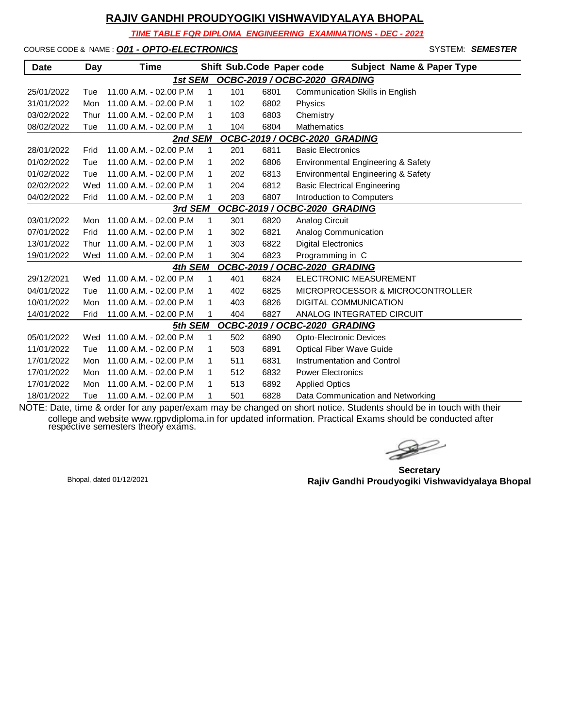# RAJIV GANDHI PROUDYOGIKI VISHWAVIDYALAYA BHOPAL

***TIME TABLE FOR DIPLOMA ENGINEERING EXAMINATIONS - DEC - 2021***

COURSE CODE & NAME : ***O01 - OPTO-ELECTRONICS*** SYSTEM: ***SEMESTER***

| Date | Day | Time | Shift | Sub.Code | Paper code | Subject Name & Paper Type |
|---|---|---|---|---|---|---|
| | | | ***1st SEM*** | ***OCBC-2019 / OCBC-2020 GRADING*** | | |
| 25/01/2022 | Tue | 11.00 A.M. - 02.00 P.M | 1 | 101 | 6801 | Communication Skills in English |
| 31/01/2022 | Mon | 11.00 A.M. - 02.00 P.M | 1 | 102 | 6802 | Physics |
| 03/02/2022 | Thur | 11.00 A.M. - 02.00 P.M | 1 | 103 | 6803 | Chemistry |
| 08/02/2022 | Tue | 11.00 A.M. - 02.00 P.M | 1 | 104 | 6804 | Mathematics |
| | | | ***2nd SEM*** | ***OCBC-2019 / OCBC-2020 GRADING*** | | |
| 28/01/2022 | Frid | 11.00 A.M. - 02.00 P.M | 1 | 201 | 6811 | Basic Electronics |
| 01/02/2022 | Tue | 11.00 A.M. - 02.00 P.M | 1 | 202 | 6806 | Environmental Engineering & Safety |
| 01/02/2022 | Tue | 11.00 A.M. - 02.00 P.M | 1 | 202 | 6813 | Environmental Engineering & Safety |
| 02/02/2022 | Wed | 11.00 A.M. - 02.00 P.M | 1 | 204 | 6812 | Basic Electrical Engineering |
| 04/02/2022 | Frid | 11.00 A.M. - 02.00 P.M | 1 | 203 | 6807 | Introduction to Computers |
| | | | ***3rd SEM*** | ***OCBC-2019 / OCBC-2020 GRADING*** | | |
| 03/01/2022 | Mon | 11.00 A.M. - 02.00 P.M | 1 | 301 | 6820 | Analog Circuit |
| 07/01/2022 | Frid | 11.00 A.M. - 02.00 P.M | 1 | 302 | 6821 | Analog Communication |
| 13/01/2022 | Thur | 11.00 A.M. - 02.00 P.M | 1 | 303 | 6822 | Digital Electronics |
| 19/01/2022 | Wed | 11.00 A.M. - 02.00 P.M | 1 | 304 | 6823 | Programming in C |
| | | | ***4th SEM*** | ***OCBC-2019 / OCBC-2020 GRADING*** | | |
| 29/12/2021 | Wed | 11.00 A.M. - 02.00 P.M | 1 | 401 | 6824 | ELECTRONIC MEASUREMENT |
| 04/01/2022 | Tue | 11.00 A.M. - 02.00 P.M | 1 | 402 | 6825 | MICROPROCESSOR & MICROCONTROLLER |
| 10/01/2022 | Mon | 11.00 A.M. - 02.00 P.M | 1 | 403 | 6826 | DIGITAL COMMUNICATION |
| 14/01/2022 | Frid | 11.00 A.M. - 02.00 P.M | 1 | 404 | 6827 | ANALOG INTEGRATED CIRCUIT |
| | | | ***5th SEM*** | ***OCBC-2019 / OCBC-2020 GRADING*** | | |
| 05/01/2022 | Wed | 11.00 A.M. - 02.00 P.M | 1 | 502 | 6890 | Opto-Electronic Devices |
| 11/01/2022 | Tue | 11.00 A.M. - 02.00 P.M | 1 | 503 | 6891 | Optical Fiber Wave Guide |
| 17/01/2022 | Mon | 11.00 A.M. - 02.00 P.M | 1 | 511 | 6831 | Instrumentation and Control |
| 17/01/2022 | Mon | 11.00 A.M. - 02.00 P.M | 1 | 512 | 6832 | Power Electronics |
| 17/01/2022 | Mon | 11.00 A.M. - 02.00 P.M | 1 | 513 | 6892 | Applied Optics |
| 18/01/2022 | Tue | 11.00 A.M. - 02.00 P.M | 1 | 501 | 6828 | Data Communication and Networking |

NOTE: Date, time & order for any paper/exam may be changed on short notice. Students should be in touch with their college and website www.rgpvdiploma.in for updated information. Practical Exams should be conducted after respective semesters theory exams.

Bhopal, dated 01/12/2021

**Secretary**
**Rajiv Gandhi Proudyogiki Vishwavidyalaya Bhopal**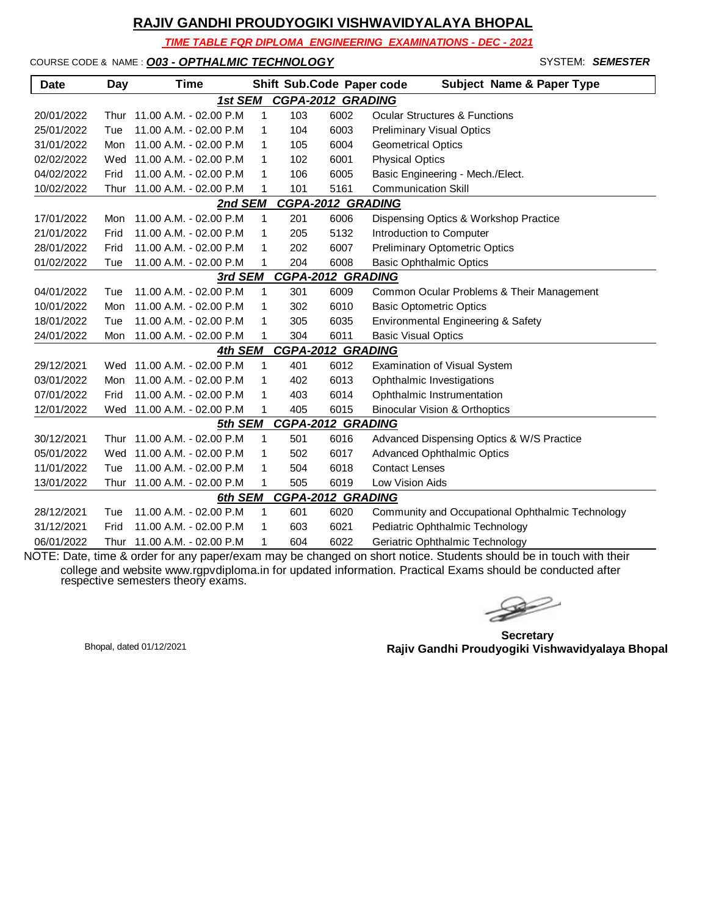# RAJIV GANDHI PROUDYOGIKI VISHWAVIDYALAYA BHOPAL

***TIME TABLE FOR DIPLOMA ENGINEERING EXAMINATIONS - DEC - 2021***

COURSE CODE & NAME : ***O03 - OPTHALMIC TECHNOLOGY*** SYSTEM: ***SEMESTER***

| Date | Day | Time | Shift | Sub.Code | Paper code | Subject Name & Paper Type |
|---|---|---|---|---|---|---|
| | | | ***1st SEM CGPA-2012 GRADING*** | | | |
| 20/01/2022 | Thur | 11.00 A.M. - 02.00 P.M | 1 | 103 | 6002 | Ocular Structures & Functions |
| 25/01/2022 | Tue | 11.00 A.M. - 02.00 P.M | 1 | 104 | 6003 | Preliminary Visual Optics |
| 31/01/2022 | Mon | 11.00 A.M. - 02.00 P.M | 1 | 105 | 6004 | Geometrical Optics |
| 02/02/2022 | Wed | 11.00 A.M. - 02.00 P.M | 1 | 102 | 6001 | Physical Optics |
| 04/02/2022 | Frid | 11.00 A.M. - 02.00 P.M | 1 | 106 | 6005 | Basic Engineering - Mech./Elect. |
| 10/02/2022 | Thur | 11.00 A.M. - 02.00 P.M | 1 | 101 | 5161 | Communication Skill |
| | | | ***2nd SEM CGPA-2012 GRADING*** | | | |
| 17/01/2022 | Mon | 11.00 A.M. - 02.00 P.M | 1 | 201 | 6006 | Dispensing Optics & Workshop Practice |
| 21/01/2022 | Frid | 11.00 A.M. - 02.00 P.M | 1 | 205 | 5132 | Introduction to Computer |
| 28/01/2022 | Frid | 11.00 A.M. - 02.00 P.M | 1 | 202 | 6007 | Preliminary Optometric Optics |
| 01/02/2022 | Tue | 11.00 A.M. - 02.00 P.M | 1 | 204 | 6008 | Basic Ophthalmic Optics |
| | | | ***3rd SEM CGPA-2012 GRADING*** | | | |
| 04/01/2022 | Tue | 11.00 A.M. - 02.00 P.M | 1 | 301 | 6009 | Common Ocular Problems & Their Management |
| 10/01/2022 | Mon | 11.00 A.M. - 02.00 P.M | 1 | 302 | 6010 | Basic Optometric Optics |
| 18/01/2022 | Tue | 11.00 A.M. - 02.00 P.M | 1 | 305 | 6035 | Environmental Engineering & Safety |
| 24/01/2022 | Mon | 11.00 A.M. - 02.00 P.M | 1 | 304 | 6011 | Basic Visual Optics |
| | | | ***4th SEM CGPA-2012 GRADING*** | | | |
| 29/12/2021 | Wed | 11.00 A.M. - 02.00 P.M | 1 | 401 | 6012 | Examination of Visual System |
| 03/01/2022 | Mon | 11.00 A.M. - 02.00 P.M | 1 | 402 | 6013 | Ophthalmic Investigations |
| 07/01/2022 | Frid | 11.00 A.M. - 02.00 P.M | 1 | 403 | 6014 | Ophthalmic Instrumentation |
| 12/01/2022 | Wed | 11.00 A.M. - 02.00 P.M | 1 | 405 | 6015 | Binocular Vision & Orthoptics |
| | | | ***5th SEM CGPA-2012 GRADING*** | | | |
| 30/12/2021 | Thur | 11.00 A.M. - 02.00 P.M | 1 | 501 | 6016 | Advanced Dispensing Optics & W/S Practice |
| 05/01/2022 | Wed | 11.00 A.M. - 02.00 P.M | 1 | 502 | 6017 | Advanced Ophthalmic Optics |
| 11/01/2022 | Tue | 11.00 A.M. - 02.00 P.M | 1 | 504 | 6018 | Contact Lenses |
| 13/01/2022 | Thur | 11.00 A.M. - 02.00 P.M | 1 | 505 | 6019 | Low Vision Aids |
| | | | ***6th SEM CGPA-2012 GRADING*** | | | |
| 28/12/2021 | Tue | 11.00 A.M. - 02.00 P.M | 1 | 601 | 6020 | Community and Occupational Ophthalmic Technology |
| 31/12/2021 | Frid | 11.00 A.M. - 02.00 P.M | 1 | 603 | 6021 | Pediatric Ophthalmic Technology |
| 06/01/2022 | Thur | 11.00 A.M. - 02.00 P.M | 1 | 604 | 6022 | Geriatric Ophthalmic Technology |

NOTE: Date, time & order for any paper/exam may be changed on short notice. Students should be in touch with their college and website www.rgpvdiploma.in for updated information. Practical Exams should be conducted after respective semesters theory exams.

Bhopal, dated 01/12/2021

**Secretary**
**Rajiv Gandhi Proudyogiki Vishwavidyalaya Bhopal**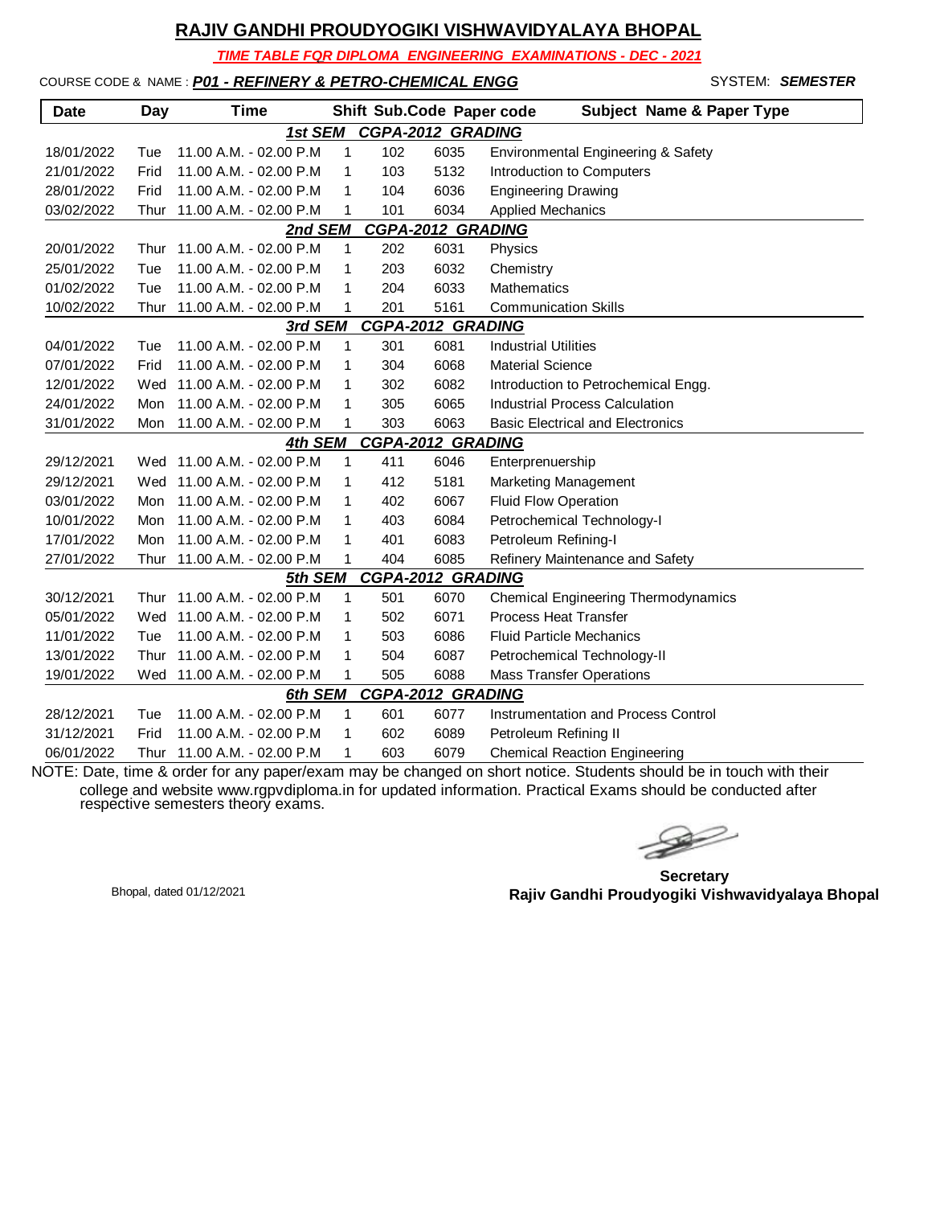# RAJIV GANDHI PROUDYOGIKI VISHWAVIDYALAYA BHOPAL

***TIME TABLE FOR DIPLOMA ENGINEERING EXAMINATIONS - DEC - 2021***

COURSE CODE & NAME : ***P01 - REFINERY & PETRO-CHEMICAL ENGG*** SYSTEM: ***SEMESTER***

| Date | Day | Time | Shift | Sub.Code | Paper code | Subject Name & Paper Type |
|---|---|---|---|---|---|---|
| | | | ***1st SEM CGPA-2012 GRADING*** | | | |
| 18/01/2022 | Tue | 11.00 A.M. - 02.00 P.M | 1 | 102 | 6035 | Environmental Engineering & Safety |
| 21/01/2022 | Frid | 11.00 A.M. - 02.00 P.M | 1 | 103 | 5132 | Introduction to Computers |
| 28/01/2022 | Frid | 11.00 A.M. - 02.00 P.M | 1 | 104 | 6036 | Engineering Drawing |
| 03/02/2022 | Thur | 11.00 A.M. - 02.00 P.M | 1 | 101 | 6034 | Applied Mechanics |
| | | | ***2nd SEM CGPA-2012 GRADING*** | | | |
| 20/01/2022 | Thur | 11.00 A.M. - 02.00 P.M | 1 | 202 | 6031 | Physics |
| 25/01/2022 | Tue | 11.00 A.M. - 02.00 P.M | 1 | 203 | 6032 | Chemistry |
| 01/02/2022 | Tue | 11.00 A.M. - 02.00 P.M | 1 | 204 | 6033 | Mathematics |
| 10/02/2022 | Thur | 11.00 A.M. - 02.00 P.M | 1 | 201 | 5161 | Communication Skills |
| | | | ***3rd SEM CGPA-2012 GRADING*** | | | |
| 04/01/2022 | Tue | 11.00 A.M. - 02.00 P.M | 1 | 301 | 6081 | Industrial Utilities |
| 07/01/2022 | Frid | 11.00 A.M. - 02.00 P.M | 1 | 304 | 6068 | Material Science |
| 12/01/2022 | Wed | 11.00 A.M. - 02.00 P.M | 1 | 302 | 6082 | Introduction to Petrochemical Engg. |
| 24/01/2022 | Mon | 11.00 A.M. - 02.00 P.M | 1 | 305 | 6065 | Industrial Process Calculation |
| 31/01/2022 | Mon | 11.00 A.M. - 02.00 P.M | 1 | 303 | 6063 | Basic Electrical and Electronics |
| | | | ***4th SEM CGPA-2012 GRADING*** | | | |
| 29/12/2021 | Wed | 11.00 A.M. - 02.00 P.M | 1 | 411 | 6046 | Enterprenuership |
| 29/12/2021 | Wed | 11.00 A.M. - 02.00 P.M | 1 | 412 | 5181 | Marketing Management |
| 03/01/2022 | Mon | 11.00 A.M. - 02.00 P.M | 1 | 402 | 6067 | Fluid Flow Operation |
| 10/01/2022 | Mon | 11.00 A.M. - 02.00 P.M | 1 | 403 | 6084 | Petrochemical Technology-I |
| 17/01/2022 | Mon | 11.00 A.M. - 02.00 P.M | 1 | 401 | 6083 | Petroleum Refining-I |
| 27/01/2022 | Thur | 11.00 A.M. - 02.00 P.M | 1 | 404 | 6085 | Refinery Maintenance and Safety |
| | | | ***5th SEM CGPA-2012 GRADING*** | | | |
| 30/12/2021 | Thur | 11.00 A.M. - 02.00 P.M | 1 | 501 | 6070 | Chemical Engineering Thermodynamics |
| 05/01/2022 | Wed | 11.00 A.M. - 02.00 P.M | 1 | 502 | 6071 | Process Heat Transfer |
| 11/01/2022 | Tue | 11.00 A.M. - 02.00 P.M | 1 | 503 | 6086 | Fluid Particle Mechanics |
| 13/01/2022 | Thur | 11.00 A.M. - 02.00 P.M | 1 | 504 | 6087 | Petrochemical Technology-II |
| 19/01/2022 | Wed | 11.00 A.M. - 02.00 P.M | 1 | 505 | 6088 | Mass Transfer Operations |
| | | | ***6th SEM CGPA-2012 GRADING*** | | | |
| 28/12/2021 | Tue | 11.00 A.M. - 02.00 P.M | 1 | 601 | 6077 | Instrumentation and Process Control |
| 31/12/2021 | Frid | 11.00 A.M. - 02.00 P.M | 1 | 602 | 6089 | Petroleum Refining II |
| 06/01/2022 | Thur | 11.00 A.M. - 02.00 P.M | 1 | 603 | 6079 | Chemical Reaction Engineering |

NOTE: Date, time & order for any paper/exam may be changed on short notice. Students should be in touch with their college and website www.rgpvdiploma.in for updated information. Practical Exams should be conducted after respective semesters theory exams.

Bhopal, dated 01/12/2021

**Secretary**
**Rajiv Gandhi Proudyogiki Vishwavidyalaya Bhopal**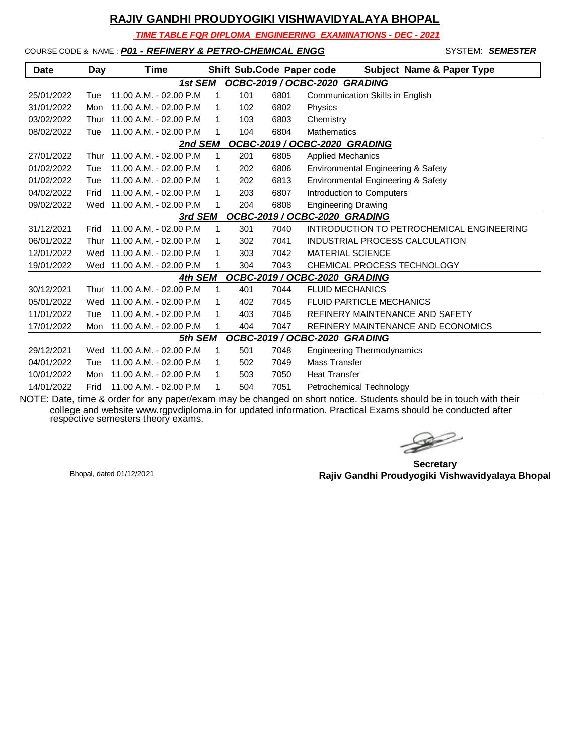# RAJIV GANDHI PROUDYOGIKI VISHWAVIDYALAYA BHOPAL

***TIME TABLE FOR DIPLOMA ENGINEERING EXAMINATIONS - DEC - 2021***

COURSE CODE & NAME : ***P01 - REFINERY & PETRO-CHEMICAL ENGG*** SYSTEM: ***SEMESTER***

| Date | Day | Time | Shift | Sub.Code | Paper code | Subject Name & Paper Type |
|---|---|---|---|---|---|---|
| | | | ***1st SEM*** | ***OCBC-2019 / OCBC-2020 GRADING*** | | |
| 25/01/2022 | Tue | 11.00 A.M. - 02.00 P.M | 1 | 101 | 6801 | Communication Skills in English |
| 31/01/2022 | Mon | 11.00 A.M. - 02.00 P.M | 1 | 102 | 6802 | Physics |
| 03/02/2022 | Thur | 11.00 A.M. - 02.00 P.M | 1 | 103 | 6803 | Chemistry |
| 08/02/2022 | Tue | 11.00 A.M. - 02.00 P.M | 1 | 104 | 6804 | Mathematics |
| | | | ***2nd SEM*** | ***OCBC-2019 / OCBC-2020 GRADING*** | | |
| 27/01/2022 | Thur | 11.00 A.M. - 02.00 P.M | 1 | 201 | 6805 | Applied Mechanics |
| 01/02/2022 | Tue | 11.00 A.M. - 02.00 P.M | 1 | 202 | 6806 | Environmental Engineering & Safety |
| 01/02/2022 | Tue | 11.00 A.M. - 02.00 P.M | 1 | 202 | 6813 | Environmental Engineering & Safety |
| 04/02/2022 | Frid | 11.00 A.M. - 02.00 P.M | 1 | 203 | 6807 | Introduction to Computers |
| 09/02/2022 | Wed | 11.00 A.M. - 02.00 P.M | 1 | 204 | 6808 | Engineering Drawing |
| | | | ***3rd SEM*** | ***OCBC-2019 / OCBC-2020 GRADING*** | | |
| 31/12/2021 | Frid | 11.00 A.M. - 02.00 P.M | 1 | 301 | 7040 | INTRODUCTION TO PETROCHEMICAL ENGINEERING |
| 06/01/2022 | Thur | 11.00 A.M. - 02.00 P.M | 1 | 302 | 7041 | INDUSTRIAL PROCESS CALCULATION |
| 12/01/2022 | Wed | 11.00 A.M. - 02.00 P.M | 1 | 303 | 7042 | MATERIAL SCIENCE |
| 19/01/2022 | Wed | 11.00 A.M. - 02.00 P.M | 1 | 304 | 7043 | CHEMICAL PROCESS TECHNOLOGY |
| | | | ***4th SEM*** | ***OCBC-2019 / OCBC-2020 GRADING*** | | |
| 30/12/2021 | Thur | 11.00 A.M. - 02.00 P.M | 1 | 401 | 7044 | FLUID MECHANICS |
| 05/01/2022 | Wed | 11.00 A.M. - 02.00 P.M | 1 | 402 | 7045 | FLUID PARTICLE MECHANICS |
| 11/01/2022 | Tue | 11.00 A.M. - 02.00 P.M | 1 | 403 | 7046 | REFINERY MAINTENANCE AND SAFETY |
| 17/01/2022 | Mon | 11.00 A.M. - 02.00 P.M | 1 | 404 | 7047 | REFINERY MAINTENANCE AND ECONOMICS |
| | | | ***5th SEM*** | ***OCBC-2019 / OCBC-2020 GRADING*** | | |
| 29/12/2021 | Wed | 11.00 A.M. - 02.00 P.M | 1 | 501 | 7048 | Engineering Thermodynamics |
| 04/01/2022 | Tue | 11.00 A.M. - 02.00 P.M | 1 | 502 | 7049 | Mass Transfer |
| 10/01/2022 | Mon | 11.00 A.M. - 02.00 P.M | 1 | 503 | 7050 | Heat Transfer |
| 14/01/2022 | Frid | 11.00 A.M. - 02.00 P.M | 1 | 504 | 7051 | Petrochemical Technology |

NOTE: Date, time & order for any paper/exam may be changed on short notice. Students should be in touch with their college and website www.rgpvdiploma.in for updated information. Practical Exams should be conducted after respective semesters theory exams.

Bhopal, dated 01/12/2021

**Secretary**
**Rajiv Gandhi Proudyogiki Vishwavidyalaya Bhopal**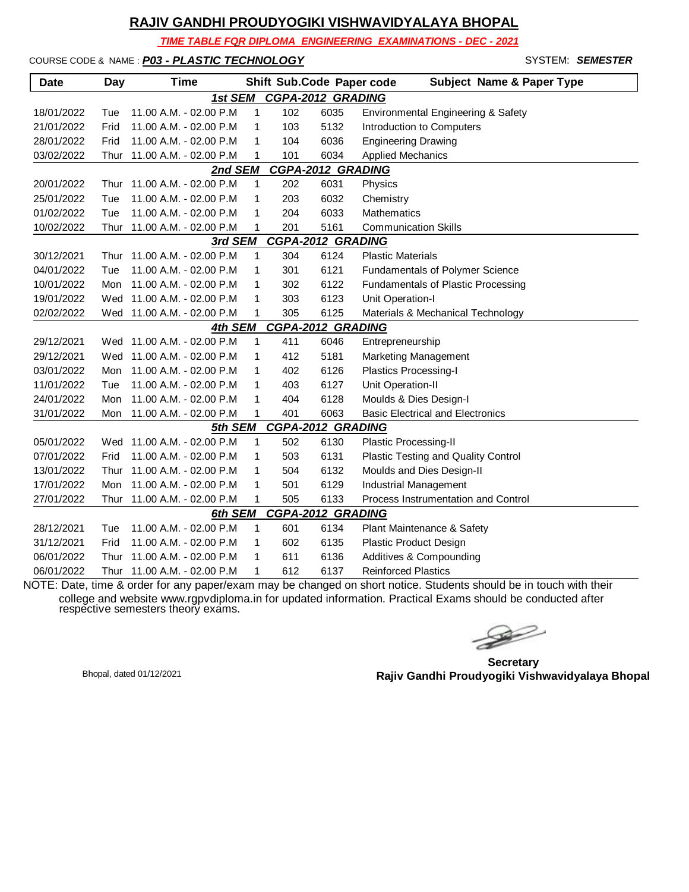# RAJIV GANDHI PROUDYOGIKI VISHWAVIDYALAYA BHOPAL

***TIME TABLE FOR DIPLOMA ENGINEERING EXAMINATIONS - DEC - 2021***

COURSE CODE & NAME : ***P03 - PLASTIC TECHNOLOGY*** SYSTEM: ***SEMESTER***

| Date | Day | Time | Shift | Sub.Code | Paper code | Subject Name & Paper Type |
|---|---|---|---|---|---|---|
| | | | ***1st SEM CGPA-2012 GRADING*** | | | |
| 18/01/2022 | Tue | 11.00 A.M. - 02.00 P.M | 1 | 102 | 6035 | Environmental Engineering & Safety |
| 21/01/2022 | Frid | 11.00 A.M. - 02.00 P.M | 1 | 103 | 5132 | Introduction to Computers |
| 28/01/2022 | Frid | 11.00 A.M. - 02.00 P.M | 1 | 104 | 6036 | Engineering Drawing |
| 03/02/2022 | Thur | 11.00 A.M. - 02.00 P.M | 1 | 101 | 6034 | Applied Mechanics |
| | | | ***2nd SEM CGPA-2012 GRADING*** | | | |
| 20/01/2022 | Thur | 11.00 A.M. - 02.00 P.M | 1 | 202 | 6031 | Physics |
| 25/01/2022 | Tue | 11.00 A.M. - 02.00 P.M | 1 | 203 | 6032 | Chemistry |
| 01/02/2022 | Tue | 11.00 A.M. - 02.00 P.M | 1 | 204 | 6033 | Mathematics |
| 10/02/2022 | Thur | 11.00 A.M. - 02.00 P.M | 1 | 201 | 5161 | Communication Skills |
| | | | ***3rd SEM CGPA-2012 GRADING*** | | | |
| 30/12/2021 | Thur | 11.00 A.M. - 02.00 P.M | 1 | 304 | 6124 | Plastic Materials |
| 04/01/2022 | Tue | 11.00 A.M. - 02.00 P.M | 1 | 301 | 6121 | Fundamentals of Polymer Science |
| 10/01/2022 | Mon | 11.00 A.M. - 02.00 P.M | 1 | 302 | 6122 | Fundamentals of Plastic Processing |
| 19/01/2022 | Wed | 11.00 A.M. - 02.00 P.M | 1 | 303 | 6123 | Unit Operation-I |
| 02/02/2022 | Wed | 11.00 A.M. - 02.00 P.M | 1 | 305 | 6125 | Materials & Mechanical Technology |
| | | | ***4th SEM CGPA-2012 GRADING*** | | | |
| 29/12/2021 | Wed | 11.00 A.M. - 02.00 P.M | 1 | 411 | 6046 | Entrepreneurship |
| 29/12/2021 | Wed | 11.00 A.M. - 02.00 P.M | 1 | 412 | 5181 | Marketing Management |
| 03/01/2022 | Mon | 11.00 A.M. - 02.00 P.M | 1 | 402 | 6126 | Plastics Processing-I |
| 11/01/2022 | Tue | 11.00 A.M. - 02.00 P.M | 1 | 403 | 6127 | Unit Operation-II |
| 24/01/2022 | Mon | 11.00 A.M. - 02.00 P.M | 1 | 404 | 6128 | Moulds & Dies Design-I |
| 31/01/2022 | Mon | 11.00 A.M. - 02.00 P.M | 1 | 401 | 6063 | Basic Electrical and Electronics |
| | | | ***5th SEM CGPA-2012 GRADING*** | | | |
| 05/01/2022 | Wed | 11.00 A.M. - 02.00 P.M | 1 | 502 | 6130 | Plastic Processing-II |
| 07/01/2022 | Frid | 11.00 A.M. - 02.00 P.M | 1 | 503 | 6131 | Plastic Testing and Quality Control |
| 13/01/2022 | Thur | 11.00 A.M. - 02.00 P.M | 1 | 504 | 6132 | Moulds and Dies Design-II |
| 17/01/2022 | Mon | 11.00 A.M. - 02.00 P.M | 1 | 501 | 6129 | Industrial Management |
| 27/01/2022 | Thur | 11.00 A.M. - 02.00 P.M | 1 | 505 | 6133 | Process Instrumentation and Control |
| | | | ***6th SEM CGPA-2012 GRADING*** | | | |
| 28/12/2021 | Tue | 11.00 A.M. - 02.00 P.M | 1 | 601 | 6134 | Plant Maintenance & Safety |
| 31/12/2021 | Frid | 11.00 A.M. - 02.00 P.M | 1 | 602 | 6135 | Plastic Product Design |
| 06/01/2022 | Thur | 11.00 A.M. - 02.00 P.M | 1 | 611 | 6136 | Additives & Compounding |
| 06/01/2022 | Thur | 11.00 A.M. - 02.00 P.M | 1 | 612 | 6137 | Reinforced Plastics |

NOTE: Date, time & order for any paper/exam may be changed on short notice. Students should be in touch with their college and website www.rgpvdiploma.in for updated information. Practical Exams should be conducted after respective semesters theory exams.

Bhopal, dated 01/12/2021

**Secretary**
**Rajiv Gandhi Proudyogiki Vishwavidyalaya Bhopal**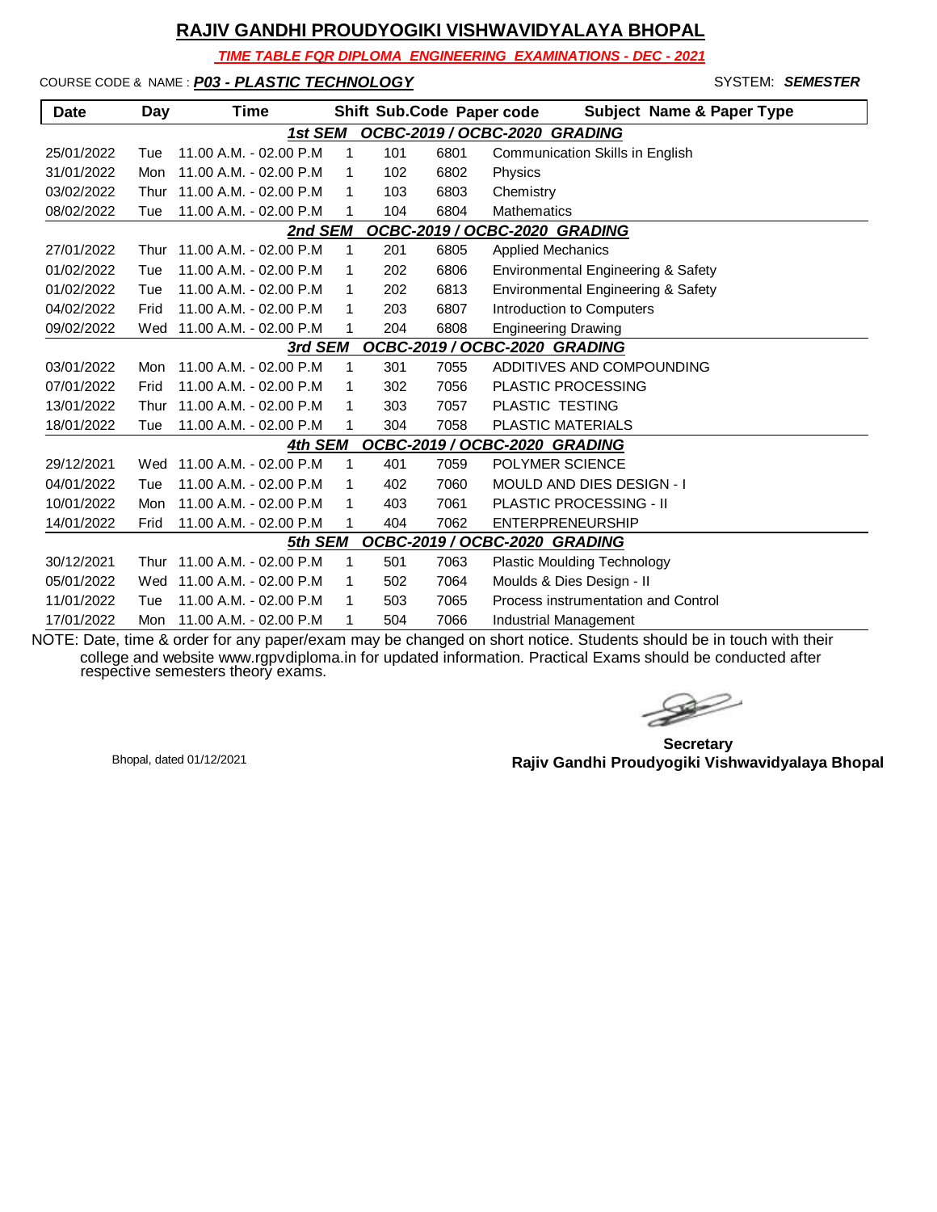# RAJIV GANDHI PROUDYOGIKI VISHWAVIDYALAYA BHOPAL

***TIME TABLE FOR DIPLOMA ENGINEERING EXAMINATIONS - DEC - 2021***

COURSE CODE & NAME : ***P03 - PLASTIC TECHNOLOGY*** SYSTEM: ***SEMESTER***

| Date | Day | Time | Shift | Sub.Code | Paper code | Subject Name & Paper Type |
|---|---|---|---|---|---|---|
| | | | ***1st SEM*** | ***OCBC-2019 / OCBC-2020 GRADING*** | | |
| 25/01/2022 | Tue | 11.00 A.M. - 02.00 P.M | 1 | 101 | 6801 | Communication Skills in English |
| 31/01/2022 | Mon | 11.00 A.M. - 02.00 P.M | 1 | 102 | 6802 | Physics |
| 03/02/2022 | Thur | 11.00 A.M. - 02.00 P.M | 1 | 103 | 6803 | Chemistry |
| 08/02/2022 | Tue | 11.00 A.M. - 02.00 P.M | 1 | 104 | 6804 | Mathematics |
| | | | ***2nd SEM*** | ***OCBC-2019 / OCBC-2020 GRADING*** | | |
| 27/01/2022 | Thur | 11.00 A.M. - 02.00 P.M | 1 | 201 | 6805 | Applied Mechanics |
| 01/02/2022 | Tue | 11.00 A.M. - 02.00 P.M | 1 | 202 | 6806 | Environmental Engineering & Safety |
| 01/02/2022 | Tue | 11.00 A.M. - 02.00 P.M | 1 | 202 | 6813 | Environmental Engineering & Safety |
| 04/02/2022 | Frid | 11.00 A.M. - 02.00 P.M | 1 | 203 | 6807 | Introduction to Computers |
| 09/02/2022 | Wed | 11.00 A.M. - 02.00 P.M | 1 | 204 | 6808 | Engineering Drawing |
| | | | ***3rd SEM*** | ***OCBC-2019 / OCBC-2020 GRADING*** | | |
| 03/01/2022 | Mon | 11.00 A.M. - 02.00 P.M | 1 | 301 | 7055 | ADDITIVES AND COMPOUNDING |
| 07/01/2022 | Frid | 11.00 A.M. - 02.00 P.M | 1 | 302 | 7056 | PLASTIC PROCESSING |
| 13/01/2022 | Thur | 11.00 A.M. - 02.00 P.M | 1 | 303 | 7057 | PLASTIC TESTING |
| 18/01/2022 | Tue | 11.00 A.M. - 02.00 P.M | 1 | 304 | 7058 | PLASTIC MATERIALS |
| | | | ***4th SEM*** | ***OCBC-2019 / OCBC-2020 GRADING*** | | |
| 29/12/2021 | Wed | 11.00 A.M. - 02.00 P.M | 1 | 401 | 7059 | POLYMER SCIENCE |
| 04/01/2022 | Tue | 11.00 A.M. - 02.00 P.M | 1 | 402 | 7060 | MOULD AND DIES DESIGN - I |
| 10/01/2022 | Mon | 11.00 A.M. - 02.00 P.M | 1 | 403 | 7061 | PLASTIC PROCESSING - II |
| 14/01/2022 | Frid | 11.00 A.M. - 02.00 P.M | 1 | 404 | 7062 | ENTERPRENEURSHIP |
| | | | ***5th SEM*** | ***OCBC-2019 / OCBC-2020 GRADING*** | | |
| 30/12/2021 | Thur | 11.00 A.M. - 02.00 P.M | 1 | 501 | 7063 | Plastic Moulding Technology |
| 05/01/2022 | Wed | 11.00 A.M. - 02.00 P.M | 1 | 502 | 7064 | Moulds & Dies Design - II |
| 11/01/2022 | Tue | 11.00 A.M. - 02.00 P.M | 1 | 503 | 7065 | Process instrumentation and Control |
| 17/01/2022 | Mon | 11.00 A.M. - 02.00 P.M | 1 | 504 | 7066 | Industrial Management |

NOTE: Date, time & order for any paper/exam may be changed on short notice. Students should be in touch with their college and website www.rgpvdiploma.in for updated information. Practical Exams should be conducted after respective semesters theory exams.

Bhopal, dated 01/12/2021

**Secretary**
**Rajiv Gandhi Proudyogiki Vishwavidyalaya Bhopal**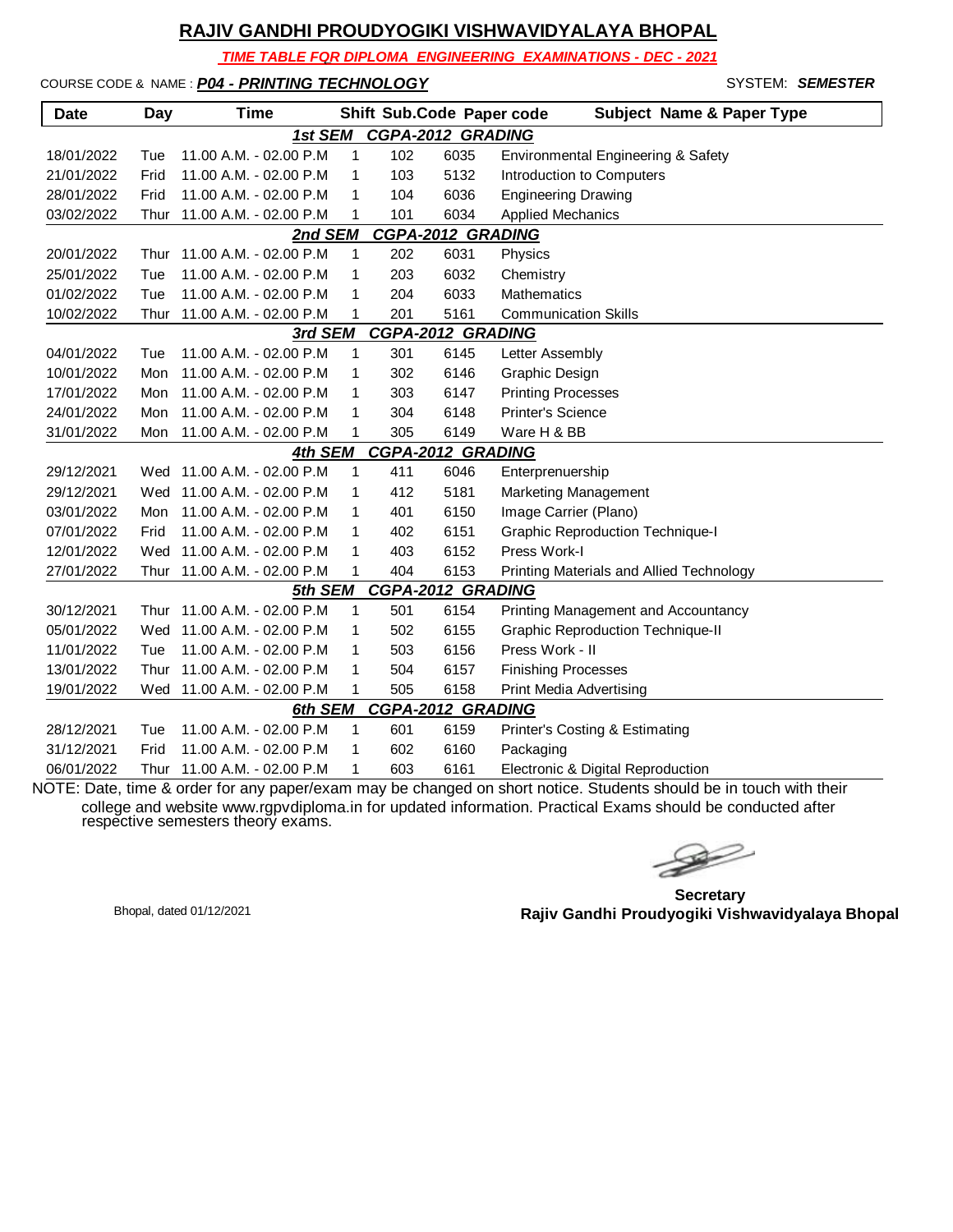# RAJIV GANDHI PROUDYOGIKI VISHWAVIDYALAYA BHOPAL

***TIME TABLE FOR DIPLOMA ENGINEERING EXAMINATIONS - DEC - 2021***

COURSE CODE & NAME : ***P04 - PRINTING TECHNOLOGY*** SYSTEM: ***SEMESTER***

| Date | Day | Time | Shift | Sub.Code | Paper code | Subject Name & Paper Type |
|---|---|---|---|---|---|---|
| | | | ***1st SEM CGPA-2012 GRADING*** | | | |
| 18/01/2022 | Tue | 11.00 A.M. - 02.00 P.M | 1 | 102 | 6035 | Environmental Engineering & Safety |
| 21/01/2022 | Frid | 11.00 A.M. - 02.00 P.M | 1 | 103 | 5132 | Introduction to Computers |
| 28/01/2022 | Frid | 11.00 A.M. - 02.00 P.M | 1 | 104 | 6036 | Engineering Drawing |
| 03/02/2022 | Thur | 11.00 A.M. - 02.00 P.M | 1 | 101 | 6034 | Applied Mechanics |
| | | | ***2nd SEM CGPA-2012 GRADING*** | | | |
| 20/01/2022 | Thur | 11.00 A.M. - 02.00 P.M | 1 | 202 | 6031 | Physics |
| 25/01/2022 | Tue | 11.00 A.M. - 02.00 P.M | 1 | 203 | 6032 | Chemistry |
| 01/02/2022 | Tue | 11.00 A.M. - 02.00 P.M | 1 | 204 | 6033 | Mathematics |
| 10/02/2022 | Thur | 11.00 A.M. - 02.00 P.M | 1 | 201 | 5161 | Communication Skills |
| | | | ***3rd SEM CGPA-2012 GRADING*** | | | |
| 04/01/2022 | Tue | 11.00 A.M. - 02.00 P.M | 1 | 301 | 6145 | Letter Assembly |
| 10/01/2022 | Mon | 11.00 A.M. - 02.00 P.M | 1 | 302 | 6146 | Graphic Design |
| 17/01/2022 | Mon | 11.00 A.M. - 02.00 P.M | 1 | 303 | 6147 | Printing Processes |
| 24/01/2022 | Mon | 11.00 A.M. - 02.00 P.M | 1 | 304 | 6148 | Printer's Science |
| 31/01/2022 | Mon | 11.00 A.M. - 02.00 P.M | 1 | 305 | 6149 | Ware H & BB |
| | | | ***4th SEM CGPA-2012 GRADING*** | | | |
| 29/12/2021 | Wed | 11.00 A.M. - 02.00 P.M | 1 | 411 | 6046 | Enterprenuership |
| 29/12/2021 | Wed | 11.00 A.M. - 02.00 P.M | 1 | 412 | 5181 | Marketing Management |
| 03/01/2022 | Mon | 11.00 A.M. - 02.00 P.M | 1 | 401 | 6150 | Image Carrier (Plano) |
| 07/01/2022 | Frid | 11.00 A.M. - 02.00 P.M | 1 | 402 | 6151 | Graphic Reproduction Technique-I |
| 12/01/2022 | Wed | 11.00 A.M. - 02.00 P.M | 1 | 403 | 6152 | Press Work-I |
| 27/01/2022 | Thur | 11.00 A.M. - 02.00 P.M | 1 | 404 | 6153 | Printing Materials and Allied Technology |
| | | | ***5th SEM CGPA-2012 GRADING*** | | | |
| 30/12/2021 | Thur | 11.00 A.M. - 02.00 P.M | 1 | 501 | 6154 | Printing Management and Accountancy |
| 05/01/2022 | Wed | 11.00 A.M. - 02.00 P.M | 1 | 502 | 6155 | Graphic Reproduction Technique-II |
| 11/01/2022 | Tue | 11.00 A.M. - 02.00 P.M | 1 | 503 | 6156 | Press Work - II |
| 13/01/2022 | Thur | 11.00 A.M. - 02.00 P.M | 1 | 504 | 6157 | Finishing Processes |
| 19/01/2022 | Wed | 11.00 A.M. - 02.00 P.M | 1 | 505 | 6158 | Print Media Advertising |
| | | | ***6th SEM CGPA-2012 GRADING*** | | | |
| 28/12/2021 | Tue | 11.00 A.M. - 02.00 P.M | 1 | 601 | 6159 | Printer's Costing & Estimating |
| 31/12/2021 | Frid | 11.00 A.M. - 02.00 P.M | 1 | 602 | 6160 | Packaging |
| 06/01/2022 | Thur | 11.00 A.M. - 02.00 P.M | 1 | 603 | 6161 | Electronic & Digital Reproduction |

NOTE: Date, time & order for any paper/exam may be changed on short notice. Students should be in touch with their college and website www.rgpvdiploma.in for updated information. Practical Exams should be conducted after respective semesters theory exams.

Bhopal, dated 01/12/2021

**Secretary**
**Rajiv Gandhi Proudyogiki Vishwavidyalaya Bhopal**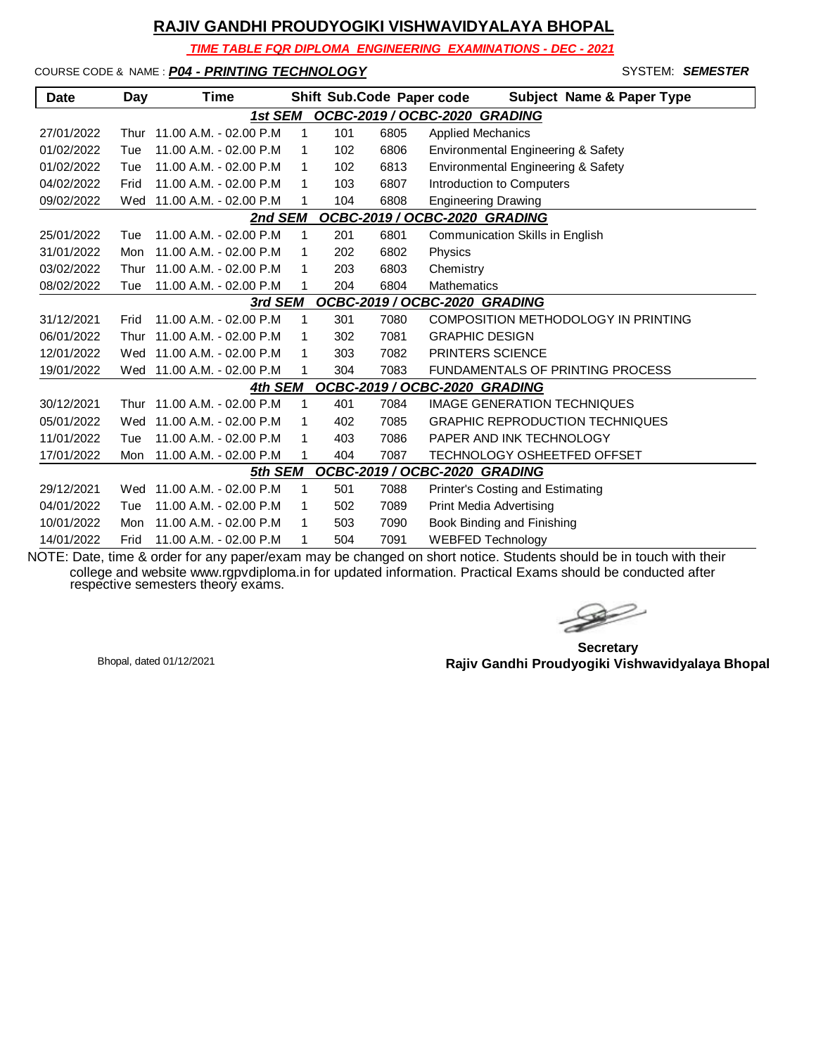# RAJIV GANDHI PROUDYOGIKI VISHWAVIDYALAYA BHOPAL

***TIME TABLE FOR DIPLOMA ENGINEERING EXAMINATIONS - DEC - 2021***

COURSE CODE & NAME : ***P04 - PRINTING TECHNOLOGY*** SYSTEM: ***SEMESTER***

| Date | Day | Time | Shift | Sub.Code | Paper code | Subject Name & Paper Type |
|---|---|---|---|---|---|---|
| | | ***1st SEM*** | | ***OCBC-2019 / OCBC-2020 GRADING*** | | |
| 27/01/2022 | Thur | 11.00 A.M. - 02.00 P.M | 1 | 101 | 6805 | Applied Mechanics |
| 01/02/2022 | Tue | 11.00 A.M. - 02.00 P.M | 1 | 102 | 6806 | Environmental Engineering & Safety |
| 01/02/2022 | Tue | 11.00 A.M. - 02.00 P.M | 1 | 102 | 6813 | Environmental Engineering & Safety |
| 04/02/2022 | Frid | 11.00 A.M. - 02.00 P.M | 1 | 103 | 6807 | Introduction to Computers |
| 09/02/2022 | Wed | 11.00 A.M. - 02.00 P.M | 1 | 104 | 6808 | Engineering Drawing |
| | | ***2nd SEM*** | | ***OCBC-2019 / OCBC-2020 GRADING*** | | |
| 25/01/2022 | Tue | 11.00 A.M. - 02.00 P.M | 1 | 201 | 6801 | Communication Skills in English |
| 31/01/2022 | Mon | 11.00 A.M. - 02.00 P.M | 1 | 202 | 6802 | Physics |
| 03/02/2022 | Thur | 11.00 A.M. - 02.00 P.M | 1 | 203 | 6803 | Chemistry |
| 08/02/2022 | Tue | 11.00 A.M. - 02.00 P.M | 1 | 204 | 6804 | Mathematics |
| | | ***3rd SEM*** | | ***OCBC-2019 / OCBC-2020 GRADING*** | | |
| 31/12/2021 | Frid | 11.00 A.M. - 02.00 P.M | 1 | 301 | 7080 | COMPOSITION METHODOLOGY IN PRINTING |
| 06/01/2022 | Thur | 11.00 A.M. - 02.00 P.M | 1 | 302 | 7081 | GRAPHIC DESIGN |
| 12/01/2022 | Wed | 11.00 A.M. - 02.00 P.M | 1 | 303 | 7082 | PRINTERS SCIENCE |
| 19/01/2022 | Wed | 11.00 A.M. - 02.00 P.M | 1 | 304 | 7083 | FUNDAMENTALS OF PRINTING PROCESS |
| | | ***4th SEM*** | | ***OCBC-2019 / OCBC-2020 GRADING*** | | |
| 30/12/2021 | Thur | 11.00 A.M. - 02.00 P.M | 1 | 401 | 7084 | IMAGE GENERATION TECHNIQUES |
| 05/01/2022 | Wed | 11.00 A.M. - 02.00 P.M | 1 | 402 | 7085 | GRAPHIC REPRODUCTION TECHNIQUES |
| 11/01/2022 | Tue | 11.00 A.M. - 02.00 P.M | 1 | 403 | 7086 | PAPER AND INK TECHNOLOGY |
| 17/01/2022 | Mon | 11.00 A.M. - 02.00 P.M | 1 | 404 | 7087 | TECHNOLOGY OSHEETFED OFFSET |
| | | ***5th SEM*** | | ***OCBC-2019 / OCBC-2020 GRADING*** | | |
| 29/12/2021 | Wed | 11.00 A.M. - 02.00 P.M | 1 | 501 | 7088 | Printer's Costing and Estimating |
| 04/01/2022 | Tue | 11.00 A.M. - 02.00 P.M | 1 | 502 | 7089 | Print Media Advertising |
| 10/01/2022 | Mon | 11.00 A.M. - 02.00 P.M | 1 | 503 | 7090 | Book Binding and Finishing |
| 14/01/2022 | Frid | 11.00 A.M. - 02.00 P.M | 1 | 504 | 7091 | WEBFED Technology |

NOTE: Date, time & order for any paper/exam may be changed on short notice. Students should be in touch with their college and website www.rgpvdiploma.in for updated information. Practical Exams should be conducted after respective semesters theory exams.

Bhopal, dated 01/12/2021

**Secretary**
**Rajiv Gandhi Proudyogiki Vishwavidyalaya Bhopal**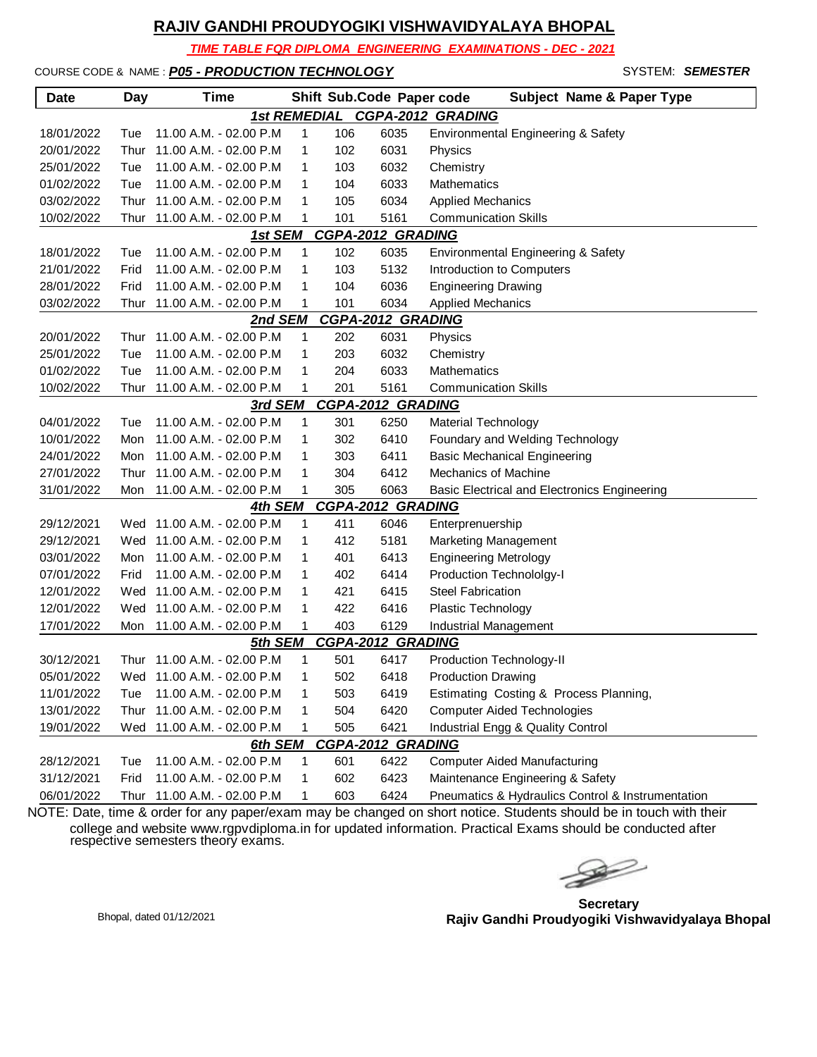# RAJIV GANDHI PROUDYOGIKI VISHWAVIDYALAYA BHOPAL

***TIME TABLE FQR DIPLOMA ENGINEERING EXAMINATIONS - DEC - 2021***

COURSE CODE & NAME : ***P05 - PRODUCTION TECHNOLOGY*** SYSTEM: ***SEMESTER***

| Date | Day | Time | Shift | Sub.Code | Paper code | Subject Name & Paper Type |
|---|---|---|---|---|---|---|
| | | | ***1st REMEDIAL CGPA-2012 GRADING*** | | | |
| 18/01/2022 | Tue | 11.00 A.M. - 02.00 P.M | 1 | 106 | 6035 | Environmental Engineering & Safety |
| 20/01/2022 | Thur | 11.00 A.M. - 02.00 P.M | 1 | 102 | 6031 | Physics |
| 25/01/2022 | Tue | 11.00 A.M. - 02.00 P.M | 1 | 103 | 6032 | Chemistry |
| 01/02/2022 | Tue | 11.00 A.M. - 02.00 P.M | 1 | 104 | 6033 | Mathematics |
| 03/02/2022 | Thur | 11.00 A.M. - 02.00 P.M | 1 | 105 | 6034 | Applied Mechanics |
| 10/02/2022 | Thur | 11.00 A.M. - 02.00 P.M | 1 | 101 | 5161 | Communication Skills |
| | | | ***1st SEM CGPA-2012 GRADING*** | | | |
| 18/01/2022 | Tue | 11.00 A.M. - 02.00 P.M | 1 | 102 | 6035 | Environmental Engineering & Safety |
| 21/01/2022 | Frid | 11.00 A.M. - 02.00 P.M | 1 | 103 | 5132 | Introduction to Computers |
| 28/01/2022 | Frid | 11.00 A.M. - 02.00 P.M | 1 | 104 | 6036 | Engineering Drawing |
| 03/02/2022 | Thur | 11.00 A.M. - 02.00 P.M | 1 | 101 | 6034 | Applied Mechanics |
| | | | ***2nd SEM CGPA-2012 GRADING*** | | | |
| 20/01/2022 | Thur | 11.00 A.M. - 02.00 P.M | 1 | 202 | 6031 | Physics |
| 25/01/2022 | Tue | 11.00 A.M. - 02.00 P.M | 1 | 203 | 6032 | Chemistry |
| 01/02/2022 | Tue | 11.00 A.M. - 02.00 P.M | 1 | 204 | 6033 | Mathematics |
| 10/02/2022 | Thur | 11.00 A.M. - 02.00 P.M | 1 | 201 | 5161 | Communication Skills |
| | | | ***3rd SEM CGPA-2012 GRADING*** | | | |
| 04/01/2022 | Tue | 11.00 A.M. - 02.00 P.M | 1 | 301 | 6250 | Material Technology |
| 10/01/2022 | Mon | 11.00 A.M. - 02.00 P.M | 1 | 302 | 6410 | Foundary and Welding Technology |
| 24/01/2022 | Mon | 11.00 A.M. - 02.00 P.M | 1 | 303 | 6411 | Basic Mechanical Engineering |
| 27/01/2022 | Thur | 11.00 A.M. - 02.00 P.M | 1 | 304 | 6412 | Mechanics of Machine |
| 31/01/2022 | Mon | 11.00 A.M. - 02.00 P.M | 1 | 305 | 6063 | Basic Electrical and Electronics Engineering |
| | | | ***4th SEM CGPA-2012 GRADING*** | | | |
| 29/12/2021 | Wed | 11.00 A.M. - 02.00 P.M | 1 | 411 | 6046 | Enterprenuership |
| 29/12/2021 | Wed | 11.00 A.M. - 02.00 P.M | 1 | 412 | 5181 | Marketing Management |
| 03/01/2022 | Mon | 11.00 A.M. - 02.00 P.M | 1 | 401 | 6413 | Engineering Metrology |
| 07/01/2022 | Frid | 11.00 A.M. - 02.00 P.M | 1 | 402 | 6414 | Production Technololgy-I |
| 12/01/2022 | Wed | 11.00 A.M. - 02.00 P.M | 1 | 421 | 6415 | Steel Fabrication |
| 12/01/2022 | Wed | 11.00 A.M. - 02.00 P.M | 1 | 422 | 6416 | Plastic Technology |
| 17/01/2022 | Mon | 11.00 A.M. - 02.00 P.M | 1 | 403 | 6129 | Industrial Management |
| | | | ***5th SEM CGPA-2012 GRADING*** | | | |
| 30/12/2021 | Thur | 11.00 A.M. - 02.00 P.M | 1 | 501 | 6417 | Production Technology-II |
| 05/01/2022 | Wed | 11.00 A.M. - 02.00 P.M | 1 | 502 | 6418 | Production Drawing |
| 11/01/2022 | Tue | 11.00 A.M. - 02.00 P.M | 1 | 503 | 6419 | Estimating Costing & Process Planning, |
| 13/01/2022 | Thur | 11.00 A.M. - 02.00 P.M | 1 | 504 | 6420 | Computer Aided Technologies |
| 19/01/2022 | Wed | 11.00 A.M. - 02.00 P.M | 1 | 505 | 6421 | Industrial Engg & Quality Control |
| | | | ***6th SEM CGPA-2012 GRADING*** | | | |
| 28/12/2021 | Tue | 11.00 A.M. - 02.00 P.M | 1 | 601 | 6422 | Computer Aided Manufacturing |
| 31/12/2021 | Frid | 11.00 A.M. - 02.00 P.M | 1 | 602 | 6423 | Maintenance Engineering & Safety |
| 06/01/2022 | Thur | 11.00 A.M. - 02.00 P.M | 1 | 603 | 6424 | Pneumatics & Hydraulics Control & Instrumentation |

NOTE: Date, time & order for any paper/exam may be changed on short notice. Students should be in touch with their college and website www.rgpvdiploma.in for updated information. Practical Exams should be conducted after respective semesters theory exams.

Bhopal, dated 01/12/2021

**Secretary**
**Rajiv Gandhi Proudyogiki Vishwavidyalaya Bhopal**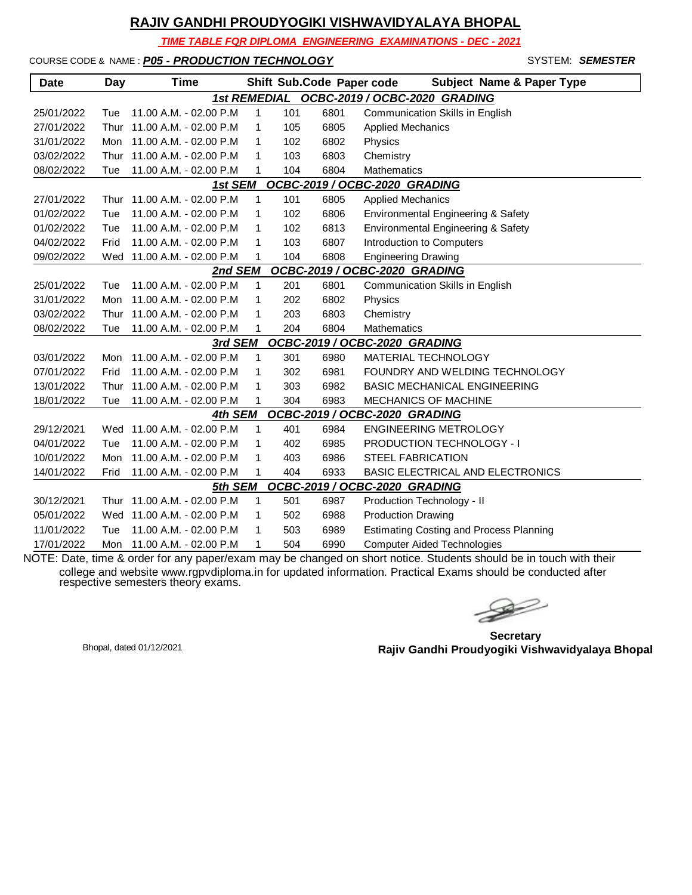# RAJIV GANDHI PROUDYOGIKI VISHWAVIDYALAYA BHOPAL

***TIME TABLE FOR DIPLOMA ENGINEERING EXAMINATIONS - DEC - 2021***

COURSE CODE & NAME : ***P05 - PRODUCTION TECHNOLOGY*** SYSTEM: ***SEMESTER***

| Date | Day | Time | Shift | Sub.Code | Paper code | Subject Name & Paper Type |
|---|---|---|---|---|---|---|
| | | | | ***1st REMEDIAL OCBC-2019 / OCBC-2020 GRADING*** | | |
| 25/01/2022 | Tue | 11.00 A.M. - 02.00 P.M | 1 | 101 | 6801 | Communication Skills in English |
| 27/01/2022 | Thur | 11.00 A.M. - 02.00 P.M | 1 | 105 | 6805 | Applied Mechanics |
| 31/01/2022 | Mon | 11.00 A.M. - 02.00 P.M | 1 | 102 | 6802 | Physics |
| 03/02/2022 | Thur | 11.00 A.M. - 02.00 P.M | 1 | 103 | 6803 | Chemistry |
| 08/02/2022 | Tue | 11.00 A.M. - 02.00 P.M | 1 | 104 | 6804 | Mathematics |
| | | | | ***1st SEM OCBC-2019 / OCBC-2020 GRADING*** | | |
| 27/01/2022 | Thur | 11.00 A.M. - 02.00 P.M | 1 | 101 | 6805 | Applied Mechanics |
| 01/02/2022 | Tue | 11.00 A.M. - 02.00 P.M | 1 | 102 | 6806 | Environmental Engineering & Safety |
| 01/02/2022 | Tue | 11.00 A.M. - 02.00 P.M | 1 | 102 | 6813 | Environmental Engineering & Safety |
| 04/02/2022 | Frid | 11.00 A.M. - 02.00 P.M | 1 | 103 | 6807 | Introduction to Computers |
| 09/02/2022 | Wed | 11.00 A.M. - 02.00 P.M | 1 | 104 | 6808 | Engineering Drawing |
| | | | | ***2nd SEM OCBC-2019 / OCBC-2020 GRADING*** | | |
| 25/01/2022 | Tue | 11.00 A.M. - 02.00 P.M | 1 | 201 | 6801 | Communication Skills in English |
| 31/01/2022 | Mon | 11.00 A.M. - 02.00 P.M | 1 | 202 | 6802 | Physics |
| 03/02/2022 | Thur | 11.00 A.M. - 02.00 P.M | 1 | 203 | 6803 | Chemistry |
| 08/02/2022 | Tue | 11.00 A.M. - 02.00 P.M | 1 | 204 | 6804 | Mathematics |
| | | | | ***3rd SEM OCBC-2019 / OCBC-2020 GRADING*** | | |
| 03/01/2022 | Mon | 11.00 A.M. - 02.00 P.M | 1 | 301 | 6980 | MATERIAL TECHNOLOGY |
| 07/01/2022 | Frid | 11.00 A.M. - 02.00 P.M | 1 | 302 | 6981 | FOUNDRY AND WELDING TECHNOLOGY |
| 13/01/2022 | Thur | 11.00 A.M. - 02.00 P.M | 1 | 303 | 6982 | BASIC MECHANICAL ENGINEERING |
| 18/01/2022 | Tue | 11.00 A.M. - 02.00 P.M | 1 | 304 | 6983 | MECHANICS OF MACHINE |
| | | | | ***4th SEM OCBC-2019 / OCBC-2020 GRADING*** | | |
| 29/12/2021 | Wed | 11.00 A.M. - 02.00 P.M | 1 | 401 | 6984 | ENGINEERING METROLOGY |
| 04/01/2022 | Tue | 11.00 A.M. - 02.00 P.M | 1 | 402 | 6985 | PRODUCTION TECHNOLOGY - I |
| 10/01/2022 | Mon | 11.00 A.M. - 02.00 P.M | 1 | 403 | 6986 | STEEL FABRICATION |
| 14/01/2022 | Frid | 11.00 A.M. - 02.00 P.M | 1 | 404 | 6933 | BASIC ELECTRICAL AND ELECTRONICS |
| | | | | ***5th SEM OCBC-2019 / OCBC-2020 GRADING*** | | |
| 30/12/2021 | Thur | 11.00 A.M. - 02.00 P.M | 1 | 501 | 6987 | Production Technology - II |
| 05/01/2022 | Wed | 11.00 A.M. - 02.00 P.M | 1 | 502 | 6988 | Production Drawing |
| 11/01/2022 | Tue | 11.00 A.M. - 02.00 P.M | 1 | 503 | 6989 | Estimating Costing and Process Planning |
| 17/01/2022 | Mon | 11.00 A.M. - 02.00 P.M | 1 | 504 | 6990 | Computer Aided Technologies |

NOTE: Date, time & order for any paper/exam may be changed on short notice. Students should be in touch with their college and website www.rgpvdiploma.in for updated information. Practical Exams should be conducted after respective semesters theory exams.

Bhopal, dated 01/12/2021

**Secretary**
**Rajiv Gandhi Proudyogiki Vishwavidyalaya Bhopal**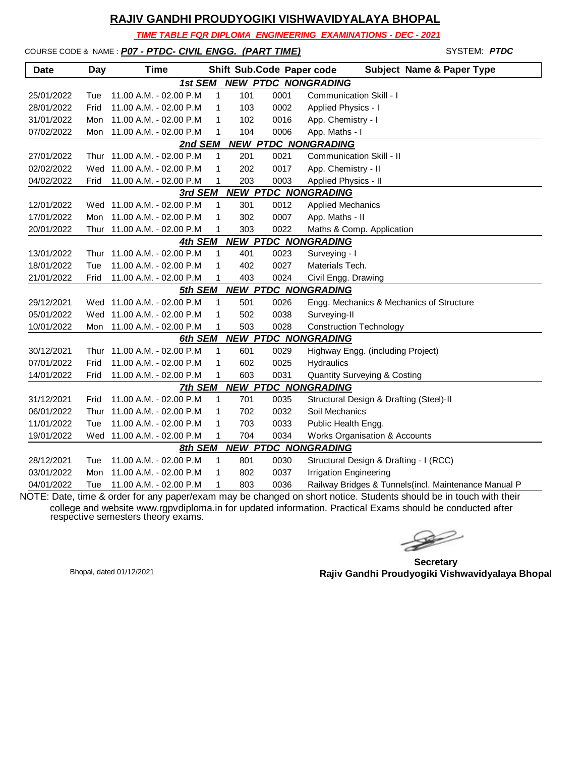# RAJIV GANDHI PROUDYOGIKI VISHWAVIDYALAYA BHOPAL

***TIME TABLE FOR DIPLOMA ENGINEERING EXAMINATIONS - DEC - 2021***

COURSE CODE & NAME : ***P07 - PTDC- CIVIL ENGG. (PART TIME)*** SYSTEM: ***PTDC***

| Date | Day | Time | Shift | Sub.Code | Paper code | Subject Name & Paper Type |
|---|---|---|---|---|---|---|
| | | | ***1st SEM NEW PTDC NONGRADING*** | | | |
| 25/01/2022 | Tue | 11.00 A.M. - 02.00 P.M | 1 | 101 | 0001 | Communication Skill - I |
| 28/01/2022 | Frid | 11.00 A.M. - 02.00 P.M | 1 | 103 | 0002 | Applied Physics - I |
| 31/01/2022 | Mon | 11.00 A.M. - 02.00 P.M | 1 | 102 | 0016 | App. Chemistry - I |
| 07/02/2022 | Mon | 11.00 A.M. - 02.00 P.M | 1 | 104 | 0006 | App. Maths - I |
| | | | ***2nd SEM NEW PTDC NONGRADING*** | | | |
| 27/01/2022 | Thur | 11.00 A.M. - 02.00 P.M | 1 | 201 | 0021 | Communication Skill - II |
| 02/02/2022 | Wed | 11.00 A.M. - 02.00 P.M | 1 | 202 | 0017 | App. Chemistry - II |
| 04/02/2022 | Frid | 11.00 A.M. - 02.00 P.M | 1 | 203 | 0003 | Applied Physics - II |
| | | | ***3rd SEM NEW PTDC NONGRADING*** | | | |
| 12/01/2022 | Wed | 11.00 A.M. - 02.00 P.M | 1 | 301 | 0012 | Applied Mechanics |
| 17/01/2022 | Mon | 11.00 A.M. - 02.00 P.M | 1 | 302 | 0007 | App. Maths - II |
| 20/01/2022 | Thur | 11.00 A.M. - 02.00 P.M | 1 | 303 | 0022 | Maths & Comp. Application |
| | | | ***4th SEM NEW PTDC NONGRADING*** | | | |
| 13/01/2022 | Thur | 11.00 A.M. - 02.00 P.M | 1 | 401 | 0023 | Surveying - I |
| 18/01/2022 | Tue | 11.00 A.M. - 02.00 P.M | 1 | 402 | 0027 | Materials Tech. |
| 21/01/2022 | Frid | 11.00 A.M. - 02.00 P.M | 1 | 403 | 0024 | Civil Engg. Drawing |
| | | | ***5th SEM NEW PTDC NONGRADING*** | | | |
| 29/12/2021 | Wed | 11.00 A.M. - 02.00 P.M | 1 | 501 | 0026 | Engg. Mechanics & Mechanics of Structure |
| 05/01/2022 | Wed | 11.00 A.M. - 02.00 P.M | 1 | 502 | 0038 | Surveying-II |
| 10/01/2022 | Mon | 11.00 A.M. - 02.00 P.M | 1 | 503 | 0028 | Construction Technology |
| | | | ***6th SEM NEW PTDC NONGRADING*** | | | |
| 30/12/2021 | Thur | 11.00 A.M. - 02.00 P.M | 1 | 601 | 0029 | Highway Engg. (including Project) |
| 07/01/2022 | Frid | 11.00 A.M. - 02.00 P.M | 1 | 602 | 0025 | Hydraulics |
| 14/01/2022 | Frid | 11.00 A.M. - 02.00 P.M | 1 | 603 | 0031 | Quantity Surveying & Costing |
| | | | ***7th SEM NEW PTDC NONGRADING*** | | | |
| 31/12/2021 | Frid | 11.00 A.M. - 02.00 P.M | 1 | 701 | 0035 | Structural Design & Drafting (Steel)-II |
| 06/01/2022 | Thur | 11.00 A.M. - 02.00 P.M | 1 | 702 | 0032 | Soil Mechanics |
| 11/01/2022 | Tue | 11.00 A.M. - 02.00 P.M | 1 | 703 | 0033 | Public Health Engg. |
| 19/01/2022 | Wed | 11.00 A.M. - 02.00 P.M | 1 | 704 | 0034 | Works Organisation & Accounts |
| | | | ***8th SEM NEW PTDC NONGRADING*** | | | |
| 28/12/2021 | Tue | 11.00 A.M. - 02.00 P.M | 1 | 801 | 0030 | Structural Design & Drafting - I (RCC) |
| 03/01/2022 | Mon | 11.00 A.M. - 02.00 P.M | 1 | 802 | 0037 | Irrigation Engineering |
| 04/01/2022 | Tue | 11.00 A.M. - 02.00 P.M | 1 | 803 | 0036 | Railway Bridges & Tunnels(incl. Maintenance Manual P |

NOTE: Date, time & order for any paper/exam may be changed on short notice. Students should be in touch with their college and website www.rgpvdiploma.in for updated information. Practical Exams should be conducted after respective semesters theory exams.

Bhopal, dated 01/12/2021

**Secretary**
**Rajiv Gandhi Proudyogiki Vishwavidyalaya Bhopal**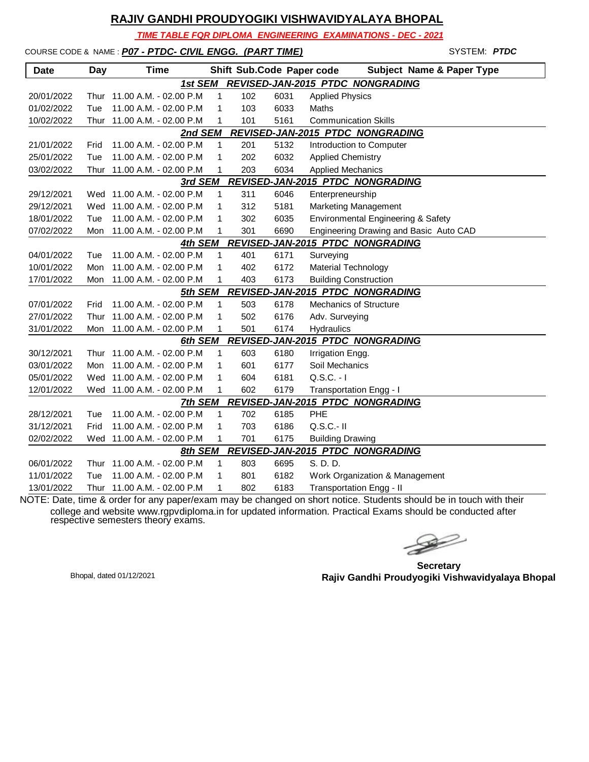# RAJIV GANDHI PROUDYOGIKI VISHWAVIDYALAYA BHOPAL

***TIME TABLE FOR DIPLOMA ENGINEERING EXAMINATIONS - DEC - 2021***

COURSE CODE & NAME : ***P07 - PTDC- CIVIL ENGG. (PART TIME)*** SYSTEM: ***PTDC***

| Date | Day | Time | Shift | Sub.Code | Paper code | Subject Name & Paper Type |
|---|---|---|---|---|---|---|
| | | ***1st SEM*** | ***REVISED-JAN-2015 PTDC NONGRADING*** | | | |
| 20/01/2022 | Thur | 11.00 A.M. - 02.00 P.M | 1 | 102 | 6031 | Applied Physics |
| 01/02/2022 | Tue | 11.00 A.M. - 02.00 P.M | 1 | 103 | 6033 | Maths |
| 10/02/2022 | Thur | 11.00 A.M. - 02.00 P.M | 1 | 101 | 5161 | Communication Skills |
| | | ***2nd SEM*** | ***REVISED-JAN-2015 PTDC NONGRADING*** | | | |
| 21/01/2022 | Frid | 11.00 A.M. - 02.00 P.M | 1 | 201 | 5132 | Introduction to Computer |
| 25/01/2022 | Tue | 11.00 A.M. - 02.00 P.M | 1 | 202 | 6032 | Applied Chemistry |
| 03/02/2022 | Thur | 11.00 A.M. - 02.00 P.M | 1 | 203 | 6034 | Applied Mechanics |
| | | ***3rd SEM*** | ***REVISED-JAN-2015 PTDC NONGRADING*** | | | |
| 29/12/2021 | Wed | 11.00 A.M. - 02.00 P.M | 1 | 311 | 6046 | Enterpreneurship |
| 29/12/2021 | Wed | 11.00 A.M. - 02.00 P.M | 1 | 312 | 5181 | Marketing Management |
| 18/01/2022 | Tue | 11.00 A.M. - 02.00 P.M | 1 | 302 | 6035 | Environmental Engineering & Safety |
| 07/02/2022 | Mon | 11.00 A.M. - 02.00 P.M | 1 | 301 | 6690 | Engineering Drawing and Basic Auto CAD |
| | | ***4th SEM*** | ***REVISED-JAN-2015 PTDC NONGRADING*** | | | |
| 04/01/2022 | Tue | 11.00 A.M. - 02.00 P.M | 1 | 401 | 6171 | Surveying |
| 10/01/2022 | Mon | 11.00 A.M. - 02.00 P.M | 1 | 402 | 6172 | Material Technology |
| 17/01/2022 | Mon | 11.00 A.M. - 02.00 P.M | 1 | 403 | 6173 | Building Construction |
| | | ***5th SEM*** | ***REVISED-JAN-2015 PTDC NONGRADING*** | | | |
| 07/01/2022 | Frid | 11.00 A.M. - 02.00 P.M | 1 | 503 | 6178 | Mechanics of Structure |
| 27/01/2022 | Thur | 11.00 A.M. - 02.00 P.M | 1 | 502 | 6176 | Adv. Surveying |
| 31/01/2022 | Mon | 11.00 A.M. - 02.00 P.M | 1 | 501 | 6174 | Hydraulics |
| | | ***6th SEM*** | ***REVISED-JAN-2015 PTDC NONGRADING*** | | | |
| 30/12/2021 | Thur | 11.00 A.M. - 02.00 P.M | 1 | 603 | 6180 | Irrigation Engg. |
| 03/01/2022 | Mon | 11.00 A.M. - 02.00 P.M | 1 | 601 | 6177 | Soil Mechanics |
| 05/01/2022 | Wed | 11.00 A.M. - 02.00 P.M | 1 | 604 | 6181 | Q.S.C. - I |
| 12/01/2022 | Wed | 11.00 A.M. - 02.00 P.M | 1 | 602 | 6179 | Transportation Engg - I |
| | | ***7th SEM*** | ***REVISED-JAN-2015 PTDC NONGRADING*** | | | |
| 28/12/2021 | Tue | 11.00 A.M. - 02.00 P.M | 1 | 702 | 6185 | PHE |
| 31/12/2021 | Frid | 11.00 A.M. - 02.00 P.M | 1 | 703 | 6186 | Q.S.C.- II |
| 02/02/2022 | Wed | 11.00 A.M. - 02.00 P.M | 1 | 701 | 6175 | Building Drawing |
| | | ***8th SEM*** | ***REVISED-JAN-2015 PTDC NONGRADING*** | | | |
| 06/01/2022 | Thur | 11.00 A.M. - 02.00 P.M | 1 | 803 | 6695 | S. D. D. |
| 11/01/2022 | Tue | 11.00 A.M. - 02.00 P.M | 1 | 801 | 6182 | Work Organization & Management |
| 13/01/2022 | Thur | 11.00 A.M. - 02.00 P.M | 1 | 802 | 6183 | Transportation Engg - II |

NOTE: Date, time & order for any paper/exam may be changed on short notice. Students should be in touch with their college and website www.rgpvdiploma.in for updated information. Practical Exams should be conducted after respective semesters theory exams.

Bhopal, dated 01/12/2021

**Secretary**
**Rajiv Gandhi Proudyogiki Vishwavidyalaya Bhopal**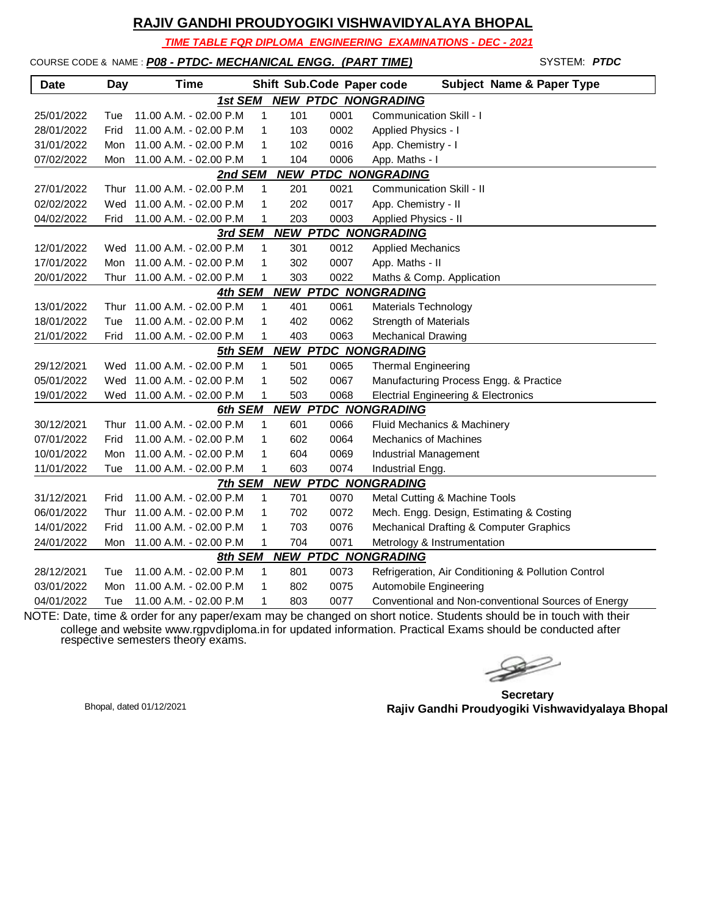## RAJIV GANDHI PROUDYOGIKI VISHWAVIDYALAYA BHOPAL

***TIME TABLE FOR DIPLOMA ENGINEERING EXAMINATIONS - DEC - 2021***

COURSE CODE & NAME : ***P08 - PTDC- MECHANICAL ENGG. (PART TIME)*** SYSTEM: ***PTDC***

| Date | Day | Time | Shift | Sub.Code | Paper code | Subject Name & Paper Type |
|---|---|---|---|---|---|---|
| | | | ***1st SEM NEW PTDC NONGRADING*** | | | |
| 25/01/2022 | Tue | 11.00 A.M. - 02.00 P.M | 1 | 101 | 0001 | Communication Skill - I |
| 28/01/2022 | Frid | 11.00 A.M. - 02.00 P.M | 1 | 103 | 0002 | Applied Physics - I |
| 31/01/2022 | Mon | 11.00 A.M. - 02.00 P.M | 1 | 102 | 0016 | App. Chemistry - I |
| 07/02/2022 | Mon | 11.00 A.M. - 02.00 P.M | 1 | 104 | 0006 | App. Maths - I |
| | | | ***2nd SEM NEW PTDC NONGRADING*** | | | |
| 27/01/2022 | Thur | 11.00 A.M. - 02.00 P.M | 1 | 201 | 0021 | Communication Skill - II |
| 02/02/2022 | Wed | 11.00 A.M. - 02.00 P.M | 1 | 202 | 0017 | App. Chemistry - II |
| 04/02/2022 | Frid | 11.00 A.M. - 02.00 P.M | 1 | 203 | 0003 | Applied Physics - II |
| | | | ***3rd SEM NEW PTDC NONGRADING*** | | | |
| 12/01/2022 | Wed | 11.00 A.M. - 02.00 P.M | 1 | 301 | 0012 | Applied Mechanics |
| 17/01/2022 | Mon | 11.00 A.M. - 02.00 P.M | 1 | 302 | 0007 | App. Maths - II |
| 20/01/2022 | Thur | 11.00 A.M. - 02.00 P.M | 1 | 303 | 0022 | Maths & Comp. Application |
| | | | ***4th SEM NEW PTDC NONGRADING*** | | | |
| 13/01/2022 | Thur | 11.00 A.M. - 02.00 P.M | 1 | 401 | 0061 | Materials Technology |
| 18/01/2022 | Tue | 11.00 A.M. - 02.00 P.M | 1 | 402 | 0062 | Strength of Materials |
| 21/01/2022 | Frid | 11.00 A.M. - 02.00 P.M | 1 | 403 | 0063 | Mechanical Drawing |
| | | | ***5th SEM NEW PTDC NONGRADING*** | | | |
| 29/12/2021 | Wed | 11.00 A.M. - 02.00 P.M | 1 | 501 | 0065 | Thermal Engineering |
| 05/01/2022 | Wed | 11.00 A.M. - 02.00 P.M | 1 | 502 | 0067 | Manufacturing Process Engg. & Practice |
| 19/01/2022 | Wed | 11.00 A.M. - 02.00 P.M | 1 | 503 | 0068 | Electrial Engineering & Electronics |
| | | | ***6th SEM NEW PTDC NONGRADING*** | | | |
| 30/12/2021 | Thur | 11.00 A.M. - 02.00 P.M | 1 | 601 | 0066 | Fluid Mechanics & Machinery |
| 07/01/2022 | Frid | 11.00 A.M. - 02.00 P.M | 1 | 602 | 0064 | Mechanics of Machines |
| 10/01/2022 | Mon | 11.00 A.M. - 02.00 P.M | 1 | 604 | 0069 | Industrial Management |
| 11/01/2022 | Tue | 11.00 A.M. - 02.00 P.M | 1 | 603 | 0074 | Industrial Engg. |
| | | | ***7th SEM NEW PTDC NONGRADING*** | | | |
| 31/12/2021 | Frid | 11.00 A.M. - 02.00 P.M | 1 | 701 | 0070 | Metal Cutting & Machine Tools |
| 06/01/2022 | Thur | 11.00 A.M. - 02.00 P.M | 1 | 702 | 0072 | Mech. Engg. Design, Estimating & Costing |
| 14/01/2022 | Frid | 11.00 A.M. - 02.00 P.M | 1 | 703 | 0076 | Mechanical Drafting & Computer Graphics |
| 24/01/2022 | Mon | 11.00 A.M. - 02.00 P.M | 1 | 704 | 0071 | Metrology & Instrumentation |
| | | | ***8th SEM NEW PTDC NONGRADING*** | | | |
| 28/12/2021 | Tue | 11.00 A.M. - 02.00 P.M | 1 | 801 | 0073 | Refrigeration, Air Conditioning & Pollution Control |
| 03/01/2022 | Mon | 11.00 A.M. - 02.00 P.M | 1 | 802 | 0075 | Automobile Engineering |
| 04/01/2022 | Tue | 11.00 A.M. - 02.00 P.M | 1 | 803 | 0077 | Conventional and Non-conventional Sources of Energy |

NOTE: Date, time & order for any paper/exam may be changed on short notice. Students should be in touch with their college and website www.rgpvdiploma.in for updated information. Practical Exams should be conducted after respective semesters theory exams.

Bhopal, dated 01/12/2021

**Secretary**
**Rajiv Gandhi Proudyogiki Vishwavidyalaya Bhopal**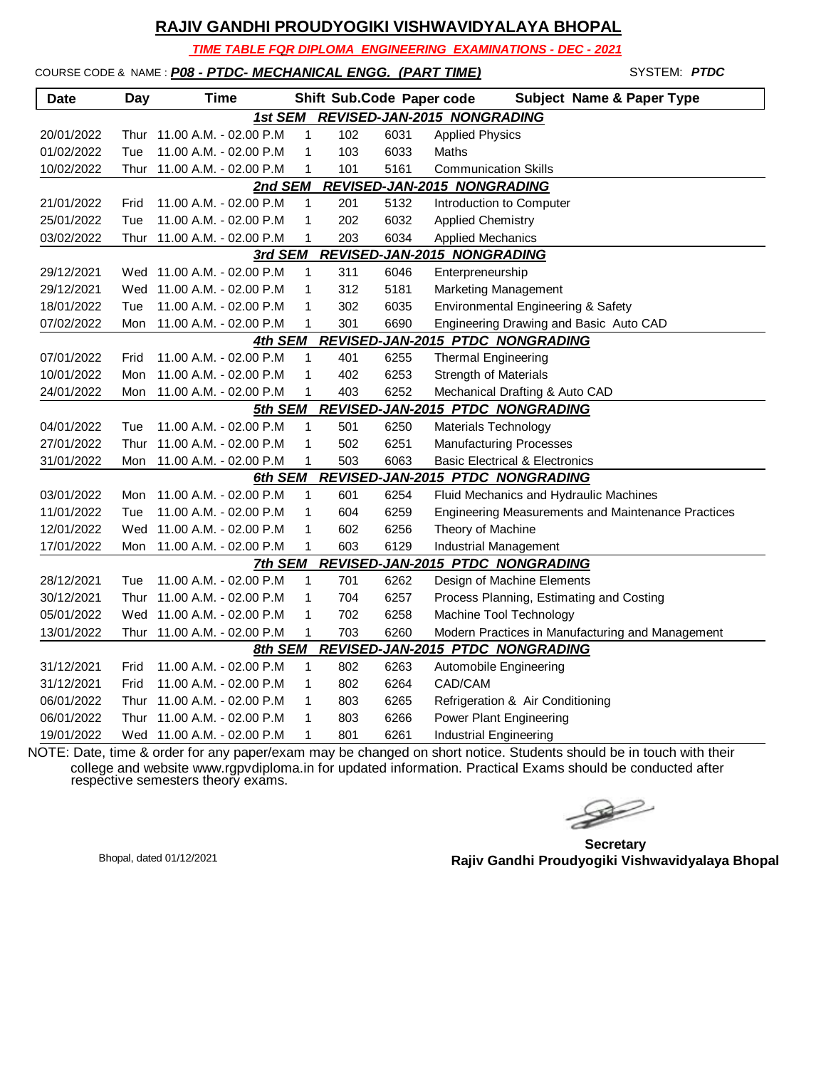## RAJIV GANDHI PROUDYOGIKI VISHWAVIDYALAYA BHOPAL

***TIME TABLE FOR DIPLOMA ENGINEERING EXAMINATIONS - DEC - 2021***

COURSE CODE & NAME : ***P08 - PTDC- MECHANICAL ENGG. (PART TIME)*** SYSTEM: ***PTDC***

| Date | Day | Time | Shift | Sub.Code | Paper code | Subject Name & Paper Type |
|---|---|---|---|---|---|---|
| | | | ***1st SEM REVISED-JAN-2015 NONGRADING*** | | | |
| 20/01/2022 | Thur | 11.00 A.M. - 02.00 P.M | 1 | 102 | 6031 | Applied Physics |
| 01/02/2022 | Tue | 11.00 A.M. - 02.00 P.M | 1 | 103 | 6033 | Maths |
| 10/02/2022 | Thur | 11.00 A.M. - 02.00 P.M | 1 | 101 | 5161 | Communication Skills |
| | | | ***2nd SEM REVISED-JAN-2015 NONGRADING*** | | | |
| 21/01/2022 | Frid | 11.00 A.M. - 02.00 P.M | 1 | 201 | 5132 | Introduction to Computer |
| 25/01/2022 | Tue | 11.00 A.M. - 02.00 P.M | 1 | 202 | 6032 | Applied Chemistry |
| 03/02/2022 | Thur | 11.00 A.M. - 02.00 P.M | 1 | 203 | 6034 | Applied Mechanics |
| | | | ***3rd SEM REVISED-JAN-2015 NONGRADING*** | | | |
| 29/12/2021 | Wed | 11.00 A.M. - 02.00 P.M | 1 | 311 | 6046 | Enterpreneurship |
| 29/12/2021 | Wed | 11.00 A.M. - 02.00 P.M | 1 | 312 | 5181 | Marketing Management |
| 18/01/2022 | Tue | 11.00 A.M. - 02.00 P.M | 1 | 302 | 6035 | Environmental Engineering & Safety |
| 07/02/2022 | Mon | 11.00 A.M. - 02.00 P.M | 1 | 301 | 6690 | Engineering Drawing and Basic Auto CAD |
| | | | ***4th SEM REVISED-JAN-2015 PTDC NONGRADING*** | | | |
| 07/01/2022 | Frid | 11.00 A.M. - 02.00 P.M | 1 | 401 | 6255 | Thermal Engineering |
| 10/01/2022 | Mon | 11.00 A.M. - 02.00 P.M | 1 | 402 | 6253 | Strength of Materials |
| 24/01/2022 | Mon | 11.00 A.M. - 02.00 P.M | 1 | 403 | 6252 | Mechanical Drafting & Auto CAD |
| | | | ***5th SEM REVISED-JAN-2015 PTDC NONGRADING*** | | | |
| 04/01/2022 | Tue | 11.00 A.M. - 02.00 P.M | 1 | 501 | 6250 | Materials Technology |
| 27/01/2022 | Thur | 11.00 A.M. - 02.00 P.M | 1 | 502 | 6251 | Manufacturing Processes |
| 31/01/2022 | Mon | 11.00 A.M. - 02.00 P.M | 1 | 503 | 6063 | Basic Electrical & Electronics |
| | | | ***6th SEM REVISED-JAN-2015 PTDC NONGRADING*** | | | |
| 03/01/2022 | Mon | 11.00 A.M. - 02.00 P.M | 1 | 601 | 6254 | Fluid Mechanics and Hydraulic Machines |
| 11/01/2022 | Tue | 11.00 A.M. - 02.00 P.M | 1 | 604 | 6259 | Engineering Measurements and Maintenance Practices |
| 12/01/2022 | Wed | 11.00 A.M. - 02.00 P.M | 1 | 602 | 6256 | Theory of Machine |
| 17/01/2022 | Mon | 11.00 A.M. - 02.00 P.M | 1 | 603 | 6129 | Industrial Management |
| | | | ***7th SEM REVISED-JAN-2015 PTDC NONGRADING*** | | | |
| 28/12/2021 | Tue | 11.00 A.M. - 02.00 P.M | 1 | 701 | 6262 | Design of Machine Elements |
| 30/12/2021 | Thur | 11.00 A.M. - 02.00 P.M | 1 | 704 | 6257 | Process Planning, Estimating and Costing |
| 05/01/2022 | Wed | 11.00 A.M. - 02.00 P.M | 1 | 702 | 6258 | Machine Tool Technology |
| 13/01/2022 | Thur | 11.00 A.M. - 02.00 P.M | 1 | 703 | 6260 | Modern Practices in Manufacturing and Management |
| | | | ***8th SEM REVISED-JAN-2015 PTDC NONGRADING*** | | | |
| 31/12/2021 | Frid | 11.00 A.M. - 02.00 P.M | 1 | 802 | 6263 | Automobile Engineering |
| 31/12/2021 | Frid | 11.00 A.M. - 02.00 P.M | 1 | 802 | 6264 | CAD/CAM |
| 06/01/2022 | Thur | 11.00 A.M. - 02.00 P.M | 1 | 803 | 6265 | Refrigeration & Air Conditioning |
| 06/01/2022 | Thur | 11.00 A.M. - 02.00 P.M | 1 | 803 | 6266 | Power Plant Engineering |
| 19/01/2022 | Wed | 11.00 A.M. - 02.00 P.M | 1 | 801 | 6261 | Industrial Engineering |

NOTE: Date, time & order for any paper/exam may be changed on short notice. Students should be in touch with their college and website www.rgpvdiploma.in for updated information. Practical Exams should be conducted after respective semesters theory exams.

Bhopal, dated 01/12/2021

**Secretary**
**Rajiv Gandhi Proudyogiki Vishwavidyalaya Bhopal**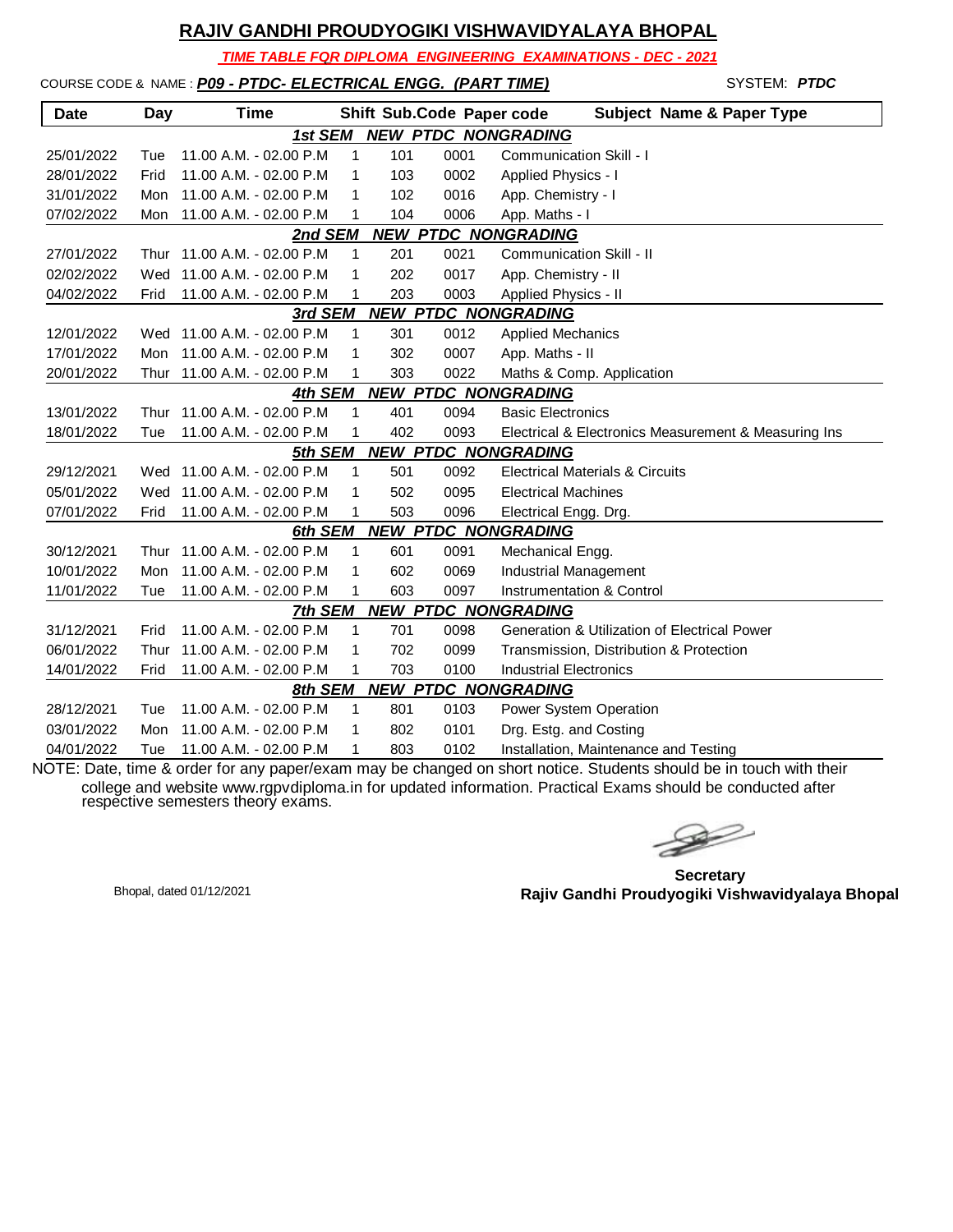# RAJIV GANDHI PROUDYOGIKI VISHWAVIDYALAYA BHOPAL

***TIME TABLE FOR DIPLOMA ENGINEERING EXAMINATIONS - DEC - 2021***

COURSE CODE & NAME : ***P09 - PTDC- ELECTRICAL ENGG. (PART TIME)*** SYSTEM: ***PTDC***

| Date | Day | Time | Shift | Sub.Code | Paper code | Subject Name & Paper Type |
|---|---|---|---|---|---|---|
| | | | ***1st SEM NEW PTDC NONGRADING*** | | | |
| 25/01/2022 | Tue | 11.00 A.M. - 02.00 P.M | 1 | 101 | 0001 | Communication Skill - I |
| 28/01/2022 | Frid | 11.00 A.M. - 02.00 P.M | 1 | 103 | 0002 | Applied Physics - I |
| 31/01/2022 | Mon | 11.00 A.M. - 02.00 P.M | 1 | 102 | 0016 | App. Chemistry - I |
| 07/02/2022 | Mon | 11.00 A.M. - 02.00 P.M | 1 | 104 | 0006 | App. Maths - I |
| | | | ***2nd SEM NEW PTDC NONGRADING*** | | | |
| 27/01/2022 | Thur | 11.00 A.M. - 02.00 P.M | 1 | 201 | 0021 | Communication Skill - II |
| 02/02/2022 | Wed | 11.00 A.M. - 02.00 P.M | 1 | 202 | 0017 | App. Chemistry - II |
| 04/02/2022 | Frid | 11.00 A.M. - 02.00 P.M | 1 | 203 | 0003 | Applied Physics - II |
| | | | ***3rd SEM NEW PTDC NONGRADING*** | | | |
| 12/01/2022 | Wed | 11.00 A.M. - 02.00 P.M | 1 | 301 | 0012 | Applied Mechanics |
| 17/01/2022 | Mon | 11.00 A.M. - 02.00 P.M | 1 | 302 | 0007 | App. Maths - II |
| 20/01/2022 | Thur | 11.00 A.M. - 02.00 P.M | 1 | 303 | 0022 | Maths & Comp. Application |
| | | | ***4th SEM NEW PTDC NONGRADING*** | | | |
| 13/01/2022 | Thur | 11.00 A.M. - 02.00 P.M | 1 | 401 | 0094 | Basic Electronics |
| 18/01/2022 | Tue | 11.00 A.M. - 02.00 P.M | 1 | 402 | 0093 | Electrical & Electronics Measurement & Measuring Ins |
| | | | ***5th SEM NEW PTDC NONGRADING*** | | | |
| 29/12/2021 | Wed | 11.00 A.M. - 02.00 P.M | 1 | 501 | 0092 | Electrical Materials & Circuits |
| 05/01/2022 | Wed | 11.00 A.M. - 02.00 P.M | 1 | 502 | 0095 | Electrical Machines |
| 07/01/2022 | Frid | 11.00 A.M. - 02.00 P.M | 1 | 503 | 0096 | Electrical Engg. Drg. |
| | | | ***6th SEM NEW PTDC NONGRADING*** | | | |
| 30/12/2021 | Thur | 11.00 A.M. - 02.00 P.M | 1 | 601 | 0091 | Mechanical Engg. |
| 10/01/2022 | Mon | 11.00 A.M. - 02.00 P.M | 1 | 602 | 0069 | Industrial Management |
| 11/01/2022 | Tue | 11.00 A.M. - 02.00 P.M | 1 | 603 | 0097 | Instrumentation & Control |
| | | | ***7th SEM NEW PTDC NONGRADING*** | | | |
| 31/12/2021 | Frid | 11.00 A.M. - 02.00 P.M | 1 | 701 | 0098 | Generation & Utilization of Electrical Power |
| 06/01/2022 | Thur | 11.00 A.M. - 02.00 P.M | 1 | 702 | 0099 | Transmission, Distribution & Protection |
| 14/01/2022 | Frid | 11.00 A.M. - 02.00 P.M | 1 | 703 | 0100 | Industrial Electronics |
| | | | ***8th SEM NEW PTDC NONGRADING*** | | | |
| 28/12/2021 | Tue | 11.00 A.M. - 02.00 P.M | 1 | 801 | 0103 | Power System Operation |
| 03/01/2022 | Mon | 11.00 A.M. - 02.00 P.M | 1 | 802 | 0101 | Drg. Estg. and Costing |
| 04/01/2022 | Tue | 11.00 A.M. - 02.00 P.M | 1 | 803 | 0102 | Installation, Maintenance and Testing |

NOTE: Date, time & order for any paper/exam may be changed on short notice. Students should be in touch with their college and website www.rgpvdiploma.in for updated information. Practical Exams should be conducted after respective semesters theory exams.

Bhopal, dated 01/12/2021

**Secretary**
**Rajiv Gandhi Proudyogiki Vishwavidyalaya Bhopal**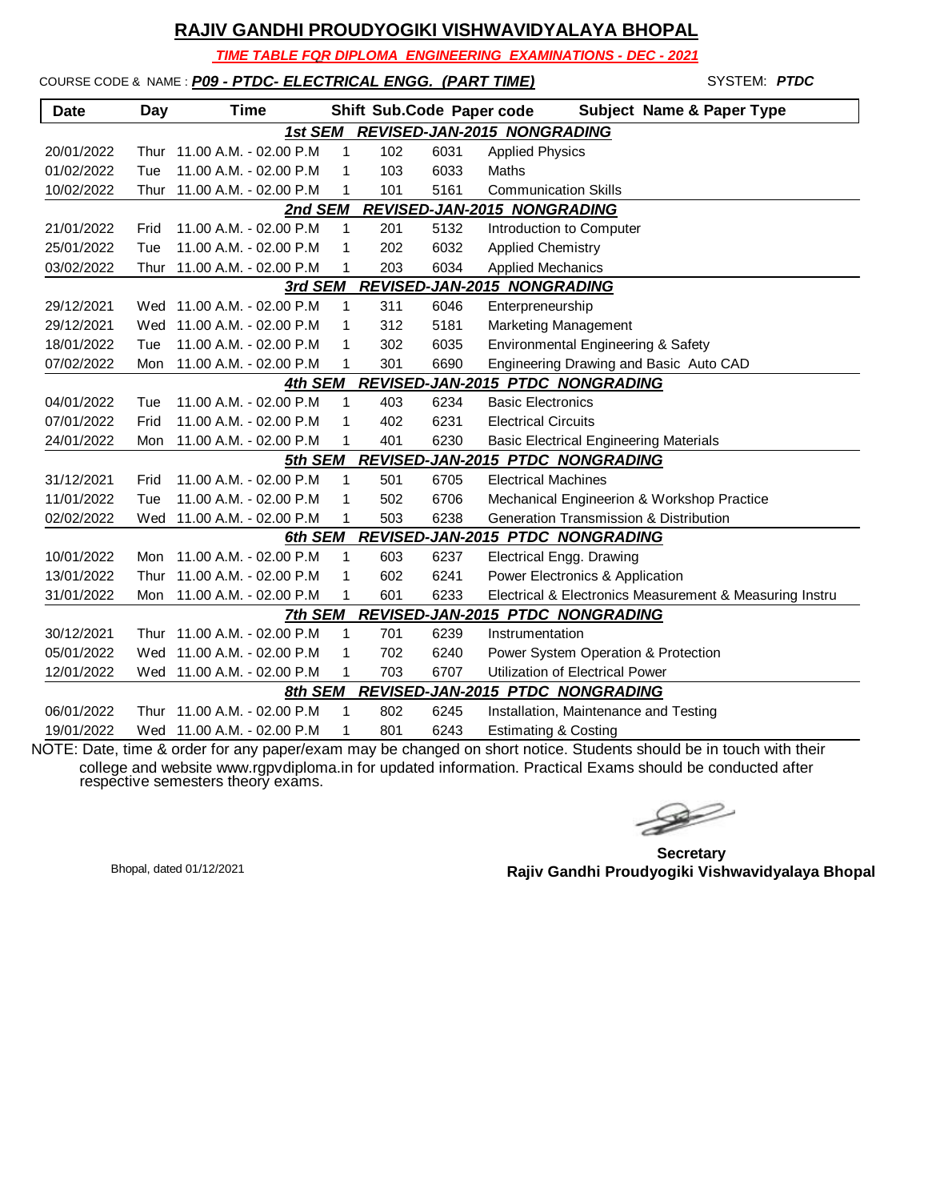# RAJIV GANDHI PROUDYOGIKI VISHWAVIDYALAYA BHOPAL

***TIME TABLE FOR DIPLOMA ENGINEERING EXAMINATIONS - DEC - 2021***

COURSE CODE & NAME : ***P09 - PTDC- ELECTRICAL ENGG. (PART TIME)*** SYSTEM: ***PTDC***

| Date | Day | Time | Shift | Sub.Code | Paper code | Subject Name & Paper Type |
|---|---|---|---|---|---|---|
| | | | | ***1st SEM REVISED-JAN-2015 NONGRADING*** | | |
| 20/01/2022 | Thur | 11.00 A.M. - 02.00 P.M | 1 | 102 | 6031 | Applied Physics |
| 01/02/2022 | Tue | 11.00 A.M. - 02.00 P.M | 1 | 103 | 6033 | Maths |
| 10/02/2022 | Thur | 11.00 A.M. - 02.00 P.M | 1 | 101 | 5161 | Communication Skills |
| | | | | ***2nd SEM REVISED-JAN-2015 NONGRADING*** | | |
| 21/01/2022 | Frid | 11.00 A.M. - 02.00 P.M | 1 | 201 | 5132 | Introduction to Computer |
| 25/01/2022 | Tue | 11.00 A.M. - 02.00 P.M | 1 | 202 | 6032 | Applied Chemistry |
| 03/02/2022 | Thur | 11.00 A.M. - 02.00 P.M | 1 | 203 | 6034 | Applied Mechanics |
| | | | | ***3rd SEM REVISED-JAN-2015 NONGRADING*** | | |
| 29/12/2021 | Wed | 11.00 A.M. - 02.00 P.M | 1 | 311 | 6046 | Enterpreneurship |
| 29/12/2021 | Wed | 11.00 A.M. - 02.00 P.M | 1 | 312 | 5181 | Marketing Management |
| 18/01/2022 | Tue | 11.00 A.M. - 02.00 P.M | 1 | 302 | 6035 | Environmental Engineering & Safety |
| 07/02/2022 | Mon | 11.00 A.M. - 02.00 P.M | 1 | 301 | 6690 | Engineering Drawing and Basic Auto CAD |
| | | | | ***4th SEM REVISED-JAN-2015 PTDC NONGRADING*** | | |
| 04/01/2022 | Tue | 11.00 A.M. - 02.00 P.M | 1 | 403 | 6234 | Basic Electronics |
| 07/01/2022 | Frid | 11.00 A.M. - 02.00 P.M | 1 | 402 | 6231 | Electrical Circuits |
| 24/01/2022 | Mon | 11.00 A.M. - 02.00 P.M | 1 | 401 | 6230 | Basic Electrical Engineering Materials |
| | | | | ***5th SEM REVISED-JAN-2015 PTDC NONGRADING*** | | |
| 31/12/2021 | Frid | 11.00 A.M. - 02.00 P.M | 1 | 501 | 6705 | Electrical Machines |
| 11/01/2022 | Tue | 11.00 A.M. - 02.00 P.M | 1 | 502 | 6706 | Mechanical Engineerion & Workshop Practice |
| 02/02/2022 | Wed | 11.00 A.M. - 02.00 P.M | 1 | 503 | 6238 | Generation Transmission & Distribution |
| | | | | ***6th SEM REVISED-JAN-2015 PTDC NONGRADING*** | | |
| 10/01/2022 | Mon | 11.00 A.M. - 02.00 P.M | 1 | 603 | 6237 | Electrical Engg. Drawing |
| 13/01/2022 | Thur | 11.00 A.M. - 02.00 P.M | 1 | 602 | 6241 | Power Electronics & Application |
| 31/01/2022 | Mon | 11.00 A.M. - 02.00 P.M | 1 | 601 | 6233 | Electrical & Electronics Measurement & Measuring Instru |
| | | | | ***7th SEM REVISED-JAN-2015 PTDC NONGRADING*** | | |
| 30/12/2021 | Thur | 11.00 A.M. - 02.00 P.M | 1 | 701 | 6239 | Instrumentation |
| 05/01/2022 | Wed | 11.00 A.M. - 02.00 P.M | 1 | 702 | 6240 | Power System Operation & Protection |
| 12/01/2022 | Wed | 11.00 A.M. - 02.00 P.M | 1 | 703 | 6707 | Utilization of Electrical Power |
| | | | | ***8th SEM REVISED-JAN-2015 PTDC NONGRADING*** | | |
| 06/01/2022 | Thur | 11.00 A.M. - 02.00 P.M | 1 | 802 | 6245 | Installation, Maintenance and Testing |
| 19/01/2022 | Wed | 11.00 A.M. - 02.00 P.M | 1 | 801 | 6243 | Estimating & Costing |

NOTE: Date, time & order for any paper/exam may be changed on short notice. Students should be in touch with their college and website www.rgpvdiploma.in for updated information. Practical Exams should be conducted after respective semesters theory exams.

Bhopal, dated 01/12/2021

**Secretary**
**Rajiv Gandhi Proudyogiki Vishwavidyalaya Bhopal**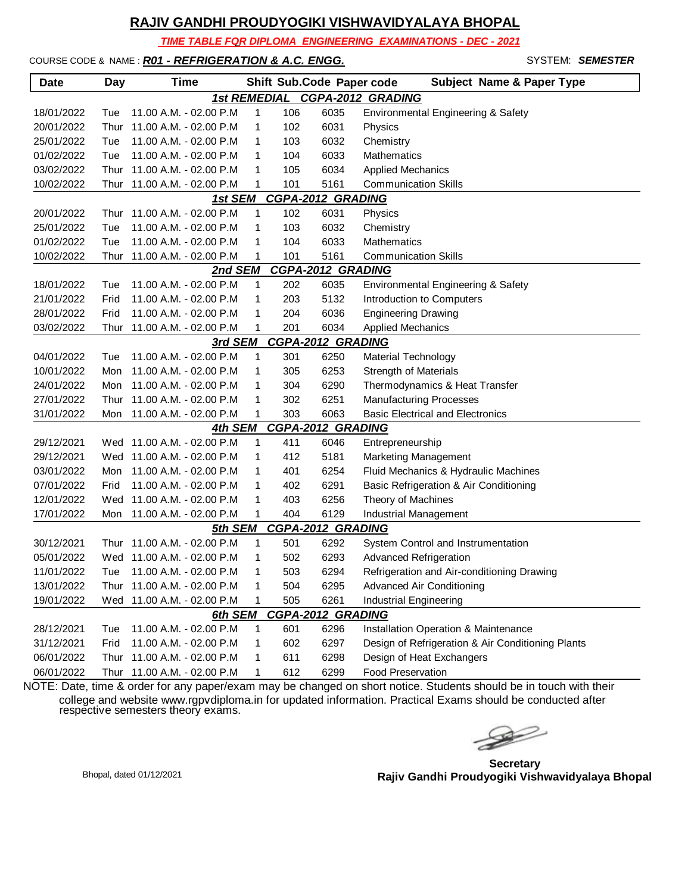# RAJIV GANDHI PROUDYOGIKI VISHWAVIDYALAYA BHOPAL

***TIME TABLE FOR DIPLOMA ENGINEERING EXAMINATIONS - DEC - 2021***

COURSE CODE & NAME : ***R01 - REFRIGERATION & A.C. ENGG.*** SYSTEM: ***SEMESTER***

| Date | Day | Time | Shift | Sub.Code | Paper code | Subject Name & Paper Type |
|---|---|---|---|---|---|---|
| | | | ***1st REMEDIAL CGPA-2012 GRADING*** | | | |
| 18/01/2022 | Tue | 11.00 A.M. - 02.00 P.M | 1 | 106 | 6035 | Environmental Engineering & Safety |
| 20/01/2022 | Thur | 11.00 A.M. - 02.00 P.M | 1 | 102 | 6031 | Physics |
| 25/01/2022 | Tue | 11.00 A.M. - 02.00 P.M | 1 | 103 | 6032 | Chemistry |
| 01/02/2022 | Tue | 11.00 A.M. - 02.00 P.M | 1 | 104 | 6033 | Mathematics |
| 03/02/2022 | Thur | 11.00 A.M. - 02.00 P.M | 1 | 105 | 6034 | Applied Mechanics |
| 10/02/2022 | Thur | 11.00 A.M. - 02.00 P.M | 1 | 101 | 5161 | Communication Skills |
| | | | ***1st SEM CGPA-2012 GRADING*** | | | |
| 20/01/2022 | Thur | 11.00 A.M. - 02.00 P.M | 1 | 102 | 6031 | Physics |
| 25/01/2022 | Tue | 11.00 A.M. - 02.00 P.M | 1 | 103 | 6032 | Chemistry |
| 01/02/2022 | Tue | 11.00 A.M. - 02.00 P.M | 1 | 104 | 6033 | Mathematics |
| 10/02/2022 | Thur | 11.00 A.M. - 02.00 P.M | 1 | 101 | 5161 | Communication Skills |
| | | | ***2nd SEM CGPA-2012 GRADING*** | | | |
| 18/01/2022 | Tue | 11.00 A.M. - 02.00 P.M | 1 | 202 | 6035 | Environmental Engineering & Safety |
| 21/01/2022 | Frid | 11.00 A.M. - 02.00 P.M | 1 | 203 | 5132 | Introduction to Computers |
| 28/01/2022 | Frid | 11.00 A.M. - 02.00 P.M | 1 | 204 | 6036 | Engineering Drawing |
| 03/02/2022 | Thur | 11.00 A.M. - 02.00 P.M | 1 | 201 | 6034 | Applied Mechanics |
| | | | ***3rd SEM CGPA-2012 GRADING*** | | | |
| 04/01/2022 | Tue | 11.00 A.M. - 02.00 P.M | 1 | 301 | 6250 | Material Technology |
| 10/01/2022 | Mon | 11.00 A.M. - 02.00 P.M | 1 | 305 | 6253 | Strength of Materials |
| 24/01/2022 | Mon | 11.00 A.M. - 02.00 P.M | 1 | 304 | 6290 | Thermodynamics & Heat Transfer |
| 27/01/2022 | Thur | 11.00 A.M. - 02.00 P.M | 1 | 302 | 6251 | Manufacturing Processes |
| 31/01/2022 | Mon | 11.00 A.M. - 02.00 P.M | 1 | 303 | 6063 | Basic Electrical and Electronics |
| | | | ***4th SEM CGPA-2012 GRADING*** | | | |
| 29/12/2021 | Wed | 11.00 A.M. - 02.00 P.M | 1 | 411 | 6046 | Entrepreneurship |
| 29/12/2021 | Wed | 11.00 A.M. - 02.00 P.M | 1 | 412 | 5181 | Marketing Management |
| 03/01/2022 | Mon | 11.00 A.M. - 02.00 P.M | 1 | 401 | 6254 | Fluid Mechanics & Hydraulic Machines |
| 07/01/2022 | Frid | 11.00 A.M. - 02.00 P.M | 1 | 402 | 6291 | Basic Refrigeration & Air Conditioning |
| 12/01/2022 | Wed | 11.00 A.M. - 02.00 P.M | 1 | 403 | 6256 | Theory of Machines |
| 17/01/2022 | Mon | 11.00 A.M. - 02.00 P.M | 1 | 404 | 6129 | Industrial Management |
| | | | ***5th SEM CGPA-2012 GRADING*** | | | |
| 30/12/2021 | Thur | 11.00 A.M. - 02.00 P.M | 1 | 501 | 6292 | System Control and Instrumentation |
| 05/01/2022 | Wed | 11.00 A.M. - 02.00 P.M | 1 | 502 | 6293 | Advanced Refrigeration |
| 11/01/2022 | Tue | 11.00 A.M. - 02.00 P.M | 1 | 503 | 6294 | Refrigeration and Air-conditioning Drawing |
| 13/01/2022 | Thur | 11.00 A.M. - 02.00 P.M | 1 | 504 | 6295 | Advanced Air Conditioning |
| 19/01/2022 | Wed | 11.00 A.M. - 02.00 P.M | 1 | 505 | 6261 | Industrial Engineering |
| | | | ***6th SEM CGPA-2012 GRADING*** | | | |
| 28/12/2021 | Tue | 11.00 A.M. - 02.00 P.M | 1 | 601 | 6296 | Installation Operation & Maintenance |
| 31/12/2021 | Frid | 11.00 A.M. - 02.00 P.M | 1 | 602 | 6297 | Design of Refrigeration & Air Conditioning Plants |
| 06/01/2022 | Thur | 11.00 A.M. - 02.00 P.M | 1 | 611 | 6298 | Design of Heat Exchangers |
| 06/01/2022 | Thur | 11.00 A.M. - 02.00 P.M | 1 | 612 | 6299 | Food Preservation |

NOTE: Date, time & order for any paper/exam may be changed on short notice. Students should be in touch with their college and website www.rgpvdiploma.in for updated information. Practical Exams should be conducted after respective semesters theory exams.

Bhopal, dated 01/12/2021

**Secretary**
**Rajiv Gandhi Proudyogiki Vishwavidyalaya Bhopal**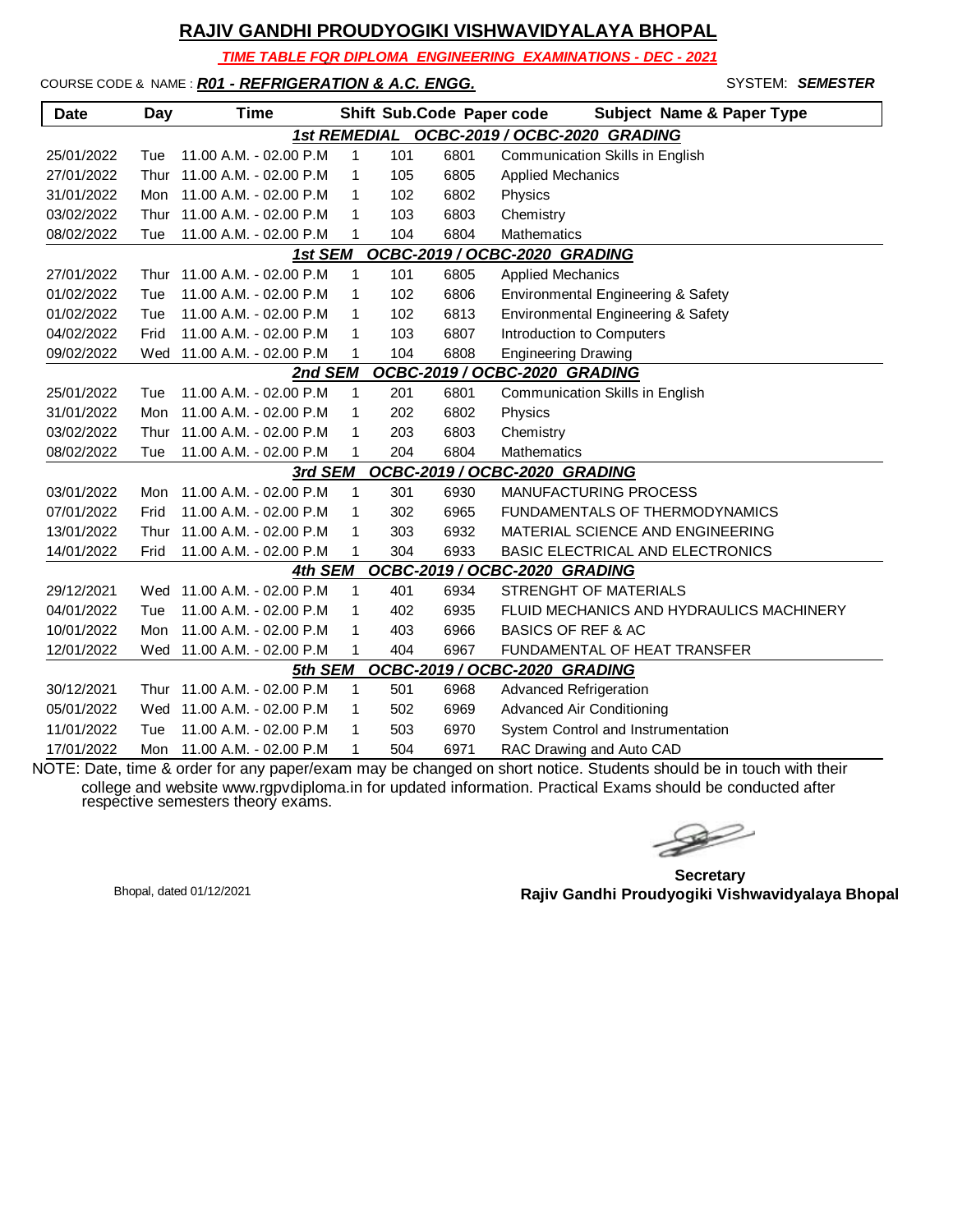# RAJIV GANDHI PROUDYOGIKI VISHWAVIDYALAYA BHOPAL

***TIME TABLE FQR DIPLOMA ENGINEERING EXAMINATIONS - DEC - 2021***

COURSE CODE & NAME : ***R01 - REFRIGERATION & A.C. ENGG.*** SYSTEM: ***SEMESTER***

| Date | Day | Time | Shift | Sub.Code | Paper code | Subject Name & Paper Type |
|---|---|---|---|---|---|---|
| | | | | | | ***1st REMEDIAL OCBC-2019 / OCBC-2020 GRADING*** |
| 25/01/2022 | Tue | 11.00 A.M. - 02.00 P.M | 1 | 101 | 6801 | Communication Skills in English |
| 27/01/2022 | Thur | 11.00 A.M. - 02.00 P.M | 1 | 105 | 6805 | Applied Mechanics |
| 31/01/2022 | Mon | 11.00 A.M. - 02.00 P.M | 1 | 102 | 6802 | Physics |
| 03/02/2022 | Thur | 11.00 A.M. - 02.00 P.M | 1 | 103 | 6803 | Chemistry |
| 08/02/2022 | Tue | 11.00 A.M. - 02.00 P.M | 1 | 104 | 6804 | Mathematics |
| | | | | | | ***1st SEM OCBC-2019 / OCBC-2020 GRADING*** |
| 27/01/2022 | Thur | 11.00 A.M. - 02.00 P.M | 1 | 101 | 6805 | Applied Mechanics |
| 01/02/2022 | Tue | 11.00 A.M. - 02.00 P.M | 1 | 102 | 6806 | Environmental Engineering & Safety |
| 01/02/2022 | Tue | 11.00 A.M. - 02.00 P.M | 1 | 102 | 6813 | Environmental Engineering & Safety |
| 04/02/2022 | Frid | 11.00 A.M. - 02.00 P.M | 1 | 103 | 6807 | Introduction to Computers |
| 09/02/2022 | Wed | 11.00 A.M. - 02.00 P.M | 1 | 104 | 6808 | Engineering Drawing |
| | | | | | | ***2nd SEM OCBC-2019 / OCBC-2020 GRADING*** |
| 25/01/2022 | Tue | 11.00 A.M. - 02.00 P.M | 1 | 201 | 6801 | Communication Skills in English |
| 31/01/2022 | Mon | 11.00 A.M. - 02.00 P.M | 1 | 202 | 6802 | Physics |
| 03/02/2022 | Thur | 11.00 A.M. - 02.00 P.M | 1 | 203 | 6803 | Chemistry |
| 08/02/2022 | Tue | 11.00 A.M. - 02.00 P.M | 1 | 204 | 6804 | Mathematics |
| | | | | | | ***3rd SEM OCBC-2019 / OCBC-2020 GRADING*** |
| 03/01/2022 | Mon | 11.00 A.M. - 02.00 P.M | 1 | 301 | 6930 | MANUFACTURING PROCESS |
| 07/01/2022 | Frid | 11.00 A.M. - 02.00 P.M | 1 | 302 | 6965 | FUNDAMENTALS OF THERMODYNAMICS |
| 13/01/2022 | Thur | 11.00 A.M. - 02.00 P.M | 1 | 303 | 6932 | MATERIAL SCIENCE AND ENGINEERING |
| 14/01/2022 | Frid | 11.00 A.M. - 02.00 P.M | 1 | 304 | 6933 | BASIC ELECTRICAL AND ELECTRONICS |
| | | | | | | ***4th SEM OCBC-2019 / OCBC-2020 GRADING*** |
| 29/12/2021 | Wed | 11.00 A.M. - 02.00 P.M | 1 | 401 | 6934 | STRENGHT OF MATERIALS |
| 04/01/2022 | Tue | 11.00 A.M. - 02.00 P.M | 1 | 402 | 6935 | FLUID MECHANICS AND HYDRAULICS MACHINERY |
| 10/01/2022 | Mon | 11.00 A.M. - 02.00 P.M | 1 | 403 | 6966 | BASICS OF REF & AC |
| 12/01/2022 | Wed | 11.00 A.M. - 02.00 P.M | 1 | 404 | 6967 | FUNDAMENTAL OF HEAT TRANSFER |
| | | | | | | ***5th SEM OCBC-2019 / OCBC-2020 GRADING*** |
| 30/12/2021 | Thur | 11.00 A.M. - 02.00 P.M | 1 | 501 | 6968 | Advanced Refrigeration |
| 05/01/2022 | Wed | 11.00 A.M. - 02.00 P.M | 1 | 502 | 6969 | Advanced Air Conditioning |
| 11/01/2022 | Tue | 11.00 A.M. - 02.00 P.M | 1 | 503 | 6970 | System Control and Instrumentation |
| 17/01/2022 | Mon | 11.00 A.M. - 02.00 P.M | 1 | 504 | 6971 | RAC Drawing and Auto CAD |

NOTE: Date, time & order for any paper/exam may be changed on short notice. Students should be in touch with their college and website www.rgpvdiploma.in for updated information. Practical Exams should be conducted after respective semesters theory exams.

Bhopal, dated 01/12/2021

**Secretary**
**Rajiv Gandhi Proudyogiki Vishwavidyalaya Bhopal**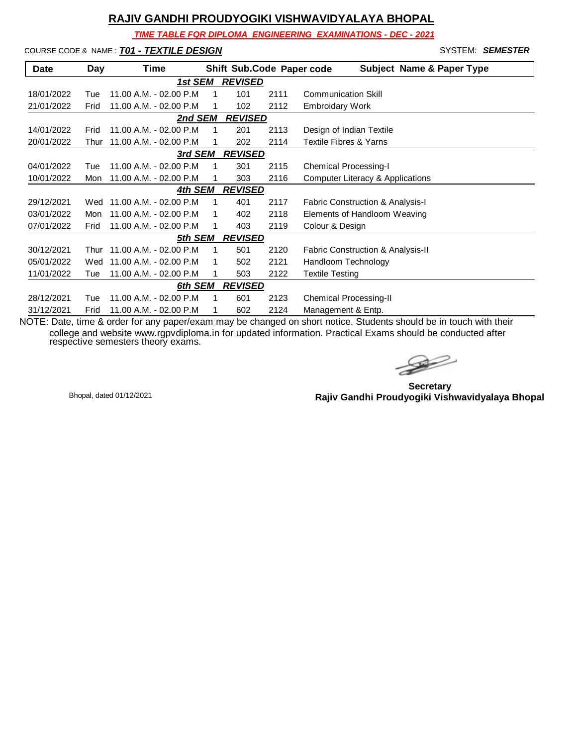## RAJIV GANDHI PROUDYOGIKI VISHWAVIDYALAYA BHOPAL

***TIME TABLE FOR DIPLOMA ENGINEERING EXAMINATIONS - DEC - 2021***

COURSE CODE & NAME : ***T01 - TEXTILE DESIGN*** SYSTEM: ***SEMESTER***

| Date | Day | Time | Shift | Sub.Code | Paper code | Subject Name & Paper Type |
|---|---|---|---|---|---|---|
| | | | ***1st SEM REVISED*** | | | |
| 18/01/2022 | Tue | 11.00 A.M. - 02.00 P.M | 1 | 101 | 2111 | Communication Skill |
| 21/01/2022 | Frid | 11.00 A.M. - 02.00 P.M | 1 | 102 | 2112 | Embroidary Work |
| | | | ***2nd SEM REVISED*** | | | |
| 14/01/2022 | Frid | 11.00 A.M. - 02.00 P.M | 1 | 201 | 2113 | Design of Indian Textile |
| 20/01/2022 | Thur | 11.00 A.M. - 02.00 P.M | 1 | 202 | 2114 | Textile Fibres & Yarns |
| | | | ***3rd SEM REVISED*** | | | |
| 04/01/2022 | Tue | 11.00 A.M. - 02.00 P.M | 1 | 301 | 2115 | Chemical Processing-I |
| 10/01/2022 | Mon | 11.00 A.M. - 02.00 P.M | 1 | 303 | 2116 | Computer Literacy & Applications |
| | | | ***4th SEM REVISED*** | | | |
| 29/12/2021 | Wed | 11.00 A.M. - 02.00 P.M | 1 | 401 | 2117 | Fabric Construction & Analysis-I |
| 03/01/2022 | Mon | 11.00 A.M. - 02.00 P.M | 1 | 402 | 2118 | Elements of Handloom Weaving |
| 07/01/2022 | Frid | 11.00 A.M. - 02.00 P.M | 1 | 403 | 2119 | Colour & Design |
| | | | ***5th SEM REVISED*** | | | |
| 30/12/2021 | Thur | 11.00 A.M. - 02.00 P.M | 1 | 501 | 2120 | Fabric Construction & Analysis-II |
| 05/01/2022 | Wed | 11.00 A.M. - 02.00 P.M | 1 | 502 | 2121 | Handloom Technology |
| 11/01/2022 | Tue | 11.00 A.M. - 02.00 P.M | 1 | 503 | 2122 | Textile Testing |
| | | | ***6th SEM REVISED*** | | | |
| 28/12/2021 | Tue | 11.00 A.M. - 02.00 P.M | 1 | 601 | 2123 | Chemical Processing-II |
| 31/12/2021 | Frid | 11.00 A.M. - 02.00 P.M | 1 | 602 | 2124 | Management & Entp. |

NOTE: Date, time & order for any paper/exam may be changed on short notice. Students should be in touch with their college and website www.rgpvdiploma.in for updated information. Practical Exams should be conducted after respective semesters theory exams.

Bhopal, dated 01/12/2021

**Secretary**
**Rajiv Gandhi Proudyogiki Vishwavidyalaya Bhopal**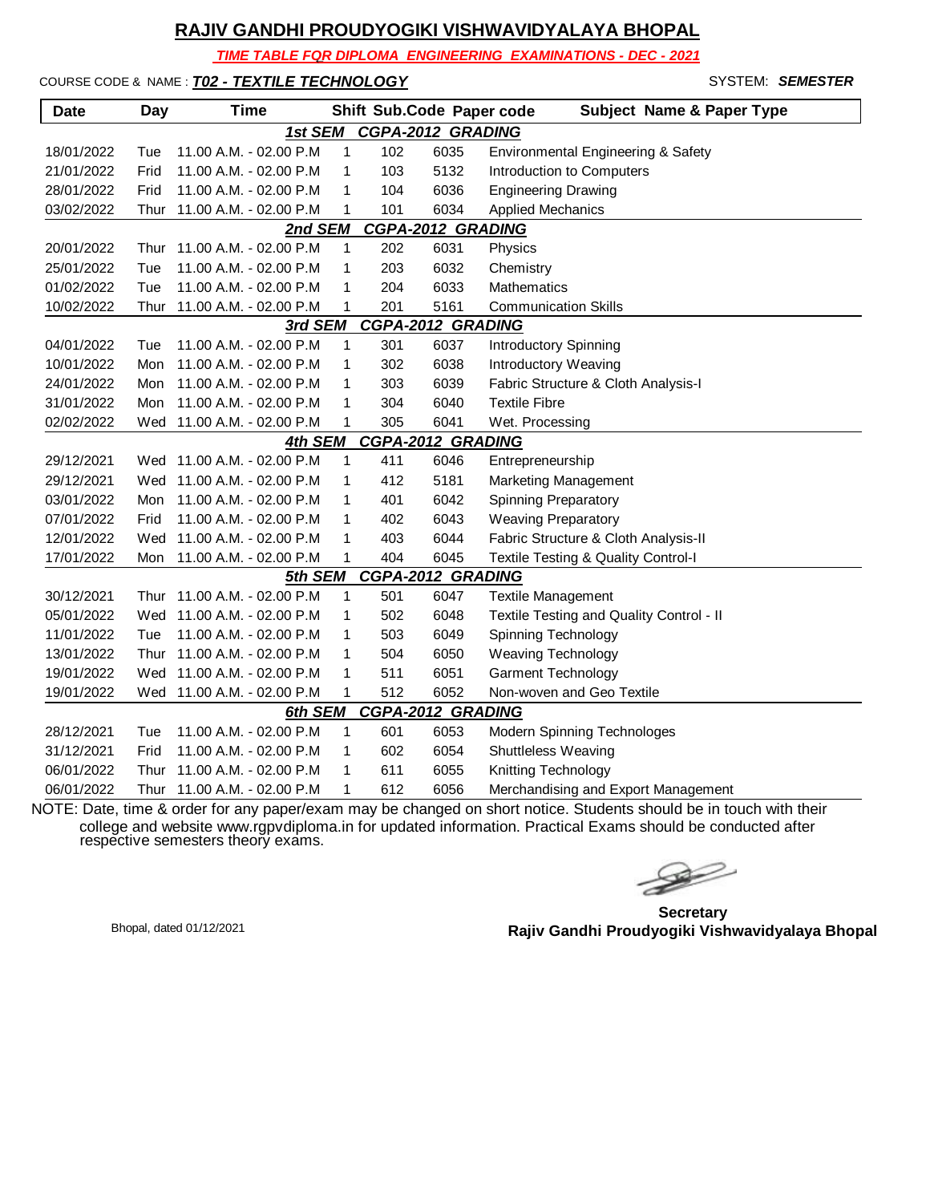# RAJIV GANDHI PROUDYOGIKI VISHWAVIDYALAYA BHOPAL

***TIME TABLE FOR DIPLOMA ENGINEERING EXAMINATIONS - DEC - 2021***

COURSE CODE & NAME : ***T02 - TEXTILE TECHNOLOGY*** SYSTEM: ***SEMESTER***

| Date | Day | Time | Shift | Sub.Code | Paper code | Subject Name & Paper Type |
|---|---|---|---|---|---|---|
| | | | ***1st SEM*** | ***CGPA-2012 GRADING*** | | |
| 18/01/2022 | Tue | 11.00 A.M. - 02.00 P.M | 1 | 102 | 6035 | Environmental Engineering & Safety |
| 21/01/2022 | Frid | 11.00 A.M. - 02.00 P.M | 1 | 103 | 5132 | Introduction to Computers |
| 28/01/2022 | Frid | 11.00 A.M. - 02.00 P.M | 1 | 104 | 6036 | Engineering Drawing |
| 03/02/2022 | Thur | 11.00 A.M. - 02.00 P.M | 1 | 101 | 6034 | Applied Mechanics |
| | | | ***2nd SEM*** | ***CGPA-2012 GRADING*** | | |
| 20/01/2022 | Thur | 11.00 A.M. - 02.00 P.M | 1 | 202 | 6031 | Physics |
| 25/01/2022 | Tue | 11.00 A.M. - 02.00 P.M | 1 | 203 | 6032 | Chemistry |
| 01/02/2022 | Tue | 11.00 A.M. - 02.00 P.M | 1 | 204 | 6033 | Mathematics |
| 10/02/2022 | Thur | 11.00 A.M. - 02.00 P.M | 1 | 201 | 5161 | Communication Skills |
| | | | ***3rd SEM*** | ***CGPA-2012 GRADING*** | | |
| 04/01/2022 | Tue | 11.00 A.M. - 02.00 P.M | 1 | 301 | 6037 | Introductory Spinning |
| 10/01/2022 | Mon | 11.00 A.M. - 02.00 P.M | 1 | 302 | 6038 | Introductory Weaving |
| 24/01/2022 | Mon | 11.00 A.M. - 02.00 P.M | 1 | 303 | 6039 | Fabric Structure & Cloth Analysis-I |
| 31/01/2022 | Mon | 11.00 A.M. - 02.00 P.M | 1 | 304 | 6040 | Textile Fibre |
| 02/02/2022 | Wed | 11.00 A.M. - 02.00 P.M | 1 | 305 | 6041 | Wet. Processing |
| | | | ***4th SEM*** | ***CGPA-2012 GRADING*** | | |
| 29/12/2021 | Wed | 11.00 A.M. - 02.00 P.M | 1 | 411 | 6046 | Entrepreneurship |
| 29/12/2021 | Wed | 11.00 A.M. - 02.00 P.M | 1 | 412 | 5181 | Marketing Management |
| 03/01/2022 | Mon | 11.00 A.M. - 02.00 P.M | 1 | 401 | 6042 | Spinning Preparatory |
| 07/01/2022 | Frid | 11.00 A.M. - 02.00 P.M | 1 | 402 | 6043 | Weaving Preparatory |
| 12/01/2022 | Wed | 11.00 A.M. - 02.00 P.M | 1 | 403 | 6044 | Fabric Structure & Cloth Analysis-II |
| 17/01/2022 | Mon | 11.00 A.M. - 02.00 P.M | 1 | 404 | 6045 | Textile Testing & Quality Control-I |
| | | | ***5th SEM*** | ***CGPA-2012 GRADING*** | | |
| 30/12/2021 | Thur | 11.00 A.M. - 02.00 P.M | 1 | 501 | 6047 | Textile Management |
| 05/01/2022 | Wed | 11.00 A.M. - 02.00 P.M | 1 | 502 | 6048 | Textile Testing and Quality Control - II |
| 11/01/2022 | Tue | 11.00 A.M. - 02.00 P.M | 1 | 503 | 6049 | Spinning Technology |
| 13/01/2022 | Thur | 11.00 A.M. - 02.00 P.M | 1 | 504 | 6050 | Weaving Technology |
| 19/01/2022 | Wed | 11.00 A.M. - 02.00 P.M | 1 | 511 | 6051 | Garment Technology |
| 19/01/2022 | Wed | 11.00 A.M. - 02.00 P.M | 1 | 512 | 6052 | Non-woven and Geo Textile |
| | | | ***6th SEM*** | ***CGPA-2012 GRADING*** | | |
| 28/12/2021 | Tue | 11.00 A.M. - 02.00 P.M | 1 | 601 | 6053 | Modern Spinning Technologes |
| 31/12/2021 | Frid | 11.00 A.M. - 02.00 P.M | 1 | 602 | 6054 | Shuttleless Weaving |
| 06/01/2022 | Thur | 11.00 A.M. - 02.00 P.M | 1 | 611 | 6055 | Knitting Technology |
| 06/01/2022 | Thur | 11.00 A.M. - 02.00 P.M | 1 | 612 | 6056 | Merchandising and Export Management |

NOTE: Date, time & order for any paper/exam may be changed on short notice. Students should be in touch with their college and website www.rgpvdiploma.in for updated information. Practical Exams should be conducted after respective semesters theory exams.

Bhopal, dated 01/12/2021

**Secretary**
**Rajiv Gandhi Proudyogiki Vishwavidyalaya Bhopal**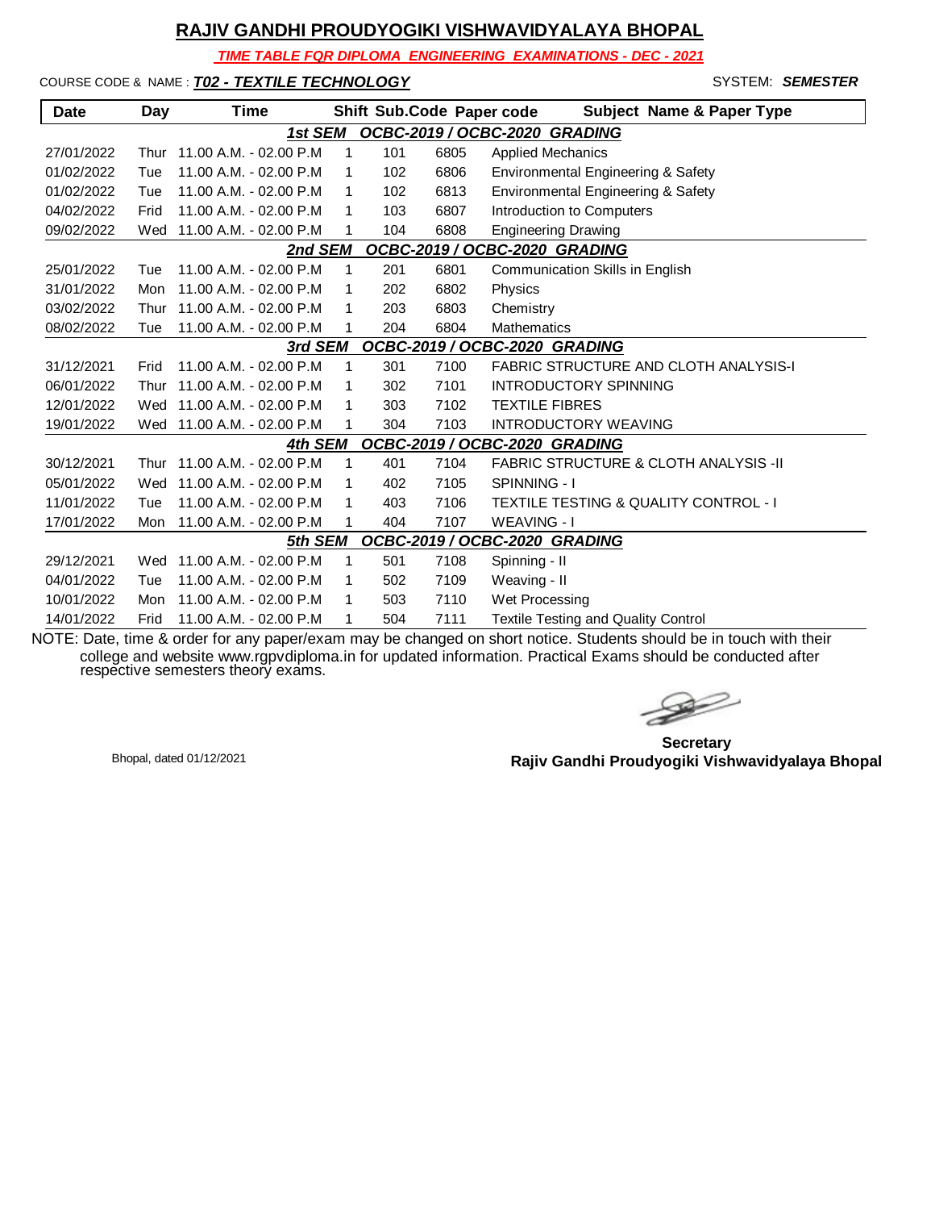# RAJIV GANDHI PROUDYOGIKI VISHWAVIDYALAYA BHOPAL

***TIME TABLE FOR DIPLOMA ENGINEERING EXAMINATIONS - DEC - 2021***

COURSE CODE & NAME : ***T02 - TEXTILE TECHNOLOGY*** SYSTEM: ***SEMESTER***

| Date | Day | Time | Shift | Sub.Code | Paper code | Subject Name & Paper Type |
|---|---|---|---|---|---|---|
| | | | ***1st SEM*** | ***OCBC-2019 / OCBC-2020 GRADING*** | | |
| 27/01/2022 | Thur | 11.00 A.M. - 02.00 P.M | 1 | 101 | 6805 | Applied Mechanics |
| 01/02/2022 | Tue | 11.00 A.M. - 02.00 P.M | 1 | 102 | 6806 | Environmental Engineering & Safety |
| 01/02/2022 | Tue | 11.00 A.M. - 02.00 P.M | 1 | 102 | 6813 | Environmental Engineering & Safety |
| 04/02/2022 | Frid | 11.00 A.M. - 02.00 P.M | 1 | 103 | 6807 | Introduction to Computers |
| 09/02/2022 | Wed | 11.00 A.M. - 02.00 P.M | 1 | 104 | 6808 | Engineering Drawing |
| | | | ***2nd SEM*** | ***OCBC-2019 / OCBC-2020 GRADING*** | | |
| 25/01/2022 | Tue | 11.00 A.M. - 02.00 P.M | 1 | 201 | 6801 | Communication Skills in English |
| 31/01/2022 | Mon | 11.00 A.M. - 02.00 P.M | 1 | 202 | 6802 | Physics |
| 03/02/2022 | Thur | 11.00 A.M. - 02.00 P.M | 1 | 203 | 6803 | Chemistry |
| 08/02/2022 | Tue | 11.00 A.M. - 02.00 P.M | 1 | 204 | 6804 | Mathematics |
| | | | ***3rd SEM*** | ***OCBC-2019 / OCBC-2020 GRADING*** | | |
| 31/12/2021 | Frid | 11.00 A.M. - 02.00 P.M | 1 | 301 | 7100 | FABRIC STRUCTURE AND CLOTH ANALYSIS-I |
| 06/01/2022 | Thur | 11.00 A.M. - 02.00 P.M | 1 | 302 | 7101 | INTRODUCTORY SPINNING |
| 12/01/2022 | Wed | 11.00 A.M. - 02.00 P.M | 1 | 303 | 7102 | TEXTILE FIBRES |
| 19/01/2022 | Wed | 11.00 A.M. - 02.00 P.M | 1 | 304 | 7103 | INTRODUCTORY WEAVING |
| | | | ***4th SEM*** | ***OCBC-2019 / OCBC-2020 GRADING*** | | |
| 30/12/2021 | Thur | 11.00 A.M. - 02.00 P.M | 1 | 401 | 7104 | FABRIC STRUCTURE & CLOTH ANALYSIS -II |
| 05/01/2022 | Wed | 11.00 A.M. - 02.00 P.M | 1 | 402 | 7105 | SPINNING - I |
| 11/01/2022 | Tue | 11.00 A.M. - 02.00 P.M | 1 | 403 | 7106 | TEXTILE TESTING & QUALITY CONTROL - I |
| 17/01/2022 | Mon | 11.00 A.M. - 02.00 P.M | 1 | 404 | 7107 | WEAVING - I |
| | | | ***5th SEM*** | ***OCBC-2019 / OCBC-2020 GRADING*** | | |
| 29/12/2021 | Wed | 11.00 A.M. - 02.00 P.M | 1 | 501 | 7108 | Spinning - II |
| 04/01/2022 | Tue | 11.00 A.M. - 02.00 P.M | 1 | 502 | 7109 | Weaving - II |
| 10/01/2022 | Mon | 11.00 A.M. - 02.00 P.M | 1 | 503 | 7110 | Wet Processing |
| 14/01/2022 | Frid | 11.00 A.M. - 02.00 P.M | 1 | 504 | 7111 | Textile Testing and Quality Control |

NOTE: Date, time & order for any paper/exam may be changed on short notice. Students should be in touch with their college and website www.rgpvdiploma.in for updated information. Practical Exams should be conducted after respective semesters theory exams.

Bhopal, dated 01/12/2021

**Secretary**
**Rajiv Gandhi Proudyogiki Vishwavidyalaya Bhopal**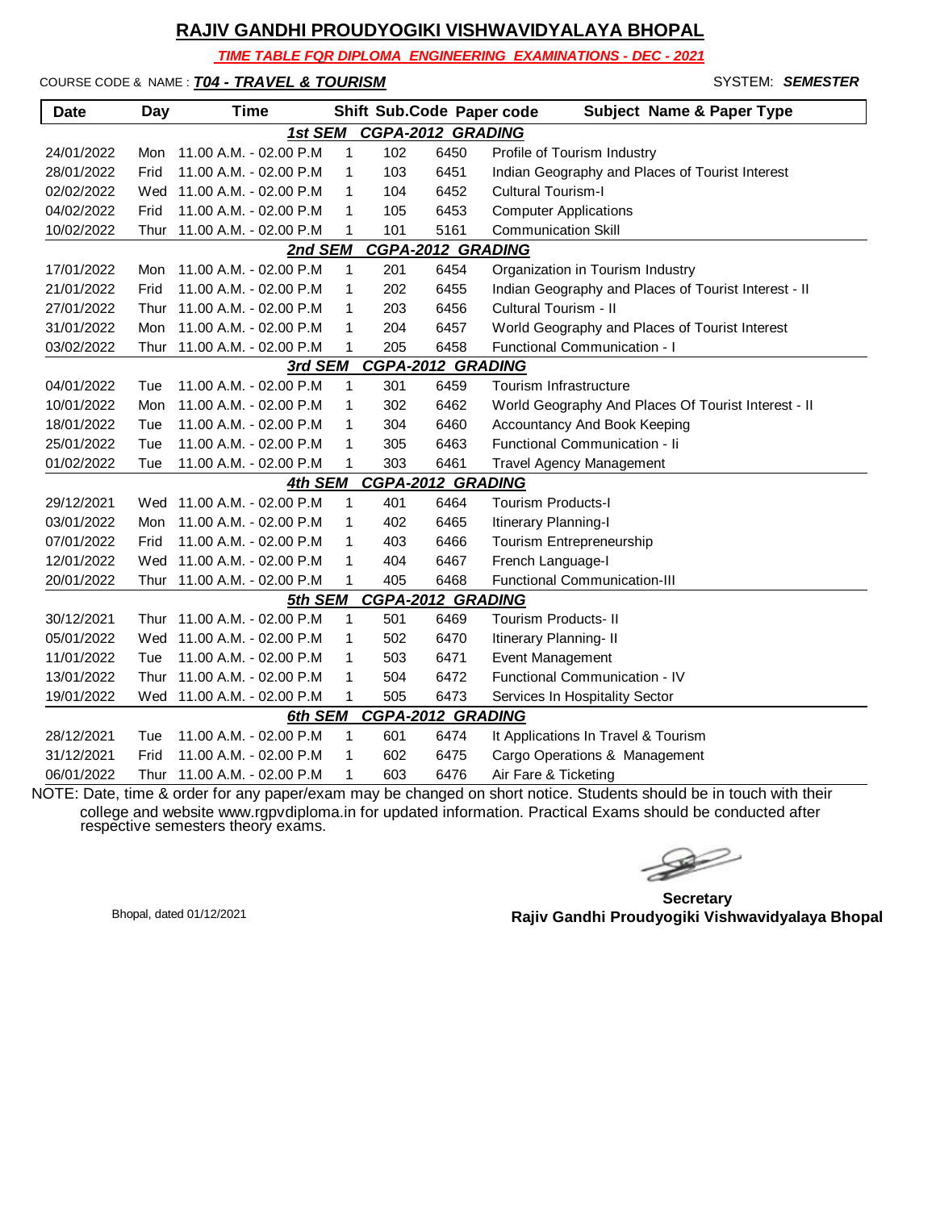# RAJIV GANDHI PROUDYOGIKI VISHWAVIDYALAYA BHOPAL

***TIME TABLE FOR DIPLOMA ENGINEERING EXAMINATIONS - DEC - 2021***

COURSE CODE & NAME : ***T04 - TRAVEL & TOURISM*** SYSTEM: ***SEMESTER***

| Date | Day | Time | Shift | Sub.Code | Paper code | Subject Name & Paper Type |
|---|---|---|---|---|---|---|
| | | | ***1st SEM CGPA-2012 GRADING*** | | | |
| 24/01/2022 | Mon | 11.00 A.M. - 02.00 P.M | 1 | 102 | 6450 | Profile of Tourism Industry |
| 28/01/2022 | Frid | 11.00 A.M. - 02.00 P.M | 1 | 103 | 6451 | Indian Geography and Places of Tourist Interest |
| 02/02/2022 | Wed | 11.00 A.M. - 02.00 P.M | 1 | 104 | 6452 | Cultural Tourism-I |
| 04/02/2022 | Frid | 11.00 A.M. - 02.00 P.M | 1 | 105 | 6453 | Computer Applications |
| 10/02/2022 | Thur | 11.00 A.M. - 02.00 P.M | 1 | 101 | 5161 | Communication Skill |
| | | | ***2nd SEM CGPA-2012 GRADING*** | | | |
| 17/01/2022 | Mon | 11.00 A.M. - 02.00 P.M | 1 | 201 | 6454 | Organization in Tourism Industry |
| 21/01/2022 | Frid | 11.00 A.M. - 02.00 P.M | 1 | 202 | 6455 | Indian Geography and Places of Tourist Interest - II |
| 27/01/2022 | Thur | 11.00 A.M. - 02.00 P.M | 1 | 203 | 6456 | Cultural Tourism - II |
| 31/01/2022 | Mon | 11.00 A.M. - 02.00 P.M | 1 | 204 | 6457 | World Geography and Places of Tourist Interest |
| 03/02/2022 | Thur | 11.00 A.M. - 02.00 P.M | 1 | 205 | 6458 | Functional Communication - I |
| | | | ***3rd SEM CGPA-2012 GRADING*** | | | |
| 04/01/2022 | Tue | 11.00 A.M. - 02.00 P.M | 1 | 301 | 6459 | Tourism Infrastructure |
| 10/01/2022 | Mon | 11.00 A.M. - 02.00 P.M | 1 | 302 | 6462 | World Geography And Places Of Tourist Interest - II |
| 18/01/2022 | Tue | 11.00 A.M. - 02.00 P.M | 1 | 304 | 6460 | Accountancy And Book Keeping |
| 25/01/2022 | Tue | 11.00 A.M. - 02.00 P.M | 1 | 305 | 6463 | Functional Communication - Ii |
| 01/02/2022 | Tue | 11.00 A.M. - 02.00 P.M | 1 | 303 | 6461 | Travel Agency Management |
| | | | ***4th SEM CGPA-2012 GRADING*** | | | |
| 29/12/2021 | Wed | 11.00 A.M. - 02.00 P.M | 1 | 401 | 6464 | Tourism Products-I |
| 03/01/2022 | Mon | 11.00 A.M. - 02.00 P.M | 1 | 402 | 6465 | Itinerary Planning-I |
| 07/01/2022 | Frid | 11.00 A.M. - 02.00 P.M | 1 | 403 | 6466 | Tourism Entrepreneurship |
| 12/01/2022 | Wed | 11.00 A.M. - 02.00 P.M | 1 | 404 | 6467 | French Language-I |
| 20/01/2022 | Thur | 11.00 A.M. - 02.00 P.M | 1 | 405 | 6468 | Functional Communication-III |
| | | | ***5th SEM CGPA-2012 GRADING*** | | | |
| 30/12/2021 | Thur | 11.00 A.M. - 02.00 P.M | 1 | 501 | 6469 | Tourism Products- II |
| 05/01/2022 | Wed | 11.00 A.M. - 02.00 P.M | 1 | 502 | 6470 | Itinerary Planning- II |
| 11/01/2022 | Tue | 11.00 A.M. - 02.00 P.M | 1 | 503 | 6471 | Event Management |
| 13/01/2022 | Thur | 11.00 A.M. - 02.00 P.M | 1 | 504 | 6472 | Functional Communication - IV |
| 19/01/2022 | Wed | 11.00 A.M. - 02.00 P.M | 1 | 505 | 6473 | Services In Hospitality Sector |
| | | | ***6th SEM CGPA-2012 GRADING*** | | | |
| 28/12/2021 | Tue | 11.00 A.M. - 02.00 P.M | 1 | 601 | 6474 | It Applications In Travel & Tourism |
| 31/12/2021 | Frid | 11.00 A.M. - 02.00 P.M | 1 | 602 | 6475 | Cargo Operations & Management |
| 06/01/2022 | Thur | 11.00 A.M. - 02.00 P.M | 1 | 603 | 6476 | Air Fare & Ticketing |

NOTE: Date, time & order for any paper/exam may be changed on short notice. Students should be in touch with their college and website www.rgpvdiploma.in for updated information. Practical Exams should be conducted after respective semesters theory exams.

Bhopal, dated 01/12/2021

**Secretary**
**Rajiv Gandhi Proudyogiki Vishwavidyalaya Bhopal**